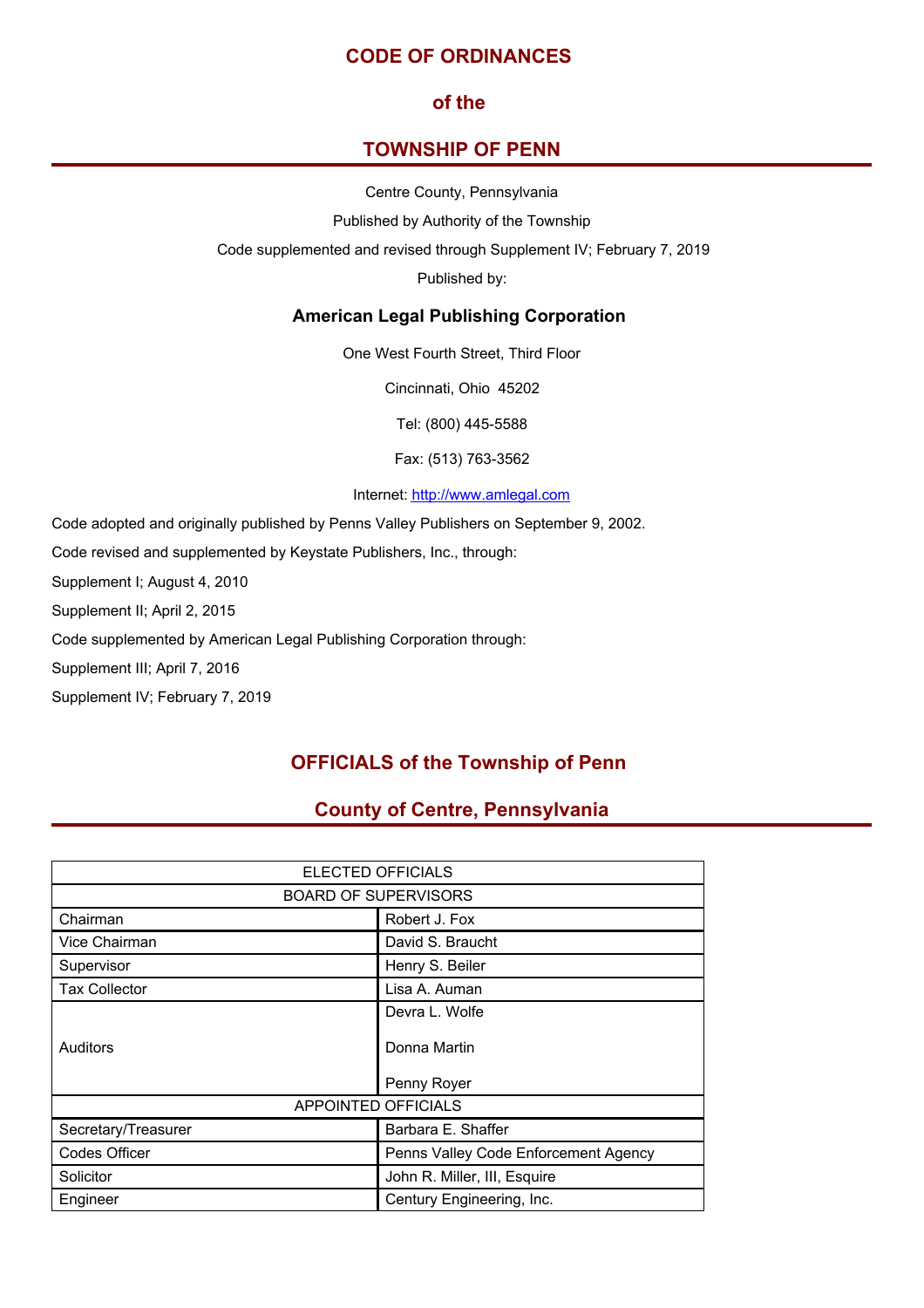# CODE OF ORDINANCES

## of the

# TOWNSHIP OF PENN

Centre County, Pennsylvania

Published by Authority of the Township

Code supplemented and revised through Supplement IV; February 7, 2019

Published by:

**American Legal Publishing Corporation**

One West Fourth Street, Third Floor

Cincinnati, Ohio 45202

Tel: (800) 445-5588

Fax: (513) 763-3562

Internet: [http://www.amlegal.com](http://www.amlegal.com)

Code adopted and originally published by Penns Valley Publishers on September 9, 2002.

Code revised and supplemented by Keystate Publishers, Inc., through:

Supplement I; August 4, 2010

Supplement II; April 2, 2015

Code supplemented by American Legal Publishing Corporation through:

Supplement III; April 7, 2016

Supplement IV; February 7, 2019

## OFFICIALS of the Township of Penn

## County of Centre, Pennsylvania

| ELECTED OFFICIALS | |
|---|---|
| BOARD OF SUPERVISORS | |
| Chairman | Robert J. Fox |
| Vice Chairman | David S. Braucht |
| Supervisor | Henry S. Beiler |
| Tax Collector | Lisa A. Auman |
| Auditors | Devra L. Wolfe<br>Donna Martin<br>Penny Royer |
| APPOINTED OFFICIALS | |
| Secretary/Treasurer | Barbara E. Shaffer |
| Codes Officer | Penns Valley Code Enforcement Agency |
| Solicitor | John R. Miller, III, Esquire |
| Engineer | Century Engineering, Inc. |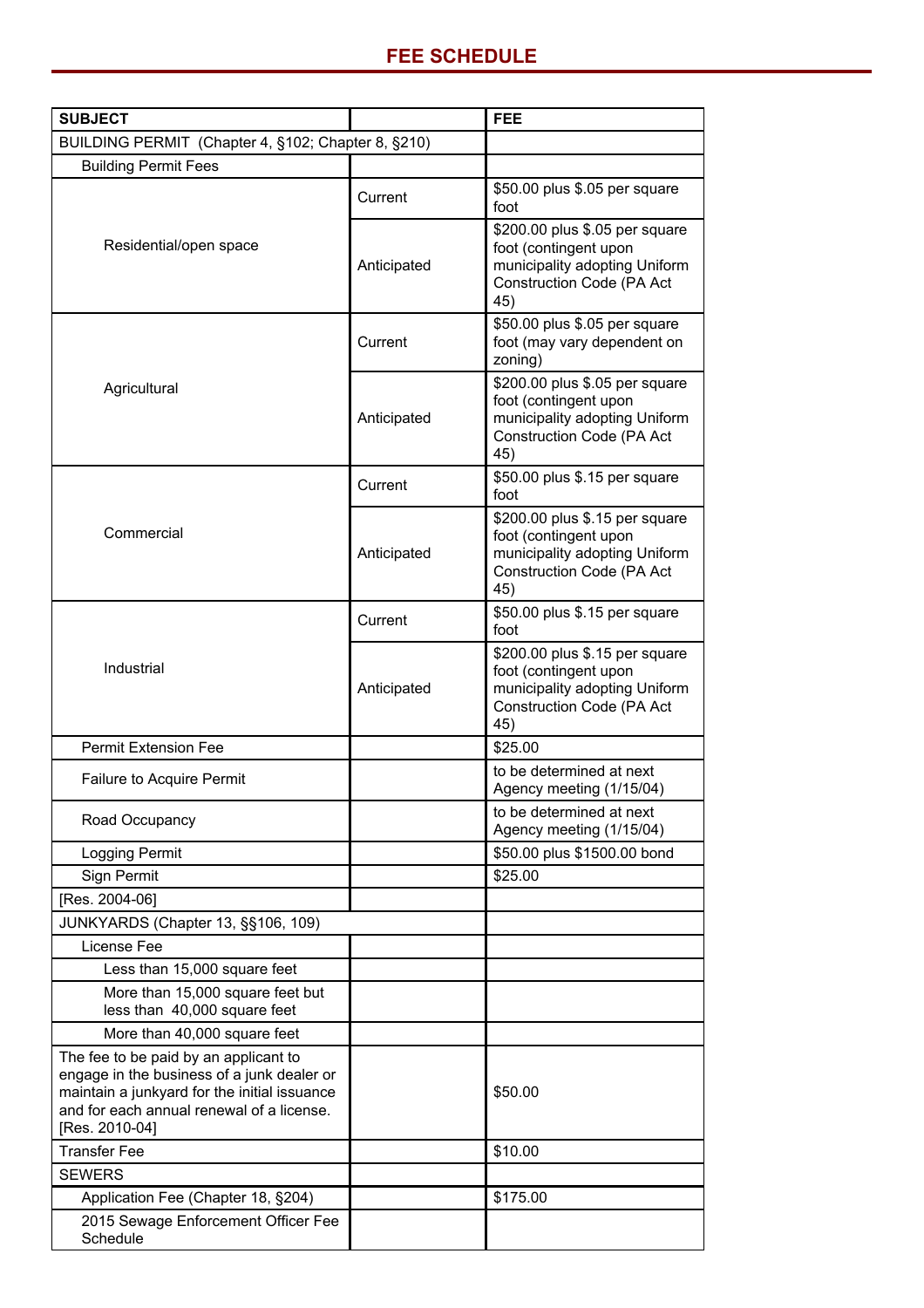# FEE SCHEDULE

| SUBJECT | | FEE |
|---|---|---|
| BUILDING PERMIT (Chapter 4, §102; Chapter 8, §210) | | |
| Building Permit Fees | | |
| Residential/open space | Current | $50.00 plus $.05 per square foot |
| | Anticipated | $200.00 plus $.05 per square foot (contingent upon municipality adopting Uniform Construction Code (PA Act 45) |
| Agricultural | Current | $50.00 plus $.05 per square foot (may vary dependent on zoning) |
| | Anticipated | $200.00 plus $.05 per square foot (contingent upon municipality adopting Uniform Construction Code (PA Act 45) |
| Commercial | Current | $50.00 plus $.15 per square foot |
| | Anticipated | $200.00 plus $.15 per square foot (contingent upon municipality adopting Uniform Construction Code (PA Act 45) |
| Industrial | Current | $50.00 plus $.15 per square foot |
| | Anticipated | $200.00 plus $.15 per square foot (contingent upon municipality adopting Uniform Construction Code (PA Act 45) |
| Permit Extension Fee | | $25.00 |
| Failure to Acquire Permit | | to be determined at next Agency meeting (1/15/04) |
| Road Occupancy | | to be determined at next Agency meeting (1/15/04) |
| Logging Permit | | $50.00 plus $1500.00 bond |
| Sign Permit | | $25.00 |
| [Res. 2004-06] | | |
| JUNKYARDS (Chapter 13, §§106, 109) | | |
| License Fee | | |
| Less than 15,000 square feet | | |
| More than 15,000 square feet but less than 40,000 square feet | | |
| More than 40,000 square feet | | |
| The fee to be paid by an applicant to engage in the business of a junk dealer or maintain a junkyard for the initial issuance and for each annual renewal of a license. [Res. 2010-04] | | $50.00 |
| Transfer Fee | | $10.00 |
| SEWERS | | |
| Application Fee (Chapter 18, §204) | | $175.00 |
| 2015 Sewage Enforcement Officer Fee Schedule | | |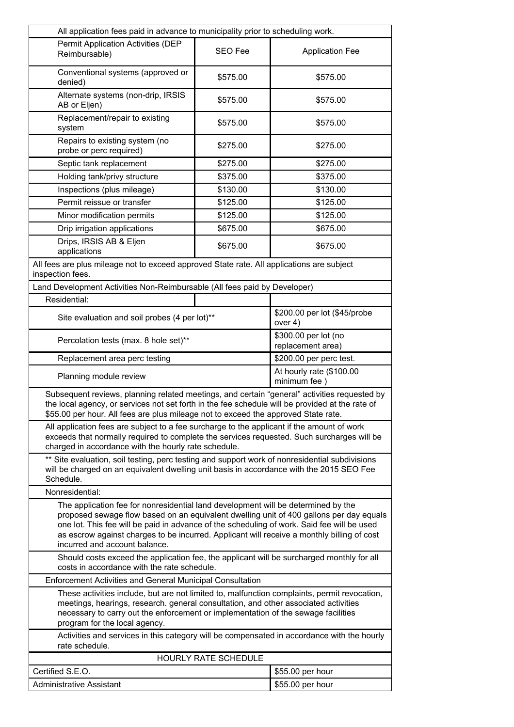| All application fees paid in advance to municipality prior to scheduling work. | | |
|---|---|---|
| Permit Application Activities (DEP Reimbursable) | SEO Fee | Application Fee |
| Conventional systems (approved or denied) | $575.00 | $575.00 |
| Alternate systems (non-drip, IRSIS AB or Eljen) | $575.00 | $575.00 |
| Replacement/repair to existing system | $575.00 | $575.00 |
| Repairs to existing system (no probe or perc required) | $275.00 | $275.00 |
| Septic tank replacement | $275.00 | $275.00 |
| Holding tank/privy structure | $375.00 | $375.00 |
| Inspections (plus mileage) | $130.00 | $130.00 |
| Permit reissue or transfer | $125.00 | $125.00 |
| Minor modification permits | $125.00 | $125.00 |
| Drip irrigation applications | $675.00 | $675.00 |
| Drips, IRSIS AB & Eljen applications | $675.00 | $675.00 |
| All fees are plus mileage not to exceed approved State rate. All applications are subject inspection fees. | | |
| Land Development Activities Non-Reimbursable (All fees paid by Developer) | | |
| Residential: | | |
| Site evaluation and soil probes (4 per lot)** | | $200.00 per lot ($45/probe over 4) |
| Percolation tests (max. 8 hole set)** | | $300.00 per lot (no replacement area) |
| Replacement area perc testing | | $200.00 per perc test. |
| Planning module review | | At hourly rate ($100.00 minimum fee ) |
| Subsequent reviews, planning related meetings, and certain "general" activities requested by the local agency, or services not set forth in the fee schedule will be provided at the rate of $55.00 per hour. All fees are plus mileage not to exceed the approved State rate. | | |
| All application fees are subject to a fee surcharge to the applicant if the amount of work exceeds that normally required to complete the services requested. Such surcharges will be charged in accordance with the hourly rate schedule. | | |
| ** Site evaluation, soil testing, perc testing and support work of nonresidential subdivisions will be charged on an equivalent dwelling unit basis in accordance with the 2015 SEO Fee Schedule. | | |
| Nonresidential: | | |
| The application fee for nonresidential land development will be determined by the proposed sewage flow based on an equivalent dwelling unit of 400 gallons per day equals one lot. This fee will be paid in advance of the scheduling of work. Said fee will be used as escrow against charges to be incurred. Applicant will receive a monthly billing of cost incurred and account balance. | | |
| Should costs exceed the application fee, the applicant will be surcharged monthly for all costs in accordance with the rate schedule. | | |
| Enforcement Activities and General Municipal Consultation | | |
| These activities include, but are not limited to, malfunction complaints, permit revocation, meetings, hearings, research. general consultation, and other associated activities necessary to carry out the enforcement or implementation of the sewage facilities program for the local agency. | | |
| Activities and services in this category will be compensated in accordance with the hourly rate schedule. | | |
| HOURLY RATE SCHEDULE | | |
| Certified S.E.O. | | $55.00 per hour |
| Administrative Assistant | | $55.00 per hour |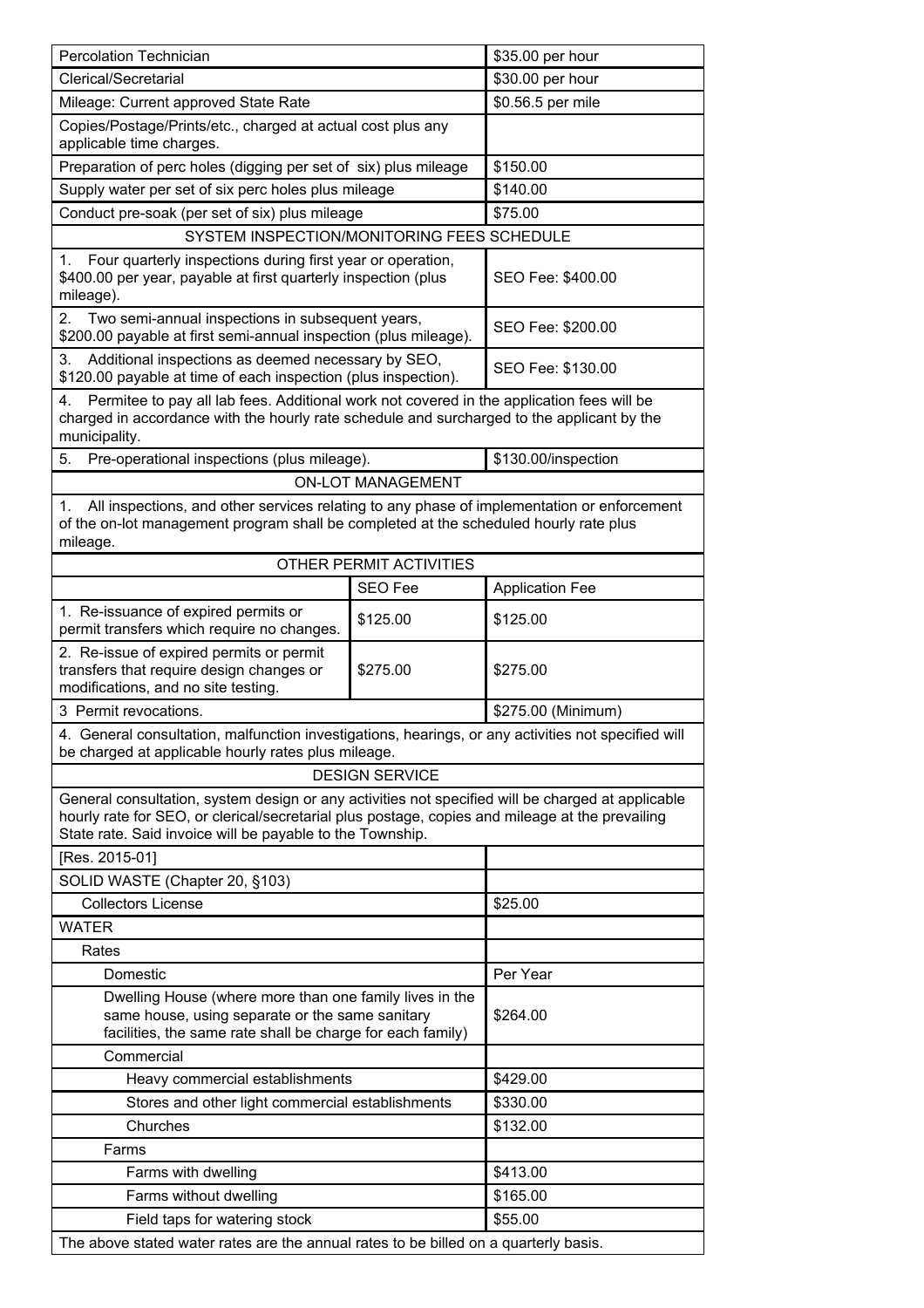| | | |
|---|---|---|
| Percolation Technician | | $35.00 per hour |
| Clerical/Secretarial | | $30.00 per hour |
| Mileage: Current approved State Rate | | $0.56.5 per mile |
| Copies/Postage/Prints/etc., charged at actual cost plus any applicable time charges. | | |
| Preparation of perc holes (digging per set of six) plus mileage | | $150.00 |
| Supply water per set of six perc holes plus mileage | | $140.00 |
| Conduct pre-soak (per set of six) plus mileage | | $75.00 |
| SYSTEM INSPECTION/MONITORING FEES SCHEDULE | | |
| 1. Four quarterly inspections during first year or operation, $400.00 per year, payable at first quarterly inspection (plus mileage). | | SEO Fee: $400.00 |
| 2. Two semi-annual inspections in subsequent years, $200.00 payable at first semi-annual inspection (plus mileage). | | SEO Fee: $200.00 |
| 3. Additional inspections as deemed necessary by SEO, $120.00 payable at time of each inspection (plus inspection). | | SEO Fee: $130.00 |
| 4. Permitee to pay all lab fees. Additional work not covered in the application fees will be charged in accordance with the hourly rate schedule and surcharged to the applicant by the municipality. | | |
| 5. Pre-operational inspections (plus mileage). | | $130.00/inspection |
| ON-LOT MANAGEMENT | | |
| 1. All inspections, and other services relating to any phase of implementation or enforcement of the on-lot management program shall be completed at the scheduled hourly rate plus mileage. | | |
| OTHER PERMIT ACTIVITIES | | |
| | SEO Fee | Application Fee |
| 1. Re-issuance of expired permits or permit transfers which require no changes. | $125.00 | $125.00 |
| 2. Re-issue of expired permits or permit transfers that require design changes or modifications, and no site testing. | $275.00 | $275.00 |
| 3 Permit revocations. | | $275.00 (Minimum) |
| 4. General consultation, malfunction investigations, hearings, or any activities not specified will be charged at applicable hourly rates plus mileage. | | |
| DESIGN SERVICE | | |
| General consultation, system design or any activities not specified will be charged at applicable hourly rate for SEO, or clerical/secretarial plus postage, copies and mileage at the prevailing State rate. Said invoice will be payable to the Township. | | |
| [Res. 2015-01] | | |
| SOLID WASTE (Chapter 20, §103) | | |
| Collectors License | | $25.00 |
| WATER | | |
| Rates | | |
| Domestic | | Per Year |
| Dwelling House (where more than one family lives in the same house, using separate or the same sanitary facilities, the same rate shall be charge for each family) | | $264.00 |
| Commercial | | |
| Heavy commercial establishments | | $429.00 |
| Stores and other light commercial establishments | | $330.00 |
| Churches | | $132.00 |
| Farms | | |
| Farms with dwelling | | $413.00 |
| Farms without dwelling | | $165.00 |
| Field taps for watering stock | | $55.00 |
| The above stated water rates are the annual rates to be billed on a quarterly basis. | | |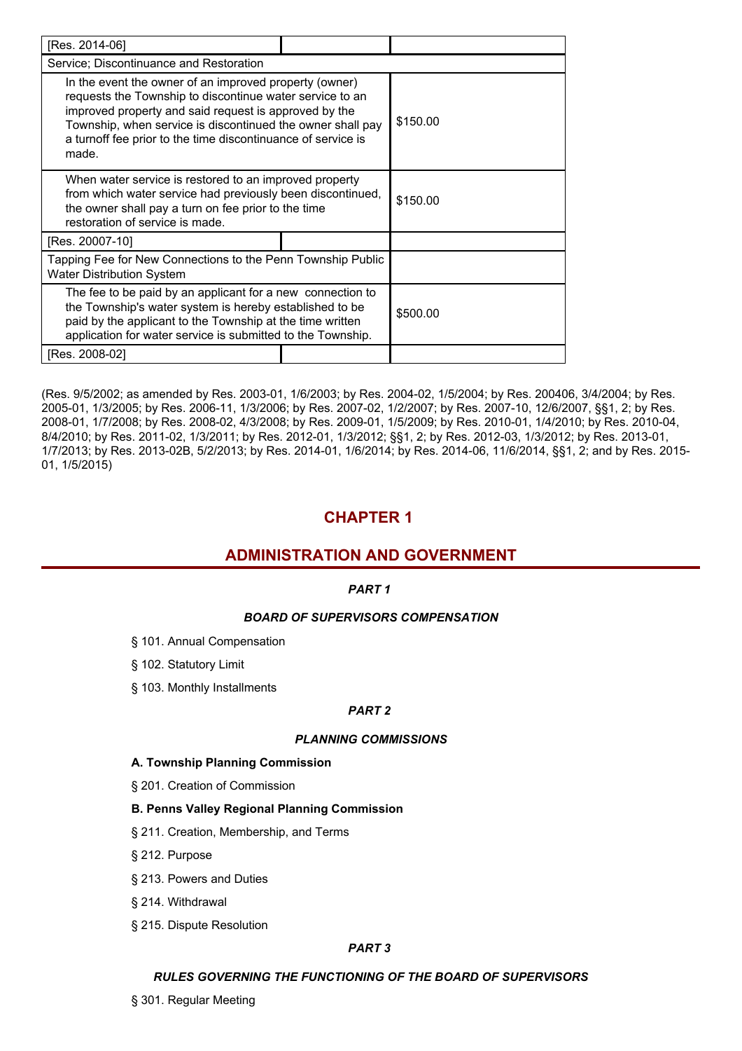| | | |
|---|---|---|
| [Res. 2014-06] | | |
| Service; Discontinuance and Restoration | | |
| In the event the owner of an improved property (owner) requests the Township to discontinue water service to an improved property and said request is approved by the Township, when service is discontinued the owner shall pay a turnoff fee prior to the time discontinuance of service is made. | | $150.00 |
| When water service is restored to an improved property from which water service had previously been discontinued, the owner shall pay a turn on fee prior to the time restoration of service is made. | | $150.00 |
| [Res. 20007-10] | | |
| Tapping Fee for New Connections to the Penn Township Public Water Distribution System | | |
| The fee to be paid by an applicant for a new connection to the Township's water system is hereby established to be paid by the applicant to the Township at the time written application for water service is submitted to the Township. | | $500.00 |
| [Res. 2008-02] | | |

(Res. 9/5/2002; as amended by Res. 2003-01, 1/6/2003; by Res. 2004-02, 1/5/2004; by Res. 200406, 3/4/2004; by Res. 2005-01, 1/3/2005; by Res. 2006-11, 1/3/2006; by Res. 2007-02, 1/2/2007; by Res. 2007-10, 12/6/2007, §§1, 2; by Res. 2008-01, 1/7/2008; by Res. 2008-02, 4/3/2008; by Res. 2009-01, 1/5/2009; by Res. 2010-01, 1/4/2010; by Res. 2010-04, 8/4/2010; by Res. 2011-02, 1/3/2011; by Res. 2012-01, 1/3/2012; §§1, 2; by Res. 2012-03, 1/3/2012; by Res. 2013-01, 1/7/2013; by Res. 2013-02B, 5/2/2013; by Res. 2014-01, 1/6/2014; by Res. 2014-06, 11/6/2014, §§1, 2; and by Res. 2015-01, 1/5/2015)

# CHAPTER 1

# ADMINISTRATION AND GOVERNMENT

### *PART 1*

### *BOARD OF SUPERVISORS COMPENSATION*

§ 101. Annual Compensation

§ 102. Statutory Limit

§ 103. Monthly Installments

### *PART 2*

### *PLANNING COMMISSIONS*

**A. Township Planning Commission**

§ 201. Creation of Commission

**B. Penns Valley Regional Planning Commission**

§ 211. Creation, Membership, and Terms

§ 212. Purpose

§ 213. Powers and Duties

§ 214. Withdrawal

§ 215. Dispute Resolution

### *PART 3*

### *RULES GOVERNING THE FUNCTIONING OF THE BOARD OF SUPERVISORS*

§ 301. Regular Meeting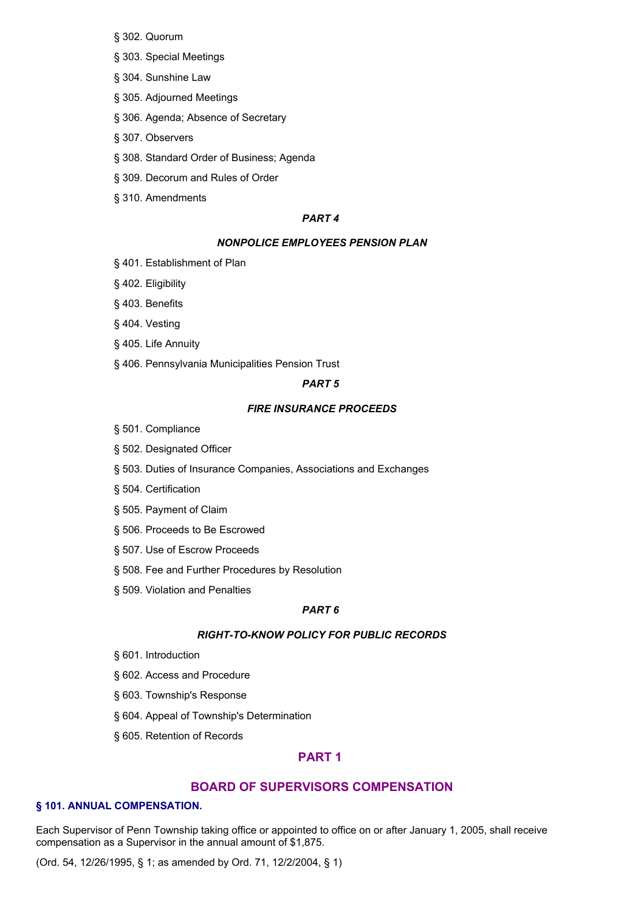§ 302. Quorum

§ 303. Special Meetings

§ 304. Sunshine Law

§ 305. Adjourned Meetings

§ 306. Agenda; Absence of Secretary

§ 307. Observers

§ 308. Standard Order of Business; Agenda

§ 309. Decorum and Rules of Order

§ 310. Amendments

***PART 4***

***NONPOLICE EMPLOYEES PENSION PLAN***

§ 401. Establishment of Plan

§ 402. Eligibility

§ 403. Benefits

§ 404. Vesting

§ 405. Life Annuity

§ 406. Pennsylvania Municipalities Pension Trust

***PART 5***

***FIRE INSURANCE PROCEEDS***

§ 501. Compliance

§ 502. Designated Officer

§ 503. Duties of Insurance Companies, Associations and Exchanges

§ 504. Certification

§ 505. Payment of Claim

§ 506. Proceeds to Be Escrowed

§ 507. Use of Escrow Proceeds

§ 508. Fee and Further Procedures by Resolution

§ 509. Violation and Penalties

***PART 6***

***RIGHT-TO-KNOW POLICY FOR PUBLIC RECORDS***

§ 601. Introduction

§ 602. Access and Procedure

§ 603. Township's Response

§ 604. Appeal of Township's Determination

§ 605. Retention of Records

## PART 1

## BOARD OF SUPERVISORS COMPENSATION

### § 101. ANNUAL COMPENSATION.

Each Supervisor of Penn Township taking office or appointed to office on or after January 1, 2005, shall receive compensation as a Supervisor in the annual amount of $1,875.

(Ord. 54, 12/26/1995, § 1; as amended by Ord. 71, 12/2/2004, § 1)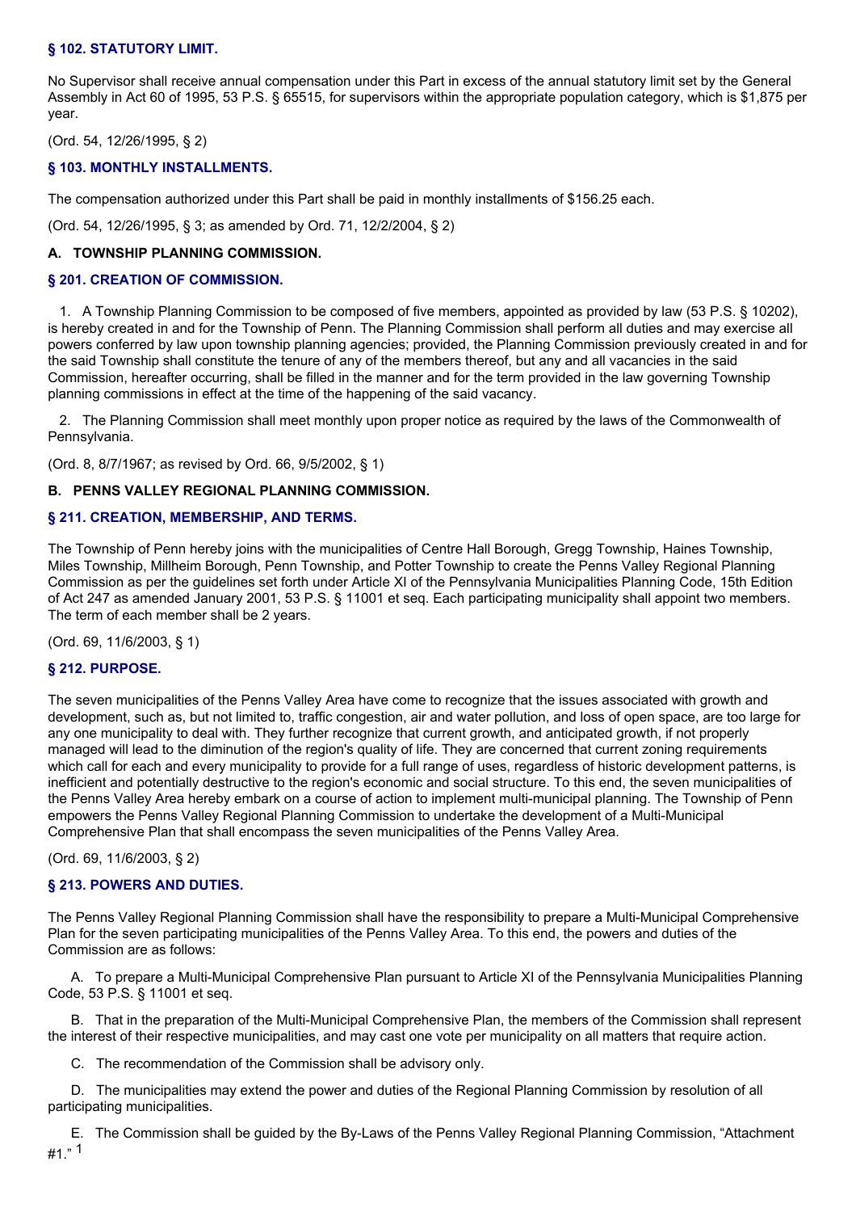### § 102. STATUTORY LIMIT.

No Supervisor shall receive annual compensation under this Part in excess of the annual statutory limit set by the General Assembly in Act 60 of 1995, 53 P.S. § 65515, for supervisors within the appropriate population category, which is $1,875 per year.

(Ord. 54, 12/26/1995, § 2)

### § 103. MONTHLY INSTALLMENTS.

The compensation authorized under this Part shall be paid in monthly installments of $156.25 each.

(Ord. 54, 12/26/1995, § 3; as amended by Ord. 71, 12/2/2004, § 2)

## A. TOWNSHIP PLANNING COMMISSION.

### § 201. CREATION OF COMMISSION.

1. A Township Planning Commission to be composed of five members, appointed as provided by law (53 P.S. § 10202), is hereby created in and for the Township of Penn. The Planning Commission shall perform all duties and may exercise all powers conferred by law upon township planning agencies; provided, the Planning Commission previously created in and for the said Township shall constitute the tenure of any of the members thereof, but any and all vacancies in the said Commission, hereafter occurring, shall be filled in the manner and for the term provided in the law governing Township planning commissions in effect at the time of the happening of the said vacancy.

2. The Planning Commission shall meet monthly upon proper notice as required by the laws of the Commonwealth of Pennsylvania.

(Ord. 8, 8/7/1967; as revised by Ord. 66, 9/5/2002, § 1)

## B. PENNS VALLEY REGIONAL PLANNING COMMISSION.

### § 211. CREATION, MEMBERSHIP, AND TERMS.

The Township of Penn hereby joins with the municipalities of Centre Hall Borough, Gregg Township, Haines Township, Miles Township, Millheim Borough, Penn Township, and Potter Township to create the Penns Valley Regional Planning Commission as per the guidelines set forth under Article XI of the Pennsylvania Municipalities Planning Code, 15th Edition of Act 247 as amended January 2001, 53 P.S. § 11001 et seq. Each participating municipality shall appoint two members. The term of each member shall be 2 years.

(Ord. 69, 11/6/2003, § 1)

### § 212. PURPOSE.

The seven municipalities of the Penns Valley Area have come to recognize that the issues associated with growth and development, such as, but not limited to, traffic congestion, air and water pollution, and loss of open space, are too large for any one municipality to deal with. They further recognize that current growth, and anticipated growth, if not properly managed will lead to the diminution of the region's quality of life. They are concerned that current zoning requirements which call for each and every municipality to provide for a full range of uses, regardless of historic development patterns, is inefficient and potentially destructive to the region's economic and social structure. To this end, the seven municipalities of the Penns Valley Area hereby embark on a course of action to implement multi-municipal planning. The Township of Penn empowers the Penns Valley Regional Planning Commission to undertake the development of a Multi-Municipal Comprehensive Plan that shall encompass the seven municipalities of the Penns Valley Area.

(Ord. 69, 11/6/2003, § 2)

### § 213. POWERS AND DUTIES.

The Penns Valley Regional Planning Commission shall have the responsibility to prepare a Multi-Municipal Comprehensive Plan for the seven participating municipalities of the Penns Valley Area. To this end, the powers and duties of the Commission are as follows:

A. To prepare a Multi-Municipal Comprehensive Plan pursuant to Article XI of the Pennsylvania Municipalities Planning Code, 53 P.S. § 11001 et seq.

B. That in the preparation of the Multi-Municipal Comprehensive Plan, the members of the Commission shall represent the interest of their respective municipalities, and may cast one vote per municipality on all matters that require action.

C. The recommendation of the Commission shall be advisory only.

D. The municipalities may extend the power and duties of the Regional Planning Commission by resolution of all participating municipalities.

E. The Commission shall be guided by the By-Laws of the Penns Valley Regional Planning Commission, "Attachment #1." [1]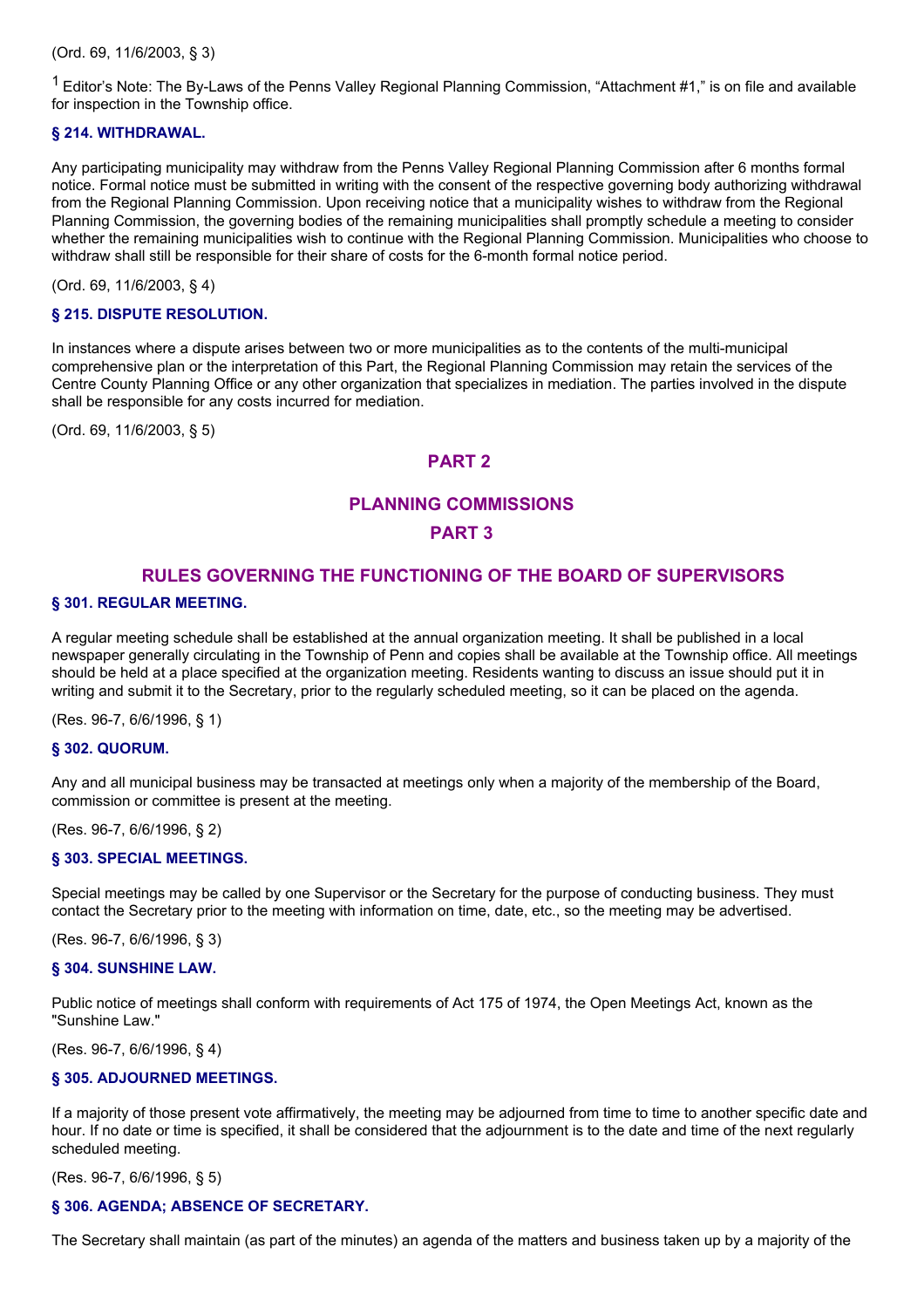(Ord. 69, 11/6/2003, § 3)

[1] Editor's Note: The By-Laws of the Penns Valley Regional Planning Commission, "Attachment #1," is on file and available for inspection in the Township office.

### § 214. WITHDRAWAL.

Any participating municipality may withdraw from the Penns Valley Regional Planning Commission after 6 months formal notice. Formal notice must be submitted in writing with the consent of the respective governing body authorizing withdrawal from the Regional Planning Commission. Upon receiving notice that a municipality wishes to withdraw from the Regional Planning Commission, the governing bodies of the remaining municipalities shall promptly schedule a meeting to consider whether the remaining municipalities wish to continue with the Regional Planning Commission. Municipalities who choose to withdraw shall still be responsible for their share of costs for the 6-month formal notice period.

(Ord. 69, 11/6/2003, § 4)

### § 215. DISPUTE RESOLUTION.

In instances where a dispute arises between two or more municipalities as to the contents of the multi-municipal comprehensive plan or the interpretation of this Part, the Regional Planning Commission may retain the services of the Centre County Planning Office or any other organization that specializes in mediation. The parties involved in the dispute shall be responsible for any costs incurred for mediation.

(Ord. 69, 11/6/2003, § 5)

## PART 2

## PLANNING COMMISSIONS

## PART 3

## RULES GOVERNING THE FUNCTIONING OF THE BOARD OF SUPERVISORS

### § 301. REGULAR MEETING.

A regular meeting schedule shall be established at the annual organization meeting. It shall be published in a local newspaper generally circulating in the Township of Penn and copies shall be available at the Township office. All meetings should be held at a place specified at the organization meeting. Residents wanting to discuss an issue should put it in writing and submit it to the Secretary, prior to the regularly scheduled meeting, so it can be placed on the agenda.

(Res. 96-7, 6/6/1996, § 1)

### § 302. QUORUM.

Any and all municipal business may be transacted at meetings only when a majority of the membership of the Board, commission or committee is present at the meeting.

(Res. 96-7, 6/6/1996, § 2)

### § 303. SPECIAL MEETINGS.

Special meetings may be called by one Supervisor or the Secretary for the purpose of conducting business. They must contact the Secretary prior to the meeting with information on time, date, etc., so the meeting may be advertised.

(Res. 96-7, 6/6/1996, § 3)

### § 304. SUNSHINE LAW.

Public notice of meetings shall conform with requirements of Act 175 of 1974, the Open Meetings Act, known as the "Sunshine Law."

(Res. 96-7, 6/6/1996, § 4)

### § 305. ADJOURNED MEETINGS.

If a majority of those present vote affirmatively, the meeting may be adjourned from time to time to another specific date and hour. If no date or time is specified, it shall be considered that the adjournment is to the date and time of the next regularly scheduled meeting.

(Res. 96-7, 6/6/1996, § 5)

### § 306. AGENDA; ABSENCE OF SECRETARY.

The Secretary shall maintain (as part of the minutes) an agenda of the matters and business taken up by a majority of the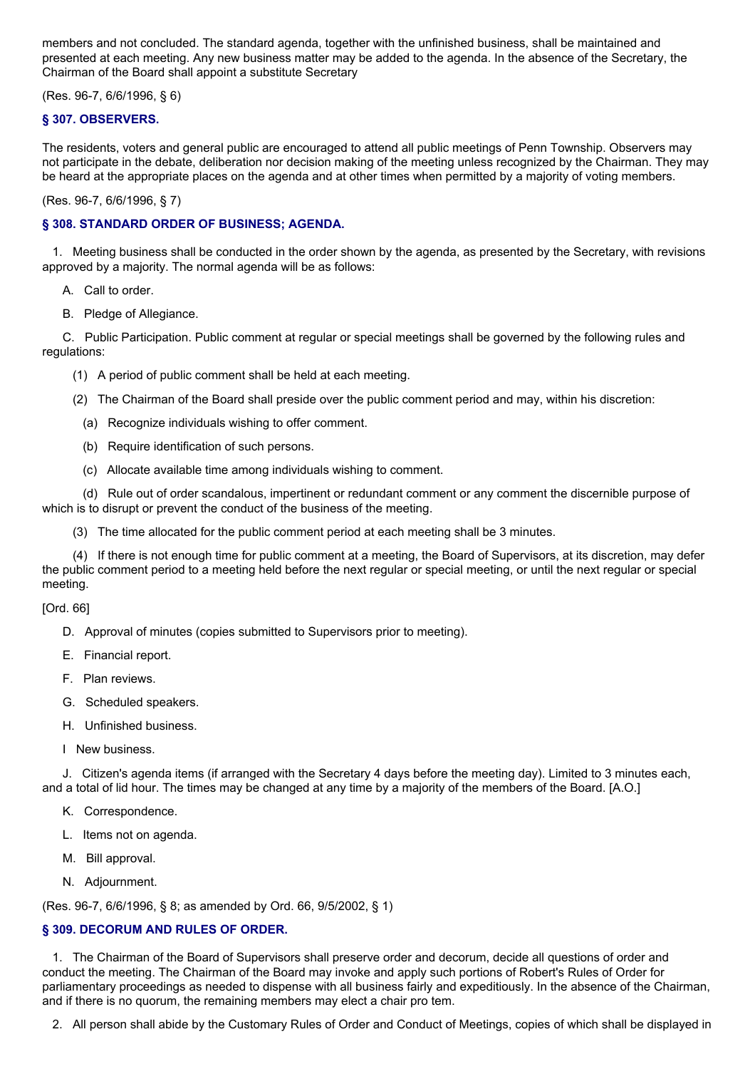members and not concluded. The standard agenda, together with the unfinished business, shall be maintained and presented at each meeting. Any new business matter may be added to the agenda. In the absence of the Secretary, the Chairman of the Board shall appoint a substitute Secretary

(Res. 96-7, 6/6/1996, § 6)

### § 307. OBSERVERS.

The residents, voters and general public are encouraged to attend all public meetings of Penn Township. Observers may not participate in the debate, deliberation nor decision making of the meeting unless recognized by the Chairman. They may be heard at the appropriate places on the agenda and at other times when permitted by a majority of voting members.

(Res. 96-7, 6/6/1996, § 7)

### § 308. STANDARD ORDER OF BUSINESS; AGENDA.

1. Meeting business shall be conducted in the order shown by the agenda, as presented by the Secretary, with revisions approved by a majority. The normal agenda will be as follows:

   A. Call to order.

   B. Pledge of Allegiance.

   C. Public Participation. Public comment at regular or special meetings shall be governed by the following rules and regulations:

      (1) A period of public comment shall be held at each meeting.

      (2) The Chairman of the Board shall preside over the public comment period and may, within his discretion:

         (a) Recognize individuals wishing to offer comment.

         (b) Require identification of such persons.

         (c) Allocate available time among individuals wishing to comment.

         (d) Rule out of order scandalous, impertinent or redundant comment or any comment the discernible purpose of which is to disrupt or prevent the conduct of the business of the meeting.

      (3) The time allocated for the public comment period at each meeting shall be 3 minutes.

      (4) If there is not enough time for public comment at a meeting, the Board of Supervisors, at its discretion, may defer the public comment period to a meeting held before the next regular or special meeting, or until the next regular or special meeting.

   [Ord. 66]

   D. Approval of minutes (copies submitted to Supervisors prior to meeting).

   E. Financial report.

   F. Plan reviews.

   G. Scheduled speakers.

   H. Unfinished business.

   I New business.

   J. Citizen's agenda items (if arranged with the Secretary 4 days before the meeting day). Limited to 3 minutes each, and a total of lid hour. The times may be changed at any time by a majority of the members of the Board. [A.O.]

   K. Correspondence.

   L. Items not on agenda.

   M. Bill approval.

   N. Adjournment.

(Res. 96-7, 6/6/1996, § 8; as amended by Ord. 66, 9/5/2002, § 1)

### § 309. DECORUM AND RULES OF ORDER.

1. The Chairman of the Board of Supervisors shall preserve order and decorum, decide all questions of order and conduct the meeting. The Chairman of the Board may invoke and apply such portions of Robert's Rules of Order for parliamentary proceedings as needed to dispense with all business fairly and expeditiously. In the absence of the Chairman, and if there is no quorum, the remaining members may elect a chair pro tem.

2. All person shall abide by the Customary Rules of Order and Conduct of Meetings, copies of which shall be displayed in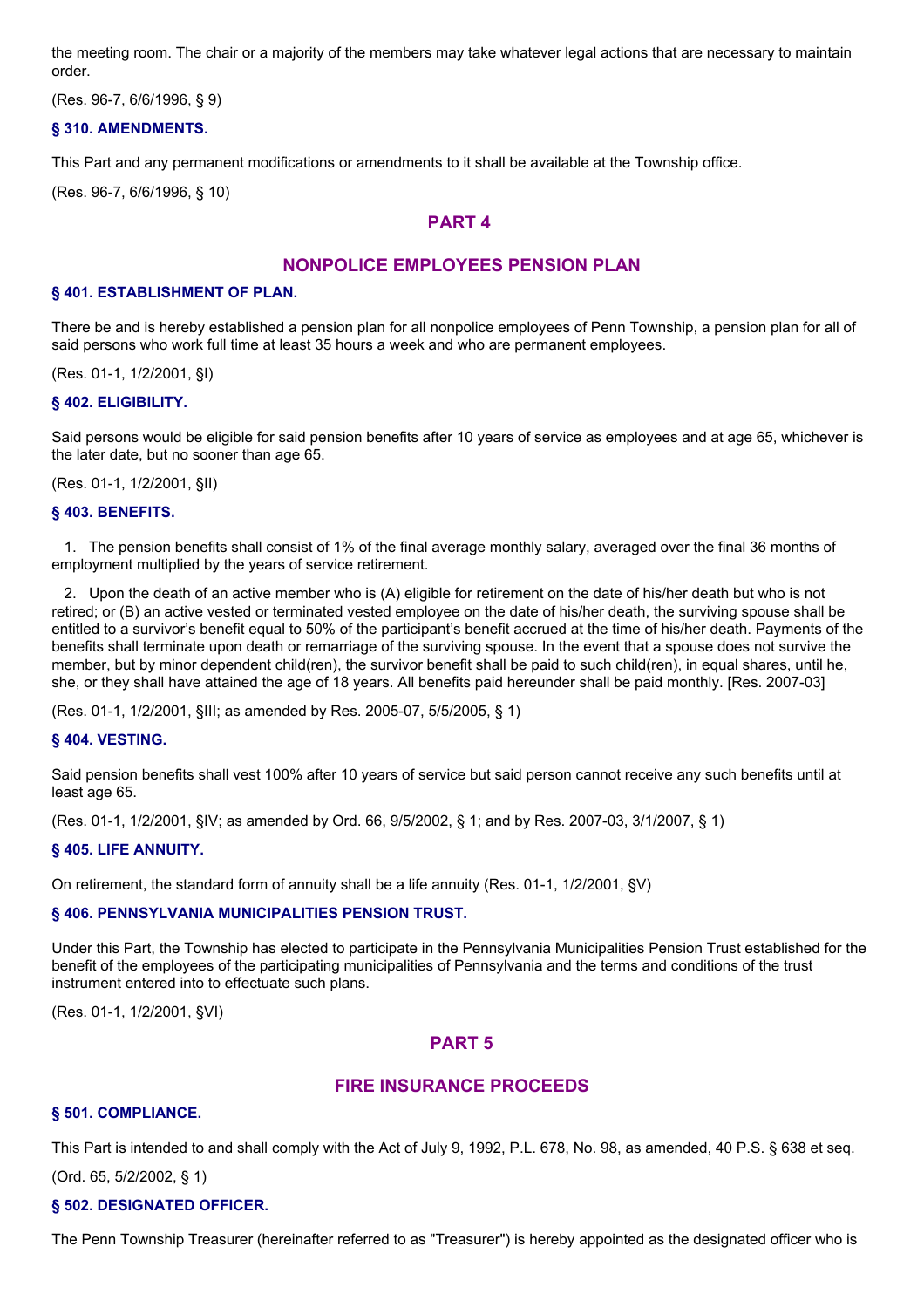the meeting room. The chair or a majority of the members may take whatever legal actions that are necessary to maintain order.

(Res. 96-7, 6/6/1996, § 9)

### § 310. AMENDMENTS.

This Part and any permanent modifications or amendments to it shall be available at the Township office.

(Res. 96-7, 6/6/1996, § 10)

## PART 4

## NONPOLICE EMPLOYEES PENSION PLAN

### § 401. ESTABLISHMENT OF PLAN.

There be and is hereby established a pension plan for all nonpolice employees of Penn Township, a pension plan for all of said persons who work full time at least 35 hours a week and who are permanent employees.

(Res. 01-1, 1/2/2001, §I)

### § 402. ELIGIBILITY.

Said persons would be eligible for said pension benefits after 10 years of service as employees and at age 65, whichever is the later date, but no sooner than age 65.

(Res. 01-1, 1/2/2001, §II)

### § 403. BENEFITS.

1. The pension benefits shall consist of 1% of the final average monthly salary, averaged over the final 36 months of employment multiplied by the years of service retirement.

2. Upon the death of an active member who is (A) eligible for retirement on the date of his/her death but who is not retired; or (B) an active vested or terminated vested employee on the date of his/her death, the surviving spouse shall be entitled to a survivor's benefit equal to 50% of the participant's benefit accrued at the time of his/her death. Payments of the benefits shall terminate upon death or remarriage of the surviving spouse. In the event that a spouse does not survive the member, but by minor dependent child(ren), the survivor benefit shall be paid to such child(ren), in equal shares, until he, she, or they shall have attained the age of 18 years. All benefits paid hereunder shall be paid monthly. [Res. 2007-03]

(Res. 01-1, 1/2/2001, §III; as amended by Res. 2005-07, 5/5/2005, § 1)

### § 404. VESTING.

Said pension benefits shall vest 100% after 10 years of service but said person cannot receive any such benefits until at least age 65.

(Res. 01-1, 1/2/2001, §IV; as amended by Ord. 66, 9/5/2002, § 1; and by Res. 2007-03, 3/1/2007, § 1)

### § 405. LIFE ANNUITY.

On retirement, the standard form of annuity shall be a life annuity (Res. 01-1, 1/2/2001, §V)

### § 406. PENNSYLVANIA MUNICIPALITIES PENSION TRUST.

Under this Part, the Township has elected to participate in the Pennsylvania Municipalities Pension Trust established for the benefit of the employees of the participating municipalities of Pennsylvania and the terms and conditions of the trust instrument entered into to effectuate such plans.

(Res. 01-1, 1/2/2001, §VI)

## PART 5

## FIRE INSURANCE PROCEEDS

### § 501. COMPLIANCE.

This Part is intended to and shall comply with the Act of July 9, 1992, P.L. 678, No. 98, as amended, 40 P.S. § 638 et seq.

(Ord. 65, 5/2/2002, § 1)

### § 502. DESIGNATED OFFICER.

The Penn Township Treasurer (hereinafter referred to as "Treasurer") is hereby appointed as the designated officer who is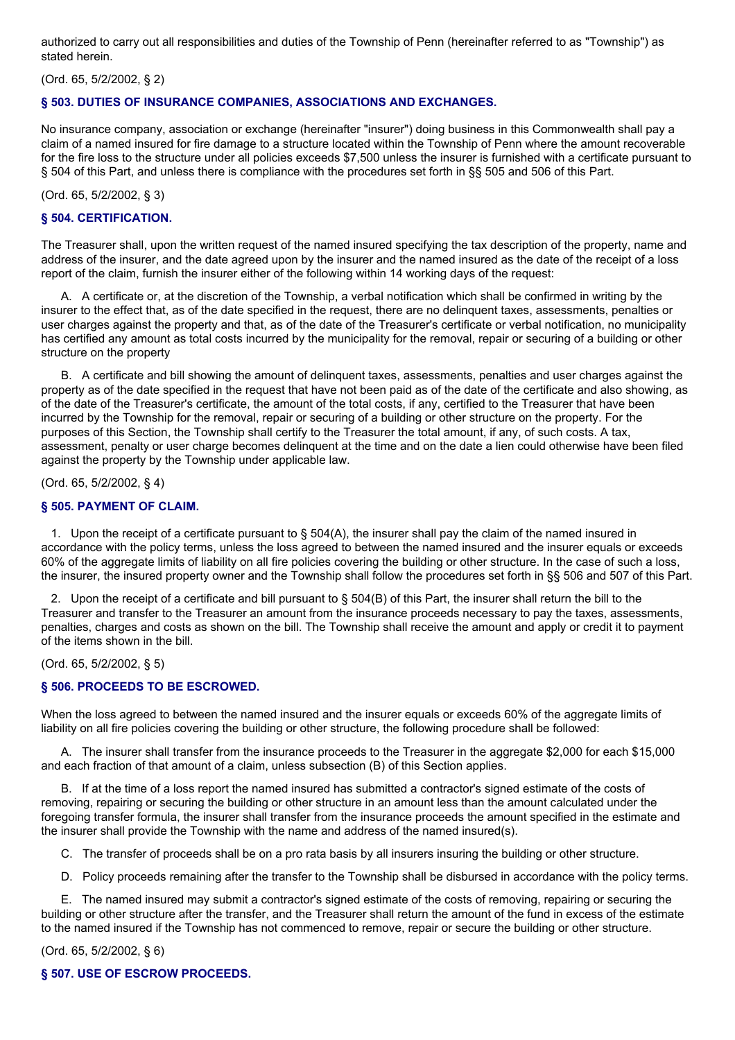authorized to carry out all responsibilities and duties of the Township of Penn (hereinafter referred to as "Township") as stated herein.

(Ord. 65, 5/2/2002, § 2)

### § 503. DUTIES OF INSURANCE COMPANIES, ASSOCIATIONS AND EXCHANGES.

No insurance company, association or exchange (hereinafter "insurer") doing business in this Commonwealth shall pay a claim of a named insured for fire damage to a structure located within the Township of Penn where the amount recoverable for the fire loss to the structure under all policies exceeds $7,500 unless the insurer is furnished with a certificate pursuant to § 504 of this Part, and unless there is compliance with the procedures set forth in §§ 505 and 506 of this Part.

(Ord. 65, 5/2/2002, § 3)

### § 504. CERTIFICATION.

The Treasurer shall, upon the written request of the named insured specifying the tax description of the property, name and address of the insurer, and the date agreed upon by the insurer and the named insured as the date of the receipt of a loss report of the claim, furnish the insurer either of the following within 14 working days of the request:

A. A certificate or, at the discretion of the Township, a verbal notification which shall be confirmed in writing by the insurer to the effect that, as of the date specified in the request, there are no delinquent taxes, assessments, penalties or user charges against the property and that, as of the date of the Treasurer's certificate or verbal notification, no municipality has certified any amount as total costs incurred by the municipality for the removal, repair or securing of a building or other structure on the property

B. A certificate and bill showing the amount of delinquent taxes, assessments, penalties and user charges against the property as of the date specified in the request that have not been paid as of the date of the certificate and also showing, as of the date of the Treasurer's certificate, the amount of the total costs, if any, certified to the Treasurer that have been incurred by the Township for the removal, repair or securing of a building or other structure on the property. For the purposes of this Section, the Township shall certify to the Treasurer the total amount, if any, of such costs. A tax, assessment, penalty or user charge becomes delinquent at the time and on the date a lien could otherwise have been filed against the property by the Township under applicable law.

(Ord. 65, 5/2/2002, § 4)

### § 505. PAYMENT OF CLAIM.

1. Upon the receipt of a certificate pursuant to § 504(A), the insurer shall pay the claim of the named insured in accordance with the policy terms, unless the loss agreed to between the named insured and the insurer equals or exceeds 60% of the aggregate limits of liability on all fire policies covering the building or other structure. In the case of such a loss, the insurer, the insured property owner and the Township shall follow the procedures set forth in §§ 506 and 507 of this Part.

2. Upon the receipt of a certificate and bill pursuant to § 504(B) of this Part, the insurer shall return the bill to the Treasurer and transfer to the Treasurer an amount from the insurance proceeds necessary to pay the taxes, assessments, penalties, charges and costs as shown on the bill. The Township shall receive the amount and apply or credit it to payment of the items shown in the bill.

(Ord. 65, 5/2/2002, § 5)

### § 506. PROCEEDS TO BE ESCROWED.

When the loss agreed to between the named insured and the insurer equals or exceeds 60% of the aggregate limits of liability on all fire policies covering the building or other structure, the following procedure shall be followed:

A. The insurer shall transfer from the insurance proceeds to the Treasurer in the aggregate $2,000 for each $15,000 and each fraction of that amount of a claim, unless subsection (B) of this Section applies.

B. If at the time of a loss report the named insured has submitted a contractor's signed estimate of the costs of removing, repairing or securing the building or other structure in an amount less than the amount calculated under the foregoing transfer formula, the insurer shall transfer from the insurance proceeds the amount specified in the estimate and the insurer shall provide the Township with the name and address of the named insured(s).

C. The transfer of proceeds shall be on a pro rata basis by all insurers insuring the building or other structure.

D. Policy proceeds remaining after the transfer to the Township shall be disbursed in accordance with the policy terms.

E. The named insured may submit a contractor's signed estimate of the costs of removing, repairing or securing the building or other structure after the transfer, and the Treasurer shall return the amount of the fund in excess of the estimate to the named insured if the Township has not commenced to remove, repair or secure the building or other structure.

(Ord. 65, 5/2/2002, § 6)

### § 507. USE OF ESCROW PROCEEDS.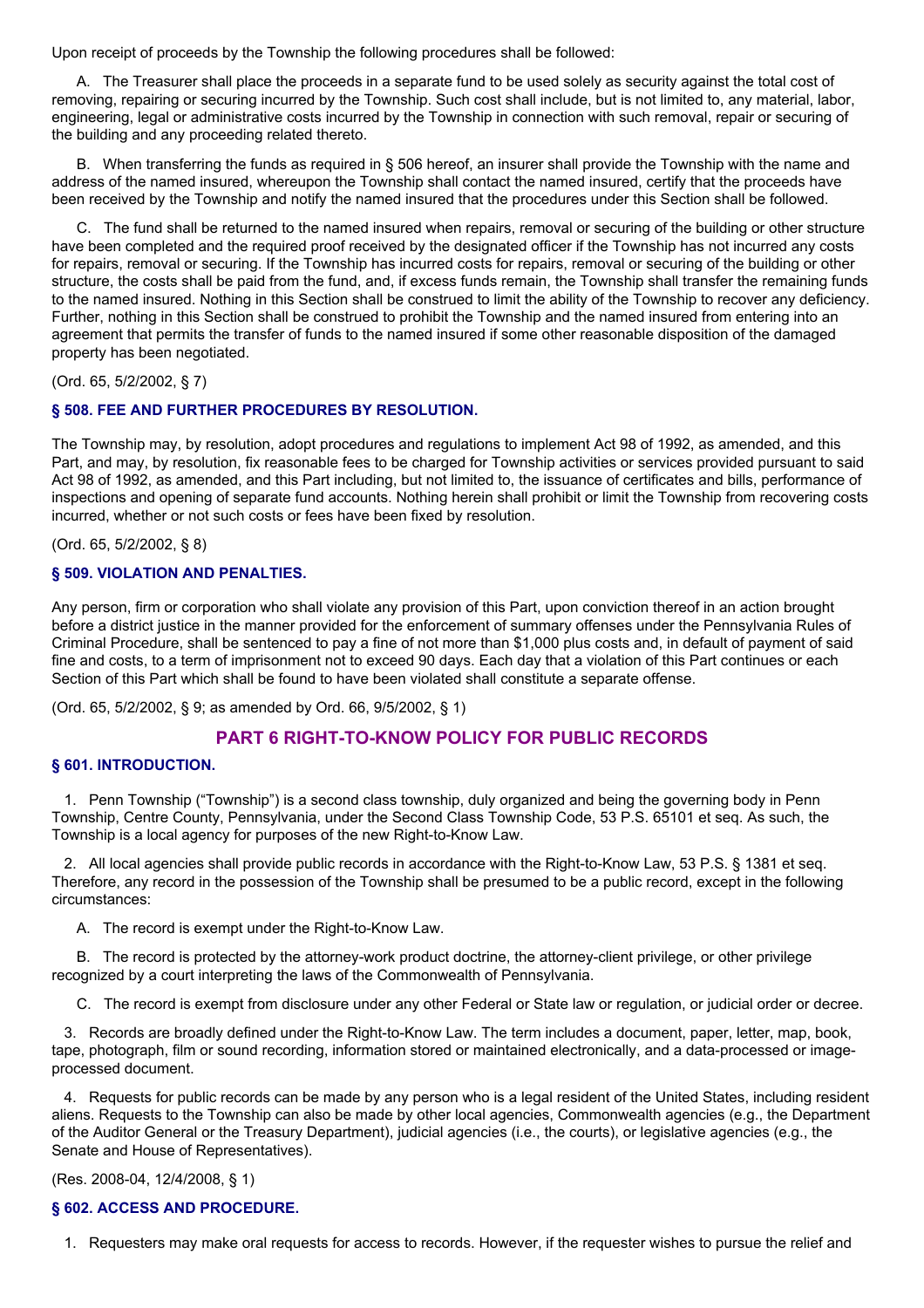Upon receipt of proceeds by the Township the following procedures shall be followed:

A. The Treasurer shall place the proceeds in a separate fund to be used solely as security against the total cost of removing, repairing or securing incurred by the Township. Such cost shall include, but is not limited to, any material, labor, engineering, legal or administrative costs incurred by the Township in connection with such removal, repair or securing of the building and any proceeding related thereto.

B. When transferring the funds as required in § 506 hereof, an insurer shall provide the Township with the name and address of the named insured, whereupon the Township shall contact the named insured, certify that the proceeds have been received by the Township and notify the named insured that the procedures under this Section shall be followed.

C. The fund shall be returned to the named insured when repairs, removal or securing of the building or other structure have been completed and the required proof received by the designated officer if the Township has not incurred any costs for repairs, removal or securing. If the Township has incurred costs for repairs, removal or securing of the building or other structure, the costs shall be paid from the fund, and, if excess funds remain, the Township shall transfer the remaining funds to the named insured. Nothing in this Section shall be construed to limit the ability of the Township to recover any deficiency. Further, nothing in this Section shall be construed to prohibit the Township and the named insured from entering into an agreement that permits the transfer of funds to the named insured if some other reasonable disposition of the damaged property has been negotiated.

(Ord. 65, 5/2/2002, § 7)

### § 508. FEE AND FURTHER PROCEDURES BY RESOLUTION.

The Township may, by resolution, adopt procedures and regulations to implement Act 98 of 1992, as amended, and this Part, and may, by resolution, fix reasonable fees to be charged for Township activities or services provided pursuant to said Act 98 of 1992, as amended, and this Part including, but not limited to, the issuance of certificates and bills, performance of inspections and opening of separate fund accounts. Nothing herein shall prohibit or limit the Township from recovering costs incurred, whether or not such costs or fees have been fixed by resolution.

(Ord. 65, 5/2/2002, § 8)

### § 509. VIOLATION AND PENALTIES.

Any person, firm or corporation who shall violate any provision of this Part, upon conviction thereof in an action brought before a district justice in the manner provided for the enforcement of summary offenses under the Pennsylvania Rules of Criminal Procedure, shall be sentenced to pay a fine of not more than $1,000 plus costs and, in default of payment of said fine and costs, to a term of imprisonment not to exceed 90 days. Each day that a violation of this Part continues or each Section of this Part which shall be found to have been violated shall constitute a separate offense.

(Ord. 65, 5/2/2002, § 9; as amended by Ord. 66, 9/5/2002, § 1)

## PART 6 RIGHT-TO-KNOW POLICY FOR PUBLIC RECORDS

### § 601. INTRODUCTION.

1. Penn Township ("Township") is a second class township, duly organized and being the governing body in Penn Township, Centre County, Pennsylvania, under the Second Class Township Code, 53 P.S. 65101 et seq. As such, the Township is a local agency for purposes of the new Right-to-Know Law.

2. All local agencies shall provide public records in accordance with the Right-to-Know Law, 53 P.S. § 1381 et seq. Therefore, any record in the possession of the Township shall be presumed to be a public record, except in the following circumstances:

   A. The record is exempt under the Right-to-Know Law.

   B. The record is protected by the attorney-work product doctrine, the attorney-client privilege, or other privilege recognized by a court interpreting the laws of the Commonwealth of Pennsylvania.

   C. The record is exempt from disclosure under any other Federal or State law or regulation, or judicial order or decree.

3. Records are broadly defined under the Right-to-Know Law. The term includes a document, paper, letter, map, book, tape, photograph, film or sound recording, information stored or maintained electronically, and a data-processed or image-processed document.

4. Requests for public records can be made by any person who is a legal resident of the United States, including resident aliens. Requests to the Township can also be made by other local agencies, Commonwealth agencies (e.g., the Department of the Auditor General or the Treasury Department), judicial agencies (i.e., the courts), or legislative agencies (e.g., the Senate and House of Representatives).

(Res. 2008-04, 12/4/2008, § 1)

### § 602. ACCESS AND PROCEDURE.

1. Requesters may make oral requests for access to records. However, if the requester wishes to pursue the relief and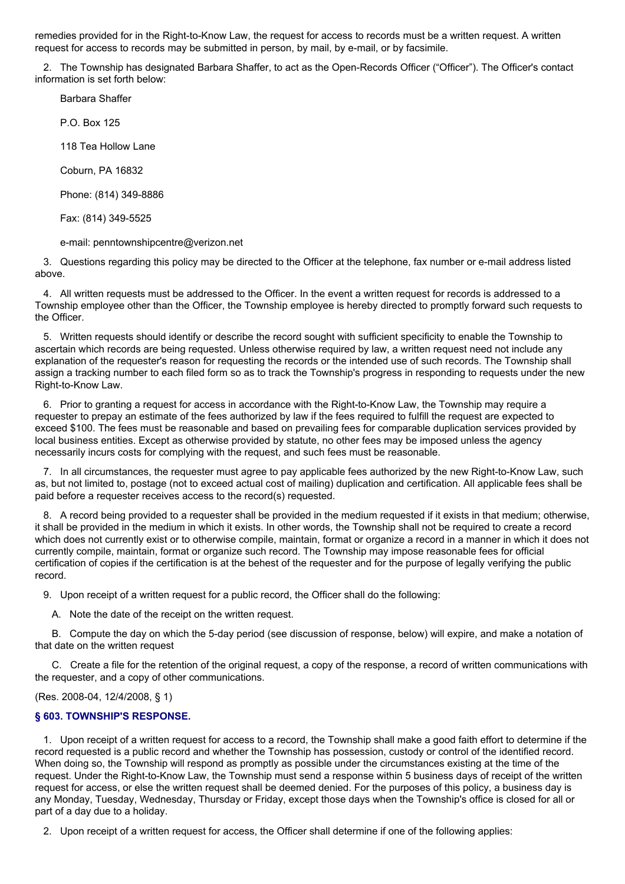remedies provided for in the Right-to-Know Law, the request for access to records must be a written request. A written request for access to records may be submitted in person, by mail, by e-mail, or by facsimile.

2. The Township has designated Barbara Shaffer, to act as the Open-Records Officer ("Officer"). The Officer's contact information is set forth below:

Barbara Shaffer

P.O. Box 125

118 Tea Hollow Lane

Coburn, PA 16832

Phone: (814) 349-8886

Fax: (814) 349-5525

e-mail: penntownshipcentre@verizon.net

3. Questions regarding this policy may be directed to the Officer at the telephone, fax number or e-mail address listed above.

4. All written requests must be addressed to the Officer. In the event a written request for records is addressed to a Township employee other than the Officer, the Township employee is hereby directed to promptly forward such requests to the Officer.

5. Written requests should identify or describe the record sought with sufficient specificity to enable the Township to ascertain which records are being requested. Unless otherwise required by law, a written request need not include any explanation of the requester's reason for requesting the records or the intended use of such records. The Township shall assign a tracking number to each filed form so as to track the Township's progress in responding to requests under the new Right-to-Know Law.

6. Prior to granting a request for access in accordance with the Right-to-Know Law, the Township may require a requester to prepay an estimate of the fees authorized by law if the fees required to fulfill the request are expected to exceed $100. The fees must be reasonable and based on prevailing fees for comparable duplication services provided by local business entities. Except as otherwise provided by statute, no other fees may be imposed unless the agency necessarily incurs costs for complying with the request, and such fees must be reasonable.

7. In all circumstances, the requester must agree to pay applicable fees authorized by the new Right-to-Know Law, such as, but not limited to, postage (not to exceed actual cost of mailing) duplication and certification. All applicable fees shall be paid before a requester receives access to the record(s) requested.

8. A record being provided to a requester shall be provided in the medium requested if it exists in that medium; otherwise, it shall be provided in the medium in which it exists. In other words, the Township shall not be required to create a record which does not currently exist or to otherwise compile, maintain, format or organize a record in a manner in which it does not currently compile, maintain, format or organize such record. The Township may impose reasonable fees for official certification of copies if the certification is at the behest of the requester and for the purpose of legally verifying the public record.

9. Upon receipt of a written request for a public record, the Officer shall do the following:

A. Note the date of the receipt on the written request.

B. Compute the day on which the 5-day period (see discussion of response, below) will expire, and make a notation of that date on the written request

C. Create a file for the retention of the original request, a copy of the response, a record of written communications with the requester, and a copy of other communications.

(Res. 2008-04, 12/4/2008, § 1)

### § 603. TOWNSHIP'S RESPONSE.

1. Upon receipt of a written request for access to a record, the Township shall make a good faith effort to determine if the record requested is a public record and whether the Township has possession, custody or control of the identified record. When doing so, the Township will respond as promptly as possible under the circumstances existing at the time of the request. Under the Right-to-Know Law, the Township must send a response within 5 business days of receipt of the written request for access, or else the written request shall be deemed denied. For the purposes of this policy, a business day is any Monday, Tuesday, Wednesday, Thursday or Friday, except those days when the Township's office is closed for all or part of a day due to a holiday.

2. Upon receipt of a written request for access, the Officer shall determine if one of the following applies: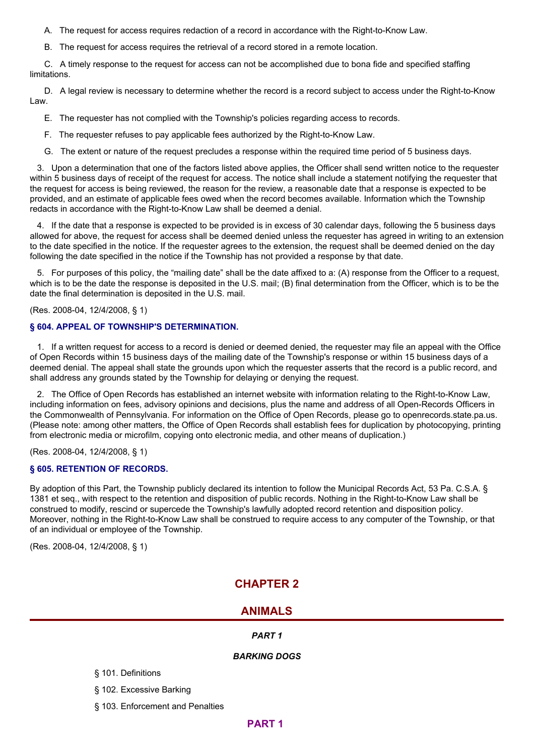A. The request for access requires redaction of a record in accordance with the Right-to-Know Law.

B. The request for access requires the retrieval of a record stored in a remote location.

C. A timely response to the request for access can not be accomplished due to bona fide and specified staffing limitations.

D. A legal review is necessary to determine whether the record is a record subject to access under the Right-to-Know Law.

E. The requester has not complied with the Township's policies regarding access to records.

F. The requester refuses to pay applicable fees authorized by the Right-to-Know Law.

G. The extent or nature of the request precludes a response within the required time period of 5 business days.

3. Upon a determination that one of the factors listed above applies, the Officer shall send written notice to the requester within 5 business days of receipt of the request for access. The notice shall include a statement notifying the requester that the request for access is being reviewed, the reason for the review, a reasonable date that a response is expected to be provided, and an estimate of applicable fees owed when the record becomes available. Information which the Township redacts in accordance with the Right-to-Know Law shall be deemed a denial.

4. If the date that a response is expected to be provided is in excess of 30 calendar days, following the 5 business days allowed for above, the request for access shall be deemed denied unless the requester has agreed in writing to an extension to the date specified in the notice. If the requester agrees to the extension, the request shall be deemed denied on the day following the date specified in the notice if the Township has not provided a response by that date.

5. For purposes of this policy, the "mailing date" shall be the date affixed to a: (A) response from the Officer to a request, which is to be the date the response is deposited in the U.S. mail; (B) final determination from the Officer, which is to be the date the final determination is deposited in the U.S. mail.

(Res. 2008-04, 12/4/2008, § 1)

### § 604. APPEAL OF TOWNSHIP'S DETERMINATION.

1. If a written request for access to a record is denied or deemed denied, the requester may file an appeal with the Office of Open Records within 15 business days of the mailing date of the Township's response or within 15 business days of a deemed denial. The appeal shall state the grounds upon which the requester asserts that the record is a public record, and shall address any grounds stated by the Township for delaying or denying the request.

2. The Office of Open Records has established an internet website with information relating to the Right-to-Know Law, including information on fees, advisory opinions and decisions, plus the name and address of all Open-Records Officers in the Commonwealth of Pennsylvania. For information on the Office of Open Records, please go to openrecords.state.pa.us. (Please note: among other matters, the Office of Open Records shall establish fees for duplication by photocopying, printing from electronic media or microfilm, copying onto electronic media, and other means of duplication.)

(Res. 2008-04, 12/4/2008, § 1)

### § 605. RETENTION OF RECORDS.

By adoption of this Part, the Township publicly declared its intention to follow the Municipal Records Act, 53 Pa. C.S.A. § 1381 et seq., with respect to the retention and disposition of public records. Nothing in the Right-to-Know Law shall be construed to modify, rescind or supercede the Township's lawfully adopted record retention and disposition policy. Moreover, nothing in the Right-to-Know Law shall be construed to require access to any computer of the Township, or that of an individual or employee of the Township.

(Res. 2008-04, 12/4/2008, § 1)

# CHAPTER 2

# ANIMALS

***PART 1***

***BARKING DOGS***

§ 101. Definitions

§ 102. Excessive Barking

§ 103. Enforcement and Penalties

## PART 1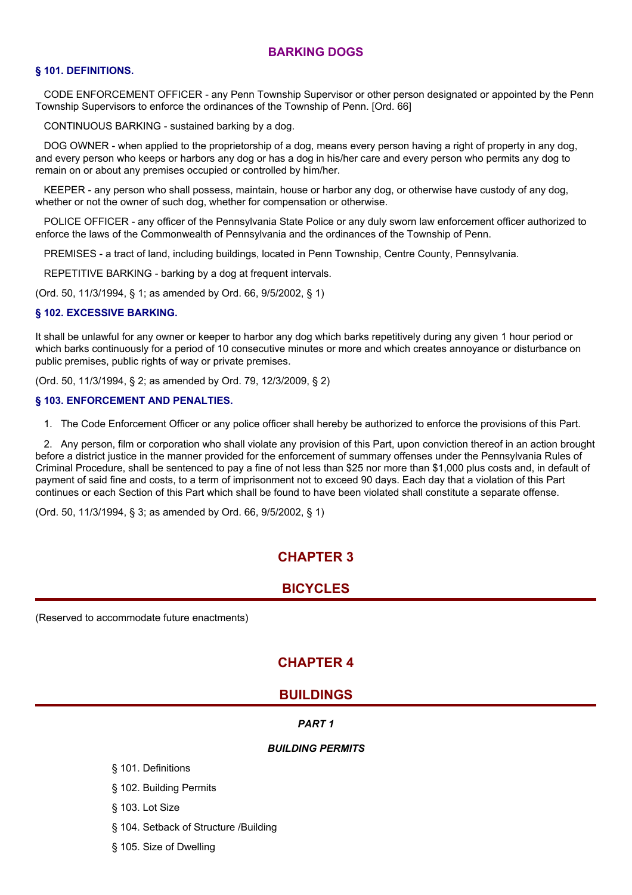## BARKING DOGS

### § 101. DEFINITIONS.

CODE ENFORCEMENT OFFICER - any Penn Township Supervisor or other person designated or appointed by the Penn Township Supervisors to enforce the ordinances of the Township of Penn. [Ord. 66]

CONTINUOUS BARKING - sustained barking by a dog.

DOG OWNER - when applied to the proprietorship of a dog, means every person having a right of property in any dog, and every person who keeps or harbors any dog or has a dog in his/her care and every person who permits any dog to remain on or about any premises occupied or controlled by him/her.

KEEPER - any person who shall possess, maintain, house or harbor any dog, or otherwise have custody of any dog, whether or not the owner of such dog, whether for compensation or otherwise.

POLICE OFFICER - any officer of the Pennsylvania State Police or any duly sworn law enforcement officer authorized to enforce the laws of the Commonwealth of Pennsylvania and the ordinances of the Township of Penn.

PREMISES - a tract of land, including buildings, located in Penn Township, Centre County, Pennsylvania.

REPETITIVE BARKING - barking by a dog at frequent intervals.

(Ord. 50, 11/3/1994, § 1; as amended by Ord. 66, 9/5/2002, § 1)

### § 102. EXCESSIVE BARKING.

It shall be unlawful for any owner or keeper to harbor any dog which barks repetitively during any given 1 hour period or which barks continuously for a period of 10 consecutive minutes or more and which creates annoyance or disturbance on public premises, public rights of way or private premises.

(Ord. 50, 11/3/1994, § 2; as amended by Ord. 79, 12/3/2009, § 2)

### § 103. ENFORCEMENT AND PENALTIES.

1. The Code Enforcement Officer or any police officer shall hereby be authorized to enforce the provisions of this Part.

2. Any person, film or corporation who shall violate any provision of this Part, upon conviction thereof in an action brought before a district justice in the manner provided for the enforcement of summary offenses under the Pennsylvania Rules of Criminal Procedure, shall be sentenced to pay a fine of not less than $25 nor more than $1,000 plus costs and, in default of payment of said fine and costs, to a term of imprisonment not to exceed 90 days. Each day that a violation of this Part continues or each Section of this Part which shall be found to have been violated shall constitute a separate offense.

(Ord. 50, 11/3/1994, § 3; as amended by Ord. 66, 9/5/2002, § 1)

# CHAPTER 3

# BICYCLES

(Reserved to accommodate future enactments)

# CHAPTER 4

# BUILDINGS

## *PART 1*

## *BUILDING PERMITS*

§ 101. Definitions

§ 102. Building Permits

§ 103. Lot Size

§ 104. Setback of Structure /Building

§ 105. Size of Dwelling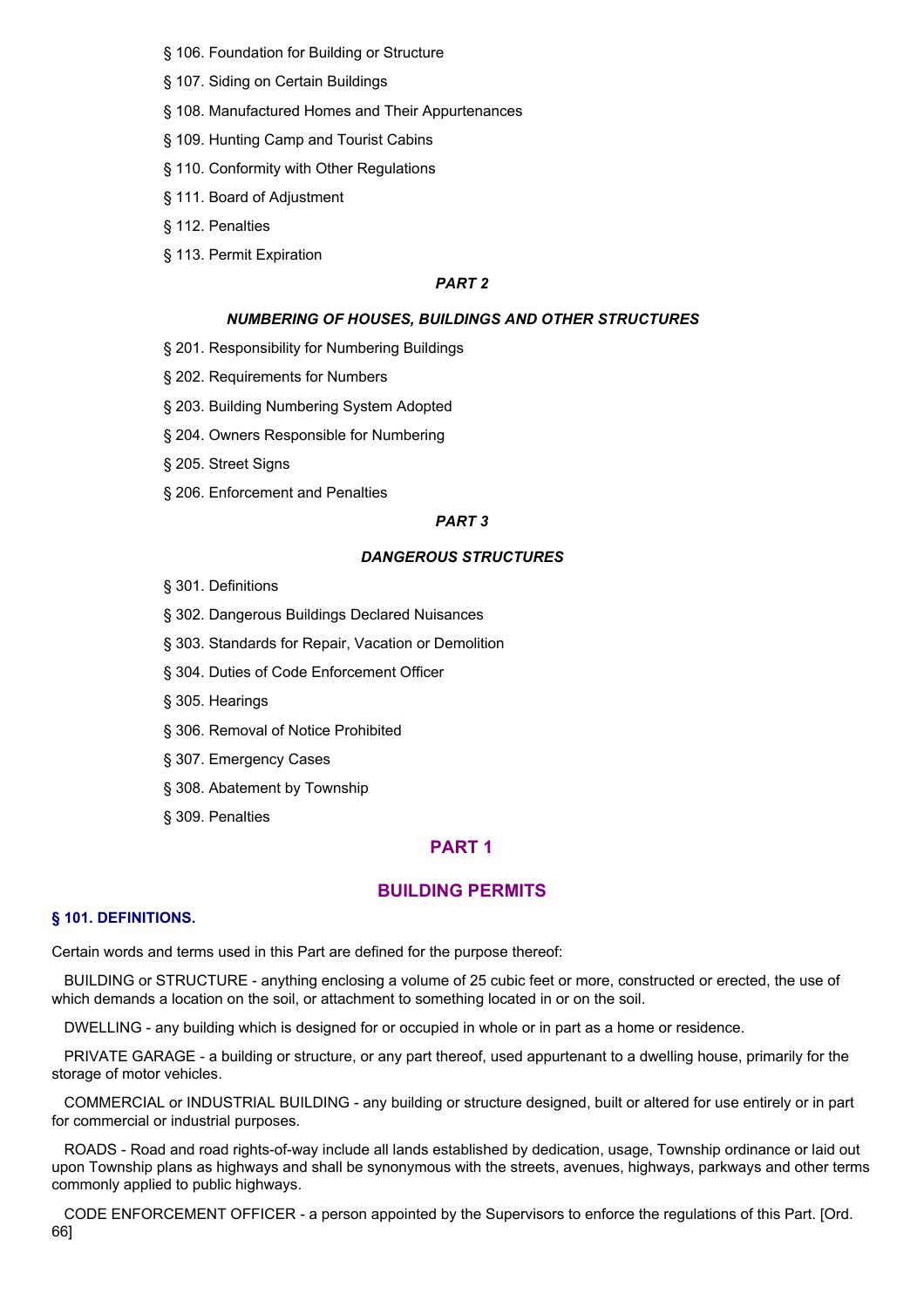§ 106. Foundation for Building or Structure

§ 107. Siding on Certain Buildings

§ 108. Manufactured Homes and Their Appurtenances

§ 109. Hunting Camp and Tourist Cabins

§ 110. Conformity with Other Regulations

§ 111. Board of Adjustment

§ 112. Penalties

§ 113. Permit Expiration

***PART 2***

***NUMBERING OF HOUSES, BUILDINGS AND OTHER STRUCTURES***

§ 201. Responsibility for Numbering Buildings

§ 202. Requirements for Numbers

§ 203. Building Numbering System Adopted

§ 204. Owners Responsible for Numbering

§ 205. Street Signs

§ 206. Enforcement and Penalties

***PART 3***

***DANGEROUS STRUCTURES***

§ 301. Definitions

§ 302. Dangerous Buildings Declared Nuisances

§ 303. Standards for Repair, Vacation or Demolition

§ 304. Duties of Code Enforcement Officer

§ 305. Hearings

§ 306. Removal of Notice Prohibited

§ 307. Emergency Cases

§ 308. Abatement by Township

§ 309. Penalties

## PART 1

## BUILDING PERMITS

### § 101. DEFINITIONS.

Certain words and terms used in this Part are defined for the purpose thereof:

BUILDING or STRUCTURE - anything enclosing a volume of 25 cubic feet or more, constructed or erected, the use of which demands a location on the soil, or attachment to something located in or on the soil.

DWELLING - any building which is designed for or occupied in whole or in part as a home or residence.

PRIVATE GARAGE - a building or structure, or any part thereof, used appurtenant to a dwelling house, primarily for the storage of motor vehicles.

COMMERCIAL or INDUSTRIAL BUILDING - any building or structure designed, built or altered for use entirely or in part for commercial or industrial purposes.

ROADS - Road and road rights-of-way include all lands established by dedication, usage, Township ordinance or laid out upon Township plans as highways and shall be synonymous with the streets, avenues, highways, parkways and other terms commonly applied to public highways.

CODE ENFORCEMENT OFFICER - a person appointed by the Supervisors to enforce the regulations of this Part. [Ord. 66]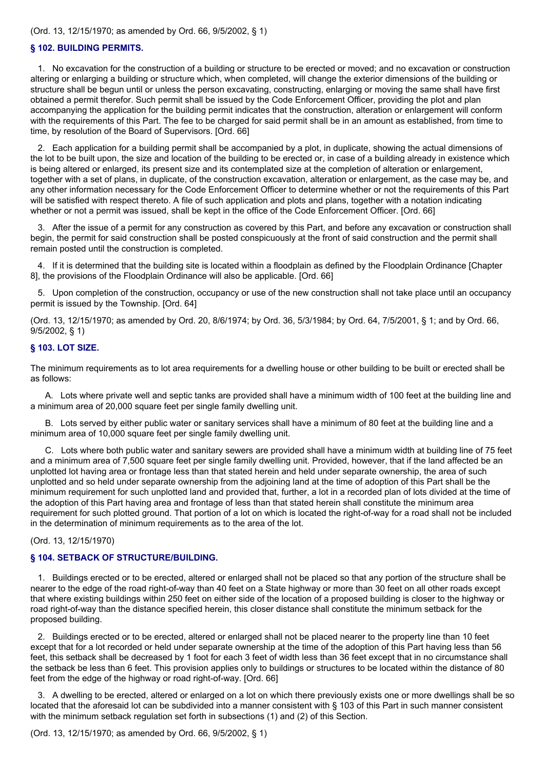(Ord. 13, 12/15/1970; as amended by Ord. 66, 9/5/2002, § 1)

### § 102. BUILDING PERMITS.

1. No excavation for the construction of a building or structure to be erected or moved; and no excavation or construction altering or enlarging a building or structure which, when completed, will change the exterior dimensions of the building or structure shall be begun until or unless the person excavating, constructing, enlarging or moving the same shall have first obtained a permit therefor. Such permit shall be issued by the Code Enforcement Officer, providing the plot and plan accompanying the application for the building permit indicates that the construction, alteration or enlargement will conform with the requirements of this Part. The fee to be charged for said permit shall be in an amount as established, from time to time, by resolution of the Board of Supervisors. [Ord. 66]

2. Each application for a building permit shall be accompanied by a plot, in duplicate, showing the actual dimensions of the lot to be built upon, the size and location of the building to be erected or, in case of a building already in existence which is being altered or enlarged, its present size and its contemplated size at the completion of alteration or enlargement, together with a set of plans, in duplicate, of the construction excavation, alteration or enlargement, as the case may be, and any other information necessary for the Code Enforcement Officer to determine whether or not the requirements of this Part will be satisfied with respect thereto. A file of such application and plots and plans, together with a notation indicating whether or not a permit was issued, shall be kept in the office of the Code Enforcement Officer. [Ord. 66]

3. After the issue of a permit for any construction as covered by this Part, and before any excavation or construction shall begin, the permit for said construction shall be posted conspicuously at the front of said construction and the permit shall remain posted until the construction is completed.

4. If it is determined that the building site is located within a floodplain as defined by the Floodplain Ordinance [Chapter 8], the provisions of the Floodplain Ordinance will also be applicable. [Ord. 66]

5. Upon completion of the construction, occupancy or use of the new construction shall not take place until an occupancy permit is issued by the Township. [Ord. 64]

(Ord. 13, 12/15/1970; as amended by Ord. 20, 8/6/1974; by Ord. 36, 5/3/1984; by Ord. 64, 7/5/2001, § 1; and by Ord. 66, 9/5/2002, § 1)

### § 103. LOT SIZE.

The minimum requirements as to lot area requirements for a dwelling house or other building to be built or erected shall be as follows:

A. Lots where private well and septic tanks are provided shall have a minimum width of 100 feet at the building line and a minimum area of 20,000 square feet per single family dwelling unit.

B. Lots served by either public water or sanitary services shall have a minimum of 80 feet at the building line and a minimum area of 10,000 square feet per single family dwelling unit.

C. Lots where both public water and sanitary sewers are provided shall have a minimum width at building line of 75 feet and a minimum area of 7,500 square feet per single family dwelling unit. Provided, however, that if the land affected be an unplotted lot having area or frontage less than that stated herein and held under separate ownership, the area of such unplotted and so held under separate ownership from the adjoining land at the time of adoption of this Part shall be the minimum requirement for such unplotted land and provided that, further, a lot in a recorded plan of lots divided at the time of the adoption of this Part having area and frontage of less than that stated herein shall constitute the minimum area requirement for such plotted ground. That portion of a lot on which is located the right-of-way for a road shall not be included in the determination of minimum requirements as to the area of the lot.

(Ord. 13, 12/15/1970)

### § 104. SETBACK OF STRUCTURE/BUILDING.

1. Buildings erected or to be erected, altered or enlarged shall not be placed so that any portion of the structure shall be nearer to the edge of the road right-of-way than 40 feet on a State highway or more than 30 feet on all other roads except that where existing buildings within 250 feet on either side of the location of a proposed building is closer to the highway or road right-of-way than the distance specified herein, this closer distance shall constitute the minimum setback for the proposed building.

2. Buildings erected or to be erected, altered or enlarged shall not be placed nearer to the property line than 10 feet except that for a lot recorded or held under separate ownership at the time of the adoption of this Part having less than 56 feet, this setback shall be decreased by 1 foot for each 3 feet of width less than 36 feet except that in no circumstance shall the setback be less than 6 feet. This provision applies only to buildings or structures to be located within the distance of 80 feet from the edge of the highway or road right-of-way. [Ord. 66]

3. A dwelling to be erected, altered or enlarged on a lot on which there previously exists one or more dwellings shall be so located that the aforesaid lot can be subdivided into a manner consistent with § 103 of this Part in such manner consistent with the minimum setback regulation set forth in subsections (1) and (2) of this Section.

(Ord. 13, 12/15/1970; as amended by Ord. 66, 9/5/2002, § 1)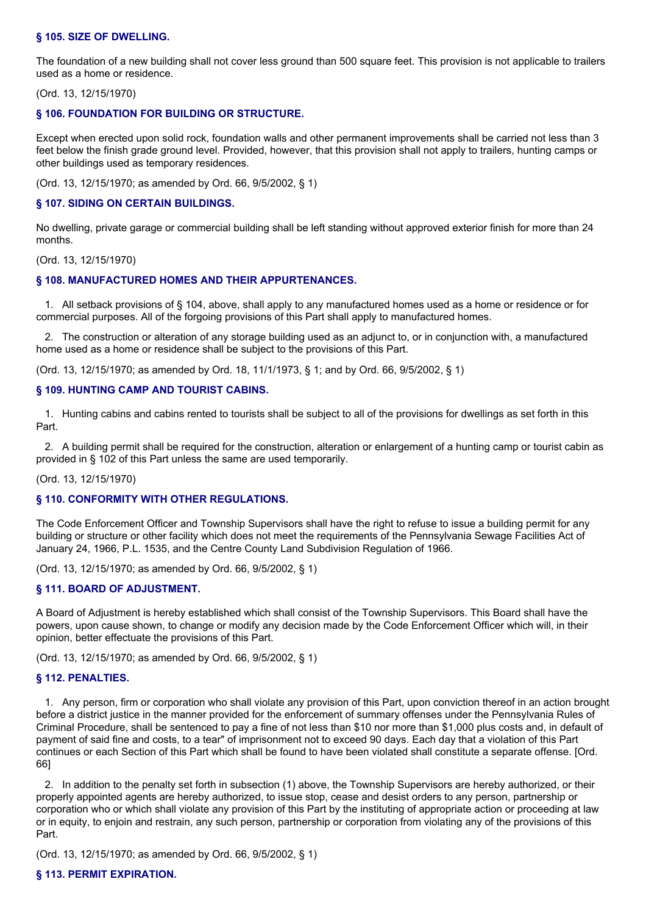### § 105. SIZE OF DWELLING.

The foundation of a new building shall not cover less ground than 500 square feet. This provision is not applicable to trailers used as a home or residence.

(Ord. 13, 12/15/1970)

### § 106. FOUNDATION FOR BUILDING OR STRUCTURE.

Except when erected upon solid rock, foundation walls and other permanent improvements shall be carried not less than 3 feet below the finish grade ground level. Provided, however, that this provision shall not apply to trailers, hunting camps or other buildings used as temporary residences.

(Ord. 13, 12/15/1970; as amended by Ord. 66, 9/5/2002, § 1)

### § 107. SIDING ON CERTAIN BUILDINGS.

No dwelling, private garage or commercial building shall be left standing without approved exterior finish for more than 24 months.

(Ord. 13, 12/15/1970)

### § 108. MANUFACTURED HOMES AND THEIR APPURTENANCES.

1. All setback provisions of § 104, above, shall apply to any manufactured homes used as a home or residence or for commercial purposes. All of the forgoing provisions of this Part shall apply to manufactured homes.

2. The construction or alteration of any storage building used as an adjunct to, or in conjunction with, a manufactured home used as a home or residence shall be subject to the provisions of this Part.

(Ord. 13, 12/15/1970; as amended by Ord. 18, 11/1/1973, § 1; and by Ord. 66, 9/5/2002, § 1)

### § 109. HUNTING CAMP AND TOURIST CABINS.

1. Hunting cabins and cabins rented to tourists shall be subject to all of the provisions for dwellings as set forth in this Part.

2. A building permit shall be required for the construction, alteration or enlargement of a hunting camp or tourist cabin as provided in § 102 of this Part unless the same are used temporarily.

(Ord. 13, 12/15/1970)

### § 110. CONFORMITY WITH OTHER REGULATIONS.

The Code Enforcement Officer and Township Supervisors shall have the right to refuse to issue a building permit for any building or structure or other facility which does not meet the requirements of the Pennsylvania Sewage Facilities Act of January 24, 1966, P.L. 1535, and the Centre County Land Subdivision Regulation of 1966.

(Ord. 13, 12/15/1970; as amended by Ord. 66, 9/5/2002, § 1)

### § 111. BOARD OF ADJUSTMENT.

A Board of Adjustment is hereby established which shall consist of the Township Supervisors. This Board shall have the powers, upon cause shown, to change or modify any decision made by the Code Enforcement Officer which will, in their opinion, better effectuate the provisions of this Part.

(Ord. 13, 12/15/1970; as amended by Ord. 66, 9/5/2002, § 1)

### § 112. PENALTIES.

1. Any person, firm or corporation who shall violate any provision of this Part, upon conviction thereof in an action brought before a district justice in the manner provided for the enforcement of summary offenses under the Pennsylvania Rules of Criminal Procedure, shall be sentenced to pay a fine of not less than $10 nor more than $1,000 plus costs and, in default of payment of said fine and costs, to a tear" of imprisonment not to exceed 90 days. Each day that a violation of this Part continues or each Section of this Part which shall be found to have been violated shall constitute a separate offense. [Ord. 66]

2. In addition to the penalty set forth in subsection (1) above, the Township Supervisors are hereby authorized, or their properly appointed agents are hereby authorized, to issue stop, cease and desist orders to any person, partnership or corporation who or which shall violate any provision of this Part by the instituting of appropriate action or proceeding at law or in equity, to enjoin and restrain, any such person, partnership or corporation from violating any of the provisions of this Part.

(Ord. 13, 12/15/1970; as amended by Ord. 66, 9/5/2002, § 1)

### § 113. PERMIT EXPIRATION.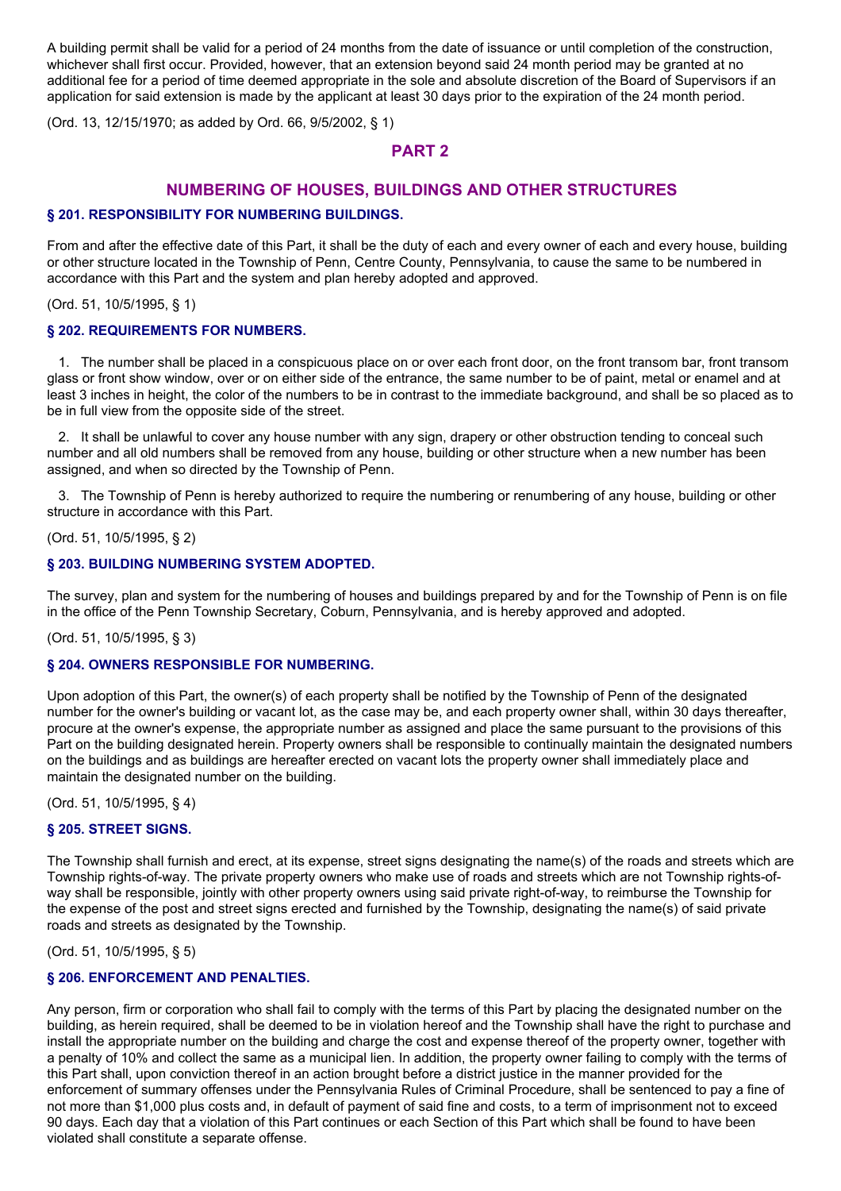A building permit shall be valid for a period of 24 months from the date of issuance or until completion of the construction, whichever shall first occur. Provided, however, that an extension beyond said 24 month period may be granted at no additional fee for a period of time deemed appropriate in the sole and absolute discretion of the Board of Supervisors if an application for said extension is made by the applicant at least 30 days prior to the expiration of the 24 month period.

(Ord. 13, 12/15/1970; as added by Ord. 66, 9/5/2002, § 1)

## PART 2

## NUMBERING OF HOUSES, BUILDINGS AND OTHER STRUCTURES

### § 201. RESPONSIBILITY FOR NUMBERING BUILDINGS.

From and after the effective date of this Part, it shall be the duty of each and every owner of each and every house, building or other structure located in the Township of Penn, Centre County, Pennsylvania, to cause the same to be numbered in accordance with this Part and the system and plan hereby adopted and approved.

(Ord. 51, 10/5/1995, § 1)

### § 202. REQUIREMENTS FOR NUMBERS.

1. The number shall be placed in a conspicuous place on or over each front door, on the front transom bar, front transom glass or front show window, over or on either side of the entrance, the same number to be of paint, metal or enamel and at least 3 inches in height, the color of the numbers to be in contrast to the immediate background, and shall be so placed as to be in full view from the opposite side of the street.

2. It shall be unlawful to cover any house number with any sign, drapery or other obstruction tending to conceal such number and all old numbers shall be removed from any house, building or other structure when a new number has been assigned, and when so directed by the Township of Penn.

3. The Township of Penn is hereby authorized to require the numbering or renumbering of any house, building or other structure in accordance with this Part.

(Ord. 51, 10/5/1995, § 2)

### § 203. BUILDING NUMBERING SYSTEM ADOPTED.

The survey, plan and system for the numbering of houses and buildings prepared by and for the Township of Penn is on file in the office of the Penn Township Secretary, Coburn, Pennsylvania, and is hereby approved and adopted.

(Ord. 51, 10/5/1995, § 3)

### § 204. OWNERS RESPONSIBLE FOR NUMBERING.

Upon adoption of this Part, the owner(s) of each property shall be notified by the Township of Penn of the designated number for the owner's building or vacant lot, as the case may be, and each property owner shall, within 30 days thereafter, procure at the owner's expense, the appropriate number as assigned and place the same pursuant to the provisions of this Part on the building designated herein. Property owners shall be responsible to continually maintain the designated numbers on the buildings and as buildings are hereafter erected on vacant lots the property owner shall immediately place and maintain the designated number on the building.

(Ord. 51, 10/5/1995, § 4)

### § 205. STREET SIGNS.

The Township shall furnish and erect, at its expense, street signs designating the name(s) of the roads and streets which are Township rights-of-way. The private property owners who make use of roads and streets which are not Township rights-of-way shall be responsible, jointly with other property owners using said private right-of-way, to reimburse the Township for the expense of the post and street signs erected and furnished by the Township, designating the name(s) of said private roads and streets as designated by the Township.

(Ord. 51, 10/5/1995, § 5)

### § 206. ENFORCEMENT AND PENALTIES.

Any person, firm or corporation who shall fail to comply with the terms of this Part by placing the designated number on the building, as herein required, shall be deemed to be in violation hereof and the Township shall have the right to purchase and install the appropriate number on the building and charge the cost and expense thereof of the property owner, together with a penalty of 10% and collect the same as a municipal lien. In addition, the property owner failing to comply with the terms of this Part shall, upon conviction thereof in an action brought before a district justice in the manner provided for the enforcement of summary offenses under the Pennsylvania Rules of Criminal Procedure, shall be sentenced to pay a fine of not more than $1,000 plus costs and, in default of payment of said fine and costs, to a term of imprisonment not to exceed 90 days. Each day that a violation of this Part continues or each Section of this Part which shall be found to have been violated shall constitute a separate offense.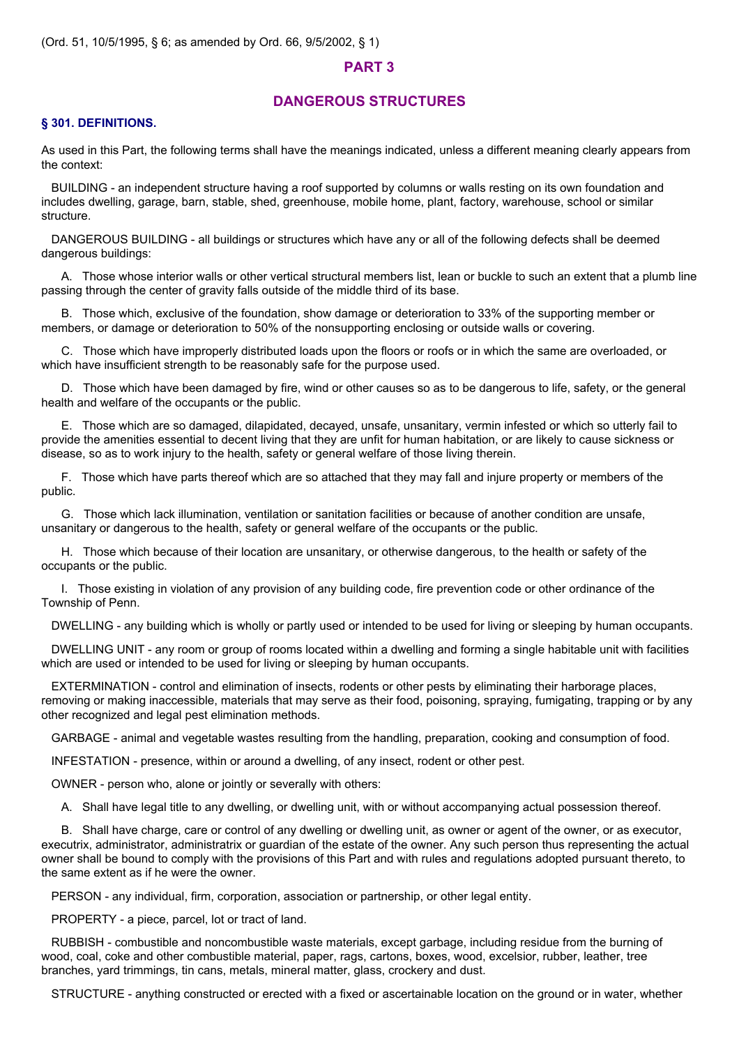(Ord. 51, 10/5/1995, § 6; as amended by Ord. 66, 9/5/2002, § 1)

# PART 3

## DANGEROUS STRUCTURES

### § 301. DEFINITIONS.

As used in this Part, the following terms shall have the meanings indicated, unless a different meaning clearly appears from the context:

BUILDING - an independent structure having a roof supported by columns or walls resting on its own foundation and includes dwelling, garage, barn, stable, shed, greenhouse, mobile home, plant, factory, warehouse, school or similar structure.

DANGEROUS BUILDING - all buildings or structures which have any or all of the following defects shall be deemed dangerous buildings:

A. Those whose interior walls or other vertical structural members list, lean or buckle to such an extent that a plumb line passing through the center of gravity falls outside of the middle third of its base.

B. Those which, exclusive of the foundation, show damage or deterioration to 33% of the supporting member or members, or damage or deterioration to 50% of the nonsupporting enclosing or outside walls or covering.

C. Those which have improperly distributed loads upon the floors or roofs or in which the same are overloaded, or which have insufficient strength to be reasonably safe for the purpose used.

D. Those which have been damaged by fire, wind or other causes so as to be dangerous to life, safety, or the general health and welfare of the occupants or the public.

E. Those which are so damaged, dilapidated, decayed, unsafe, unsanitary, vermin infested or which so utterly fail to provide the amenities essential to decent living that they are unfit for human habitation, or are likely to cause sickness or disease, so as to work injury to the health, safety or general welfare of those living therein.

F. Those which have parts thereof which are so attached that they may fall and injure property or members of the public.

G. Those which lack illumination, ventilation or sanitation facilities or because of another condition are unsafe, unsanitary or dangerous to the health, safety or general welfare of the occupants or the public.

H. Those which because of their location are unsanitary, or otherwise dangerous, to the health or safety of the occupants or the public.

I. Those existing in violation of any provision of any building code, fire prevention code or other ordinance of the Township of Penn.

DWELLING - any building which is wholly or partly used or intended to be used for living or sleeping by human occupants.

DWELLING UNIT - any room or group of rooms located within a dwelling and forming a single habitable unit with facilities which are used or intended to be used for living or sleeping by human occupants.

EXTERMINATION - control and elimination of insects, rodents or other pests by eliminating their harborage places, removing or making inaccessible, materials that may serve as their food, poisoning, spraying, fumigating, trapping or by any other recognized and legal pest elimination methods.

GARBAGE - animal and vegetable wastes resulting from the handling, preparation, cooking and consumption of food.

INFESTATION - presence, within or around a dwelling, of any insect, rodent or other pest.

OWNER - person who, alone or jointly or severally with others:

A. Shall have legal title to any dwelling, or dwelling unit, with or without accompanying actual possession thereof.

B. Shall have charge, care or control of any dwelling or dwelling unit, as owner or agent of the owner, or as executor, executrix, administrator, administratrix or guardian of the estate of the owner. Any such person thus representing the actual owner shall be bound to comply with the provisions of this Part and with rules and regulations adopted pursuant thereto, to the same extent as if he were the owner.

PERSON - any individual, firm, corporation, association or partnership, or other legal entity.

PROPERTY - a piece, parcel, lot or tract of land.

RUBBISH - combustible and noncombustible waste materials, except garbage, including residue from the burning of wood, coal, coke and other combustible material, paper, rags, cartons, boxes, wood, excelsior, rubber, leather, tree branches, yard trimmings, tin cans, metals, mineral matter, glass, crockery and dust.

STRUCTURE - anything constructed or erected with a fixed or ascertainable location on the ground or in water, whether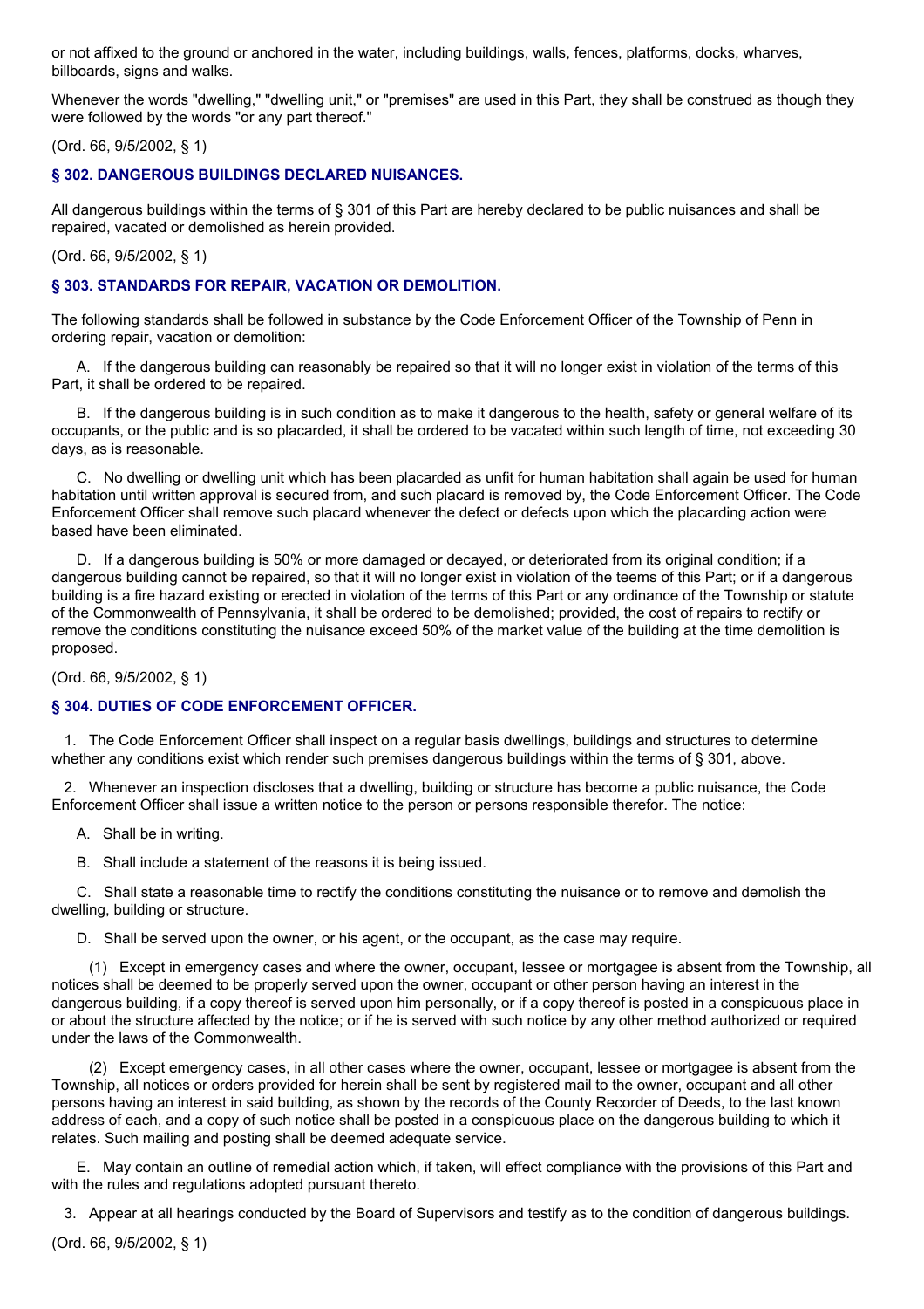or not affixed to the ground or anchored in the water, including buildings, walls, fences, platforms, docks, wharves, billboards, signs and walks.

Whenever the words "dwelling," "dwelling unit," or "premises" are used in this Part, they shall be construed as though they were followed by the words "or any part thereof."

(Ord. 66, 9/5/2002, § 1)

### § 302. DANGEROUS BUILDINGS DECLARED NUISANCES.

All dangerous buildings within the terms of § 301 of this Part are hereby declared to be public nuisances and shall be repaired, vacated or demolished as herein provided.

(Ord. 66, 9/5/2002, § 1)

### § 303. STANDARDS FOR REPAIR, VACATION OR DEMOLITION.

The following standards shall be followed in substance by the Code Enforcement Officer of the Township of Penn in ordering repair, vacation or demolition:

A. If the dangerous building can reasonably be repaired so that it will no longer exist in violation of the terms of this Part, it shall be ordered to be repaired.

B. If the dangerous building is in such condition as to make it dangerous to the health, safety or general welfare of its occupants, or the public and is so placarded, it shall be ordered to be vacated within such length of time, not exceeding 30 days, as is reasonable.

C. No dwelling or dwelling unit which has been placarded as unfit for human habitation shall again be used for human habitation until written approval is secured from, and such placard is removed by, the Code Enforcement Officer. The Code Enforcement Officer shall remove such placard whenever the defect or defects upon which the placarding action were based have been eliminated.

D. If a dangerous building is 50% or more damaged or decayed, or deteriorated from its original condition; if a dangerous building cannot be repaired, so that it will no longer exist in violation of the teems of this Part; or if a dangerous building is a fire hazard existing or erected in violation of the terms of this Part or any ordinance of the Township or statute of the Commonwealth of Pennsylvania, it shall be ordered to be demolished; provided, the cost of repairs to rectify or remove the conditions constituting the nuisance exceed 50% of the market value of the building at the time demolition is proposed.

(Ord. 66, 9/5/2002, § 1)

### § 304. DUTIES OF CODE ENFORCEMENT OFFICER.

1. The Code Enforcement Officer shall inspect on a regular basis dwellings, buildings and structures to determine whether any conditions exist which render such premises dangerous buildings within the terms of § 301, above.

2. Whenever an inspection discloses that a dwelling, building or structure has become a public nuisance, the Code Enforcement Officer shall issue a written notice to the person or persons responsible therefor. The notice:

   A. Shall be in writing.

   B. Shall include a statement of the reasons it is being issued.

   C. Shall state a reasonable time to rectify the conditions constituting the nuisance or to remove and demolish the dwelling, building or structure.

   D. Shall be served upon the owner, or his agent, or the occupant, as the case may require.

      (1) Except in emergency cases and where the owner, occupant, lessee or mortgagee is absent from the Township, all notices shall be deemed to be properly served upon the owner, occupant or other person having an interest in the dangerous building, if a copy thereof is served upon him personally, or if a copy thereof is posted in a conspicuous place in or about the structure affected by the notice; or if he is served with such notice by any other method authorized or required under the laws of the Commonwealth.

      (2) Except emergency cases, in all other cases where the owner, occupant, lessee or mortgagee is absent from the Township, all notices or orders provided for herein shall be sent by registered mail to the owner, occupant and all other persons having an interest in said building, as shown by the records of the County Recorder of Deeds, to the last known address of each, and a copy of such notice shall be posted in a conspicuous place on the dangerous building to which it relates. Such mailing and posting shall be deemed adequate service.

   E. May contain an outline of remedial action which, if taken, will effect compliance with the provisions of this Part and with the rules and regulations adopted pursuant thereto.

3. Appear at all hearings conducted by the Board of Supervisors and testify as to the condition of dangerous buildings.

(Ord. 66, 9/5/2002, § 1)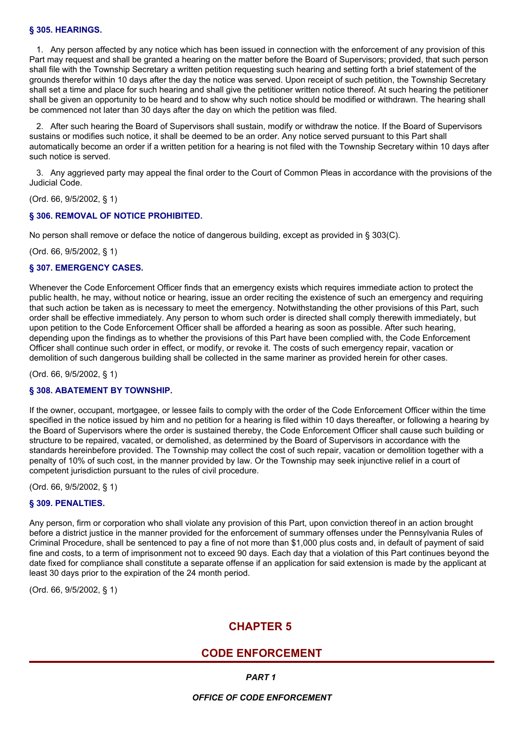**§ 305. HEARINGS.**

1. Any person affected by any notice which has been issued in connection with the enforcement of any provision of this Part may request and shall be granted a hearing on the matter before the Board of Supervisors; provided, that such person shall file with the Township Secretary a written petition requesting such hearing and setting forth a brief statement of the grounds therefor within 10 days after the day the notice was served. Upon receipt of such petition, the Township Secretary shall set a time and place for such hearing and shall give the petitioner written notice thereof. At such hearing the petitioner shall be given an opportunity to be heard and to show why such notice should be modified or withdrawn. The hearing shall be commenced not later than 30 days after the day on which the petition was filed.

2. After such hearing the Board of Supervisors shall sustain, modify or withdraw the notice. If the Board of Supervisors sustains or modifies such notice, it shall be deemed to be an order. Any notice served pursuant to this Part shall automatically become an order if a written petition for a hearing is not filed with the Township Secretary within 10 days after such notice is served.

3. Any aggrieved party may appeal the final order to the Court of Common Pleas in accordance with the provisions of the Judicial Code.

(Ord. 66, 9/5/2002, § 1)

**§ 306. REMOVAL OF NOTICE PROHIBITED.**

No person shall remove or deface the notice of dangerous building, except as provided in § 303(C).

(Ord. 66, 9/5/2002, § 1)

**§ 307. EMERGENCY CASES.**

Whenever the Code Enforcement Officer finds that an emergency exists which requires immediate action to protect the public health, he may, without notice or hearing, issue an order reciting the existence of such an emergency and requiring that such action be taken as is necessary to meet the emergency. Notwithstanding the other provisions of this Part, such order shall be effective immediately. Any person to whom such order is directed shall comply therewith immediately, but upon petition to the Code Enforcement Officer shall be afforded a hearing as soon as possible. After such hearing, depending upon the findings as to whether the provisions of this Part have been complied with, the Code Enforcement Officer shall continue such order in effect, or modify, or revoke it. The costs of such emergency repair, vacation or demolition of such dangerous building shall be collected in the same mariner as provided herein for other cases.

(Ord. 66, 9/5/2002, § 1)

**§ 308. ABATEMENT BY TOWNSHIP.**

If the owner, occupant, mortgagee, or lessee fails to comply with the order of the Code Enforcement Officer within the time specified in the notice issued by him and no petition for a hearing is filed within 10 days thereafter, or following a hearing by the Board of Supervisors where the order is sustained thereby, the Code Enforcement Officer shall cause such building or structure to be repaired, vacated, or demolished, as determined by the Board of Supervisors in accordance with the standards hereinbefore provided. The Township may collect the cost of such repair, vacation or demolition together with a penalty of 10% of such cost, in the manner provided by law. Or the Township may seek injunctive relief in a court of competent jurisdiction pursuant to the rules of civil procedure.

(Ord. 66, 9/5/2002, § 1)

**§ 309. PENALTIES.**

Any person, firm or corporation who shall violate any provision of this Part, upon conviction thereof in an action brought before a district justice in the manner provided for the enforcement of summary offenses under the Pennsylvania Rules of Criminal Procedure, shall be sentenced to pay a fine of not more than $1,000 plus costs and, in default of payment of said fine and costs, to a term of imprisonment not to exceed 90 days. Each day that a violation of this Part continues beyond the date fixed for compliance shall constitute a separate offense if an application for said extension is made by the applicant at least 30 days prior to the expiration of the 24 month period.

(Ord. 66, 9/5/2002, § 1)

# CHAPTER 5

# CODE ENFORCEMENT

***PART 1***

***OFFICE OF CODE ENFORCEMENT***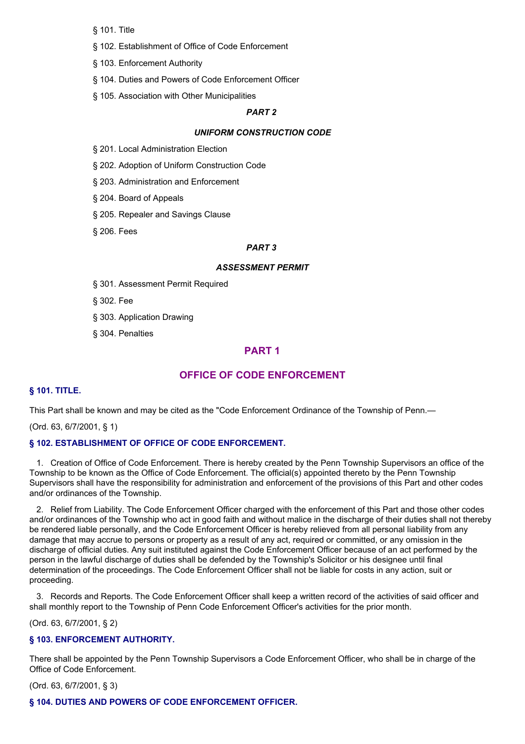§ 101. Title

§ 102. Establishment of Office of Code Enforcement

§ 103. Enforcement Authority

§ 104. Duties and Powers of Code Enforcement Officer

§ 105. Association with Other Municipalities

***PART 2***

***UNIFORM CONSTRUCTION CODE***

§ 201. Local Administration Election

§ 202. Adoption of Uniform Construction Code

§ 203. Administration and Enforcement

§ 204. Board of Appeals

§ 205. Repealer and Savings Clause

§ 206. Fees

***PART 3***

***ASSESSMENT PERMIT***

§ 301. Assessment Permit Required

§ 302. Fee

§ 303. Application Drawing

§ 304. Penalties

## PART 1

## OFFICE OF CODE ENFORCEMENT

### § 101. TITLE.

This Part shall be known and may be cited as the "Code Enforcement Ordinance of the Township of Penn.—

(Ord. 63, 6/7/2001, § 1)

### § 102. ESTABLISHMENT OF OFFICE OF CODE ENFORCEMENT.

1. Creation of Office of Code Enforcement. There is hereby created by the Penn Township Supervisors an office of the Township to be known as the Office of Code Enforcement. The official(s) appointed thereto by the Penn Township Supervisors shall have the responsibility for administration and enforcement of the provisions of this Part and other codes and/or ordinances of the Township.

2. Relief from Liability. The Code Enforcement Officer charged with the enforcement of this Part and those other codes and/or ordinances of the Township who act in good faith and without malice in the discharge of their duties shall not thereby be rendered liable personally, and the Code Enforcement Officer is hereby relieved from all personal liability from any damage that may accrue to persons or property as a result of any act, required or committed, or any omission in the discharge of official duties. Any suit instituted against the Code Enforcement Officer because of an act performed by the person in the lawful discharge of duties shall be defended by the Township's Solicitor or his designee until final determination of the proceedings. The Code Enforcement Officer shall not be liable for costs in any action, suit or proceeding.

3. Records and Reports. The Code Enforcement Officer shall keep a written record of the activities of said officer and shall monthly report to the Township of Penn Code Enforcement Officer's activities for the prior month.

(Ord. 63, 6/7/2001, § 2)

### § 103. ENFORCEMENT AUTHORITY.

There shall be appointed by the Penn Township Supervisors a Code Enforcement Officer, who shall be in charge of the Office of Code Enforcement.

(Ord. 63, 6/7/2001, § 3)

### § 104. DUTIES AND POWERS OF CODE ENFORCEMENT OFFICER.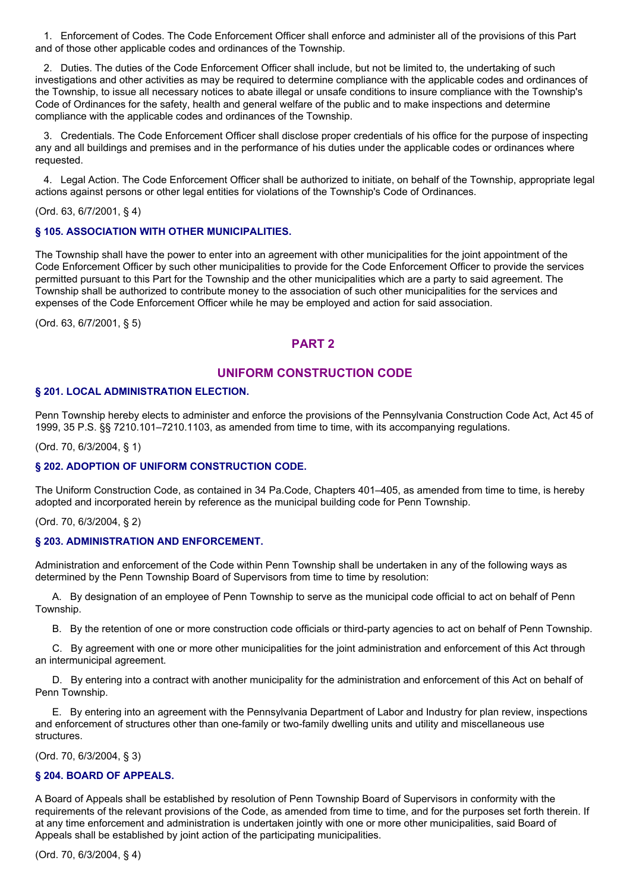1. Enforcement of Codes. The Code Enforcement Officer shall enforce and administer all of the provisions of this Part and of those other applicable codes and ordinances of the Township.

2. Duties. The duties of the Code Enforcement Officer shall include, but not be limited to, the undertaking of such investigations and other activities as may be required to determine compliance with the applicable codes and ordinances of the Township, to issue all necessary notices to abate illegal or unsafe conditions to insure compliance with the Township's Code of Ordinances for the safety, health and general welfare of the public and to make inspections and determine compliance with the applicable codes and ordinances of the Township.

3. Credentials. The Code Enforcement Officer shall disclose proper credentials of his office for the purpose of inspecting any and all buildings and premises and in the performance of his duties under the applicable codes or ordinances where requested.

4. Legal Action. The Code Enforcement Officer shall be authorized to initiate, on behalf of the Township, appropriate legal actions against persons or other legal entities for violations of the Township's Code of Ordinances.

(Ord. 63, 6/7/2001, § 4)

### § 105. ASSOCIATION WITH OTHER MUNICIPALITIES.

The Township shall have the power to enter into an agreement with other municipalities for the joint appointment of the Code Enforcement Officer by such other municipalities to provide for the Code Enforcement Officer to provide the services permitted pursuant to this Part for the Township and the other municipalities which are a party to said agreement. The Township shall be authorized to contribute money to the association of such other municipalities for the services and expenses of the Code Enforcement Officer while he may be employed and action for said association.

(Ord. 63, 6/7/2001, § 5)

## PART 2

## UNIFORM CONSTRUCTION CODE

### § 201. LOCAL ADMINISTRATION ELECTION.

Penn Township hereby elects to administer and enforce the provisions of the Pennsylvania Construction Code Act, Act 45 of 1999, 35 P.S. §§ 7210.101–7210.1103, as amended from time to time, with its accompanying regulations.

(Ord. 70, 6/3/2004, § 1)

### § 202. ADOPTION OF UNIFORM CONSTRUCTION CODE.

The Uniform Construction Code, as contained in 34 Pa.Code, Chapters 401–405, as amended from time to time, is hereby adopted and incorporated herein by reference as the municipal building code for Penn Township.

(Ord. 70, 6/3/2004, § 2)

### § 203. ADMINISTRATION AND ENFORCEMENT.

Administration and enforcement of the Code within Penn Township shall be undertaken in any of the following ways as determined by the Penn Township Board of Supervisors from time to time by resolution:

A. By designation of an employee of Penn Township to serve as the municipal code official to act on behalf of Penn Township.

B. By the retention of one or more construction code officials or third-party agencies to act on behalf of Penn Township.

C. By agreement with one or more other municipalities for the joint administration and enforcement of this Act through an intermunicipal agreement.

D. By entering into a contract with another municipality for the administration and enforcement of this Act on behalf of Penn Township.

E. By entering into an agreement with the Pennsylvania Department of Labor and Industry for plan review, inspections and enforcement of structures other than one-family or two-family dwelling units and utility and miscellaneous use structures.

(Ord. 70, 6/3/2004, § 3)

### § 204. BOARD OF APPEALS.

A Board of Appeals shall be established by resolution of Penn Township Board of Supervisors in conformity with the requirements of the relevant provisions of the Code, as amended from time to time, and for the purposes set forth therein. If at any time enforcement and administration is undertaken jointly with one or more other municipalities, said Board of Appeals shall be established by joint action of the participating municipalities.

(Ord. 70, 6/3/2004, § 4)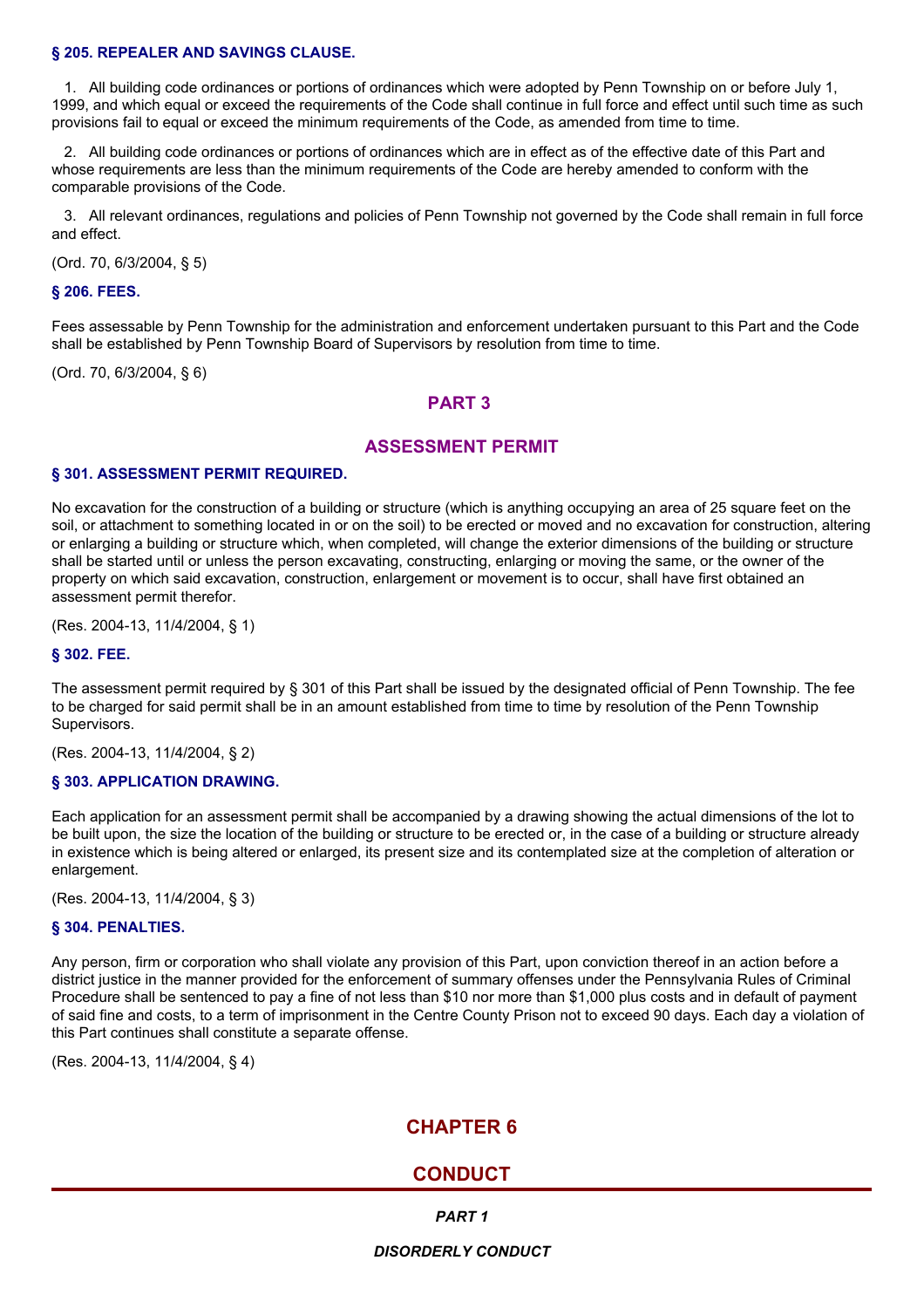### § 205. REPEALER AND SAVINGS CLAUSE.

1. All building code ordinances or portions of ordinances which were adopted by Penn Township on or before July 1, 1999, and which equal or exceed the requirements of the Code shall continue in full force and effect until such time as such provisions fail to equal or exceed the minimum requirements of the Code, as amended from time to time.

2. All building code ordinances or portions of ordinances which are in effect as of the effective date of this Part and whose requirements are less than the minimum requirements of the Code are hereby amended to conform with the comparable provisions of the Code.

3. All relevant ordinances, regulations and policies of Penn Township not governed by the Code shall remain in full force and effect.

(Ord. 70, 6/3/2004, § 5)

### § 206. FEES.

Fees assessable by Penn Township for the administration and enforcement undertaken pursuant to this Part and the Code shall be established by Penn Township Board of Supervisors by resolution from time to time.

(Ord. 70, 6/3/2004, § 6)

## PART 3

## ASSESSMENT PERMIT

### § 301. ASSESSMENT PERMIT REQUIRED.

No excavation for the construction of a building or structure (which is anything occupying an area of 25 square feet on the soil, or attachment to something located in or on the soil) to be erected or moved and no excavation for construction, altering or enlarging a building or structure which, when completed, will change the exterior dimensions of the building or structure shall be started until or unless the person excavating, constructing, enlarging or moving the same, or the owner of the property on which said excavation, construction, enlargement or movement is to occur, shall have first obtained an assessment permit therefor.

(Res. 2004-13, 11/4/2004, § 1)

### § 302. FEE.

The assessment permit required by § 301 of this Part shall be issued by the designated official of Penn Township. The fee to be charged for said permit shall be in an amount established from time to time by resolution of the Penn Township Supervisors.

(Res. 2004-13, 11/4/2004, § 2)

### § 303. APPLICATION DRAWING.

Each application for an assessment permit shall be accompanied by a drawing showing the actual dimensions of the lot to be built upon, the size the location of the building or structure to be erected or, in the case of a building or structure already in existence which is being altered or enlarged, its present size and its contemplated size at the completion of alteration or enlargement.

(Res. 2004-13, 11/4/2004, § 3)

### § 304. PENALTIES.

Any person, firm or corporation who shall violate any provision of this Part, upon conviction thereof in an action before a district justice in the manner provided for the enforcement of summary offenses under the Pennsylvania Rules of Criminal Procedure shall be sentenced to pay a fine of not less than $10 nor more than $1,000 plus costs and in default of payment of said fine and costs, to a term of imprisonment in the Centre County Prison not to exceed 90 days. Each day a violation of this Part continues shall constitute a separate offense.

(Res. 2004-13, 11/4/2004, § 4)

# CHAPTER 6

# CONDUCT

***PART 1***

***DISORDERLY CONDUCT***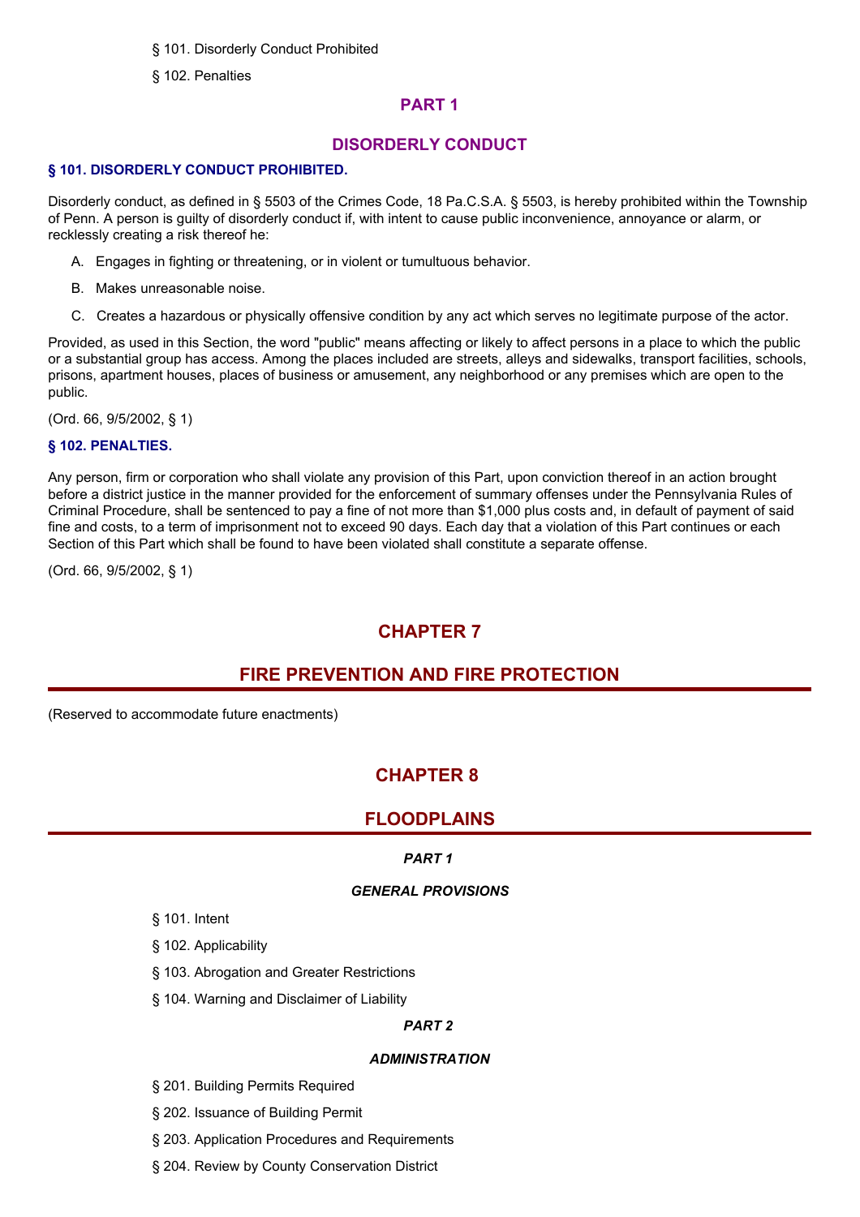§ 101. Disorderly Conduct Prohibited

§ 102. Penalties

## PART 1

## DISORDERLY CONDUCT

### § 101. DISORDERLY CONDUCT PROHIBITED.

Disorderly conduct, as defined in § 5503 of the Crimes Code, 18 Pa.C.S.A. § 5503, is hereby prohibited within the Township of Penn. A person is guilty of disorderly conduct if, with intent to cause public inconvenience, annoyance or alarm, or recklessly creating a risk thereof he:

A. Engages in fighting or threatening, or in violent or tumultuous behavior.

B. Makes unreasonable noise.

C. Creates a hazardous or physically offensive condition by any act which serves no legitimate purpose of the actor.

Provided, as used in this Section, the word "public" means affecting or likely to affect persons in a place to which the public or a substantial group has access. Among the places included are streets, alleys and sidewalks, transport facilities, schools, prisons, apartment houses, places of business or amusement, any neighborhood or any premises which are open to the public.

(Ord. 66, 9/5/2002, § 1)

### § 102. PENALTIES.

Any person, firm or corporation who shall violate any provision of this Part, upon conviction thereof in an action brought before a district justice in the manner provided for the enforcement of summary offenses under the Pennsylvania Rules of Criminal Procedure, shall be sentenced to pay a fine of not more than $1,000 plus costs and, in default of payment of said fine and costs, to a term of imprisonment not to exceed 90 days. Each day that a violation of this Part continues or each Section of this Part which shall be found to have been violated shall constitute a separate offense.

(Ord. 66, 9/5/2002, § 1)

# CHAPTER 7

# FIRE PREVENTION AND FIRE PROTECTION

(Reserved to accommodate future enactments)

# CHAPTER 8

# FLOODPLAINS

## *PART 1*

## *GENERAL PROVISIONS*

§ 101. Intent

§ 102. Applicability

§ 103. Abrogation and Greater Restrictions

§ 104. Warning and Disclaimer of Liability

## *PART 2*

## *ADMINISTRATION*

§ 201. Building Permits Required

§ 202. Issuance of Building Permit

§ 203. Application Procedures and Requirements

§ 204. Review by County Conservation District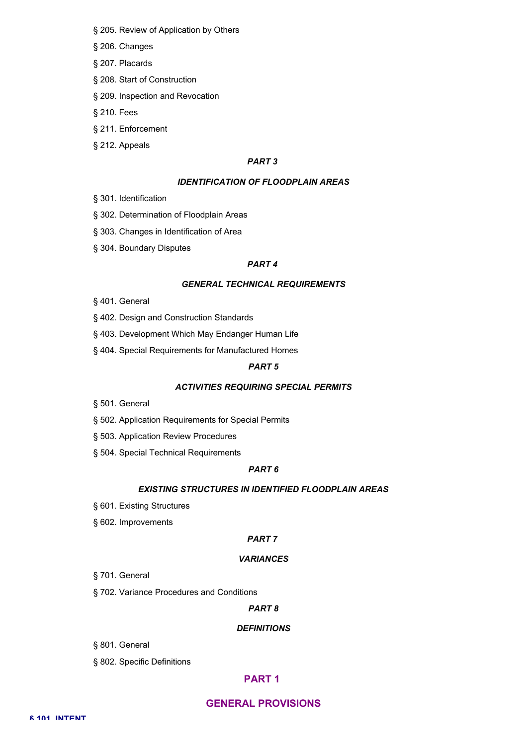§ 205. Review of Application by Others

§ 206. Changes

§ 207. Placards

§ 208. Start of Construction

§ 209. Inspection and Revocation

§ 210. Fees

§ 211. Enforcement

§ 212. Appeals

***PART 3***

***IDENTIFICATION OF FLOODPLAIN AREAS***

§ 301. Identification

§ 302. Determination of Floodplain Areas

§ 303. Changes in Identification of Area

§ 304. Boundary Disputes

***PART 4***

***GENERAL TECHNICAL REQUIREMENTS***

§ 401. General

§ 402. Design and Construction Standards

§ 403. Development Which May Endanger Human Life

§ 404. Special Requirements for Manufactured Homes

***PART 5***

***ACTIVITIES REQUIRING SPECIAL PERMITS***

§ 501. General

§ 502. Application Requirements for Special Permits

§ 503. Application Review Procedures

§ 504. Special Technical Requirements

***PART 6***

***EXISTING STRUCTURES IN IDENTIFIED FLOODPLAIN AREAS***

§ 601. Existing Structures

§ 602. Improvements

***PART 7***

***VARIANCES***

§ 701. General

§ 702. Variance Procedures and Conditions

***PART 8***

***DEFINITIONS***

§ 801. General

§ 802. Specific Definitions

## PART 1

## GENERAL PROVISIONS

### § 101. INTENT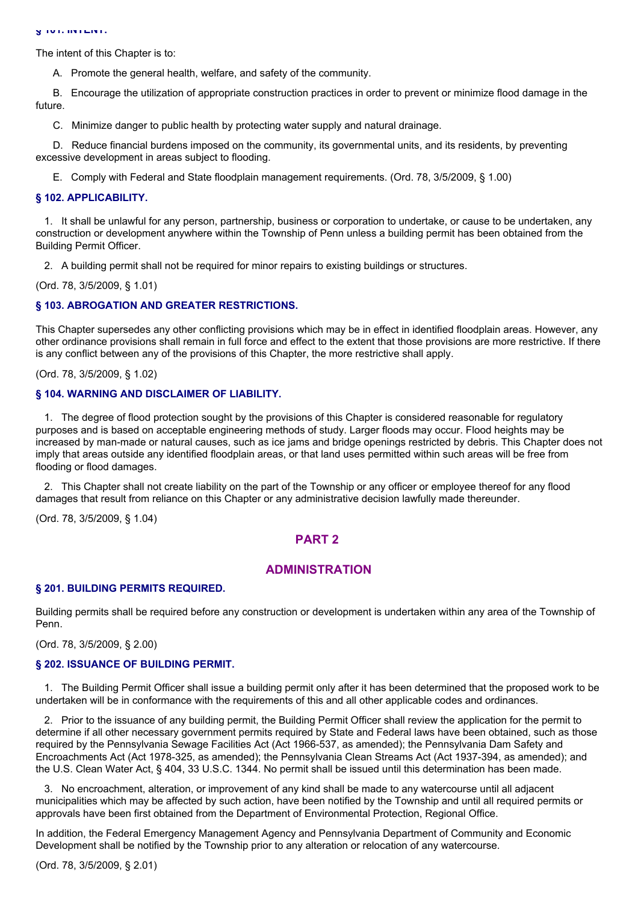### § 101. INTENT.

The intent of this Chapter is to:

A. Promote the general health, welfare, and safety of the community.

B. Encourage the utilization of appropriate construction practices in order to prevent or minimize flood damage in the future.

C. Minimize danger to public health by protecting water supply and natural drainage.

D. Reduce financial burdens imposed on the community, its governmental units, and its residents, by preventing excessive development in areas subject to flooding.

E. Comply with Federal and State floodplain management requirements. (Ord. 78, 3/5/2009, § 1.00)

### § 102. APPLICABILITY.

1. It shall be unlawful for any person, partnership, business or corporation to undertake, or cause to be undertaken, any construction or development anywhere within the Township of Penn unless a building permit has been obtained from the Building Permit Officer.

2. A building permit shall not be required for minor repairs to existing buildings or structures.

(Ord. 78, 3/5/2009, § 1.01)

### § 103. ABROGATION AND GREATER RESTRICTIONS.

This Chapter supersedes any other conflicting provisions which may be in effect in identified floodplain areas. However, any other ordinance provisions shall remain in full force and effect to the extent that those provisions are more restrictive. If there is any conflict between any of the provisions of this Chapter, the more restrictive shall apply.

(Ord. 78, 3/5/2009, § 1.02)

### § 104. WARNING AND DISCLAIMER OF LIABILITY.

1. The degree of flood protection sought by the provisions of this Chapter is considered reasonable for regulatory purposes and is based on acceptable engineering methods of study. Larger floods may occur. Flood heights may be increased by man-made or natural causes, such as ice jams and bridge openings restricted by debris. This Chapter does not imply that areas outside any identified floodplain areas, or that land uses permitted within such areas will be free from flooding or flood damages.

2. This Chapter shall not create liability on the part of the Township or any officer or employee thereof for any flood damages that result from reliance on this Chapter or any administrative decision lawfully made thereunder.

(Ord. 78, 3/5/2009, § 1.04)

## PART 2

## ADMINISTRATION

### § 201. BUILDING PERMITS REQUIRED.

Building permits shall be required before any construction or development is undertaken within any area of the Township of Penn.

(Ord. 78, 3/5/2009, § 2.00)

### § 202. ISSUANCE OF BUILDING PERMIT.

1. The Building Permit Officer shall issue a building permit only after it has been determined that the proposed work to be undertaken will be in conformance with the requirements of this and all other applicable codes and ordinances.

2. Prior to the issuance of any building permit, the Building Permit Officer shall review the application for the permit to determine if all other necessary government permits required by State and Federal laws have been obtained, such as those required by the Pennsylvania Sewage Facilities Act (Act 1966-537, as amended); the Pennsylvania Dam Safety and Encroachments Act (Act 1978-325, as amended); the Pennsylvania Clean Streams Act (Act 1937-394, as amended); and the U.S. Clean Water Act, § 404, 33 U.S.C. 1344. No permit shall be issued until this determination has been made.

3. No encroachment, alteration, or improvement of any kind shall be made to any watercourse until all adjacent municipalities which may be affected by such action, have been notified by the Township and until all required permits or approvals have been first obtained from the Department of Environmental Protection, Regional Office.

In addition, the Federal Emergency Management Agency and Pennsylvania Department of Community and Economic Development shall be notified by the Township prior to any alteration or relocation of any watercourse.

(Ord. 78, 3/5/2009, § 2.01)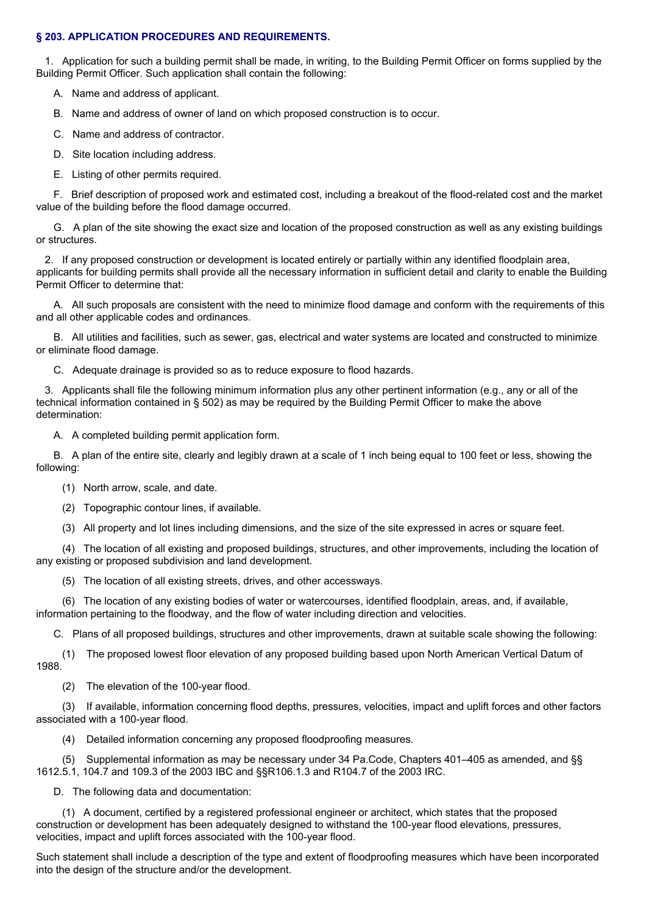### § 203. APPLICATION PROCEDURES AND REQUIREMENTS.

1. Application for such a building permit shall be made, in writing, to the Building Permit Officer on forms supplied by the Building Permit Officer. Such application shall contain the following:

   A. Name and address of applicant.

   B. Name and address of owner of land on which proposed construction is to occur.

   C. Name and address of contractor.

   D. Site location including address.

   E. Listing of other permits required.

   F. Brief description of proposed work and estimated cost, including a breakout of the flood-related cost and the market value of the building before the flood damage occurred.

   G. A plan of the site showing the exact size and location of the proposed construction as well as any existing buildings or structures.

2. If any proposed construction or development is located entirely or partially within any identified floodplain area, applicants for building permits shall provide all the necessary information in sufficient detail and clarity to enable the Building Permit Officer to determine that:

   A. All such proposals are consistent with the need to minimize flood damage and conform with the requirements of this and all other applicable codes and ordinances.

   B. All utilities and facilities, such as sewer, gas, electrical and water systems are located and constructed to minimize or eliminate flood damage.

   C. Adequate drainage is provided so as to reduce exposure to flood hazards.

3. Applicants shall file the following minimum information plus any other pertinent information (e.g., any or all of the technical information contained in § 502) as may be required by the Building Permit Officer to make the above determination:

   A. A completed building permit application form.

   B. A plan of the entire site, clearly and legibly drawn at a scale of 1 inch being equal to 100 feet or less, showing the following:

      (1) North arrow, scale, and date.

      (2) Topographic contour lines, if available.

      (3) All property and lot lines including dimensions, and the size of the site expressed in acres or square feet.

      (4) The location of all existing and proposed buildings, structures, and other improvements, including the location of any existing or proposed subdivision and land development.

      (5) The location of all existing streets, drives, and other accessways.

      (6) The location of any existing bodies of water or watercourses, identified floodplain, areas, and, if available, information pertaining to the floodway, and the flow of water including direction and velocities.

   C. Plans of all proposed buildings, structures and other improvements, drawn at suitable scale showing the following:

      (1) The proposed lowest floor elevation of any proposed building based upon North American Vertical Datum of 1988.

      (2) The elevation of the 100-year flood.

      (3) If available, information concerning flood depths, pressures, velocities, impact and uplift forces and other factors associated with a 100-year flood.

      (4) Detailed information concerning any proposed floodproofing measures.

      (5) Supplemental information as may be necessary under 34 Pa.Code, Chapters 401–405 as amended, and §§ 1612.5.1, 104.7 and 109.3 of the 2003 IBC and §§R106.1.3 and R104.7 of the 2003 IRC.

   D. The following data and documentation:

      (1) A document, certified by a registered professional engineer or architect, which states that the proposed construction or development has been adequately designed to withstand the 100-year flood elevations, pressures, velocities, impact and uplift forces associated with the 100-year flood.

Such statement shall include a description of the type and extent of floodproofing measures which have been incorporated into the design of the structure and/or the development.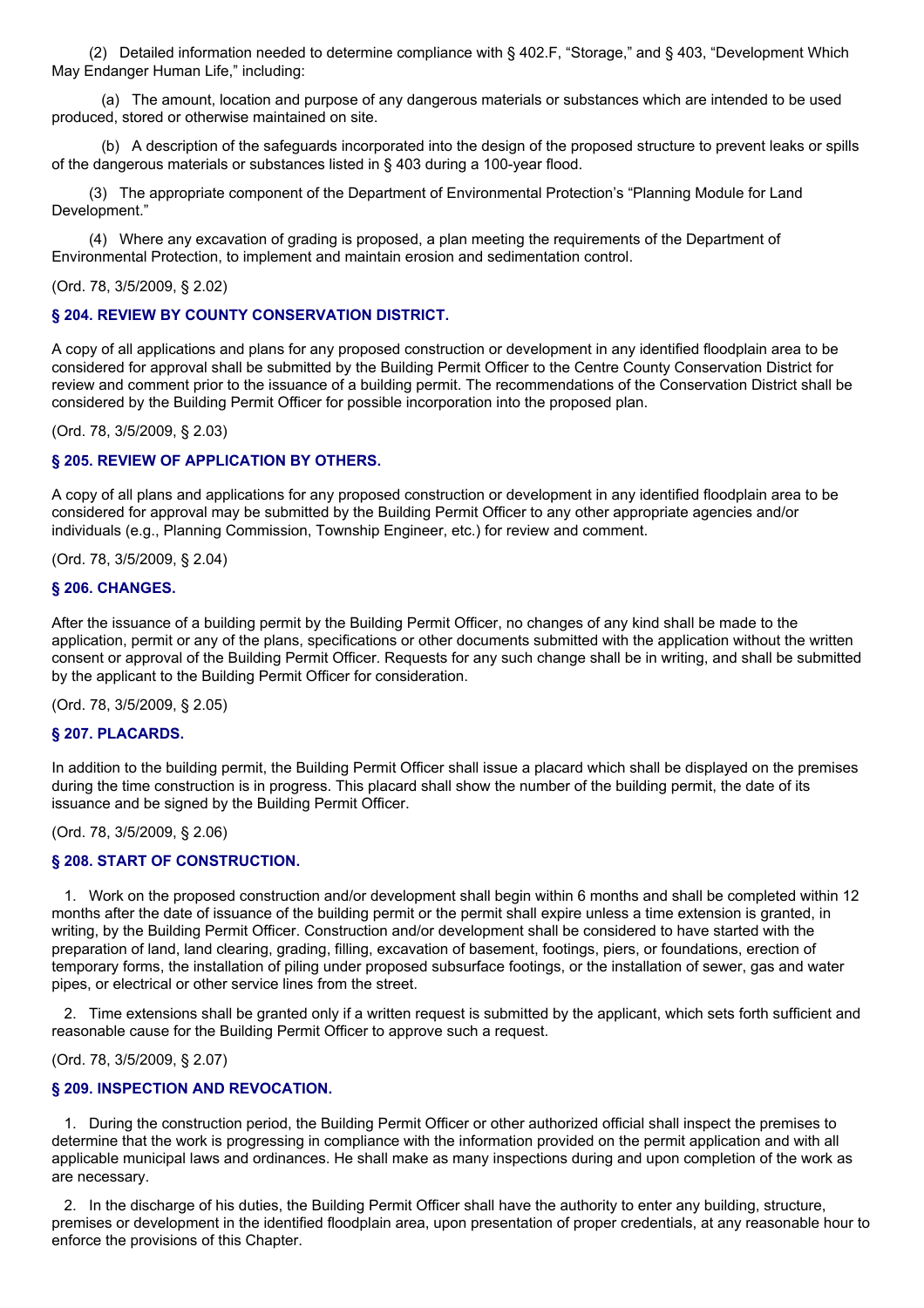(2) Detailed information needed to determine compliance with § 402.F, "Storage," and § 403, "Development Which May Endanger Human Life," including:

(a) The amount, location and purpose of any dangerous materials or substances which are intended to be used produced, stored or otherwise maintained on site.

(b) A description of the safeguards incorporated into the design of the proposed structure to prevent leaks or spills of the dangerous materials or substances listed in § 403 during a 100-year flood.

(3) The appropriate component of the Department of Environmental Protection's "Planning Module for Land Development."

(4) Where any excavation of grading is proposed, a plan meeting the requirements of the Department of Environmental Protection, to implement and maintain erosion and sedimentation control.

(Ord. 78, 3/5/2009, § 2.02)

### § 204. REVIEW BY COUNTY CONSERVATION DISTRICT.

A copy of all applications and plans for any proposed construction or development in any identified floodplain area to be considered for approval shall be submitted by the Building Permit Officer to the Centre County Conservation District for review and comment prior to the issuance of a building permit. The recommendations of the Conservation District shall be considered by the Building Permit Officer for possible incorporation into the proposed plan.

(Ord. 78, 3/5/2009, § 2.03)

### § 205. REVIEW OF APPLICATION BY OTHERS.

A copy of all plans and applications for any proposed construction or development in any identified floodplain area to be considered for approval may be submitted by the Building Permit Officer to any other appropriate agencies and/or individuals (e.g., Planning Commission, Township Engineer, etc.) for review and comment.

(Ord. 78, 3/5/2009, § 2.04)

### § 206. CHANGES.

After the issuance of a building permit by the Building Permit Officer, no changes of any kind shall be made to the application, permit or any of the plans, specifications or other documents submitted with the application without the written consent or approval of the Building Permit Officer. Requests for any such change shall be in writing, and shall be submitted by the applicant to the Building Permit Officer for consideration.

(Ord. 78, 3/5/2009, § 2.05)

### § 207. PLACARDS.

In addition to the building permit, the Building Permit Officer shall issue a placard which shall be displayed on the premises during the time construction is in progress. This placard shall show the number of the building permit, the date of its issuance and be signed by the Building Permit Officer.

(Ord. 78, 3/5/2009, § 2.06)

### § 208. START OF CONSTRUCTION.

1. Work on the proposed construction and/or development shall begin within 6 months and shall be completed within 12 months after the date of issuance of the building permit or the permit shall expire unless a time extension is granted, in writing, by the Building Permit Officer. Construction and/or development shall be considered to have started with the preparation of land, land clearing, grading, filling, excavation of basement, footings, piers, or foundations, erection of temporary forms, the installation of piling under proposed subsurface footings, or the installation of sewer, gas and water pipes, or electrical or other service lines from the street.

2. Time extensions shall be granted only if a written request is submitted by the applicant, which sets forth sufficient and reasonable cause for the Building Permit Officer to approve such a request.

(Ord. 78, 3/5/2009, § 2.07)

### § 209. INSPECTION AND REVOCATION.

1. During the construction period, the Building Permit Officer or other authorized official shall inspect the premises to determine that the work is progressing in compliance with the information provided on the permit application and with all applicable municipal laws and ordinances. He shall make as many inspections during and upon completion of the work as are necessary.

2. In the discharge of his duties, the Building Permit Officer shall have the authority to enter any building, structure, premises or development in the identified floodplain area, upon presentation of proper credentials, at any reasonable hour to enforce the provisions of this Chapter.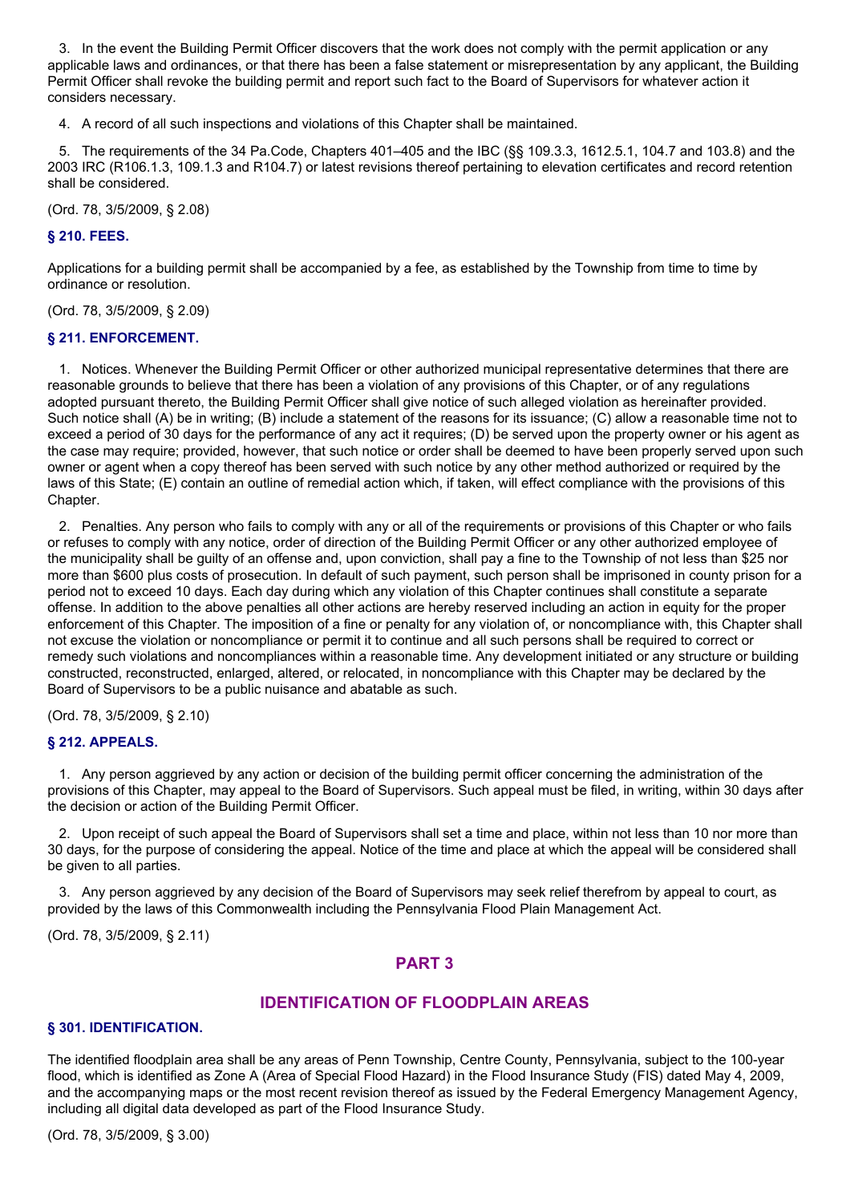3. In the event the Building Permit Officer discovers that the work does not comply with the permit application or any applicable laws and ordinances, or that there has been a false statement or misrepresentation by any applicant, the Building Permit Officer shall revoke the building permit and report such fact to the Board of Supervisors for whatever action it considers necessary.

4. A record of all such inspections and violations of this Chapter shall be maintained.

5. The requirements of the 34 Pa.Code, Chapters 401–405 and the IBC (§§ 109.3.3, 1612.5.1, 104.7 and 103.8) and the 2003 IRC (R106.1.3, 109.1.3 and R104.7) or latest revisions thereof pertaining to elevation certificates and record retention shall be considered.

(Ord. 78, 3/5/2009, § 2.08)

### § 210. FEES.

Applications for a building permit shall be accompanied by a fee, as established by the Township from time to time by ordinance or resolution.

(Ord. 78, 3/5/2009, § 2.09)

### § 211. ENFORCEMENT.

1. Notices. Whenever the Building Permit Officer or other authorized municipal representative determines that there are reasonable grounds to believe that there has been a violation of any provisions of this Chapter, or of any regulations adopted pursuant thereto, the Building Permit Officer shall give notice of such alleged violation as hereinafter provided. Such notice shall (A) be in writing; (B) include a statement of the reasons for its issuance; (C) allow a reasonable time not to exceed a period of 30 days for the performance of any act it requires; (D) be served upon the property owner or his agent as the case may require; provided, however, that such notice or order shall be deemed to have been properly served upon such owner or agent when a copy thereof has been served with such notice by any other method authorized or required by the laws of this State; (E) contain an outline of remedial action which, if taken, will effect compliance with the provisions of this Chapter.

2. Penalties. Any person who fails to comply with any or all of the requirements or provisions of this Chapter or who fails or refuses to comply with any notice, order of direction of the Building Permit Officer or any other authorized employee of the municipality shall be guilty of an offense and, upon conviction, shall pay a fine to the Township of not less than $25 nor more than $600 plus costs of prosecution. In default of such payment, such person shall be imprisoned in county prison for a period not to exceed 10 days. Each day during which any violation of this Chapter continues shall constitute a separate offense. In addition to the above penalties all other actions are hereby reserved including an action in equity for the proper enforcement of this Chapter. The imposition of a fine or penalty for any violation of, or noncompliance with, this Chapter shall not excuse the violation or noncompliance or permit it to continue and all such persons shall be required to correct or remedy such violations and noncompliances within a reasonable time. Any development initiated or any structure or building constructed, reconstructed, enlarged, altered, or relocated, in noncompliance with this Chapter may be declared by the Board of Supervisors to be a public nuisance and abatable as such.

(Ord. 78, 3/5/2009, § 2.10)

### § 212. APPEALS.

1. Any person aggrieved by any action or decision of the building permit officer concerning the administration of the provisions of this Chapter, may appeal to the Board of Supervisors. Such appeal must be filed, in writing, within 30 days after the decision or action of the Building Permit Officer.

2. Upon receipt of such appeal the Board of Supervisors shall set a time and place, within not less than 10 nor more than 30 days, for the purpose of considering the appeal. Notice of the time and place at which the appeal will be considered shall be given to all parties.

3. Any person aggrieved by any decision of the Board of Supervisors may seek relief therefrom by appeal to court, as provided by the laws of this Commonwealth including the Pennsylvania Flood Plain Management Act.

(Ord. 78, 3/5/2009, § 2.11)

## PART 3

## IDENTIFICATION OF FLOODPLAIN AREAS

### § 301. IDENTIFICATION.

The identified floodplain area shall be any areas of Penn Township, Centre County, Pennsylvania, subject to the 100-year flood, which is identified as Zone A (Area of Special Flood Hazard) in the Flood Insurance Study (FIS) dated May 4, 2009, and the accompanying maps or the most recent revision thereof as issued by the Federal Emergency Management Agency, including all digital data developed as part of the Flood Insurance Study.

(Ord. 78, 3/5/2009, § 3.00)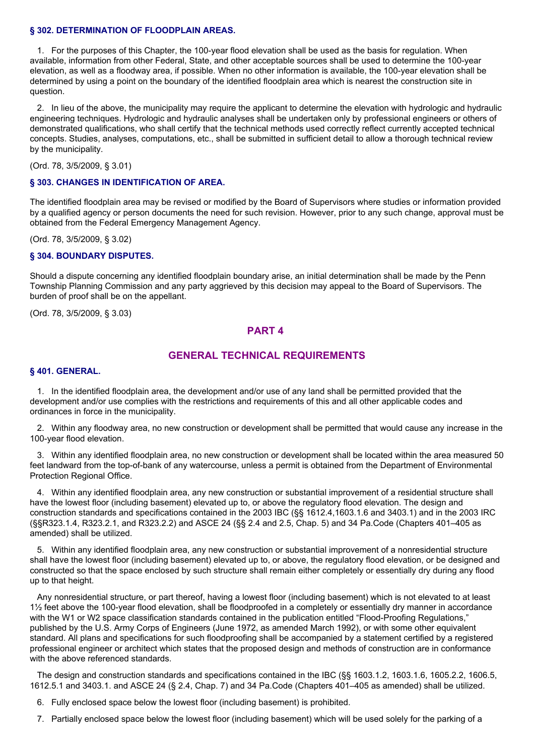### § 302. DETERMINATION OF FLOODPLAIN AREAS.

1. For the purposes of this Chapter, the 100-year flood elevation shall be used as the basis for regulation. When available, information from other Federal, State, and other acceptable sources shall be used to determine the 100-year elevation, as well as a floodway area, if possible. When no other information is available, the 100-year elevation shall be determined by using a point on the boundary of the identified floodplain area which is nearest the construction site in question.

2. In lieu of the above, the municipality may require the applicant to determine the elevation with hydrologic and hydraulic engineering techniques. Hydrologic and hydraulic analyses shall be undertaken only by professional engineers or others of demonstrated qualifications, who shall certify that the technical methods used correctly reflect currently accepted technical concepts. Studies, analyses, computations, etc., shall be submitted in sufficient detail to allow a thorough technical review by the municipality.

(Ord. 78, 3/5/2009, § 3.01)

### § 303. CHANGES IN IDENTIFICATION OF AREA.

The identified floodplain area may be revised or modified by the Board of Supervisors where studies or information provided by a qualified agency or person documents the need for such revision. However, prior to any such change, approval must be obtained from the Federal Emergency Management Agency.

(Ord. 78, 3/5/2009, § 3.02)

### § 304. BOUNDARY DISPUTES.

Should a dispute concerning any identified floodplain boundary arise, an initial determination shall be made by the Penn Township Planning Commission and any party aggrieved by this decision may appeal to the Board of Supervisors. The burden of proof shall be on the appellant.

(Ord. 78, 3/5/2009, § 3.03)

## PART 4

## GENERAL TECHNICAL REQUIREMENTS

### § 401. GENERAL.

1. In the identified floodplain area, the development and/or use of any land shall be permitted provided that the development and/or use complies with the restrictions and requirements of this and all other applicable codes and ordinances in force in the municipality.

2. Within any floodway area, no new construction or development shall be permitted that would cause any increase in the 100-year flood elevation.

3. Within any identified floodplain area, no new construction or development shall be located within the area measured 50 feet landward from the top-of-bank of any watercourse, unless a permit is obtained from the Department of Environmental Protection Regional Office.

4. Within any identified floodplain area, any new construction or substantial improvement of a residential structure shall have the lowest floor (including basement) elevated up to, or above the regulatory flood elevation. The design and construction standards and specifications contained in the 2003 IBC (§§ 1612.4,1603.1.6 and 3403.1) and in the 2003 IRC (§§R323.1.4, R323.2.1, and R323.2.2) and ASCE 24 (§§ 2.4 and 2.5, Chap. 5) and 34 Pa.Code (Chapters 401–405 as amended) shall be utilized.

5. Within any identified floodplain area, any new construction or substantial improvement of a nonresidential structure shall have the lowest floor (including basement) elevated up to, or above, the regulatory flood elevation, or be designed and constructed so that the space enclosed by such structure shall remain either completely or essentially dry during any flood up to that height.

Any nonresidential structure, or part thereof, having a lowest floor (including basement) which is not elevated to at least 1½ feet above the 100-year flood elevation, shall be floodproofed in a completely or essentially dry manner in accordance with the W1 or W2 space classification standards contained in the publication entitled "Flood-Proofing Regulations," published by the U.S. Army Corps of Engineers (June 1972, as amended March 1992), or with some other equivalent standard. All plans and specifications for such floodproofing shall be accompanied by a statement certified by a registered professional engineer or architect which states that the proposed design and methods of construction are in conformance with the above referenced standards.

The design and construction standards and specifications contained in the IBC (§§ 1603.1.2, 1603.1.6, 1605.2.2, 1606.5, 1612.5.1 and 3403.1. and ASCE 24 (§ 2.4, Chap. 7) and 34 Pa.Code (Chapters 401–405 as amended) shall be utilized.

6. Fully enclosed space below the lowest floor (including basement) is prohibited.

7. Partially enclosed space below the lowest floor (including basement) which will be used solely for the parking of a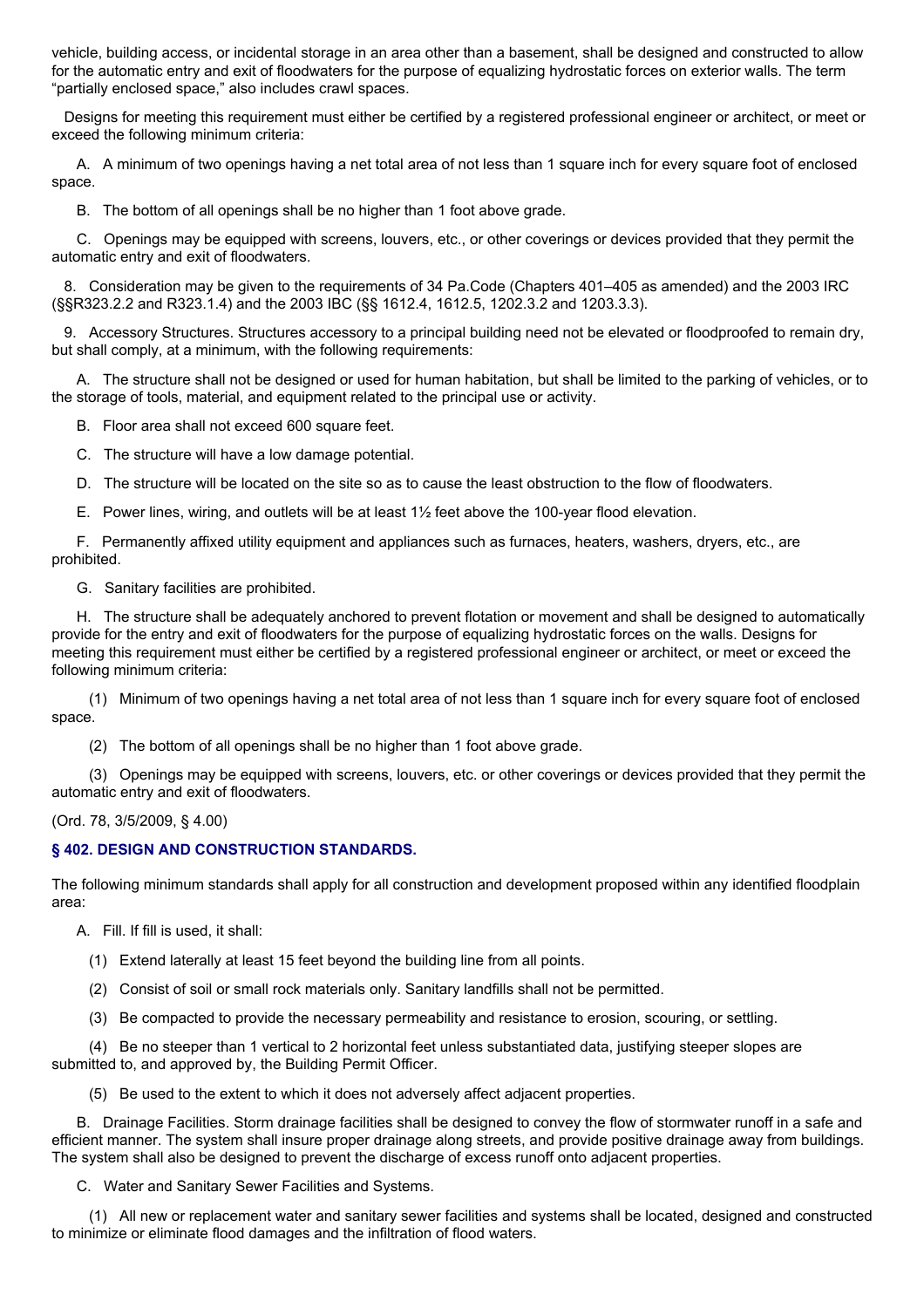vehicle, building access, or incidental storage in an area other than a basement, shall be designed and constructed to allow for the automatic entry and exit of floodwaters for the purpose of equalizing hydrostatic forces on exterior walls. The term "partially enclosed space," also includes crawl spaces.

Designs for meeting this requirement must either be certified by a registered professional engineer or architect, or meet or exceed the following minimum criteria:

A. A minimum of two openings having a net total area of not less than 1 square inch for every square foot of enclosed space.

B. The bottom of all openings shall be no higher than 1 foot above grade.

C. Openings may be equipped with screens, louvers, etc., or other coverings or devices provided that they permit the automatic entry and exit of floodwaters.

8. Consideration may be given to the requirements of 34 Pa.Code (Chapters 401–405 as amended) and the 2003 IRC (§§R323.2.2 and R323.1.4) and the 2003 IBC (§§ 1612.4, 1612.5, 1202.3.2 and 1203.3.3).

9. Accessory Structures. Structures accessory to a principal building need not be elevated or floodproofed to remain dry, but shall comply, at a minimum, with the following requirements:

A. The structure shall not be designed or used for human habitation, but shall be limited to the parking of vehicles, or to the storage of tools, material, and equipment related to the principal use or activity.

B. Floor area shall not exceed 600 square feet.

C. The structure will have a low damage potential.

D. The structure will be located on the site so as to cause the least obstruction to the flow of floodwaters.

E. Power lines, wiring, and outlets will be at least 1½ feet above the 100-year flood elevation.

F. Permanently affixed utility equipment and appliances such as furnaces, heaters, washers, dryers, etc., are prohibited.

G. Sanitary facilities are prohibited.

H. The structure shall be adequately anchored to prevent flotation or movement and shall be designed to automatically provide for the entry and exit of floodwaters for the purpose of equalizing hydrostatic forces on the walls. Designs for meeting this requirement must either be certified by a registered professional engineer or architect, or meet or exceed the following minimum criteria:

(1) Minimum of two openings having a net total area of not less than 1 square inch for every square foot of enclosed space.

(2) The bottom of all openings shall be no higher than 1 foot above grade.

(3) Openings may be equipped with screens, louvers, etc. or other coverings or devices provided that they permit the automatic entry and exit of floodwaters.

(Ord. 78, 3/5/2009, § 4.00)

### § 402. DESIGN AND CONSTRUCTION STANDARDS.

The following minimum standards shall apply for all construction and development proposed within any identified floodplain area:

A. Fill. If fill is used, it shall:

(1) Extend laterally at least 15 feet beyond the building line from all points.

(2) Consist of soil or small rock materials only. Sanitary landfills shall not be permitted.

(3) Be compacted to provide the necessary permeability and resistance to erosion, scouring, or settling.

(4) Be no steeper than 1 vertical to 2 horizontal feet unless substantiated data, justifying steeper slopes are submitted to, and approved by, the Building Permit Officer.

(5) Be used to the extent to which it does not adversely affect adjacent properties.

B. Drainage Facilities. Storm drainage facilities shall be designed to convey the flow of stormwater runoff in a safe and efficient manner. The system shall insure proper drainage along streets, and provide positive drainage away from buildings. The system shall also be designed to prevent the discharge of excess runoff onto adjacent properties.

C. Water and Sanitary Sewer Facilities and Systems.

(1) All new or replacement water and sanitary sewer facilities and systems shall be located, designed and constructed to minimize or eliminate flood damages and the infiltration of flood waters.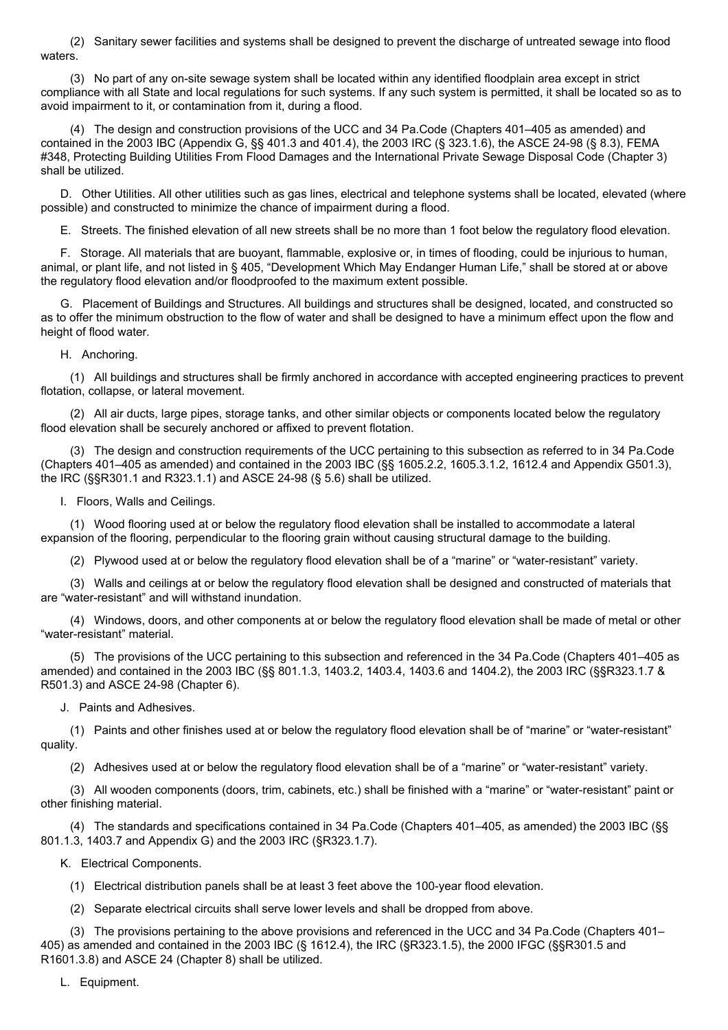(2) Sanitary sewer facilities and systems shall be designed to prevent the discharge of untreated sewage into flood waters.

(3) No part of any on-site sewage system shall be located within any identified floodplain area except in strict compliance with all State and local regulations for such systems. If any such system is permitted, it shall be located so as to avoid impairment to it, or contamination from it, during a flood.

(4) The design and construction provisions of the UCC and 34 Pa.Code (Chapters 401–405 as amended) and contained in the 2003 IBC (Appendix G, §§ 401.3 and 401.4), the 2003 IRC (§ 323.1.6), the ASCE 24-98 (§ 8.3), FEMA #348, Protecting Building Utilities From Flood Damages and the International Private Sewage Disposal Code (Chapter 3) shall be utilized.

D. Other Utilities. All other utilities such as gas lines, electrical and telephone systems shall be located, elevated (where possible) and constructed to minimize the chance of impairment during a flood.

E. Streets. The finished elevation of all new streets shall be no more than 1 foot below the regulatory flood elevation.

F. Storage. All materials that are buoyant, flammable, explosive or, in times of flooding, could be injurious to human, animal, or plant life, and not listed in § 405, "Development Which May Endanger Human Life," shall be stored at or above the regulatory flood elevation and/or floodproofed to the maximum extent possible.

G. Placement of Buildings and Structures. All buildings and structures shall be designed, located, and constructed so as to offer the minimum obstruction to the flow of water and shall be designed to have a minimum effect upon the flow and height of flood water.

H. Anchoring.

(1) All buildings and structures shall be firmly anchored in accordance with accepted engineering practices to prevent flotation, collapse, or lateral movement.

(2) All air ducts, large pipes, storage tanks, and other similar objects or components located below the regulatory flood elevation shall be securely anchored or affixed to prevent flotation.

(3) The design and construction requirements of the UCC pertaining to this subsection as referred to in 34 Pa.Code (Chapters 401–405 as amended) and contained in the 2003 IBC (§§ 1605.2.2, 1605.3.1.2, 1612.4 and Appendix G501.3), the IRC (§§R301.1 and R323.1.1) and ASCE 24-98 (§ 5.6) shall be utilized.

I. Floors, Walls and Ceilings.

(1) Wood flooring used at or below the regulatory flood elevation shall be installed to accommodate a lateral expansion of the flooring, perpendicular to the flooring grain without causing structural damage to the building.

(2) Plywood used at or below the regulatory flood elevation shall be of a "marine" or "water-resistant" variety.

(3) Walls and ceilings at or below the regulatory flood elevation shall be designed and constructed of materials that are "water-resistant" and will withstand inundation.

(4) Windows, doors, and other components at or below the regulatory flood elevation shall be made of metal or other "water-resistant" material.

(5) The provisions of the UCC pertaining to this subsection and referenced in the 34 Pa.Code (Chapters 401–405 as amended) and contained in the 2003 IBC (§§ 801.1.3, 1403.2, 1403.4, 1403.6 and 1404.2), the 2003 IRC (§§R323.1.7 & R501.3) and ASCE 24-98 (Chapter 6).

J. Paints and Adhesives.

(1) Paints and other finishes used at or below the regulatory flood elevation shall be of "marine" or "water-resistant" quality.

(2) Adhesives used at or below the regulatory flood elevation shall be of a "marine" or "water-resistant" variety.

(3) All wooden components (doors, trim, cabinets, etc.) shall be finished with a "marine" or "water-resistant" paint or other finishing material.

(4) The standards and specifications contained in 34 Pa.Code (Chapters 401–405, as amended) the 2003 IBC (§§ 801.1.3, 1403.7 and Appendix G) and the 2003 IRC (§R323.1.7).

K. Electrical Components.

(1) Electrical distribution panels shall be at least 3 feet above the 100-year flood elevation.

(2) Separate electrical circuits shall serve lower levels and shall be dropped from above.

(3) The provisions pertaining to the above provisions and referenced in the UCC and 34 Pa.Code (Chapters 401–405) as amended and contained in the 2003 IBC (§ 1612.4), the IRC (§R323.1.5), the 2000 IFGC (§§R301.5 and R1601.3.8) and ASCE 24 (Chapter 8) shall be utilized.

L. Equipment.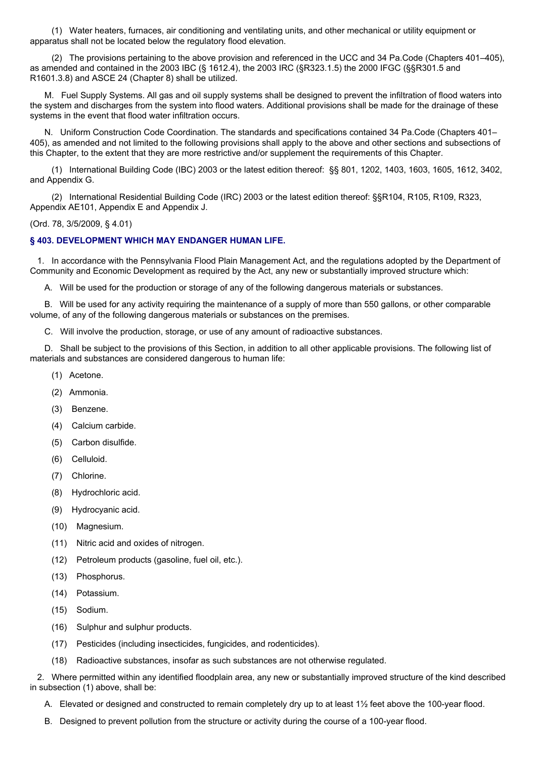(1) Water heaters, furnaces, air conditioning and ventilating units, and other mechanical or utility equipment or apparatus shall not be located below the regulatory flood elevation.

(2) The provisions pertaining to the above provision and referenced in the UCC and 34 Pa.Code (Chapters 401–405), as amended and contained in the 2003 IBC (§ 1612.4), the 2003 IRC (§R323.1.5) the 2000 IFGC (§§R301.5 and R1601.3.8) and ASCE 24 (Chapter 8) shall be utilized.

M. Fuel Supply Systems. All gas and oil supply systems shall be designed to prevent the infiltration of flood waters into the system and discharges from the system into flood waters. Additional provisions shall be made for the drainage of these systems in the event that flood water infiltration occurs.

N. Uniform Construction Code Coordination. The standards and specifications contained 34 Pa.Code (Chapters 401–405), as amended and not limited to the following provisions shall apply to the above and other sections and subsections of this Chapter, to the extent that they are more restrictive and/or supplement the requirements of this Chapter.

(1) International Building Code (IBC) 2003 or the latest edition thereof: §§ 801, 1202, 1403, 1603, 1605, 1612, 3402, and Appendix G.

(2) International Residential Building Code (IRC) 2003 or the latest edition thereof: §§R104, R105, R109, R323, Appendix AE101, Appendix E and Appendix J.

(Ord. 78, 3/5/2009, § 4.01)

### § 403. DEVELOPMENT WHICH MAY ENDANGER HUMAN LIFE.

1. In accordance with the Pennsylvania Flood Plain Management Act, and the regulations adopted by the Department of Community and Economic Development as required by the Act, any new or substantially improved structure which:

A. Will be used for the production or storage of any of the following dangerous materials or substances.

B. Will be used for any activity requiring the maintenance of a supply of more than 550 gallons, or other comparable volume, of any of the following dangerous materials or substances on the premises.

C. Will involve the production, storage, or use of any amount of radioactive substances.

D. Shall be subject to the provisions of this Section, in addition to all other applicable provisions. The following list of materials and substances are considered dangerous to human life:

(1) Acetone.

(2) Ammonia.

(3) Benzene.

(4) Calcium carbide.

(5) Carbon disulfide.

(6) Celluloid.

(7) Chlorine.

(8) Hydrochloric acid.

(9) Hydrocyanic acid.

(10) Magnesium.

(11) Nitric acid and oxides of nitrogen.

(12) Petroleum products (gasoline, fuel oil, etc.).

(13) Phosphorus.

(14) Potassium.

(15) Sodium.

(16) Sulphur and sulphur products.

(17) Pesticides (including insecticides, fungicides, and rodenticides).

(18) Radioactive substances, insofar as such substances are not otherwise regulated.

2. Where permitted within any identified floodplain area, any new or substantially improved structure of the kind described in subsection (1) above, shall be:

A. Elevated or designed and constructed to remain completely dry up to at least 1½ feet above the 100-year flood.

B. Designed to prevent pollution from the structure or activity during the course of a 100-year flood.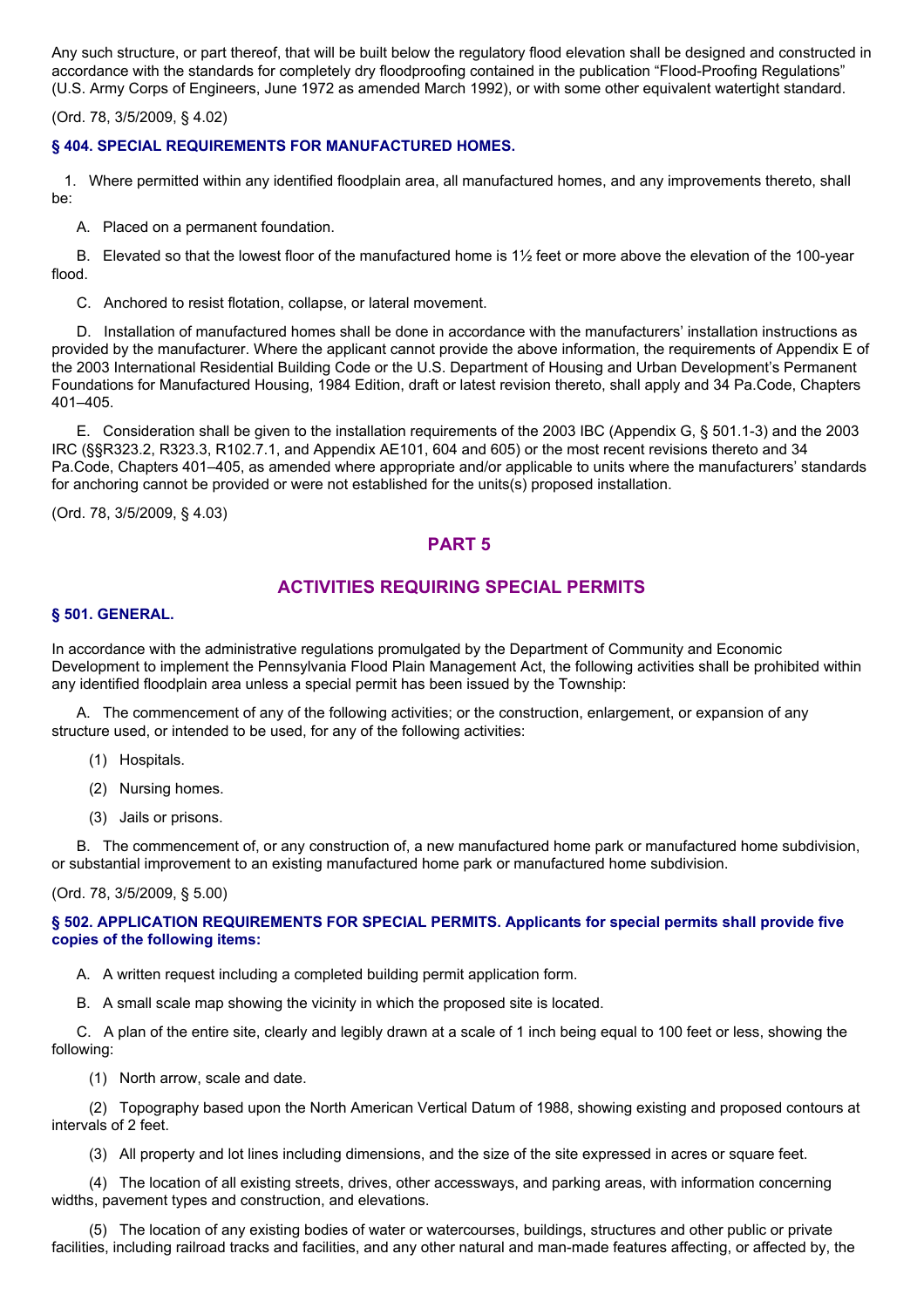Any such structure, or part thereof, that will be built below the regulatory flood elevation shall be designed and constructed in accordance with the standards for completely dry floodproofing contained in the publication “Flood-Proofing Regulations” (U.S. Army Corps of Engineers, June 1972 as amended March 1992), or with some other equivalent watertight standard.

(Ord. 78, 3/5/2009, § 4.02)

### § 404. SPECIAL REQUIREMENTS FOR MANUFACTURED HOMES.

1. Where permitted within any identified floodplain area, all manufactured homes, and any improvements thereto, shall be:

A. Placed on a permanent foundation.

B. Elevated so that the lowest floor of the manufactured home is 1½ feet or more above the elevation of the 100-year flood.

C. Anchored to resist flotation, collapse, or lateral movement.

D. Installation of manufactured homes shall be done in accordance with the manufacturers’ installation instructions as provided by the manufacturer. Where the applicant cannot provide the above information, the requirements of Appendix E of the 2003 International Residential Building Code or the U.S. Department of Housing and Urban Development’s Permanent Foundations for Manufactured Housing, 1984 Edition, draft or latest revision thereto, shall apply and 34 Pa.Code, Chapters 401–405.

E. Consideration shall be given to the installation requirements of the 2003 IBC (Appendix G, § 501.1-3) and the 2003 IRC (§§R323.2, R323.3, R102.7.1, and Appendix AE101, 604 and 605) or the most recent revisions thereto and 34 Pa.Code, Chapters 401–405, as amended where appropriate and/or applicable to units where the manufacturers’ standards for anchoring cannot be provided or were not established for the units(s) proposed installation.

(Ord. 78, 3/5/2009, § 4.03)

## PART 5

## ACTIVITIES REQUIRING SPECIAL PERMITS

### § 501. GENERAL.

In accordance with the administrative regulations promulgated by the Department of Community and Economic Development to implement the Pennsylvania Flood Plain Management Act, the following activities shall be prohibited within any identified floodplain area unless a special permit has been issued by the Township:

A. The commencement of any of the following activities; or the construction, enlargement, or expansion of any structure used, or intended to be used, for any of the following activities:

(1) Hospitals.

(2) Nursing homes.

(3) Jails or prisons.

B. The commencement of, or any construction of, a new manufactured home park or manufactured home subdivision, or substantial improvement to an existing manufactured home park or manufactured home subdivision.

(Ord. 78, 3/5/2009, § 5.00)

### § 502. APPLICATION REQUIREMENTS FOR SPECIAL PERMITS. Applicants for special permits shall provide five copies of the following items:

A. A written request including a completed building permit application form.

B. A small scale map showing the vicinity in which the proposed site is located.

C. A plan of the entire site, clearly and legibly drawn at a scale of 1 inch being equal to 100 feet or less, showing the following:

(1) North arrow, scale and date.

(2) Topography based upon the North American Vertical Datum of 1988, showing existing and proposed contours at intervals of 2 feet.

(3) All property and lot lines including dimensions, and the size of the site expressed in acres or square feet.

(4) The location of all existing streets, drives, other accessways, and parking areas, with information concerning widths, pavement types and construction, and elevations.

(5) The location of any existing bodies of water or watercourses, buildings, structures and other public or private facilities, including railroad tracks and facilities, and any other natural and man-made features affecting, or affected by, the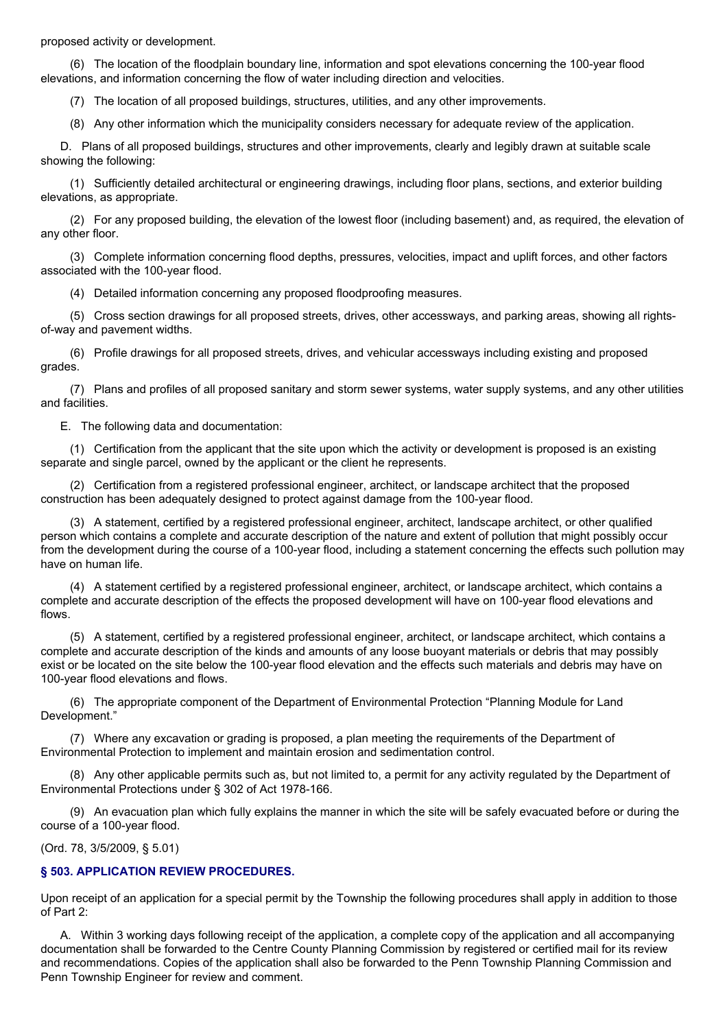proposed activity or development.

(6) The location of the floodplain boundary line, information and spot elevations concerning the 100-year flood elevations, and information concerning the flow of water including direction and velocities.

(7) The location of all proposed buildings, structures, utilities, and any other improvements.

(8) Any other information which the municipality considers necessary for adequate review of the application.

D. Plans of all proposed buildings, structures and other improvements, clearly and legibly drawn at suitable scale showing the following:

(1) Sufficiently detailed architectural or engineering drawings, including floor plans, sections, and exterior building elevations, as appropriate.

(2) For any proposed building, the elevation of the lowest floor (including basement) and, as required, the elevation of any other floor.

(3) Complete information concerning flood depths, pressures, velocities, impact and uplift forces, and other factors associated with the 100-year flood.

(4) Detailed information concerning any proposed floodproofing measures.

(5) Cross section drawings for all proposed streets, drives, other accessways, and parking areas, showing all rights-of-way and pavement widths.

(6) Profile drawings for all proposed streets, drives, and vehicular accessways including existing and proposed grades.

(7) Plans and profiles of all proposed sanitary and storm sewer systems, water supply systems, and any other utilities and facilities.

E. The following data and documentation:

(1) Certification from the applicant that the site upon which the activity or development is proposed is an existing separate and single parcel, owned by the applicant or the client he represents.

(2) Certification from a registered professional engineer, architect, or landscape architect that the proposed construction has been adequately designed to protect against damage from the 100-year flood.

(3) A statement, certified by a registered professional engineer, architect, landscape architect, or other qualified person which contains a complete and accurate description of the nature and extent of pollution that might possibly occur from the development during the course of a 100-year flood, including a statement concerning the effects such pollution may have on human life.

(4) A statement certified by a registered professional engineer, architect, or landscape architect, which contains a complete and accurate description of the effects the proposed development will have on 100-year flood elevations and flows.

(5) A statement, certified by a registered professional engineer, architect, or landscape architect, which contains a complete and accurate description of the kinds and amounts of any loose buoyant materials or debris that may possibly exist or be located on the site below the 100-year flood elevation and the effects such materials and debris may have on 100-year flood elevations and flows.

(6) The appropriate component of the Department of Environmental Protection "Planning Module for Land Development."

(7) Where any excavation or grading is proposed, a plan meeting the requirements of the Department of Environmental Protection to implement and maintain erosion and sedimentation control.

(8) Any other applicable permits such as, but not limited to, a permit for any activity regulated by the Department of Environmental Protections under § 302 of Act 1978-166.

(9) An evacuation plan which fully explains the manner in which the site will be safely evacuated before or during the course of a 100-year flood.

(Ord. 78, 3/5/2009, § 5.01)

### § 503. APPLICATION REVIEW PROCEDURES.

Upon receipt of an application for a special permit by the Township the following procedures shall apply in addition to those of Part 2:

A. Within 3 working days following receipt of the application, a complete copy of the application and all accompanying documentation shall be forwarded to the Centre County Planning Commission by registered or certified mail for its review and recommendations. Copies of the application shall also be forwarded to the Penn Township Planning Commission and Penn Township Engineer for review and comment.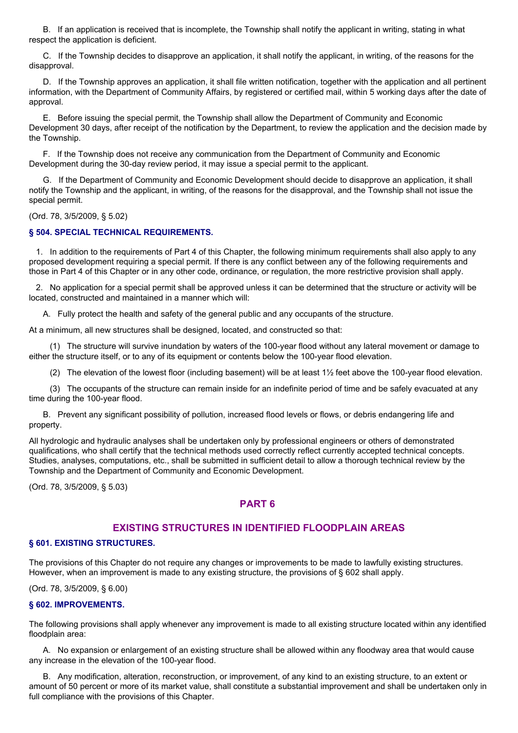B. If an application is received that is incomplete, the Township shall notify the applicant in writing, stating in what respect the application is deficient.

C. If the Township decides to disapprove an application, it shall notify the applicant, in writing, of the reasons for the disapproval.

D. If the Township approves an application, it shall file written notification, together with the application and all pertinent information, with the Department of Community Affairs, by registered or certified mail, within 5 working days after the date of approval.

E. Before issuing the special permit, the Township shall allow the Department of Community and Economic Development 30 days, after receipt of the notification by the Department, to review the application and the decision made by the Township.

F. If the Township does not receive any communication from the Department of Community and Economic Development during the 30-day review period, it may issue a special permit to the applicant.

G. If the Department of Community and Economic Development should decide to disapprove an application, it shall notify the Township and the applicant, in writing, of the reasons for the disapproval, and the Township shall not issue the special permit.

(Ord. 78, 3/5/2009, § 5.02)

### § 504. SPECIAL TECHNICAL REQUIREMENTS.

1. In addition to the requirements of Part 4 of this Chapter, the following minimum requirements shall also apply to any proposed development requiring a special permit. If there is any conflict between any of the following requirements and those in Part 4 of this Chapter or in any other code, ordinance, or regulation, the more restrictive provision shall apply.

2. No application for a special permit shall be approved unless it can be determined that the structure or activity will be located, constructed and maintained in a manner which will:

A. Fully protect the health and safety of the general public and any occupants of the structure.

At a minimum, all new structures shall be designed, located, and constructed so that:

(1) The structure will survive inundation by waters of the 100-year flood without any lateral movement or damage to either the structure itself, or to any of its equipment or contents below the 100-year flood elevation.

(2) The elevation of the lowest floor (including basement) will be at least 1½ feet above the 100-year flood elevation.

(3) The occupants of the structure can remain inside for an indefinite period of time and be safely evacuated at any time during the 100-year flood.

B. Prevent any significant possibility of pollution, increased flood levels or flows, or debris endangering life and property.

All hydrologic and hydraulic analyses shall be undertaken only by professional engineers or others of demonstrated qualifications, who shall certify that the technical methods used correctly reflect currently accepted technical concepts. Studies, analyses, computations, etc., shall be submitted in sufficient detail to allow a thorough technical review by the Township and the Department of Community and Economic Development.

(Ord. 78, 3/5/2009, § 5.03)

## PART 6

## EXISTING STRUCTURES IN IDENTIFIED FLOODPLAIN AREAS

### § 601. EXISTING STRUCTURES.

The provisions of this Chapter do not require any changes or improvements to be made to lawfully existing structures. However, when an improvement is made to any existing structure, the provisions of § 602 shall apply.

(Ord. 78, 3/5/2009, § 6.00)

### § 602. IMPROVEMENTS.

The following provisions shall apply whenever any improvement is made to all existing structure located within any identified floodplain area:

A. No expansion or enlargement of an existing structure shall be allowed within any floodway area that would cause any increase in the elevation of the 100-year flood.

B. Any modification, alteration, reconstruction, or improvement, of any kind to an existing structure, to an extent or amount of 50 percent or more of its market value, shall constitute a substantial improvement and shall be undertaken only in full compliance with the provisions of this Chapter.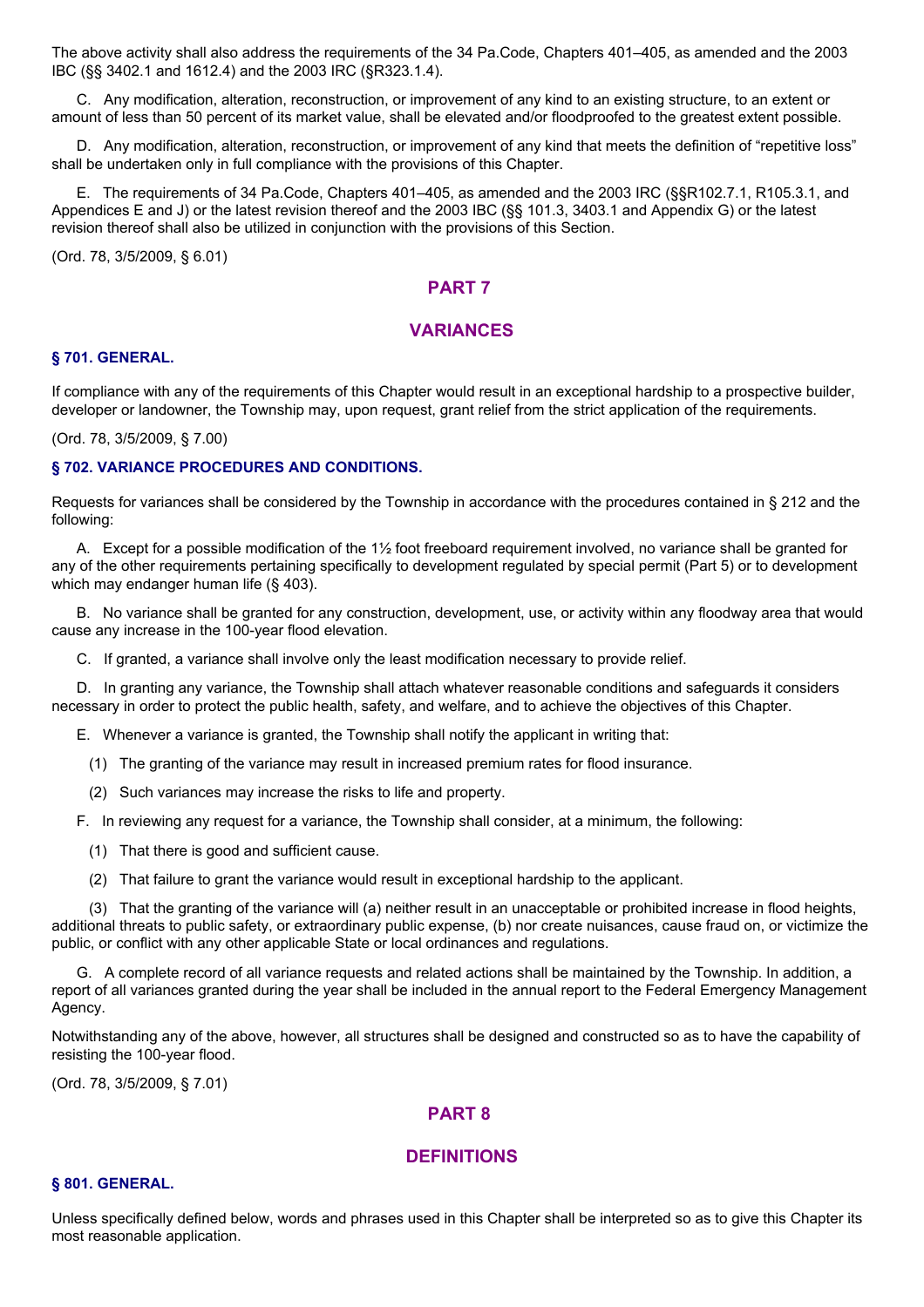The above activity shall also address the requirements of the 34 Pa.Code, Chapters 401–405, as amended and the 2003 IBC (§§ 3402.1 and 1612.4) and the 2003 IRC (§R323.1.4).

C. Any modification, alteration, reconstruction, or improvement of any kind to an existing structure, to an extent or amount of less than 50 percent of its market value, shall be elevated and/or floodproofed to the greatest extent possible.

D. Any modification, alteration, reconstruction, or improvement of any kind that meets the definition of "repetitive loss" shall be undertaken only in full compliance with the provisions of this Chapter.

E. The requirements of 34 Pa.Code, Chapters 401–405, as amended and the 2003 IRC (§§R102.7.1, R105.3.1, and Appendices E and J) or the latest revision thereof and the 2003 IBC (§§ 101.3, 3403.1 and Appendix G) or the latest revision thereof shall also be utilized in conjunction with the provisions of this Section.

(Ord. 78, 3/5/2009, § 6.01)

## PART 7

## VARIANCES

### § 701. GENERAL.

If compliance with any of the requirements of this Chapter would result in an exceptional hardship to a prospective builder, developer or landowner, the Township may, upon request, grant relief from the strict application of the requirements.

(Ord. 78, 3/5/2009, § 7.00)

### § 702. VARIANCE PROCEDURES AND CONDITIONS.

Requests for variances shall be considered by the Township in accordance with the procedures contained in § 212 and the following:

A. Except for a possible modification of the 1½ foot freeboard requirement involved, no variance shall be granted for any of the other requirements pertaining specifically to development regulated by special permit (Part 5) or to development which may endanger human life (§ 403).

B. No variance shall be granted for any construction, development, use, or activity within any floodway area that would cause any increase in the 100-year flood elevation.

C. If granted, a variance shall involve only the least modification necessary to provide relief.

D. In granting any variance, the Township shall attach whatever reasonable conditions and safeguards it considers necessary in order to protect the public health, safety, and welfare, and to achieve the objectives of this Chapter.

E. Whenever a variance is granted, the Township shall notify the applicant in writing that:

(1) The granting of the variance may result in increased premium rates for flood insurance.

(2) Such variances may increase the risks to life and property.

F. In reviewing any request for a variance, the Township shall consider, at a minimum, the following:

(1) That there is good and sufficient cause.

(2) That failure to grant the variance would result in exceptional hardship to the applicant.

(3) That the granting of the variance will (a) neither result in an unacceptable or prohibited increase in flood heights, additional threats to public safety, or extraordinary public expense, (b) nor create nuisances, cause fraud on, or victimize the public, or conflict with any other applicable State or local ordinances and regulations.

G. A complete record of all variance requests and related actions shall be maintained by the Township. In addition, a report of all variances granted during the year shall be included in the annual report to the Federal Emergency Management Agency.

Notwithstanding any of the above, however, all structures shall be designed and constructed so as to have the capability of resisting the 100-year flood.

(Ord. 78, 3/5/2009, § 7.01)

## PART 8

## DEFINITIONS

### § 801. GENERAL.

Unless specifically defined below, words and phrases used in this Chapter shall be interpreted so as to give this Chapter its most reasonable application.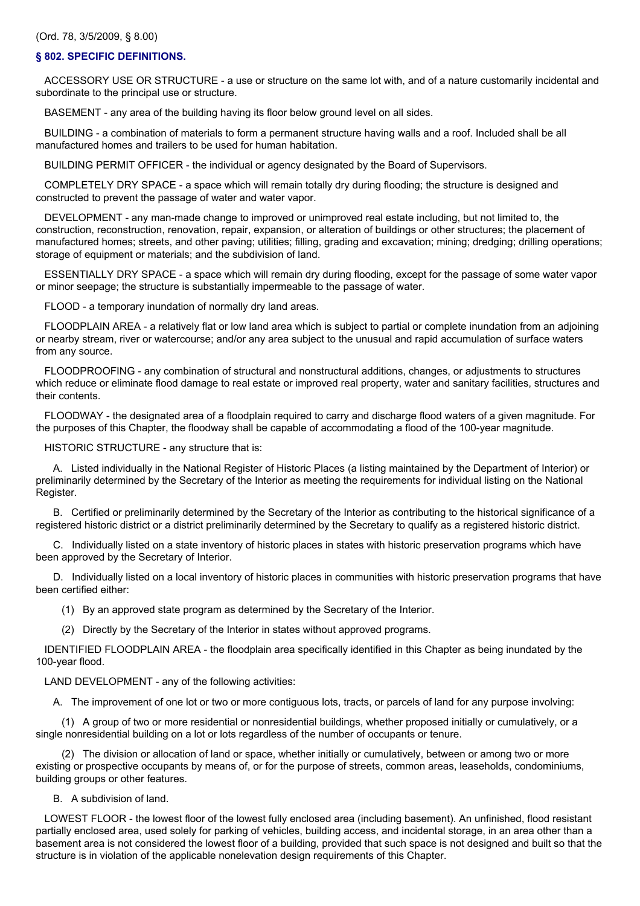(Ord. 78, 3/5/2009, § 8.00)

## § 802. SPECIFIC DEFINITIONS.

ACCESSORY USE OR STRUCTURE - a use or structure on the same lot with, and of a nature customarily incidental and subordinate to the principal use or structure.

BASEMENT - any area of the building having its floor below ground level on all sides.

BUILDING - a combination of materials to form a permanent structure having walls and a roof. Included shall be all manufactured homes and trailers to be used for human habitation.

BUILDING PERMIT OFFICER - the individual or agency designated by the Board of Supervisors.

COMPLETELY DRY SPACE - a space which will remain totally dry during flooding; the structure is designed and constructed to prevent the passage of water and water vapor.

DEVELOPMENT - any man-made change to improved or unimproved real estate including, but not limited to, the construction, reconstruction, renovation, repair, expansion, or alteration of buildings or other structures; the placement of manufactured homes; streets, and other paving; utilities; filling, grading and excavation; mining; dredging; drilling operations; storage of equipment or materials; and the subdivision of land.

ESSENTIALLY DRY SPACE - a space which will remain dry during flooding, except for the passage of some water vapor or minor seepage; the structure is substantially impermeable to the passage of water.

FLOOD - a temporary inundation of normally dry land areas.

FLOODPLAIN AREA - a relatively flat or low land area which is subject to partial or complete inundation from an adjoining or nearby stream, river or watercourse; and/or any area subject to the unusual and rapid accumulation of surface waters from any source.

FLOODPROOFING - any combination of structural and nonstructural additions, changes, or adjustments to structures which reduce or eliminate flood damage to real estate or improved real property, water and sanitary facilities, structures and their contents.

FLOODWAY - the designated area of a floodplain required to carry and discharge flood waters of a given magnitude. For the purposes of this Chapter, the floodway shall be capable of accommodating a flood of the 100-year magnitude.

HISTORIC STRUCTURE - any structure that is:

A. Listed individually in the National Register of Historic Places (a listing maintained by the Department of Interior) or preliminarily determined by the Secretary of the Interior as meeting the requirements for individual listing on the National Register.

B. Certified or preliminarily determined by the Secretary of the Interior as contributing to the historical significance of a registered historic district or a district preliminarily determined by the Secretary to qualify as a registered historic district.

C. Individually listed on a state inventory of historic places in states with historic preservation programs which have been approved by the Secretary of Interior.

D. Individually listed on a local inventory of historic places in communities with historic preservation programs that have been certified either:

(1) By an approved state program as determined by the Secretary of the Interior.

(2) Directly by the Secretary of the Interior in states without approved programs.

IDENTIFIED FLOODPLAIN AREA - the floodplain area specifically identified in this Chapter as being inundated by the 100-year flood.

LAND DEVELOPMENT - any of the following activities:

A. The improvement of one lot or two or more contiguous lots, tracts, or parcels of land for any purpose involving:

(1) A group of two or more residential or nonresidential buildings, whether proposed initially or cumulatively, or a single nonresidential building on a lot or lots regardless of the number of occupants or tenure.

(2) The division or allocation of land or space, whether initially or cumulatively, between or among two or more existing or prospective occupants by means of, or for the purpose of streets, common areas, leaseholds, condominiums, building groups or other features.

B. A subdivision of land.

LOWEST FLOOR - the lowest floor of the lowest fully enclosed area (including basement). An unfinished, flood resistant partially enclosed area, used solely for parking of vehicles, building access, and incidental storage, in an area other than a basement area is not considered the lowest floor of a building, provided that such space is not designed and built so that the structure is in violation of the applicable nonelevation design requirements of this Chapter.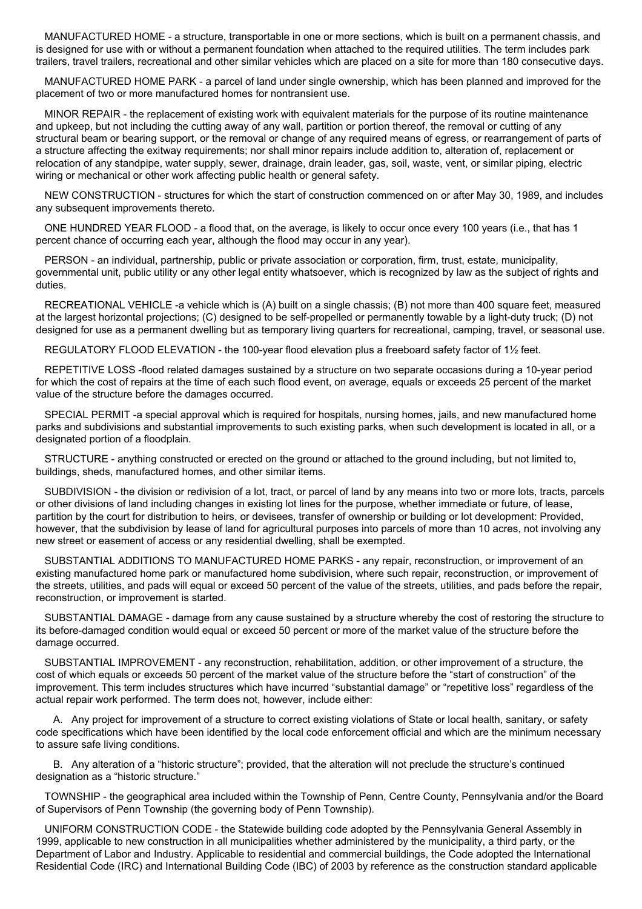MANUFACTURED HOME - a structure, transportable in one or more sections, which is built on a permanent chassis, and is designed for use with or without a permanent foundation when attached to the required utilities. The term includes park trailers, travel trailers, recreational and other similar vehicles which are placed on a site for more than 180 consecutive days.

MANUFACTURED HOME PARK - a parcel of land under single ownership, which has been planned and improved for the placement of two or more manufactured homes for nontransient use.

MINOR REPAIR - the replacement of existing work with equivalent materials for the purpose of its routine maintenance and upkeep, but not including the cutting away of any wall, partition or portion thereof, the removal or cutting of any structural beam or bearing support, or the removal or change of any required means of egress, or rearrangement of parts of a structure affecting the exitway requirements; nor shall minor repairs include addition to, alteration of, replacement or relocation of any standpipe, water supply, sewer, drainage, drain leader, gas, soil, waste, vent, or similar piping, electric wiring or mechanical or other work affecting public health or general safety.

NEW CONSTRUCTION - structures for which the start of construction commenced on or after May 30, 1989, and includes any subsequent improvements thereto.

ONE HUNDRED YEAR FLOOD - a flood that, on the average, is likely to occur once every 100 years (i.e., that has 1 percent chance of occurring each year, although the flood may occur in any year).

PERSON - an individual, partnership, public or private association or corporation, firm, trust, estate, municipality, governmental unit, public utility or any other legal entity whatsoever, which is recognized by law as the subject of rights and duties.

RECREATIONAL VEHICLE -a vehicle which is (A) built on a single chassis; (B) not more than 400 square feet, measured at the largest horizontal projections; (C) designed to be self-propelled or permanently towable by a light-duty truck; (D) not designed for use as a permanent dwelling but as temporary living quarters for recreational, camping, travel, or seasonal use.

REGULATORY FLOOD ELEVATION - the 100-year flood elevation plus a freeboard safety factor of 1½ feet.

REPETITIVE LOSS -flood related damages sustained by a structure on two separate occasions during a 10-year period for which the cost of repairs at the time of each such flood event, on average, equals or exceeds 25 percent of the market value of the structure before the damages occurred.

SPECIAL PERMIT -a special approval which is required for hospitals, nursing homes, jails, and new manufactured home parks and subdivisions and substantial improvements to such existing parks, when such development is located in all, or a designated portion of a floodplain.

STRUCTURE - anything constructed or erected on the ground or attached to the ground including, but not limited to, buildings, sheds, manufactured homes, and other similar items.

SUBDIVISION - the division or redivision of a lot, tract, or parcel of land by any means into two or more lots, tracts, parcels or other divisions of land including changes in existing lot lines for the purpose, whether immediate or future, of lease, partition by the court for distribution to heirs, or devisees, transfer of ownership or building or lot development: Provided, however, that the subdivision by lease of land for agricultural purposes into parcels of more than 10 acres, not involving any new street or easement of access or any residential dwelling, shall be exempted.

SUBSTANTIAL ADDITIONS TO MANUFACTURED HOME PARKS - any repair, reconstruction, or improvement of an existing manufactured home park or manufactured home subdivision, where such repair, reconstruction, or improvement of the streets, utilities, and pads will equal or exceed 50 percent of the value of the streets, utilities, and pads before the repair, reconstruction, or improvement is started.

SUBSTANTIAL DAMAGE - damage from any cause sustained by a structure whereby the cost of restoring the structure to its before-damaged condition would equal or exceed 50 percent or more of the market value of the structure before the damage occurred.

SUBSTANTIAL IMPROVEMENT - any reconstruction, rehabilitation, addition, or other improvement of a structure, the cost of which equals or exceeds 50 percent of the market value of the structure before the "start of construction" of the improvement. This term includes structures which have incurred "substantial damage" or "repetitive loss" regardless of the actual repair work performed. The term does not, however, include either:

A. Any project for improvement of a structure to correct existing violations of State or local health, sanitary, or safety code specifications which have been identified by the local code enforcement official and which are the minimum necessary to assure safe living conditions.

B. Any alteration of a "historic structure"; provided, that the alteration will not preclude the structure's continued designation as a "historic structure."

TOWNSHIP - the geographical area included within the Township of Penn, Centre County, Pennsylvania and/or the Board of Supervisors of Penn Township (the governing body of Penn Township).

UNIFORM CONSTRUCTION CODE - the Statewide building code adopted by the Pennsylvania General Assembly in 1999, applicable to new construction in all municipalities whether administered by the municipality, a third party, or the Department of Labor and Industry. Applicable to residential and commercial buildings, the Code adopted the International Residential Code (IRC) and International Building Code (IBC) of 2003 by reference as the construction standard applicable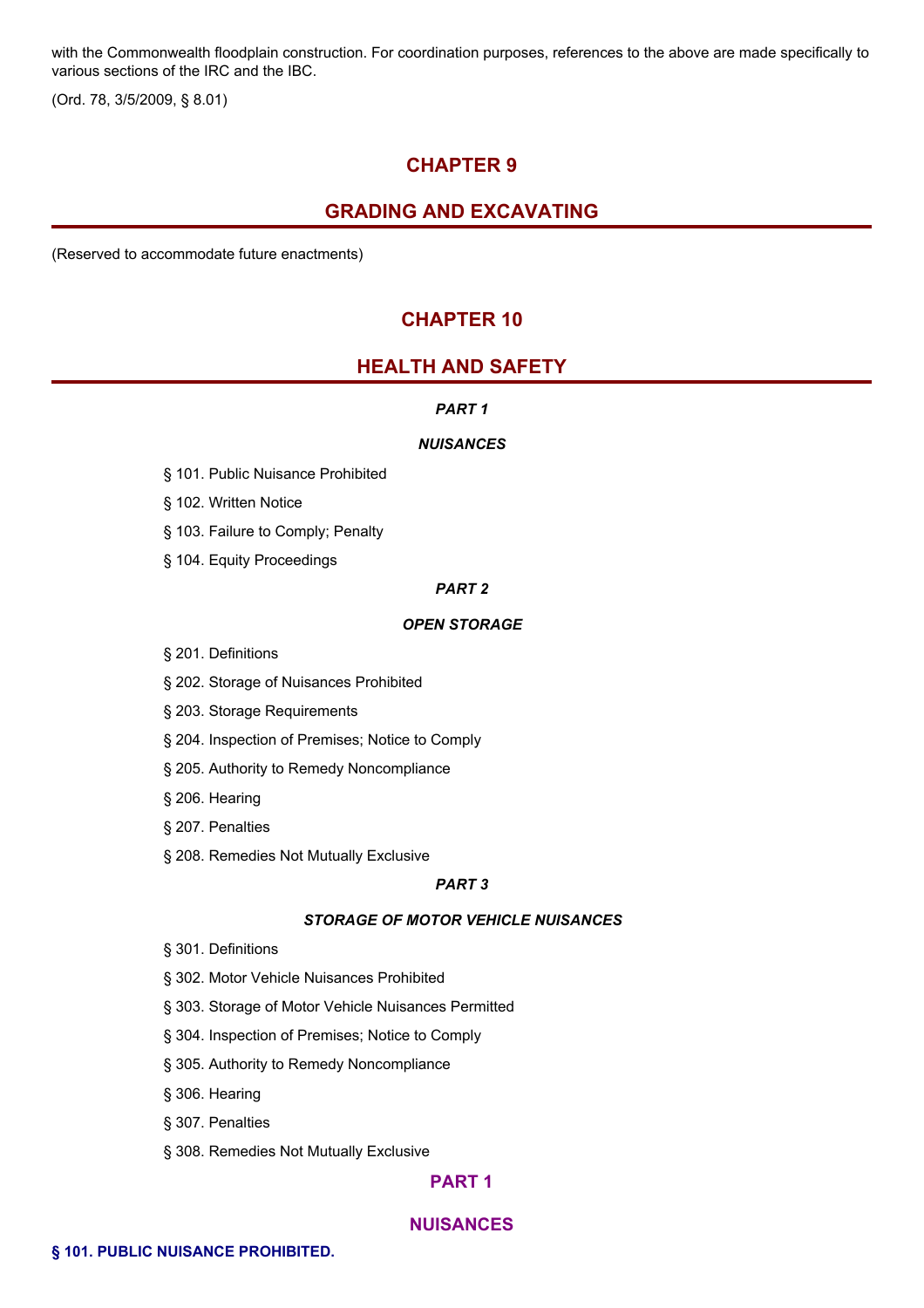with the Commonwealth floodplain construction. For coordination purposes, references to the above are made specifically to various sections of the IRC and the IBC.

(Ord. 78, 3/5/2009, § 8.01)

# CHAPTER 9

# GRADING AND EXCAVATING

(Reserved to accommodate future enactments)

# CHAPTER 10

# HEALTH AND SAFETY

***PART 1***

***NUISANCES***

§ 101. Public Nuisance Prohibited

§ 102. Written Notice

§ 103. Failure to Comply; Penalty

§ 104. Equity Proceedings

***PART 2***

***OPEN STORAGE***

§ 201. Definitions

§ 202. Storage of Nuisances Prohibited

§ 203. Storage Requirements

§ 204. Inspection of Premises; Notice to Comply

§ 205. Authority to Remedy Noncompliance

§ 206. Hearing

§ 207. Penalties

§ 208. Remedies Not Mutually Exclusive

***PART 3***

***STORAGE OF MOTOR VEHICLE NUISANCES***

§ 301. Definitions

§ 302. Motor Vehicle Nuisances Prohibited

§ 303. Storage of Motor Vehicle Nuisances Permitted

§ 304. Inspection of Premises; Notice to Comply

§ 305. Authority to Remedy Noncompliance

§ 306. Hearing

§ 307. Penalties

§ 308. Remedies Not Mutually Exclusive

## PART 1

## NUISANCES

### § 101. PUBLIC NUISANCE PROHIBITED.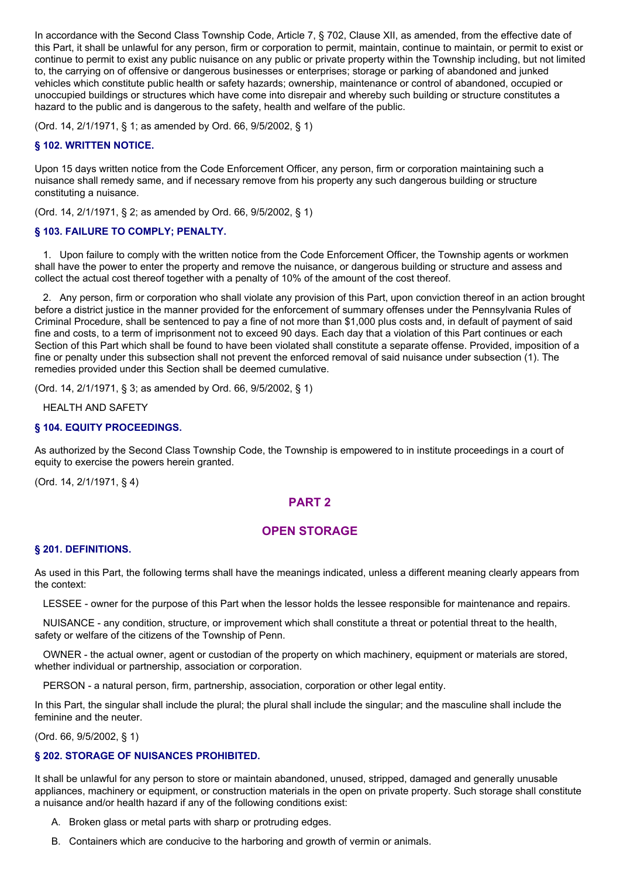In accordance with the Second Class Township Code, Article 7, § 702, Clause XII, as amended, from the effective date of this Part, it shall be unlawful for any person, firm or corporation to permit, maintain, continue to maintain, or permit to exist or continue to permit to exist any public nuisance on any public or private property within the Township including, but not limited to, the carrying on of offensive or dangerous businesses or enterprises; storage or parking of abandoned and junked vehicles which constitute public health or safety hazards; ownership, maintenance or control of abandoned, occupied or unoccupied buildings or structures which have come into disrepair and whereby such building or structure constitutes a hazard to the public and is dangerous to the safety, health and welfare of the public.

(Ord. 14, 2/1/1971, § 1; as amended by Ord. 66, 9/5/2002, § 1)

### § 102. WRITTEN NOTICE.

Upon 15 days written notice from the Code Enforcement Officer, any person, firm or corporation maintaining such a nuisance shall remedy same, and if necessary remove from his property any such dangerous building or structure constituting a nuisance.

(Ord. 14, 2/1/1971, § 2; as amended by Ord. 66, 9/5/2002, § 1)

### § 103. FAILURE TO COMPLY; PENALTY.

1. Upon failure to comply with the written notice from the Code Enforcement Officer, the Township agents or workmen shall have the power to enter the property and remove the nuisance, or dangerous building or structure and assess and collect the actual cost thereof together with a penalty of 10% of the amount of the cost thereof.

2. Any person, firm or corporation who shall violate any provision of this Part, upon conviction thereof in an action brought before a district justice in the manner provided for the enforcement of summary offenses under the Pennsylvania Rules of Criminal Procedure, shall be sentenced to pay a fine of not more than $1,000 plus costs and, in default of payment of said fine and costs, to a term of imprisonment not to exceed 90 days. Each day that a violation of this Part continues or each Section of this Part which shall be found to have been violated shall constitute a separate offense. Provided, imposition of a fine or penalty under this subsection shall not prevent the enforced removal of said nuisance under subsection (1). The remedies provided under this Section shall be deemed cumulative.

(Ord. 14, 2/1/1971, § 3; as amended by Ord. 66, 9/5/2002, § 1)

HEALTH AND SAFETY

### § 104. EQUITY PROCEEDINGS.

As authorized by the Second Class Township Code, the Township is empowered to in institute proceedings in a court of equity to exercise the powers herein granted.

(Ord. 14, 2/1/1971, § 4)

## PART 2

## OPEN STORAGE

### § 201. DEFINITIONS.

As used in this Part, the following terms shall have the meanings indicated, unless a different meaning clearly appears from the context:

LESSEE - owner for the purpose of this Part when the lessor holds the lessee responsible for maintenance and repairs.

NUISANCE - any condition, structure, or improvement which shall constitute a threat or potential threat to the health, safety or welfare of the citizens of the Township of Penn.

OWNER - the actual owner, agent or custodian of the property on which machinery, equipment or materials are stored, whether individual or partnership, association or corporation.

PERSON - a natural person, firm, partnership, association, corporation or other legal entity.

In this Part, the singular shall include the plural; the plural shall include the singular; and the masculine shall include the feminine and the neuter.

(Ord. 66, 9/5/2002, § 1)

### § 202. STORAGE OF NUISANCES PROHIBITED.

It shall be unlawful for any person to store or maintain abandoned, unused, stripped, damaged and generally unusable appliances, machinery or equipment, or construction materials in the open on private property. Such storage shall constitute a nuisance and/or health hazard if any of the following conditions exist:

A. Broken glass or metal parts with sharp or protruding edges.

B. Containers which are conducive to the harboring and growth of vermin or animals.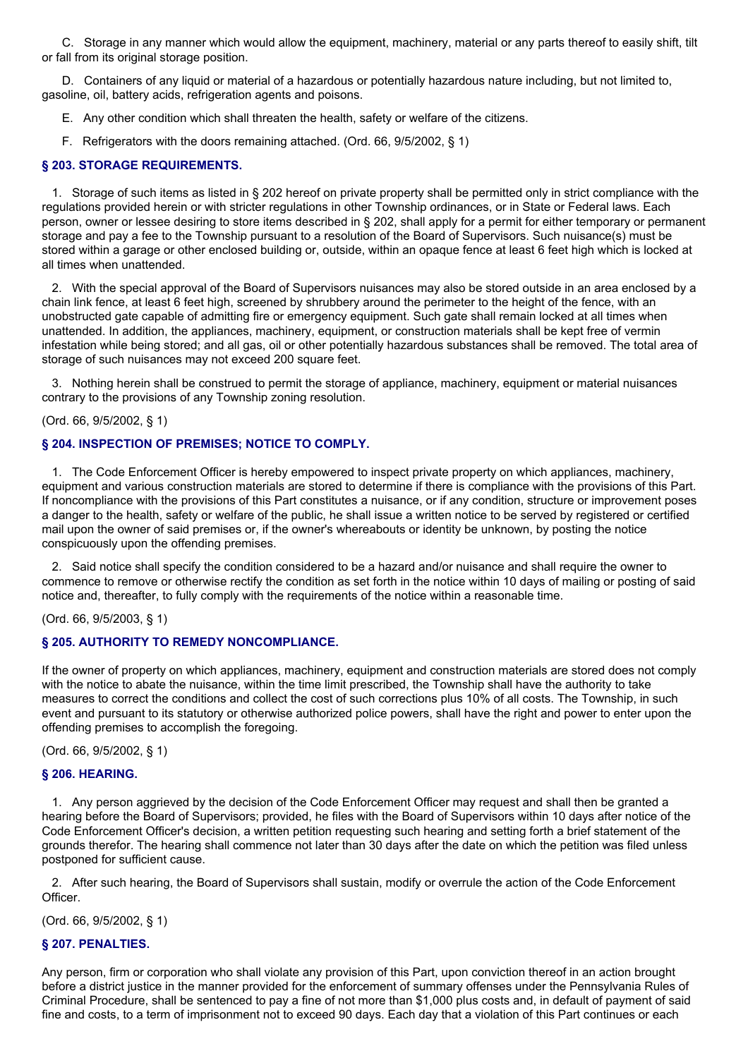C. Storage in any manner which would allow the equipment, machinery, material or any parts thereof to easily shift, tilt or fall from its original storage position.

D. Containers of any liquid or material of a hazardous or potentially hazardous nature including, but not limited to, gasoline, oil, battery acids, refrigeration agents and poisons.

E. Any other condition which shall threaten the health, safety or welfare of the citizens.

F. Refrigerators with the doors remaining attached. (Ord. 66, 9/5/2002, § 1)

### § 203. STORAGE REQUIREMENTS.

1. Storage of such items as listed in § 202 hereof on private property shall be permitted only in strict compliance with the regulations provided herein or with stricter regulations in other Township ordinances, or in State or Federal laws. Each person, owner or lessee desiring to store items described in § 202, shall apply for a permit for either temporary or permanent storage and pay a fee to the Township pursuant to a resolution of the Board of Supervisors. Such nuisance(s) must be stored within a garage or other enclosed building or, outside, within an opaque fence at least 6 feet high which is locked at all times when unattended.

2. With the special approval of the Board of Supervisors nuisances may also be stored outside in an area enclosed by a chain link fence, at least 6 feet high, screened by shrubbery around the perimeter to the height of the fence, with an unobstructed gate capable of admitting fire or emergency equipment. Such gate shall remain locked at all times when unattended. In addition, the appliances, machinery, equipment, or construction materials shall be kept free of vermin infestation while being stored; and all gas, oil or other potentially hazardous substances shall be removed. The total area of storage of such nuisances may not exceed 200 square feet.

3. Nothing herein shall be construed to permit the storage of appliance, machinery, equipment or material nuisances contrary to the provisions of any Township zoning resolution.

(Ord. 66, 9/5/2002, § 1)

### § 204. INSPECTION OF PREMISES; NOTICE TO COMPLY.

1. The Code Enforcement Officer is hereby empowered to inspect private property on which appliances, machinery, equipment and various construction materials are stored to determine if there is compliance with the provisions of this Part. If noncompliance with the provisions of this Part constitutes a nuisance, or if any condition, structure or improvement poses a danger to the health, safety or welfare of the public, he shall issue a written notice to be served by registered or certified mail upon the owner of said premises or, if the owner's whereabouts or identity be unknown, by posting the notice conspicuously upon the offending premises.

2. Said notice shall specify the condition considered to be a hazard and/or nuisance and shall require the owner to commence to remove or otherwise rectify the condition as set forth in the notice within 10 days of mailing or posting of said notice and, thereafter, to fully comply with the requirements of the notice within a reasonable time.

(Ord. 66, 9/5/2003, § 1)

### § 205. AUTHORITY TO REMEDY NONCOMPLIANCE.

If the owner of property on which appliances, machinery, equipment and construction materials are stored does not comply with the notice to abate the nuisance, within the time limit prescribed, the Township shall have the authority to take measures to correct the conditions and collect the cost of such corrections plus 10% of all costs. The Township, in such event and pursuant to its statutory or otherwise authorized police powers, shall have the right and power to enter upon the offending premises to accomplish the foregoing.

(Ord. 66, 9/5/2002, § 1)

### § 206. HEARING.

1. Any person aggrieved by the decision of the Code Enforcement Officer may request and shall then be granted a hearing before the Board of Supervisors; provided, he files with the Board of Supervisors within 10 days after notice of the Code Enforcement Officer's decision, a written petition requesting such hearing and setting forth a brief statement of the grounds therefor. The hearing shall commence not later than 30 days after the date on which the petition was filed unless postponed for sufficient cause.

2. After such hearing, the Board of Supervisors shall sustain, modify or overrule the action of the Code Enforcement Officer.

(Ord. 66, 9/5/2002, § 1)

### § 207. PENALTIES.

Any person, firm or corporation who shall violate any provision of this Part, upon conviction thereof in an action brought before a district justice in the manner provided for the enforcement of summary offenses under the Pennsylvania Rules of Criminal Procedure, shall be sentenced to pay a fine of not more than $1,000 plus costs and, in default of payment of said fine and costs, to a term of imprisonment not to exceed 90 days. Each day that a violation of this Part continues or each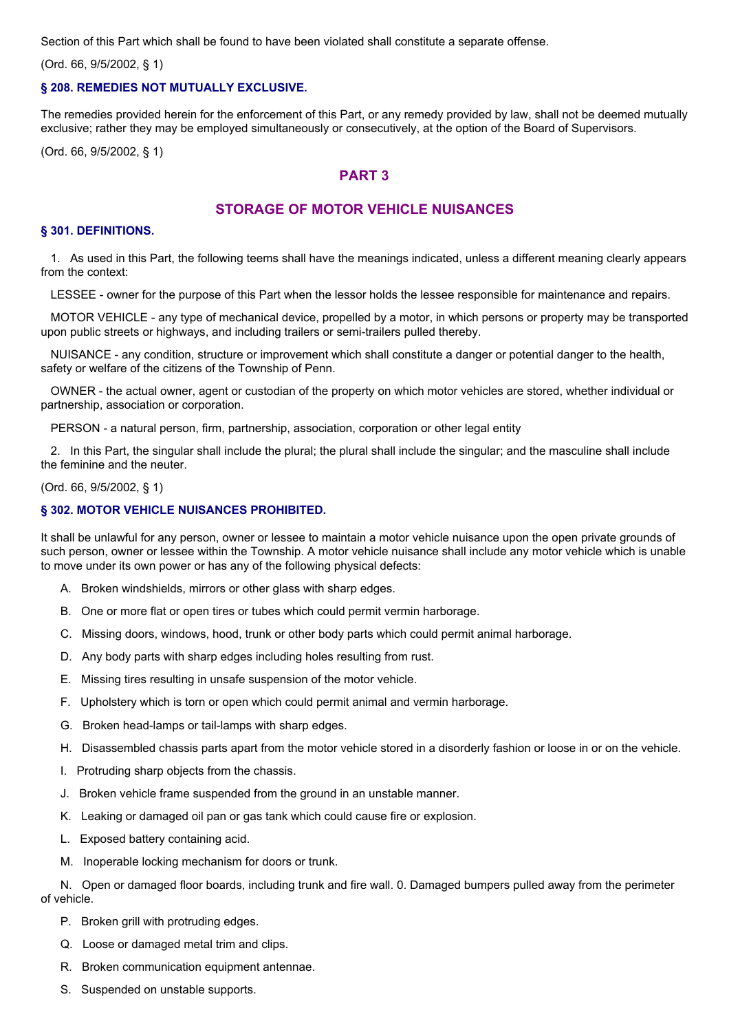Section of this Part which shall be found to have been violated shall constitute a separate offense.

(Ord. 66, 9/5/2002, § 1)

### § 208. REMEDIES NOT MUTUALLY EXCLUSIVE.

The remedies provided herein for the enforcement of this Part, or any remedy provided by law, shall not be deemed mutually exclusive; rather they may be employed simultaneously or consecutively, at the option of the Board of Supervisors.

(Ord. 66, 9/5/2002, § 1)

## PART 3

## STORAGE OF MOTOR VEHICLE NUISANCES

### § 301. DEFINITIONS.

1. As used in this Part, the following teems shall have the meanings indicated, unless a different meaning clearly appears from the context:

LESSEE - owner for the purpose of this Part when the lessor holds the lessee responsible for maintenance and repairs.

MOTOR VEHICLE - any type of mechanical device, propelled by a motor, in which persons or property may be transported upon public streets or highways, and including trailers or semi-trailers pulled thereby.

NUISANCE - any condition, structure or improvement which shall constitute a danger or potential danger to the health, safety or welfare of the citizens of the Township of Penn.

OWNER - the actual owner, agent or custodian of the property on which motor vehicles are stored, whether individual or partnership, association or corporation.

PERSON - a natural person, firm, partnership, association, corporation or other legal entity

2. In this Part, the singular shall include the plural; the plural shall include the singular; and the masculine shall include the feminine and the neuter.

(Ord. 66, 9/5/2002, § 1)

### § 302. MOTOR VEHICLE NUISANCES PROHIBITED.

It shall be unlawful for any person, owner or lessee to maintain a motor vehicle nuisance upon the open private grounds of such person, owner or lessee within the Township. A motor vehicle nuisance shall include any motor vehicle which is unable to move under its own power or has any of the following physical defects:

A. Broken windshields, mirrors or other glass with sharp edges.

B. One or more flat or open tires or tubes which could permit vermin harborage.

C. Missing doors, windows, hood, trunk or other body parts which could permit animal harborage.

D. Any body parts with sharp edges including holes resulting from rust.

E. Missing tires resulting in unsafe suspension of the motor vehicle.

F. Upholstery which is torn or open which could permit animal and vermin harborage.

G. Broken head-lamps or tail-lamps with sharp edges.

H. Disassembled chassis parts apart from the motor vehicle stored in a disorderly fashion or loose in or on the vehicle.

I. Protruding sharp objects from the chassis.

J. Broken vehicle frame suspended from the ground in an unstable manner.

K. Leaking or damaged oil pan or gas tank which could cause fire or explosion.

L. Exposed battery containing acid.

M. Inoperable locking mechanism for doors or trunk.

N. Open or damaged floor boards, including trunk and fire wall. 0. Damaged bumpers pulled away from the perimeter of vehicle.

P. Broken grill with protruding edges.

Q. Loose or damaged metal trim and clips.

R. Broken communication equipment antennae.

S. Suspended on unstable supports.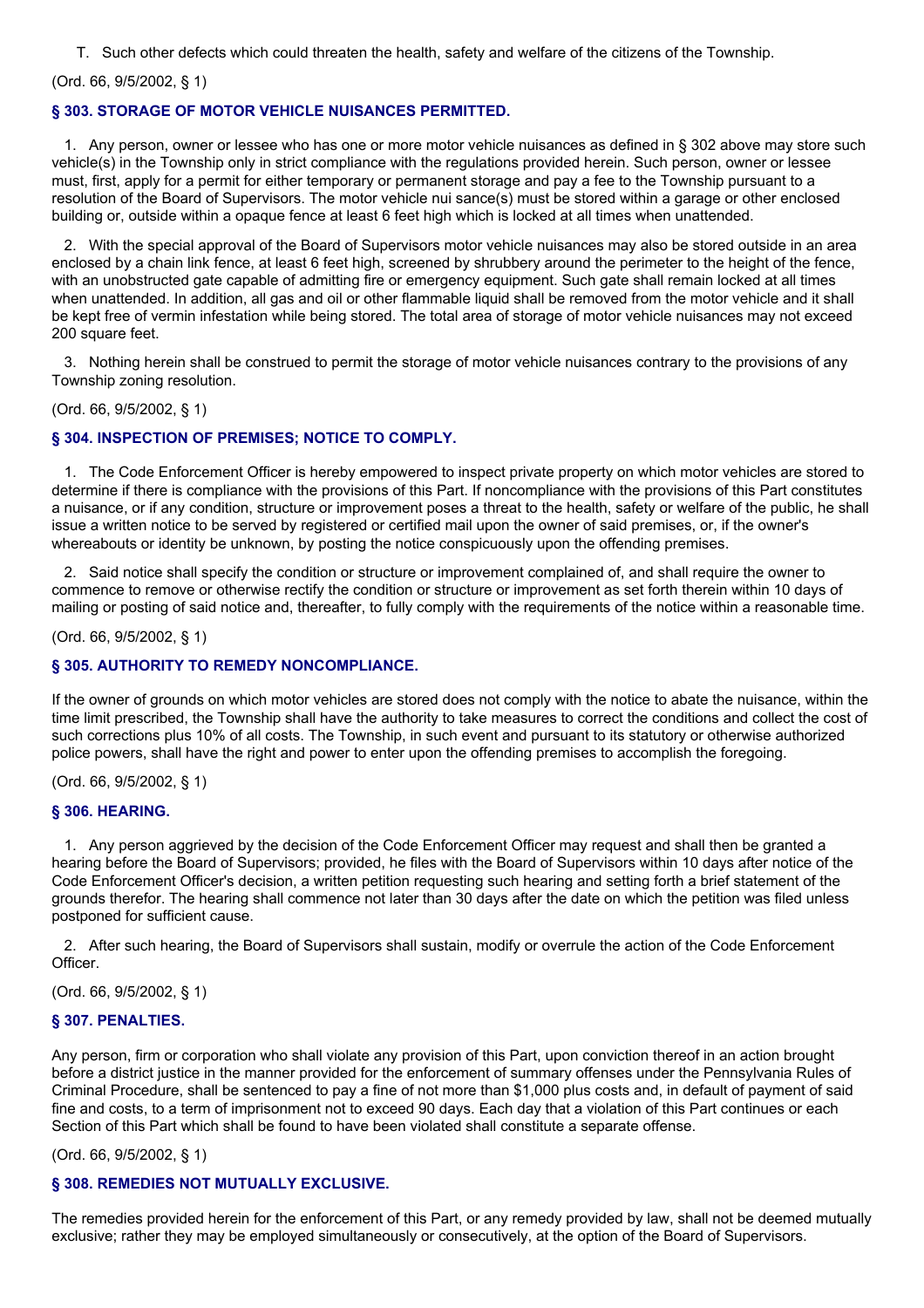T. Such other defects which could threaten the health, safety and welfare of the citizens of the Township.

(Ord. 66, 9/5/2002, § 1)

### § 303. STORAGE OF MOTOR VEHICLE NUISANCES PERMITTED.

1. Any person, owner or lessee who has one or more motor vehicle nuisances as defined in § 302 above may store such vehicle(s) in the Township only in strict compliance with the regulations provided herein. Such person, owner or lessee must, first, apply for a permit for either temporary or permanent storage and pay a fee to the Township pursuant to a resolution of the Board of Supervisors. The motor vehicle nui sance(s) must be stored within a garage or other enclosed building or, outside within a opaque fence at least 6 feet high which is locked at all times when unattended.

2. With the special approval of the Board of Supervisors motor vehicle nuisances may also be stored outside in an area enclosed by a chain link fence, at least 6 feet high, screened by shrubbery around the perimeter to the height of the fence, with an unobstructed gate capable of admitting fire or emergency equipment. Such gate shall remain locked at all times when unattended. In addition, all gas and oil or other flammable liquid shall be removed from the motor vehicle and it shall be kept free of vermin infestation while being stored. The total area of storage of motor vehicle nuisances may not exceed 200 square feet.

3. Nothing herein shall be construed to permit the storage of motor vehicle nuisances contrary to the provisions of any Township zoning resolution.

(Ord. 66, 9/5/2002, § 1)

### § 304. INSPECTION OF PREMISES; NOTICE TO COMPLY.

1. The Code Enforcement Officer is hereby empowered to inspect private property on which motor vehicles are stored to determine if there is compliance with the provisions of this Part. If noncompliance with the provisions of this Part constitutes a nuisance, or if any condition, structure or improvement poses a threat to the health, safety or welfare of the public, he shall issue a written notice to be served by registered or certified mail upon the owner of said premises, or, if the owner's whereabouts or identity be unknown, by posting the notice conspicuously upon the offending premises.

2. Said notice shall specify the condition or structure or improvement complained of, and shall require the owner to commence to remove or otherwise rectify the condition or structure or improvement as set forth therein within 10 days of mailing or posting of said notice and, thereafter, to fully comply with the requirements of the notice within a reasonable time.

(Ord. 66, 9/5/2002, § 1)

### § 305. AUTHORITY TO REMEDY NONCOMPLIANCE.

If the owner of grounds on which motor vehicles are stored does not comply with the notice to abate the nuisance, within the time limit prescribed, the Township shall have the authority to take measures to correct the conditions and collect the cost of such corrections plus 10% of all costs. The Township, in such event and pursuant to its statutory or otherwise authorized police powers, shall have the right and power to enter upon the offending premises to accomplish the foregoing.

(Ord. 66, 9/5/2002, § 1)

### § 306. HEARING.

1. Any person aggrieved by the decision of the Code Enforcement Officer may request and shall then be granted a hearing before the Board of Supervisors; provided, he files with the Board of Supervisors within 10 days after notice of the Code Enforcement Officer's decision, a written petition requesting such hearing and setting forth a brief statement of the grounds therefor. The hearing shall commence not later than 30 days after the date on which the petition was filed unless postponed for sufficient cause.

2. After such hearing, the Board of Supervisors shall sustain, modify or overrule the action of the Code Enforcement Officer.

(Ord. 66, 9/5/2002, § 1)

### § 307. PENALTIES.

Any person, firm or corporation who shall violate any provision of this Part, upon conviction thereof in an action brought before a district justice in the manner provided for the enforcement of summary offenses under the Pennsylvania Rules of Criminal Procedure, shall be sentenced to pay a fine of not more than $1,000 plus costs and, in default of payment of said fine and costs, to a term of imprisonment not to exceed 90 days. Each day that a violation of this Part continues or each Section of this Part which shall be found to have been violated shall constitute a separate offense.

(Ord. 66, 9/5/2002, § 1)

### § 308. REMEDIES NOT MUTUALLY EXCLUSIVE.

The remedies provided herein for the enforcement of this Part, or any remedy provided by law, shall not be deemed mutually exclusive; rather they may be employed simultaneously or consecutively, at the option of the Board of Supervisors.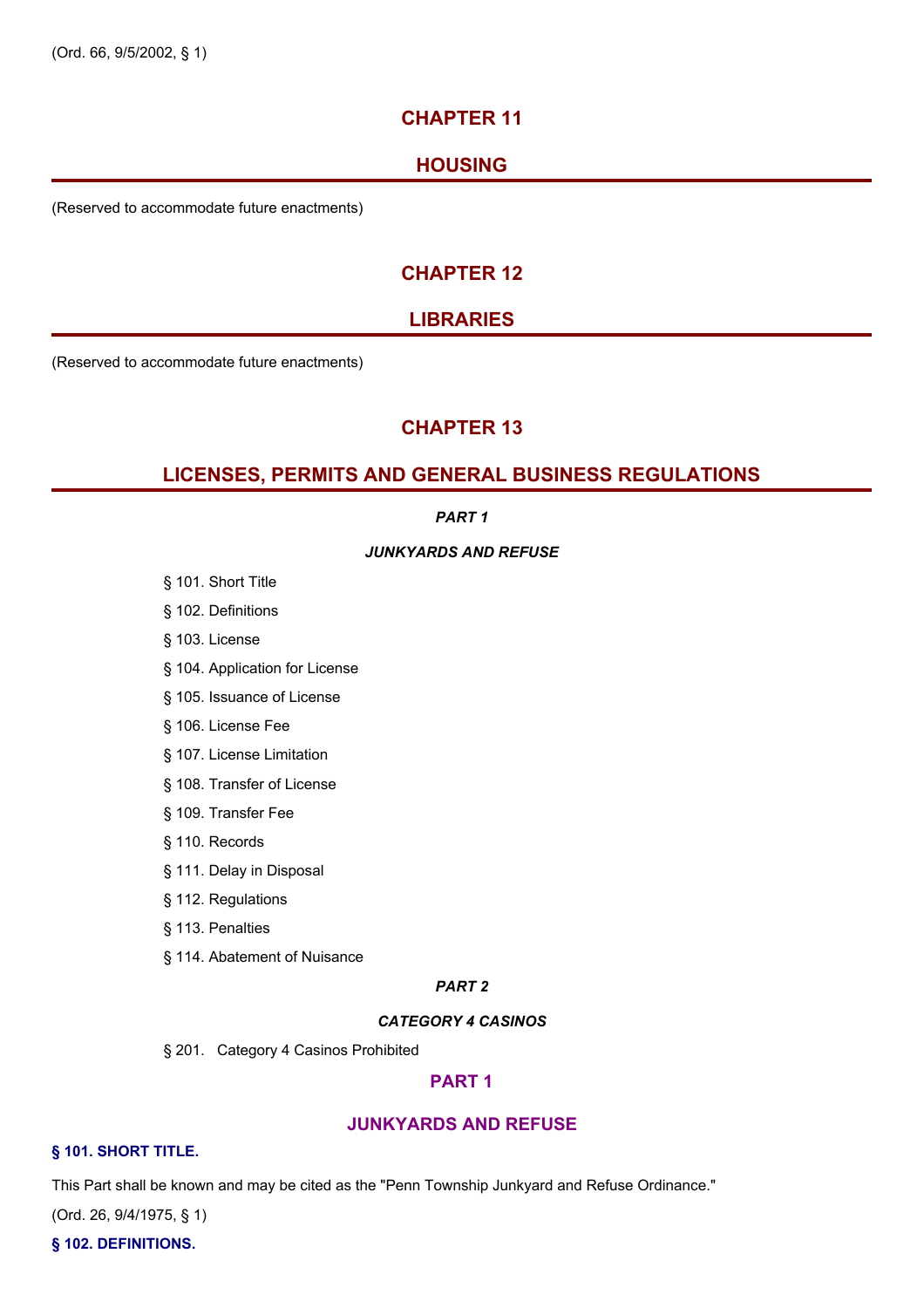(Ord. 66, 9/5/2002, § 1)

# CHAPTER 11

# HOUSING

(Reserved to accommodate future enactments)

# CHAPTER 12

# LIBRARIES

(Reserved to accommodate future enactments)

# CHAPTER 13

# LICENSES, PERMITS AND GENERAL BUSINESS REGULATIONS

***PART 1***

***JUNKYARDS AND REFUSE***

§ 101. Short Title

§ 102. Definitions

§ 103. License

§ 104. Application for License

§ 105. Issuance of License

§ 106. License Fee

§ 107. License Limitation

§ 108. Transfer of License

§ 109. Transfer Fee

§ 110. Records

§ 111. Delay in Disposal

§ 112. Regulations

§ 113. Penalties

§ 114. Abatement of Nuisance

***PART 2***

***CATEGORY 4 CASINOS***

§ 201. Category 4 Casinos Prohibited

## PART 1

## JUNKYARDS AND REFUSE

### § 101. SHORT TITLE.

This Part shall be known and may be cited as the "Penn Township Junkyard and Refuse Ordinance."

(Ord. 26, 9/4/1975, § 1)

### § 102. DEFINITIONS.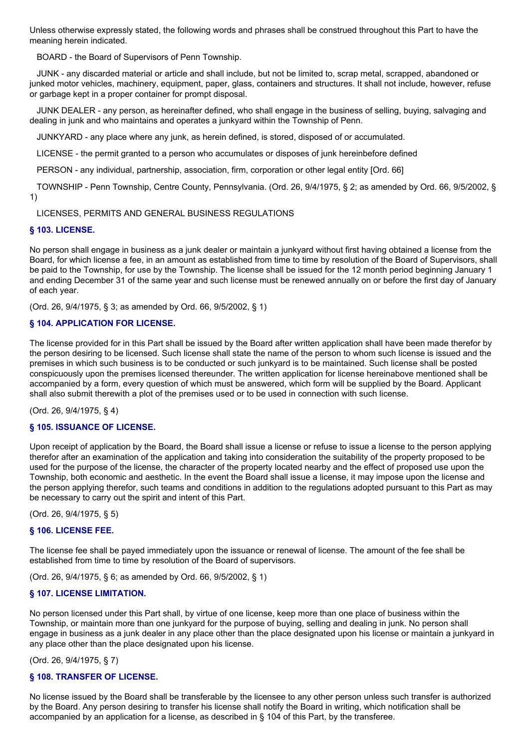Unless otherwise expressly stated, the following words and phrases shall be construed throughout this Part to have the meaning herein indicated.

BOARD - the Board of Supervisors of Penn Township.

JUNK - any discarded material or article and shall include, but not be limited to, scrap metal, scrapped, abandoned or junked motor vehicles, machinery, equipment, paper, glass, containers and structures. It shall not include, however, refuse or garbage kept in a proper container for prompt disposal.

JUNK DEALER - any person, as hereinafter defined, who shall engage in the business of selling, buying, salvaging and dealing in junk and who maintains and operates a junkyard within the Township of Penn.

JUNKYARD - any place where any junk, as herein defined, is stored, disposed of or accumulated.

LICENSE - the permit granted to a person who accumulates or disposes of junk hereinbefore defined

PERSON - any individual, partnership, association, firm, corporation or other legal entity [Ord. 66]

TOWNSHIP - Penn Township, Centre County, Pennsylvania. (Ord. 26, 9/4/1975, § 2; as amended by Ord. 66, 9/5/2002, § 1)

LICENSES, PERMITS AND GENERAL BUSINESS REGULATIONS

### § 103. LICENSE.

No person shall engage in business as a junk dealer or maintain a junkyard without first having obtained a license from the Board, for which license a fee, in an amount as established from time to time by resolution of the Board of Supervisors, shall be paid to the Township, for use by the Township. The license shall be issued for the 12 month period beginning January 1 and ending December 31 of the same year and such license must be renewed annually on or before the first day of January of each year.

(Ord. 26, 9/4/1975, § 3; as amended by Ord. 66, 9/5/2002, § 1)

### § 104. APPLICATION FOR LICENSE.

The license provided for in this Part shall be issued by the Board after written application shall have been made therefor by the person desiring to be licensed. Such license shall state the name of the person to whom such license is issued and the premises in which such business is to be conducted or such junkyard is to be maintained. Such license shall be posted conspicuously upon the premises licensed thereunder. The written application for license hereinabove mentioned shall be accompanied by a form, every question of which must be answered, which form will be supplied by the Board. Applicant shall also submit therewith a plot of the premises used or to be used in connection with such license.

(Ord. 26, 9/4/1975, § 4)

### § 105. ISSUANCE OF LICENSE.

Upon receipt of application by the Board, the Board shall issue a license or refuse to issue a license to the person applying therefor after an examination of the application and taking into consideration the suitability of the property proposed to be used for the purpose of the license, the character of the property located nearby and the effect of proposed use upon the Township, both economic and aesthetic. In the event the Board shall issue a license, it may impose upon the license and the person applying therefor, such teams and conditions in addition to the regulations adopted pursuant to this Part as may be necessary to carry out the spirit and intent of this Part.

(Ord. 26, 9/4/1975, § 5)

### § 106. LICENSE FEE.

The license fee shall be payed immediately upon the issuance or renewal of license. The amount of the fee shall be established from time to time by resolution of the Board of supervisors.

(Ord. 26, 9/4/1975, § 6; as amended by Ord. 66, 9/5/2002, § 1)

### § 107. LICENSE LIMITATION.

No person licensed under this Part shall, by virtue of one license, keep more than one place of business within the Township, or maintain more than one junkyard for the purpose of buying, selling and dealing in junk. No person shall engage in business as a junk dealer in any place other than the place designated upon his license or maintain a junkyard in any place other than the place designated upon his license.

(Ord. 26, 9/4/1975, § 7)

### § 108. TRANSFER OF LICENSE.

No license issued by the Board shall be transferable by the licensee to any other person unless such transfer is authorized by the Board. Any person desiring to transfer his license shall notify the Board in writing, which notification shall be accompanied by an application for a license, as described in § 104 of this Part, by the transferee.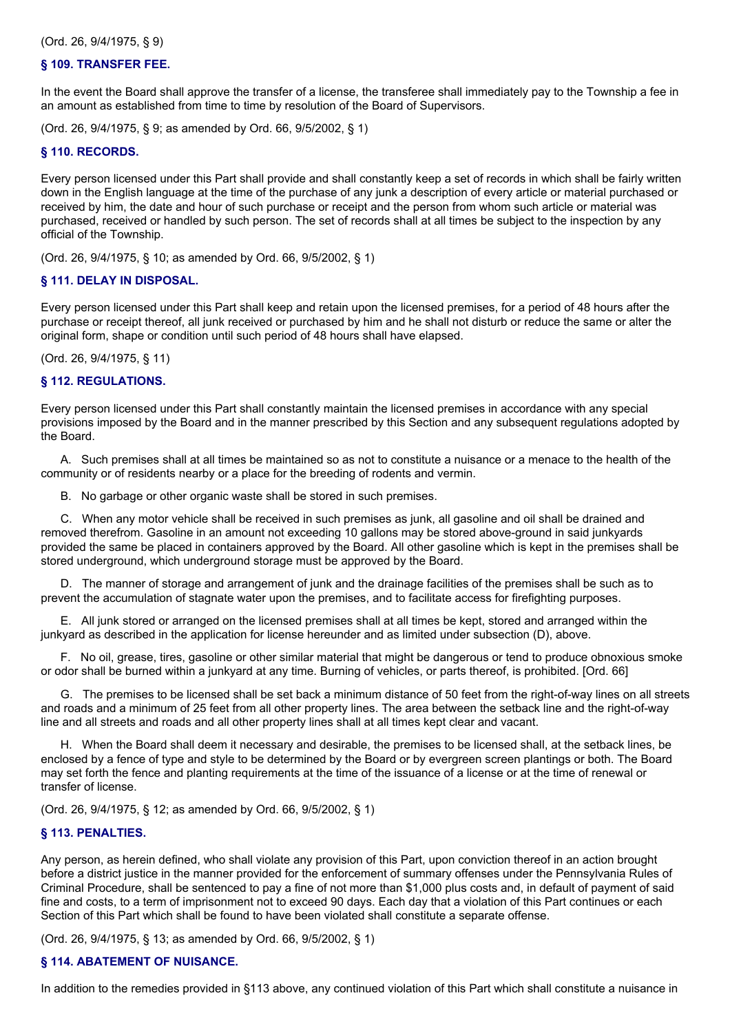(Ord. 26, 9/4/1975, § 9)

### § 109. TRANSFER FEE.

In the event the Board shall approve the transfer of a license, the transferee shall immediately pay to the Township a fee in an amount as established from time to time by resolution of the Board of Supervisors.

(Ord. 26, 9/4/1975, § 9; as amended by Ord. 66, 9/5/2002, § 1)

### § 110. RECORDS.

Every person licensed under this Part shall provide and shall constantly keep a set of records in which shall be fairly written down in the English language at the time of the purchase of any junk a description of every article or material purchased or received by him, the date and hour of such purchase or receipt and the person from whom such article or material was purchased, received or handled by such person. The set of records shall at all times be subject to the inspection by any official of the Township.

(Ord. 26, 9/4/1975, § 10; as amended by Ord. 66, 9/5/2002, § 1)

### § 111. DELAY IN DISPOSAL.

Every person licensed under this Part shall keep and retain upon the licensed premises, for a period of 48 hours after the purchase or receipt thereof, all junk received or purchased by him and he shall not disturb or reduce the same or alter the original form, shape or condition until such period of 48 hours shall have elapsed.

(Ord. 26, 9/4/1975, § 11)

### § 112. REGULATIONS.

Every person licensed under this Part shall constantly maintain the licensed premises in accordance with any special provisions imposed by the Board and in the manner prescribed by this Section and any subsequent regulations adopted by the Board.

A. Such premises shall at all times be maintained so as not to constitute a nuisance or a menace to the health of the community or of residents nearby or a place for the breeding of rodents and vermin.

B. No garbage or other organic waste shall be stored in such premises.

C. When any motor vehicle shall be received in such premises as junk, all gasoline and oil shall be drained and removed therefrom. Gasoline in an amount not exceeding 10 gallons may be stored above-ground in said junkyards provided the same be placed in containers approved by the Board. All other gasoline which is kept in the premises shall be stored underground, which underground storage must be approved by the Board.

D. The manner of storage and arrangement of junk and the drainage facilities of the premises shall be such as to prevent the accumulation of stagnate water upon the premises, and to facilitate access for firefighting purposes.

E. All junk stored or arranged on the licensed premises shall at all times be kept, stored and arranged within the junkyard as described in the application for license hereunder and as limited under subsection (D), above.

F. No oil, grease, tires, gasoline or other similar material that might be dangerous or tend to produce obnoxious smoke or odor shall be burned within a junkyard at any time. Burning of vehicles, or parts thereof, is prohibited. [Ord. 66]

G. The premises to be licensed shall be set back a minimum distance of 50 feet from the right-of-way lines on all streets and roads and a minimum of 25 feet from all other property lines. The area between the setback line and the right-of-way line and all streets and roads and all other property lines shall at all times kept clear and vacant.

H. When the Board shall deem it necessary and desirable, the premises to be licensed shall, at the setback lines, be enclosed by a fence of type and style to be determined by the Board or by evergreen screen plantings or both. The Board may set forth the fence and planting requirements at the time of the issuance of a license or at the time of renewal or transfer of license.

(Ord. 26, 9/4/1975, § 12; as amended by Ord. 66, 9/5/2002, § 1)

### § 113. PENALTIES.

Any person, as herein defined, who shall violate any provision of this Part, upon conviction thereof in an action brought before a district justice in the manner provided for the enforcement of summary offenses under the Pennsylvania Rules of Criminal Procedure, shall be sentenced to pay a fine of not more than $1,000 plus costs and, in default of payment of said fine and costs, to a term of imprisonment not to exceed 90 days. Each day that a violation of this Part continues or each Section of this Part which shall be found to have been violated shall constitute a separate offense.

(Ord. 26, 9/4/1975, § 13; as amended by Ord. 66, 9/5/2002, § 1)

### § 114. ABATEMENT OF NUISANCE.

In addition to the remedies provided in §113 above, any continued violation of this Part which shall constitute a nuisance in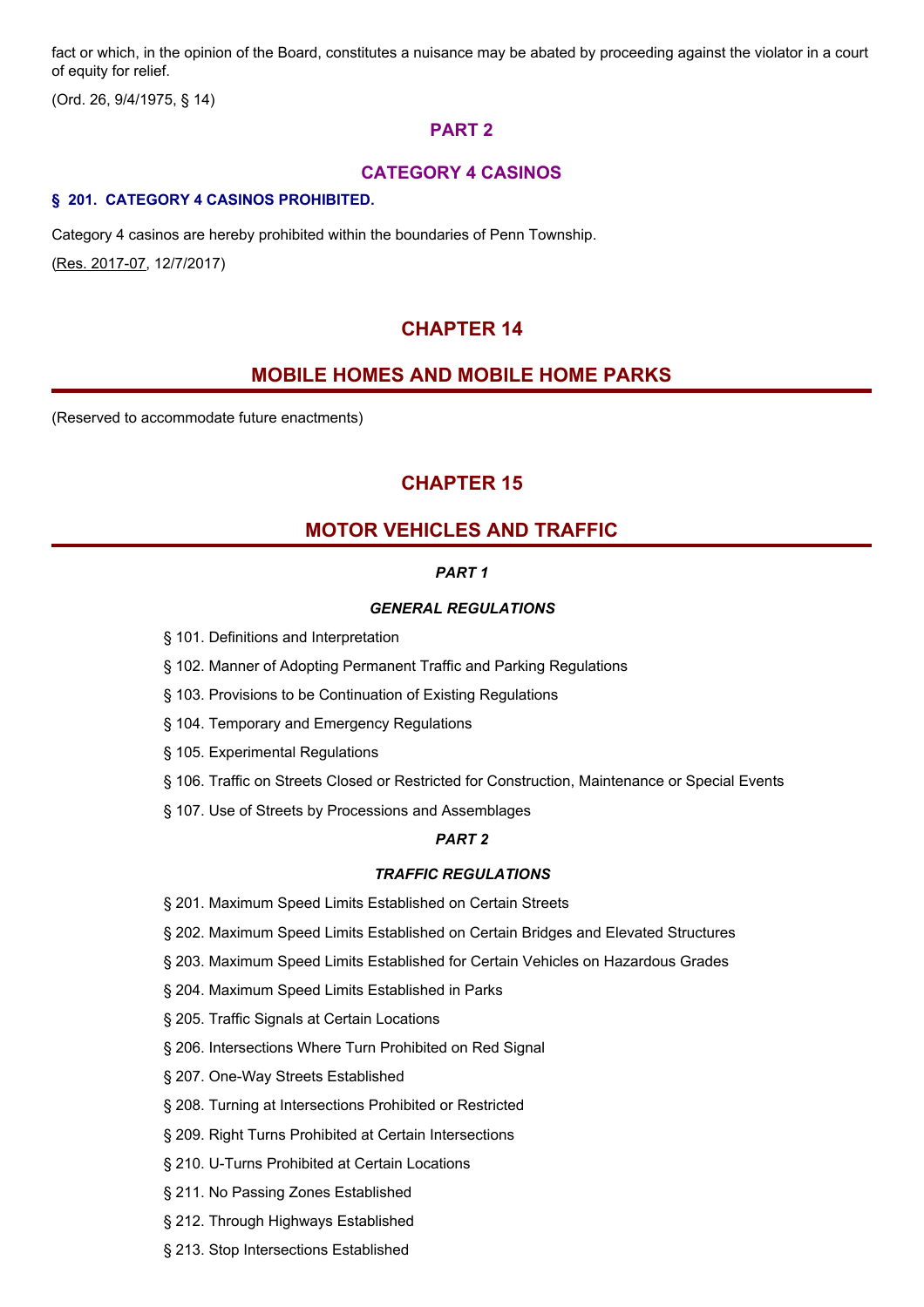fact or which, in the opinion of the Board, constitutes a nuisance may be abated by proceeding against the violator in a court of equity for relief.

(Ord. 26, 9/4/1975, § 14)

## PART 2

## CATEGORY 4 CASINOS

### § 201. CATEGORY 4 CASINOS PROHIBITED.

Category 4 casinos are hereby prohibited within the boundaries of Penn Township.

(Res. 2017-07, 12/7/2017)

# CHAPTER 14

# MOBILE HOMES AND MOBILE HOME PARKS

(Reserved to accommodate future enactments)

# CHAPTER 15

# MOTOR VEHICLES AND TRAFFIC

***PART 1***

***GENERAL REGULATIONS***

§ 101. Definitions and Interpretation

§ 102. Manner of Adopting Permanent Traffic and Parking Regulations

§ 103. Provisions to be Continuation of Existing Regulations

§ 104. Temporary and Emergency Regulations

§ 105. Experimental Regulations

§ 106. Traffic on Streets Closed or Restricted for Construction, Maintenance or Special Events

§ 107. Use of Streets by Processions and Assemblages

***PART 2***

***TRAFFIC REGULATIONS***

§ 201. Maximum Speed Limits Established on Certain Streets

§ 202. Maximum Speed Limits Established on Certain Bridges and Elevated Structures

§ 203. Maximum Speed Limits Established for Certain Vehicles on Hazardous Grades

§ 204. Maximum Speed Limits Established in Parks

§ 205. Traffic Signals at Certain Locations

§ 206. Intersections Where Turn Prohibited on Red Signal

§ 207. One-Way Streets Established

§ 208. Turning at Intersections Prohibited or Restricted

§ 209. Right Turns Prohibited at Certain Intersections

§ 210. U-Turns Prohibited at Certain Locations

§ 211. No Passing Zones Established

§ 212. Through Highways Established

§ 213. Stop Intersections Established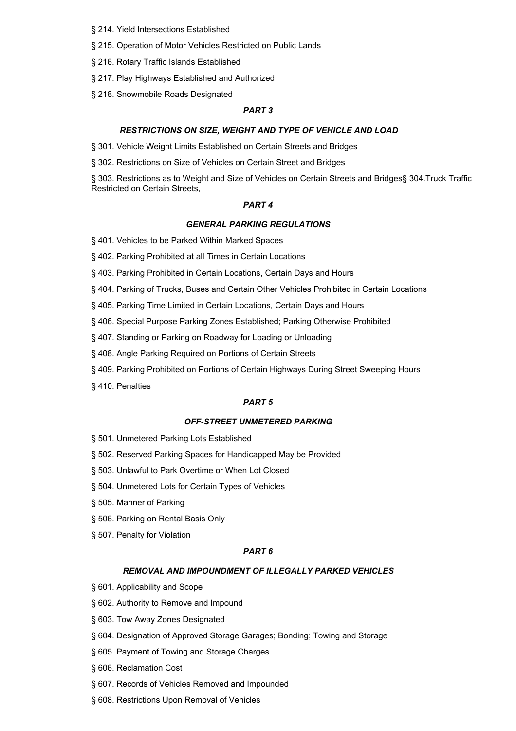§ 214. Yield Intersections Established

§ 215. Operation of Motor Vehicles Restricted on Public Lands

§ 216. Rotary Traffic Islands Established

§ 217. Play Highways Established and Authorized

§ 218. Snowmobile Roads Designated

### *PART 3*

### *RESTRICTIONS ON SIZE, WEIGHT AND TYPE OF VEHICLE AND LOAD*

§ 301. Vehicle Weight Limits Established on Certain Streets and Bridges

§ 302. Restrictions on Size of Vehicles on Certain Street and Bridges

§ 303. Restrictions as to Weight and Size of Vehicles on Certain Streets and Bridges§ 304.Truck Traffic Restricted on Certain Streets,

### *PART 4*

### *GENERAL PARKING REGULATIONS*

§ 401. Vehicles to be Parked Within Marked Spaces

§ 402. Parking Prohibited at all Times in Certain Locations

§ 403. Parking Prohibited in Certain Locations, Certain Days and Hours

§ 404. Parking of Trucks, Buses and Certain Other Vehicles Prohibited in Certain Locations

§ 405. Parking Time Limited in Certain Locations, Certain Days and Hours

§ 406. Special Purpose Parking Zones Established; Parking Otherwise Prohibited

§ 407. Standing or Parking on Roadway for Loading or Unloading

§ 408. Angle Parking Required on Portions of Certain Streets

§ 409. Parking Prohibited on Portions of Certain Highways During Street Sweeping Hours

§ 410. Penalties

### *PART 5*

### *OFF-STREET UNMETERED PARKING*

§ 501. Unmetered Parking Lots Established

§ 502. Reserved Parking Spaces for Handicapped May be Provided

§ 503. Unlawful to Park Overtime or When Lot Closed

§ 504. Unmetered Lots for Certain Types of Vehicles

§ 505. Manner of Parking

§ 506. Parking on Rental Basis Only

§ 507. Penalty for Violation

### *PART 6*

### *REMOVAL AND IMPOUNDMENT OF ILLEGALLY PARKED VEHICLES*

§ 601. Applicability and Scope

§ 602. Authority to Remove and Impound

§ 603. Tow Away Zones Designated

§ 604. Designation of Approved Storage Garages; Bonding; Towing and Storage

§ 605. Payment of Towing and Storage Charges

§ 606. Reclamation Cost

§ 607. Records of Vehicles Removed and Impounded

§ 608. Restrictions Upon Removal of Vehicles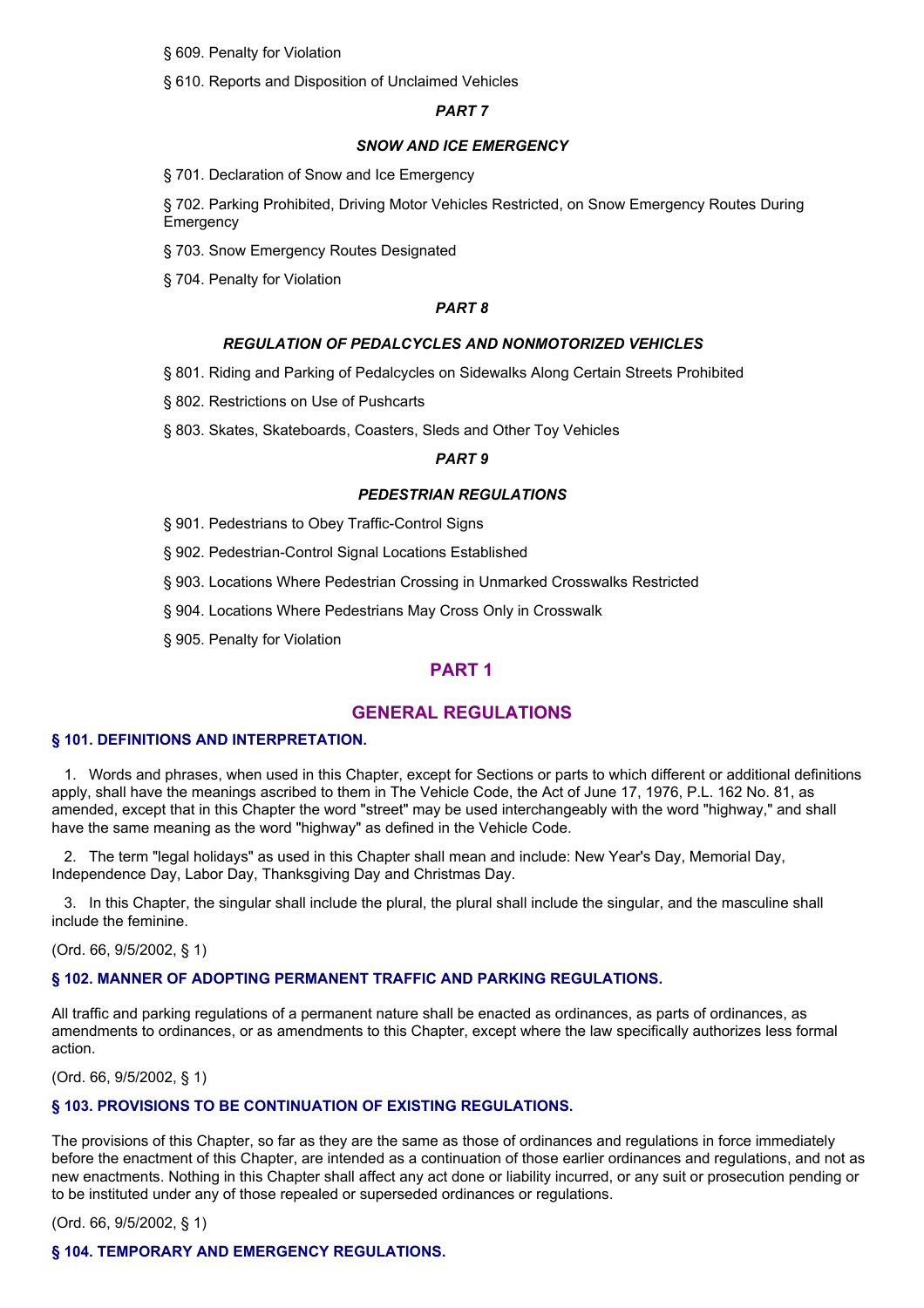§ 609. Penalty for Violation

§ 610. Reports and Disposition of Unclaimed Vehicles

***PART 7***

***SNOW AND ICE EMERGENCY***

§ 701. Declaration of Snow and Ice Emergency

§ 702. Parking Prohibited, Driving Motor Vehicles Restricted, on Snow Emergency Routes During Emergency

§ 703. Snow Emergency Routes Designated

§ 704. Penalty for Violation

***PART 8***

***REGULATION OF PEDALCYCLES AND NONMOTORIZED VEHICLES***

§ 801. Riding and Parking of Pedalcycles on Sidewalks Along Certain Streets Prohibited

§ 802. Restrictions on Use of Pushcarts

§ 803. Skates, Skateboards, Coasters, Sleds and Other Toy Vehicles

***PART 9***

***PEDESTRIAN REGULATIONS***

§ 901. Pedestrians to Obey Traffic-Control Signs

§ 902. Pedestrian-Control Signal Locations Established

§ 903. Locations Where Pedestrian Crossing in Unmarked Crosswalks Restricted

§ 904. Locations Where Pedestrians May Cross Only in Crosswalk

§ 905. Penalty for Violation

## PART 1

## GENERAL REGULATIONS

### § 101. DEFINITIONS AND INTERPRETATION.

1. Words and phrases, when used in this Chapter, except for Sections or parts to which different or additional definitions apply, shall have the meanings ascribed to them in The Vehicle Code, the Act of June 17, 1976, P.L. 162 No. 81, as amended, except that in this Chapter the word "street" may be used interchangeably with the word "highway," and shall have the same meaning as the word "highway" as defined in the Vehicle Code.

2. The term "legal holidays" as used in this Chapter shall mean and include: New Year's Day, Memorial Day, Independence Day, Labor Day, Thanksgiving Day and Christmas Day.

3. In this Chapter, the singular shall include the plural, the plural shall include the singular, and the masculine shall include the feminine.

(Ord. 66, 9/5/2002, § 1)

### § 102. MANNER OF ADOPTING PERMANENT TRAFFIC AND PARKING REGULATIONS.

All traffic and parking regulations of a permanent nature shall be enacted as ordinances, as parts of ordinances, as amendments to ordinances, or as amendments to this Chapter, except where the law specifically authorizes less formal action.

(Ord. 66, 9/5/2002, § 1)

### § 103. PROVISIONS TO BE CONTINUATION OF EXISTING REGULATIONS.

The provisions of this Chapter, so far as they are the same as those of ordinances and regulations in force immediately before the enactment of this Chapter, are intended as a continuation of those earlier ordinances and regulations, and not as new enactments. Nothing in this Chapter shall affect any act done or liability incurred, or any suit or prosecution pending or to be instituted under any of those repealed or superseded ordinances or regulations.

(Ord. 66, 9/5/2002, § 1)

### § 104. TEMPORARY AND EMERGENCY REGULATIONS.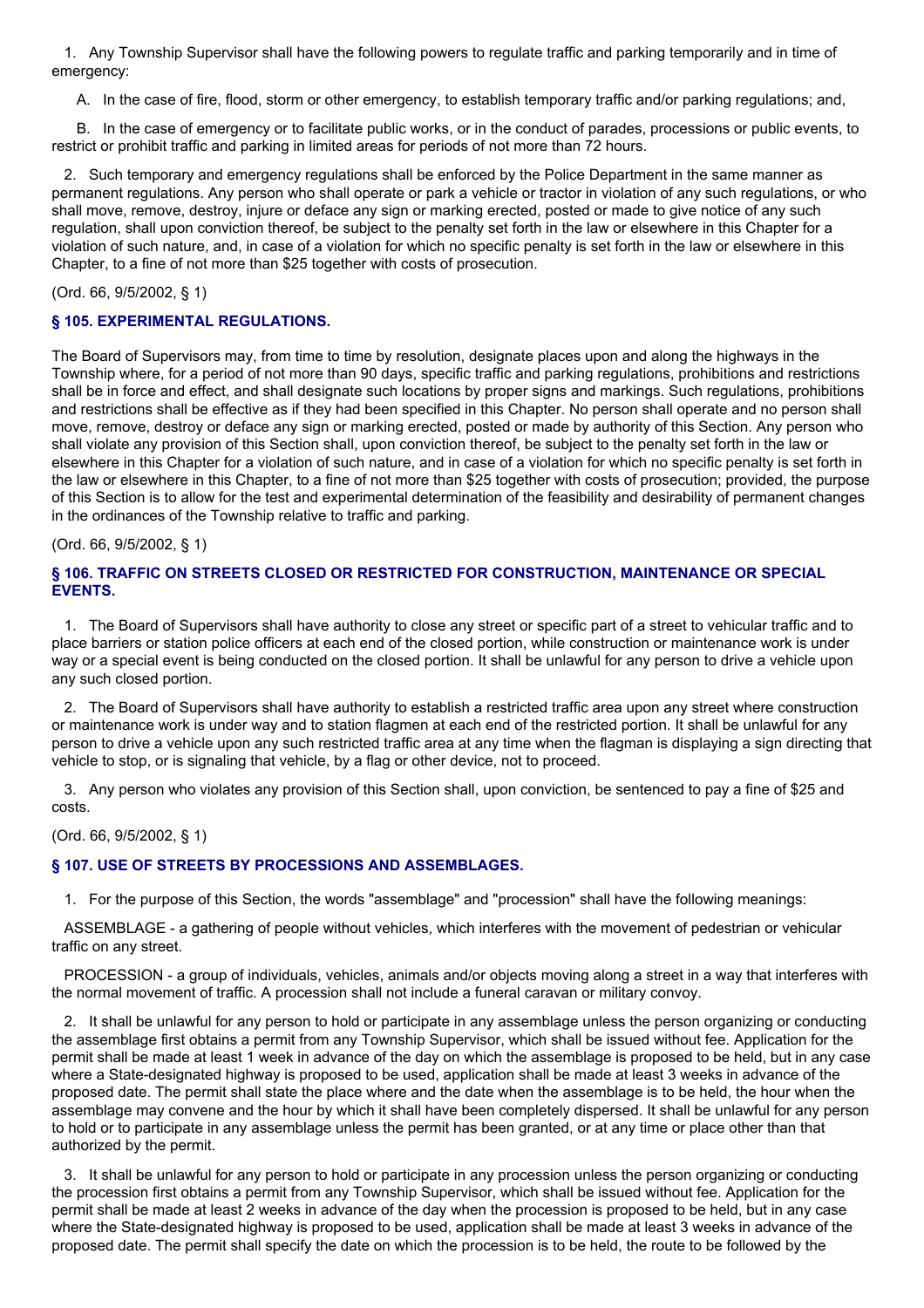1. Any Township Supervisor shall have the following powers to regulate traffic and parking temporarily and in time of emergency:

A. In the case of fire, flood, storm or other emergency, to establish temporary traffic and/or parking regulations; and,

B. In the case of emergency or to facilitate public works, or in the conduct of parades, processions or public events, to restrict or prohibit traffic and parking in limited areas for periods of not more than 72 hours.

2. Such temporary and emergency regulations shall be enforced by the Police Department in the same manner as permanent regulations. Any person who shall operate or park a vehicle or tractor in violation of any such regulations, or who shall move, remove, destroy, injure or deface any sign or marking erected, posted or made to give notice of any such regulation, shall upon conviction thereof, be subject to the penalty set forth in the law or elsewhere in this Chapter for a violation of such nature, and, in case of a violation for which no specific penalty is set forth in the law or elsewhere in this Chapter, to a fine of not more than $25 together with costs of prosecution.

(Ord. 66, 9/5/2002, § 1)

### § 105. EXPERIMENTAL REGULATIONS.

The Board of Supervisors may, from time to time by resolution, designate places upon and along the highways in the Township where, for a period of not more than 90 days, specific traffic and parking regulations, prohibitions and restrictions shall be in force and effect, and shall designate such locations by proper signs and markings. Such regulations, prohibitions and restrictions shall be effective as if they had been specified in this Chapter. No person shall operate and no person shall move, remove, destroy or deface any sign or marking erected, posted or made by authority of this Section. Any person who shall violate any provision of this Section shall, upon conviction thereof, be subject to the penalty set forth in the law or elsewhere in this Chapter for a violation of such nature, and in case of a violation for which no specific penalty is set forth in the law or elsewhere in this Chapter, to a fine of not more than $25 together with costs of prosecution; provided, the purpose of this Section is to allow for the test and experimental determination of the feasibility and desirability of permanent changes in the ordinances of the Township relative to traffic and parking.

(Ord. 66, 9/5/2002, § 1)

### § 106. TRAFFIC ON STREETS CLOSED OR RESTRICTED FOR CONSTRUCTION, MAINTENANCE OR SPECIAL EVENTS.

1. The Board of Supervisors shall have authority to close any street or specific part of a street to vehicular traffic and to place barriers or station police officers at each end of the closed portion, while construction or maintenance work is under way or a special event is being conducted on the closed portion. It shall be unlawful for any person to drive a vehicle upon any such closed portion.

2. The Board of Supervisors shall have authority to establish a restricted traffic area upon any street where construction or maintenance work is under way and to station flagmen at each end of the restricted portion. It shall be unlawful for any person to drive a vehicle upon any such restricted traffic area at any time when the flagman is displaying a sign directing that vehicle to stop, or is signaling that vehicle, by a flag or other device, not to proceed.

3. Any person who violates any provision of this Section shall, upon conviction, be sentenced to pay a fine of $25 and costs.

(Ord. 66, 9/5/2002, § 1)

### § 107. USE OF STREETS BY PROCESSIONS AND ASSEMBLAGES.

1. For the purpose of this Section, the words "assemblage" and "procession" shall have the following meanings:

ASSEMBLAGE - a gathering of people without vehicles, which interferes with the movement of pedestrian or vehicular traffic on any street.

PROCESSION - a group of individuals, vehicles, animals and/or objects moving along a street in a way that interferes with the normal movement of traffic. A procession shall not include a funeral caravan or military convoy.

2. It shall be unlawful for any person to hold or participate in any assemblage unless the person organizing or conducting the assemblage first obtains a permit from any Township Supervisor, which shall be issued without fee. Application for the permit shall be made at least 1 week in advance of the day on which the assemblage is proposed to be held, but in any case where a State-designated highway is proposed to be used, application shall be made at least 3 weeks in advance of the proposed date. The permit shall state the place where and the date when the assemblage is to be held, the hour when the assemblage may convene and the hour by which it shall have been completely dispersed. It shall be unlawful for any person to hold or to participate in any assemblage unless the permit has been granted, or at any time or place other than that authorized by the permit.

3. It shall be unlawful for any person to hold or participate in any procession unless the person organizing or conducting the procession first obtains a permit from any Township Supervisor, which shall be issued without fee. Application for the permit shall be made at least 2 weeks in advance of the day when the procession is proposed to be held, but in any case where the State-designated highway is proposed to be used, application shall be made at least 3 weeks in advance of the proposed date. The permit shall specify the date on which the procession is to be held, the route to be followed by the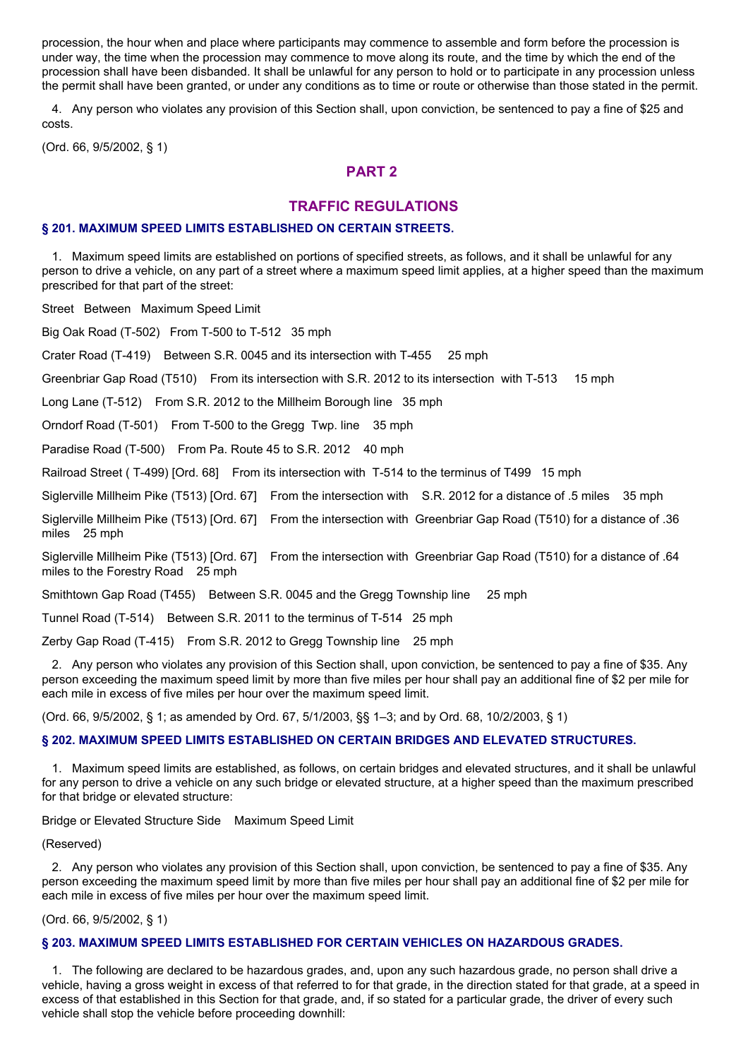procession, the hour when and place where participants may commence to assemble and form before the procession is under way, the time when the procession may commence to move along its route, and the time by which the end of the procession shall have been disbanded. It shall be unlawful for any person to hold or to participate in any procession unless the permit shall have been granted, or under any conditions as to time or route or otherwise than those stated in the permit.

4. Any person who violates any provision of this Section shall, upon conviction, be sentenced to pay a fine of $25 and costs.

(Ord. 66, 9/5/2002, § 1)

# PART 2

## TRAFFIC REGULATIONS

### § 201. MAXIMUM SPEED LIMITS ESTABLISHED ON CERTAIN STREETS.

1. Maximum speed limits are established on portions of specified streets, as follows, and it shall be unlawful for any person to drive a vehicle, on any part of a street where a maximum speed limit applies, at a higher speed than the maximum prescribed for that part of the street:

| Street | Between | Maximum Speed Limit |
|---|---|---|
| Big Oak Road (T-502) | From T-500 to T-512 | 35 mph |
| Crater Road (T-419) | Between S.R. 0045 and its intersection with T-455 | 25 mph |
| Greenbriar Gap Road (T510) | From its intersection with S.R. 2012 to its intersection with T-513 | 15 mph |
| Long Lane (T-512) | From S.R. 2012 to the Millheim Borough line | 35 mph |
| Orndorf Road (T-501) | From T-500 to the Gregg Twp. line | 35 mph |
| Paradise Road (T-500) | From Pa. Route 45 to S.R. 2012 | 40 mph |
| Railroad Street ( T-499) [Ord. 68] | From its intersection with T-514 to the terminus of T499 | 15 mph |
| Siglerville Millheim Pike (T513) [Ord. 67] | From the intersection with S.R. 2012 for a distance of .5 miles | 35 mph |
| Siglerville Millheim Pike (T513) [Ord. 67] | From the intersection with Greenbriar Gap Road (T510) for a distance of .36 miles | 25 mph |
| Siglerville Millheim Pike (T513) [Ord. 67] | From the intersection with Greenbriar Gap Road (T510) for a distance of .64 miles to the Forestry Road | 25 mph |
| Smithtown Gap Road (T455) | Between S.R. 0045 and the Gregg Township line | 25 mph |
| Tunnel Road (T-514) | Between S.R. 2011 to the terminus of T-514 | 25 mph |
| Zerby Gap Road (T-415) | From S.R. 2012 to Gregg Township line | 25 mph |

2. Any person who violates any provision of this Section shall, upon conviction, be sentenced to pay a fine of $35. Any person exceeding the maximum speed limit by more than five miles per hour shall pay an additional fine of $2 per mile for each mile in excess of five miles per hour over the maximum speed limit.

(Ord. 66, 9/5/2002, § 1; as amended by Ord. 67, 5/1/2003, §§ 1–3; and by Ord. 68, 10/2/2003, § 1)

### § 202. MAXIMUM SPEED LIMITS ESTABLISHED ON CERTAIN BRIDGES AND ELEVATED STRUCTURES.

1. Maximum speed limits are established, as follows, on certain bridges and elevated structures, and it shall be unlawful for any person to drive a vehicle on any such bridge or elevated structure, at a higher speed than the maximum prescribed for that bridge or elevated structure:

Bridge or Elevated Structure Side    Maximum Speed Limit

(Reserved)

2. Any person who violates any provision of this Section shall, upon conviction, be sentenced to pay a fine of $35. Any person exceeding the maximum speed limit by more than five miles per hour shall pay an additional fine of $2 per mile for each mile in excess of five miles per hour over the maximum speed limit.

(Ord. 66, 9/5/2002, § 1)

### § 203. MAXIMUM SPEED LIMITS ESTABLISHED FOR CERTAIN VEHICLES ON HAZARDOUS GRADES.

1. The following are declared to be hazardous grades, and, upon any such hazardous grade, no person shall drive a vehicle, having a gross weight in excess of that referred to for that grade, in the direction stated for that grade, at a speed in excess of that established in this Section for that grade, and, if so stated for a particular grade, the driver of every such vehicle shall stop the vehicle before proceeding downhill: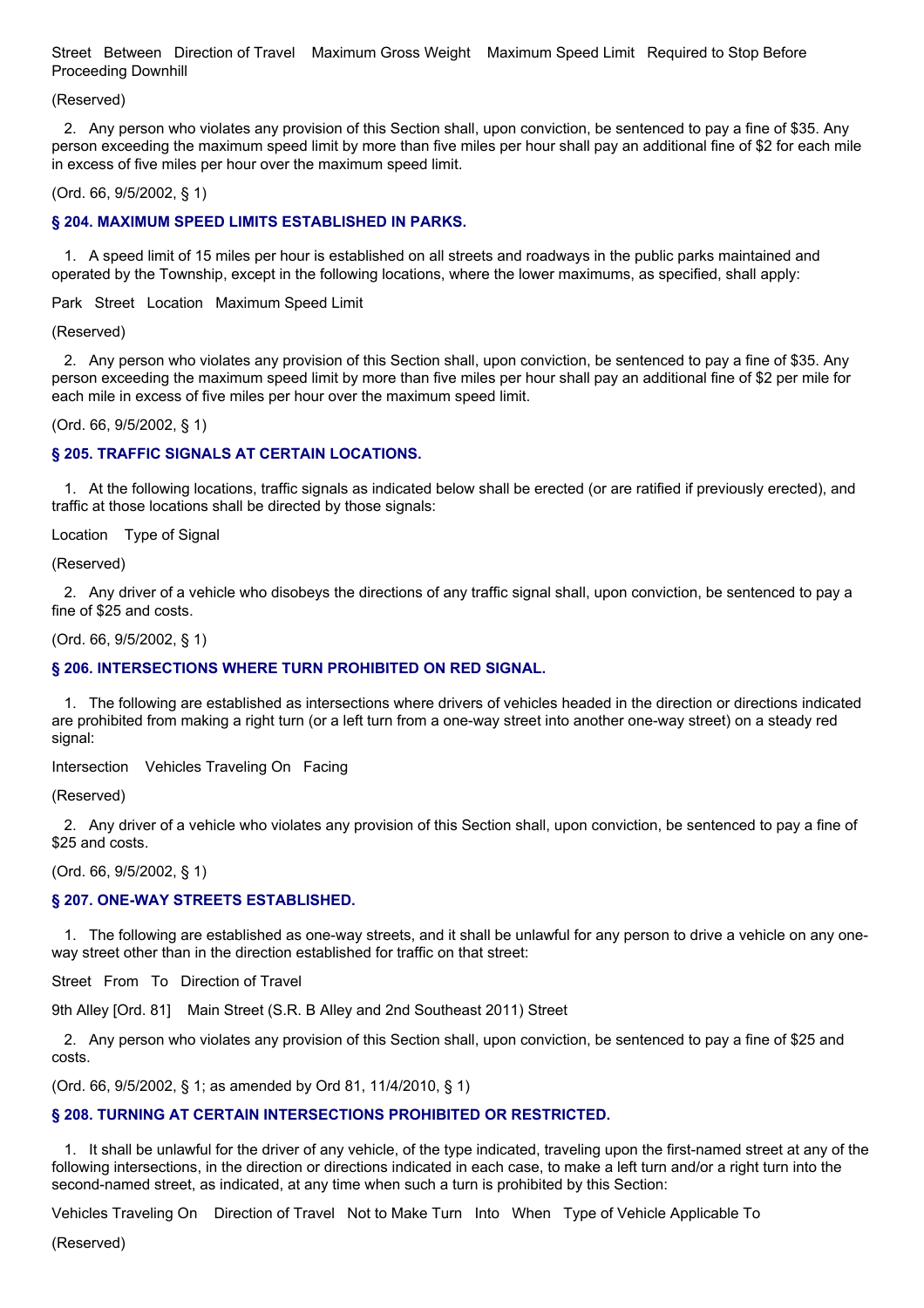Street Between Direction of Travel Maximum Gross Weight Maximum Speed Limit Required to Stop Before Proceeding Downhill

(Reserved)

2. Any person who violates any provision of this Section shall, upon conviction, be sentenced to pay a fine of $35. Any person exceeding the maximum speed limit by more than five miles per hour shall pay an additional fine of $2 for each mile in excess of five miles per hour over the maximum speed limit.

(Ord. 66, 9/5/2002, § 1)

### § 204. MAXIMUM SPEED LIMITS ESTABLISHED IN PARKS.

1. A speed limit of 15 miles per hour is established on all streets and roadways in the public parks maintained and operated by the Township, except in the following locations, where the lower maximums, as specified, shall apply:

Park Street Location Maximum Speed Limit

(Reserved)

2. Any person who violates any provision of this Section shall, upon conviction, be sentenced to pay a fine of $35. Any person exceeding the maximum speed limit by more than five miles per hour shall pay an additional fine of $2 per mile for each mile in excess of five miles per hour over the maximum speed limit.

(Ord. 66, 9/5/2002, § 1)

### § 205. TRAFFIC SIGNALS AT CERTAIN LOCATIONS.

1. At the following locations, traffic signals as indicated below shall be erected (or are ratified if previously erected), and traffic at those locations shall be directed by those signals:

Location Type of Signal

(Reserved)

2. Any driver of a vehicle who disobeys the directions of any traffic signal shall, upon conviction, be sentenced to pay a fine of $25 and costs.

(Ord. 66, 9/5/2002, § 1)

### § 206. INTERSECTIONS WHERE TURN PROHIBITED ON RED SIGNAL.

1. The following are established as intersections where drivers of vehicles headed in the direction or directions indicated are prohibited from making a right turn (or a left turn from a one-way street into another one-way street) on a steady red signal:

Intersection Vehicles Traveling On Facing

(Reserved)

2. Any driver of a vehicle who violates any provision of this Section shall, upon conviction, be sentenced to pay a fine of $25 and costs.

(Ord. 66, 9/5/2002, § 1)

### § 207. ONE-WAY STREETS ESTABLISHED.

1. The following are established as one-way streets, and it shall be unlawful for any person to drive a vehicle on any one-way street other than in the direction established for traffic on that street:

Street From To Direction of Travel

9th Alley [Ord. 81] Main Street (S.R. B Alley and 2nd Southeast 2011) Street

2. Any person who violates any provision of this Section shall, upon conviction, be sentenced to pay a fine of $25 and costs.

(Ord. 66, 9/5/2002, § 1; as amended by Ord 81, 11/4/2010, § 1)

### § 208. TURNING AT CERTAIN INTERSECTIONS PROHIBITED OR RESTRICTED.

1. It shall be unlawful for the driver of any vehicle, of the type indicated, traveling upon the first-named street at any of the following intersections, in the direction or directions indicated in each case, to make a left turn and/or a right turn into the second-named street, as indicated, at any time when such a turn is prohibited by this Section:

Vehicles Traveling On Direction of Travel Not to Make Turn Into When Type of Vehicle Applicable To

(Reserved)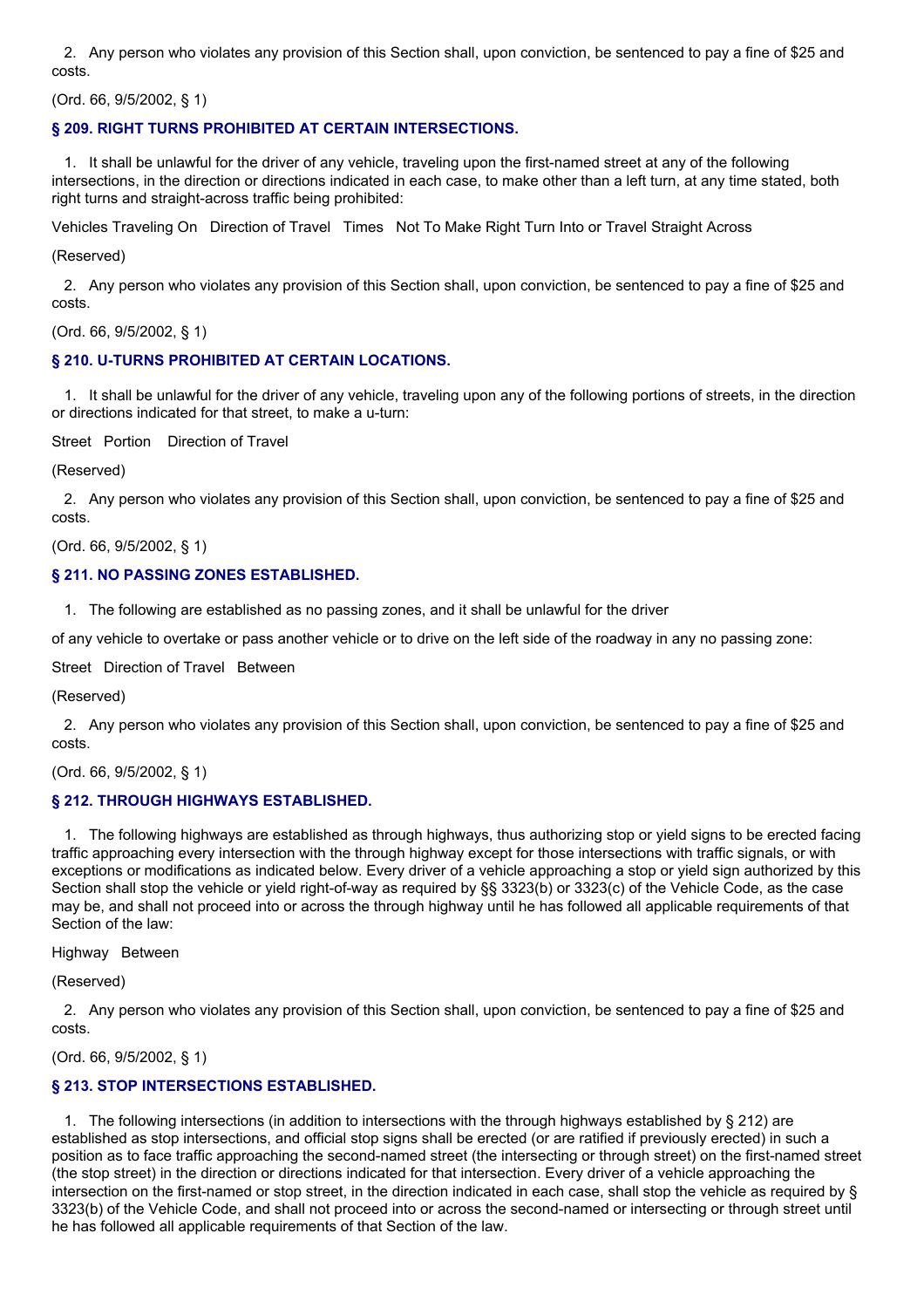2. Any person who violates any provision of this Section shall, upon conviction, be sentenced to pay a fine of $25 and costs.

(Ord. 66, 9/5/2002, § 1)

### § 209. RIGHT TURNS PROHIBITED AT CERTAIN INTERSECTIONS.

1. It shall be unlawful for the driver of any vehicle, traveling upon the first-named street at any of the following intersections, in the direction or directions indicated in each case, to make other than a left turn, at any time stated, both right turns and straight-across traffic being prohibited:

Vehicles Traveling On   Direction of Travel   Times   Not To Make Right Turn Into or Travel Straight Across

(Reserved)

2. Any person who violates any provision of this Section shall, upon conviction, be sentenced to pay a fine of $25 and costs.

(Ord. 66, 9/5/2002, § 1)

### § 210. U-TURNS PROHIBITED AT CERTAIN LOCATIONS.

1. It shall be unlawful for the driver of any vehicle, traveling upon any of the following portions of streets, in the direction or directions indicated for that street, to make a u-turn:

Street   Portion   Direction of Travel

(Reserved)

2. Any person who violates any provision of this Section shall, upon conviction, be sentenced to pay a fine of $25 and costs.

(Ord. 66, 9/5/2002, § 1)

### § 211. NO PASSING ZONES ESTABLISHED.

1. The following are established as no passing zones, and it shall be unlawful for the driver of any vehicle to overtake or pass another vehicle or to drive on the left side of the roadway in any no passing zone:

Street   Direction of Travel   Between

(Reserved)

2. Any person who violates any provision of this Section shall, upon conviction, be sentenced to pay a fine of $25 and costs.

(Ord. 66, 9/5/2002, § 1)

### § 212. THROUGH HIGHWAYS ESTABLISHED.

1. The following highways are established as through highways, thus authorizing stop or yield signs to be erected facing traffic approaching every intersection with the through highway except for those intersections with traffic signals, or with exceptions or modifications as indicated below. Every driver of a vehicle approaching a stop or yield sign authorized by this Section shall stop the vehicle or yield right-of-way as required by §§ 3323(b) or 3323(c) of the Vehicle Code, as the case may be, and shall not proceed into or across the through highway until he has followed all applicable requirements of that Section of the law:

Highway   Between

(Reserved)

2. Any person who violates any provision of this Section shall, upon conviction, be sentenced to pay a fine of $25 and costs.

(Ord. 66, 9/5/2002, § 1)

### § 213. STOP INTERSECTIONS ESTABLISHED.

1. The following intersections (in addition to intersections with the through highways established by § 212) are established as stop intersections, and official stop signs shall be erected (or are ratified if previously erected) in such a position as to face traffic approaching the second-named street (the intersecting or through street) on the first-named street (the stop street) in the direction or directions indicated for that intersection. Every driver of a vehicle approaching the intersection on the first-named or stop street, in the direction indicated in each case, shall stop the vehicle as required by § 3323(b) of the Vehicle Code, and shall not proceed into or across the second-named or intersecting or through street until he has followed all applicable requirements of that Section of the law.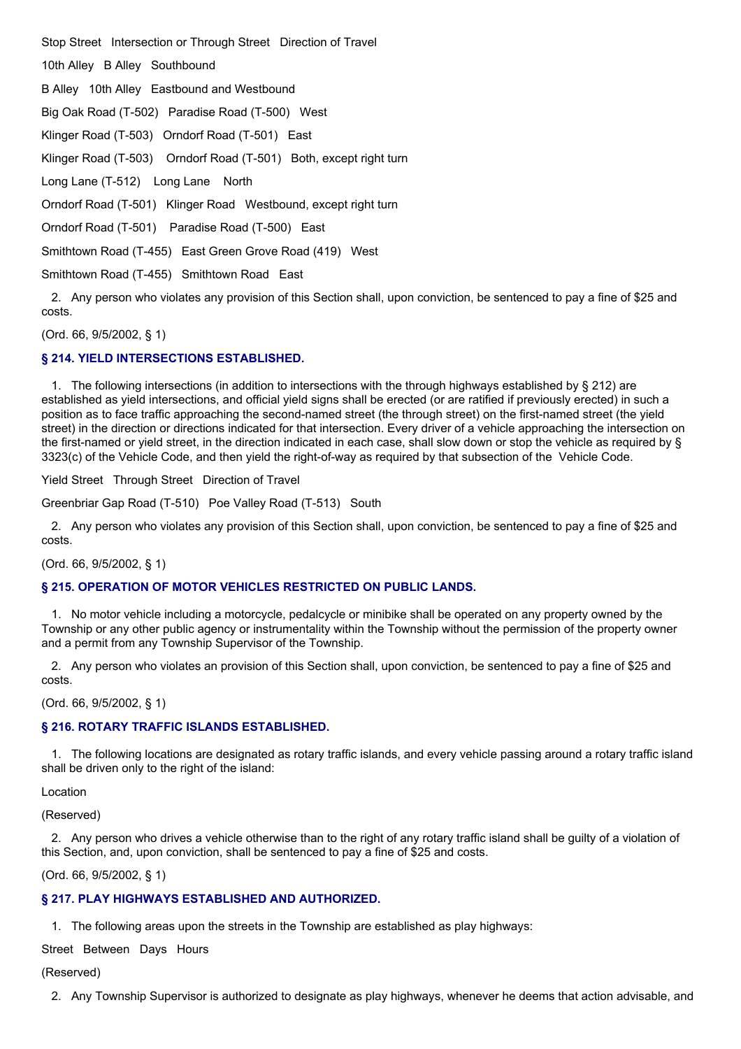| Stop Street | Intersection or Through Street | Direction of Travel |
| --- | --- | --- |
| 10th Alley | B Alley | Southbound |
| B Alley | 10th Alley | Eastbound and Westbound |
| Big Oak Road (T-502) | Paradise Road (T-500) | West |
| Klinger Road (T-503) | Orndorf Road (T-501) | East |
| Klinger Road (T-503) | Orndorf Road (T-501) | Both, except right turn |
| Long Lane (T-512) | Long Lane | North |
| Orndorf Road (T-501) | Klinger Road | Westbound, except right turn |
| Orndorf Road (T-501) | Paradise Road (T-500) | East |
| Smithtown Road (T-455) | East Green Grove Road (419) | West |
| Smithtown Road (T-455) | Smithtown Road | East |

2. Any person who violates any provision of this Section shall, upon conviction, be sentenced to pay a fine of $25 and costs.

(Ord. 66, 9/5/2002, § 1)

### § 214. YIELD INTERSECTIONS ESTABLISHED.

1. The following intersections (in addition to intersections with the through highways established by § 212) are established as yield intersections, and official yield signs shall be erected (or are ratified if previously erected) in such a position as to face traffic approaching the second-named street (the through street) on the first-named street (the yield street) in the direction or directions indicated for that intersection. Every driver of a vehicle approaching the intersection on the first-named or yield street, in the direction indicated in each case, shall slow down or stop the vehicle as required by § 3323(c) of the Vehicle Code, and then yield the right-of-way as required by that subsection of the Vehicle Code.

| Yield Street | Through Street | Direction of Travel |
| --- | --- | --- |
| Greenbriar Gap Road (T-510) | Poe Valley Road (T-513) | South |

2. Any person who violates any provision of this Section shall, upon conviction, be sentenced to pay a fine of $25 and costs.

(Ord. 66, 9/5/2002, § 1)

### § 215. OPERATION OF MOTOR VEHICLES RESTRICTED ON PUBLIC LANDS.

1. No motor vehicle including a motorcycle, pedalcycle or minibike shall be operated on any property owned by the Township or any other public agency or instrumentality within the Township without the permission of the property owner and a permit from any Township Supervisor of the Township.

2. Any person who violates an provision of this Section shall, upon conviction, be sentenced to pay a fine of $25 and costs.

(Ord. 66, 9/5/2002, § 1)

### § 216. ROTARY TRAFFIC ISLANDS ESTABLISHED.

1. The following locations are designated as rotary traffic islands, and every vehicle passing around a rotary traffic island shall be driven only to the right of the island:

| Location |
| --- |
| (Reserved) |

2. Any person who drives a vehicle otherwise than to the right of any rotary traffic island shall be guilty of a violation of this Section, and, upon conviction, shall be sentenced to pay a fine of $25 and costs.

(Ord. 66, 9/5/2002, § 1)

### § 217. PLAY HIGHWAYS ESTABLISHED AND AUTHORIZED.

1. The following areas upon the streets in the Township are established as play highways:

| Street | Between | Days | Hours |
| --- | --- | --- | --- |
| (Reserved) | | | |

2. Any Township Supervisor is authorized to designate as play highways, whenever he deems that action advisable, and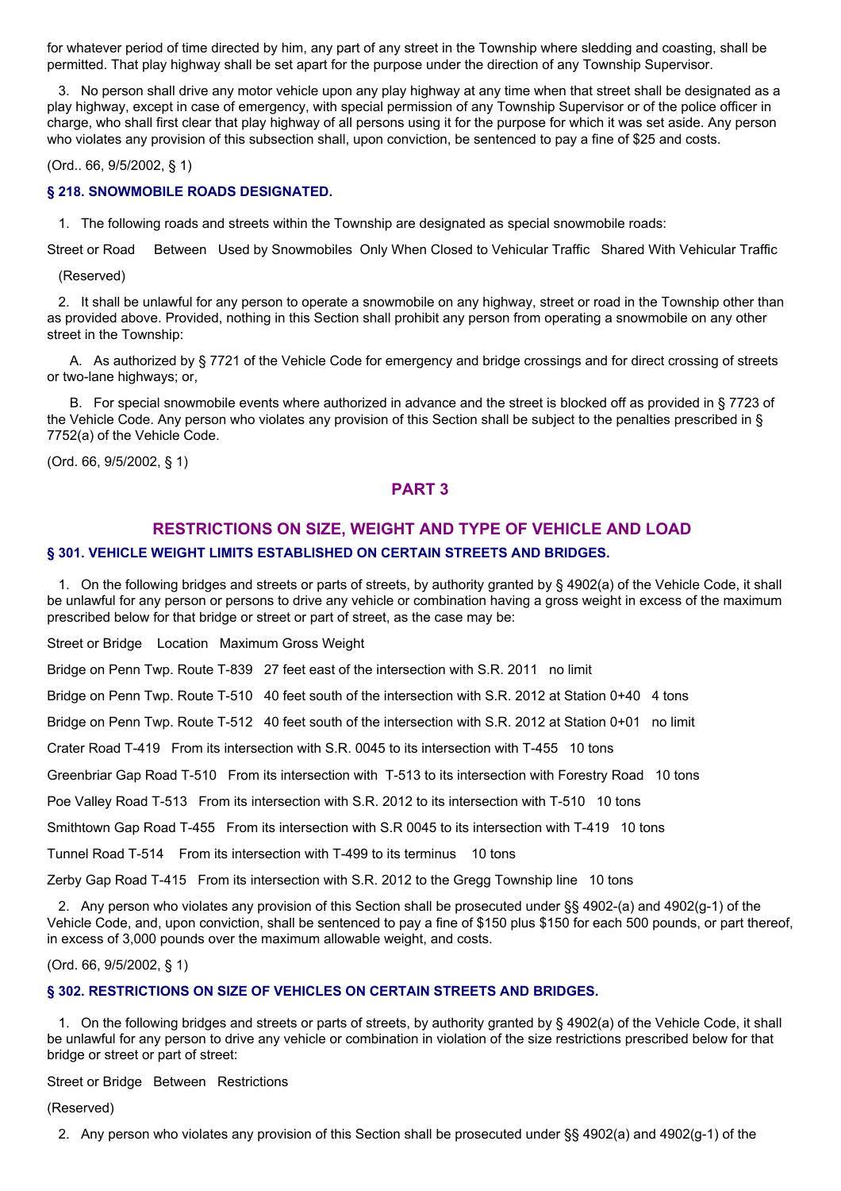for whatever period of time directed by him, any part of any street in the Township where sledding and coasting, shall be permitted. That play highway shall be set apart for the purpose under the direction of any Township Supervisor.

3. No person shall drive any motor vehicle upon any play highway at any time when that street shall be designated as a play highway, except in case of emergency, with special permission of any Township Supervisor or of the police officer in charge, who shall first clear that play highway of all persons using it for the purpose for which it was set aside. Any person who violates any provision of this subsection shall, upon conviction, be sentenced to pay a fine of $25 and costs.

(Ord.. 66, 9/5/2002, § 1)

### § 218. SNOWMOBILE ROADS DESIGNATED.

1. The following roads and streets within the Township are designated as special snowmobile roads:

| Street or Road | Between | Used by Snowmobiles Only When Closed to Vehicular Traffic | Shared With Vehicular Traffic |
|---|---|---|---|
| (Reserved) | | | |

2. It shall be unlawful for any person to operate a snowmobile on any highway, street or road in the Township other than as provided above. Provided, nothing in this Section shall prohibit any person from operating a snowmobile on any other street in the Township:

A. As authorized by § 7721 of the Vehicle Code for emergency and bridge crossings and for direct crossing of streets or two-lane highways; or,

B. For special snowmobile events where authorized in advance and the street is blocked off as provided in § 7723 of the Vehicle Code. Any person who violates any provision of this Section shall be subject to the penalties prescribed in § 7752(a) of the Vehicle Code.

(Ord. 66, 9/5/2002, § 1)

## PART 3

## RESTRICTIONS ON SIZE, WEIGHT AND TYPE OF VEHICLE AND LOAD

### § 301. VEHICLE WEIGHT LIMITS ESTABLISHED ON CERTAIN STREETS AND BRIDGES.

1. On the following bridges and streets or parts of streets, by authority granted by § 4902(a) of the Vehicle Code, it shall be unlawful for any person or persons to drive any vehicle or combination having a gross weight in excess of the maximum prescribed below for that bridge or street or part of street, as the case may be:

| Street or Bridge | Location | Maximum Gross Weight |
|---|---|---|
| Bridge on Penn Twp. Route T-839 | 27 feet east of the intersection with S.R. 2011 | no limit |
| Bridge on Penn Twp. Route T-510 | 40 feet south of the intersection with S.R. 2012 at Station 0+40 | 4 tons |
| Bridge on Penn Twp. Route T-512 | 40 feet south of the intersection with S.R. 2012 at Station 0+01 | no limit |
| Crater Road T-419 | From its intersection with S.R. 0045 to its intersection with T-455 | 10 tons |
| Greenbriar Gap Road T-510 | From its intersection with T-513 to its intersection with Forestry Road | 10 tons |
| Poe Valley Road T-513 | From its intersection with S.R. 2012 to its intersection with T-510 | 10 tons |
| Smithtown Gap Road T-455 | From its intersection with S.R 0045 to its intersection with T-419 | 10 tons |
| Tunnel Road T-514 | From its intersection with T-499 to its terminus | 10 tons |
| Zerby Gap Road T-415 | From its intersection with S.R. 2012 to the Gregg Township line | 10 tons |

2. Any person who violates any provision of this Section shall be prosecuted under §§ 4902-(a) and 4902(g-1) of the Vehicle Code, and, upon conviction, shall be sentenced to pay a fine of $150 plus $150 for each 500 pounds, or part thereof, in excess of 3,000 pounds over the maximum allowable weight, and costs.

(Ord. 66, 9/5/2002, § 1)

### § 302. RESTRICTIONS ON SIZE OF VEHICLES ON CERTAIN STREETS AND BRIDGES.

1. On the following bridges and streets or parts of streets, by authority granted by § 4902(a) of the Vehicle Code, it shall be unlawful for any person to drive any vehicle or combination in violation of the size restrictions prescribed below for that bridge or street or part of street:

| Street or Bridge | Between | Restrictions |
|---|---|---|
| (Reserved) | | |

2. Any person who violates any provision of this Section shall be prosecuted under §§ 4902(a) and 4902(g-1) of the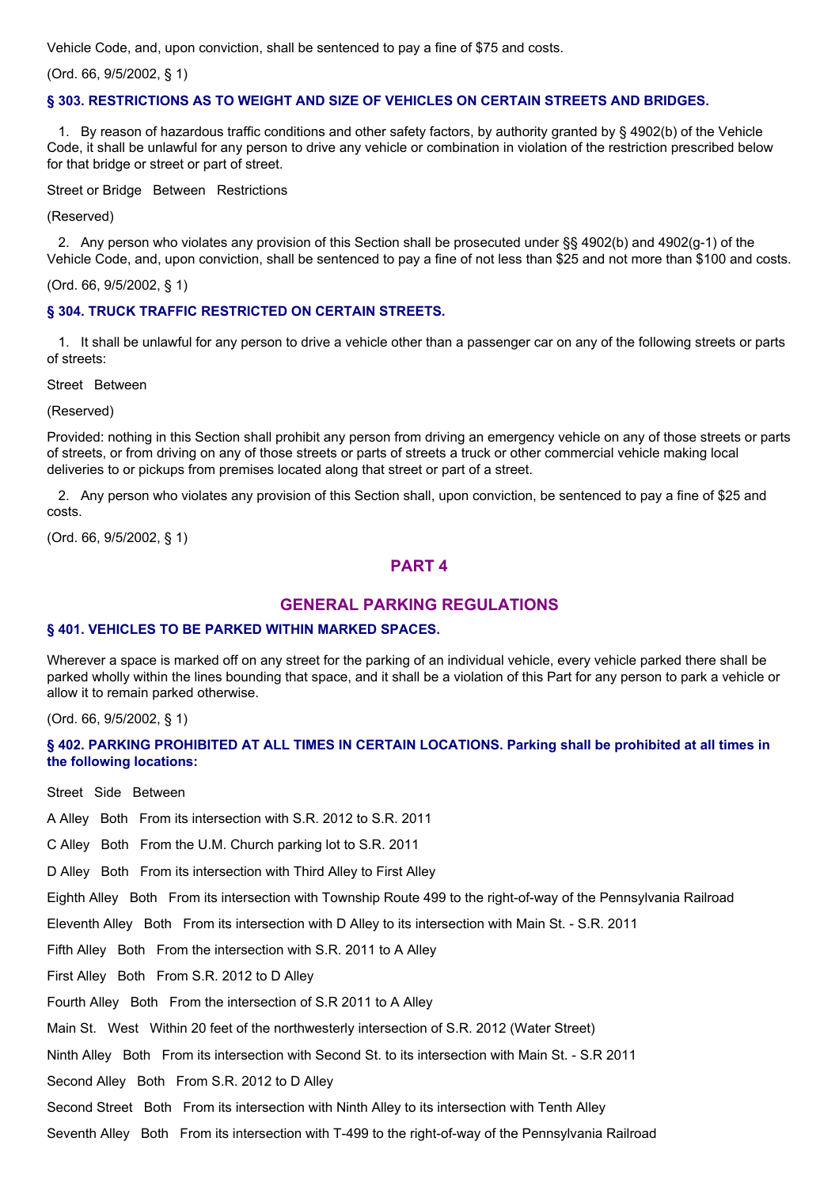Vehicle Code, and, upon conviction, shall be sentenced to pay a fine of $75 and costs.

(Ord. 66, 9/5/2002, § 1)

### § 303. RESTRICTIONS AS TO WEIGHT AND SIZE OF VEHICLES ON CERTAIN STREETS AND BRIDGES.

1. By reason of hazardous traffic conditions and other safety factors, by authority granted by § 4902(b) of the Vehicle Code, it shall be unlawful for any person to drive any vehicle or combination in violation of the restriction prescribed below for that bridge or street or part of street.

| Street or Bridge | Between | Restrictions |
|---|---|---|
| (Reserved) | | |

2. Any person who violates any provision of this Section shall be prosecuted under §§ 4902(b) and 4902(g-1) of the Vehicle Code, and, upon conviction, shall be sentenced to pay a fine of not less than $25 and not more than $100 and costs.

(Ord. 66, 9/5/2002, § 1)

### § 304. TRUCK TRAFFIC RESTRICTED ON CERTAIN STREETS.

1. It shall be unlawful for any person to drive a vehicle other than a passenger car on any of the following streets or parts of streets:

| Street | Between |
|---|---|
| (Reserved) | |

Provided: nothing in this Section shall prohibit any person from driving an emergency vehicle on any of those streets or parts of streets, or from driving on any of those streets or parts of streets a truck or other commercial vehicle making local deliveries to or pickups from premises located along that street or part of a street.

2. Any person who violates any provision of this Section shall, upon conviction, be sentenced to pay a fine of $25 and costs.

(Ord. 66, 9/5/2002, § 1)

## PART 4

## GENERAL PARKING REGULATIONS

### § 401. VEHICLES TO BE PARKED WITHIN MARKED SPACES.

Wherever a space is marked off on any street for the parking of an individual vehicle, every vehicle parked there shall be parked wholly within the lines bounding that space, and it shall be a violation of this Part for any person to park a vehicle or allow it to remain parked otherwise.

(Ord. 66, 9/5/2002, § 1)

### § 402. PARKING PROHIBITED AT ALL TIMES IN CERTAIN LOCATIONS. Parking shall be prohibited at all times in the following locations:

| Street | Side | Between |
|---|---|---|
| A Alley | Both | From its intersection with S.R. 2012 to S.R. 2011 |
| C Alley | Both | From the U.M. Church parking lot to S.R. 2011 |
| D Alley | Both | From its intersection with Third Alley to First Alley |
| Eighth Alley | Both | From its intersection with Township Route 499 to the right-of-way of the Pennsylvania Railroad |
| Eleventh Alley | Both | From its intersection with D Alley to its intersection with Main St. - S.R. 2011 |
| Fifth Alley | Both | From the intersection with S.R. 2011 to A Alley |
| First Alley | Both | From S.R. 2012 to D Alley |
| Fourth Alley | Both | From the intersection of S.R 2011 to A Alley |
| Main St. | West | Within 20 feet of the northwesterly intersection of S.R. 2012 (Water Street) |
| Ninth Alley | Both | From its intersection with Second St. to its intersection with Main St. - S.R 2011 |
| Second Alley | Both | From S.R. 2012 to D Alley |
| Second Street | Both | From its intersection with Ninth Alley to its intersection with Tenth Alley |
| Seventh Alley | Both | From its intersection with T-499 to the right-of-way of the Pennsylvania Railroad |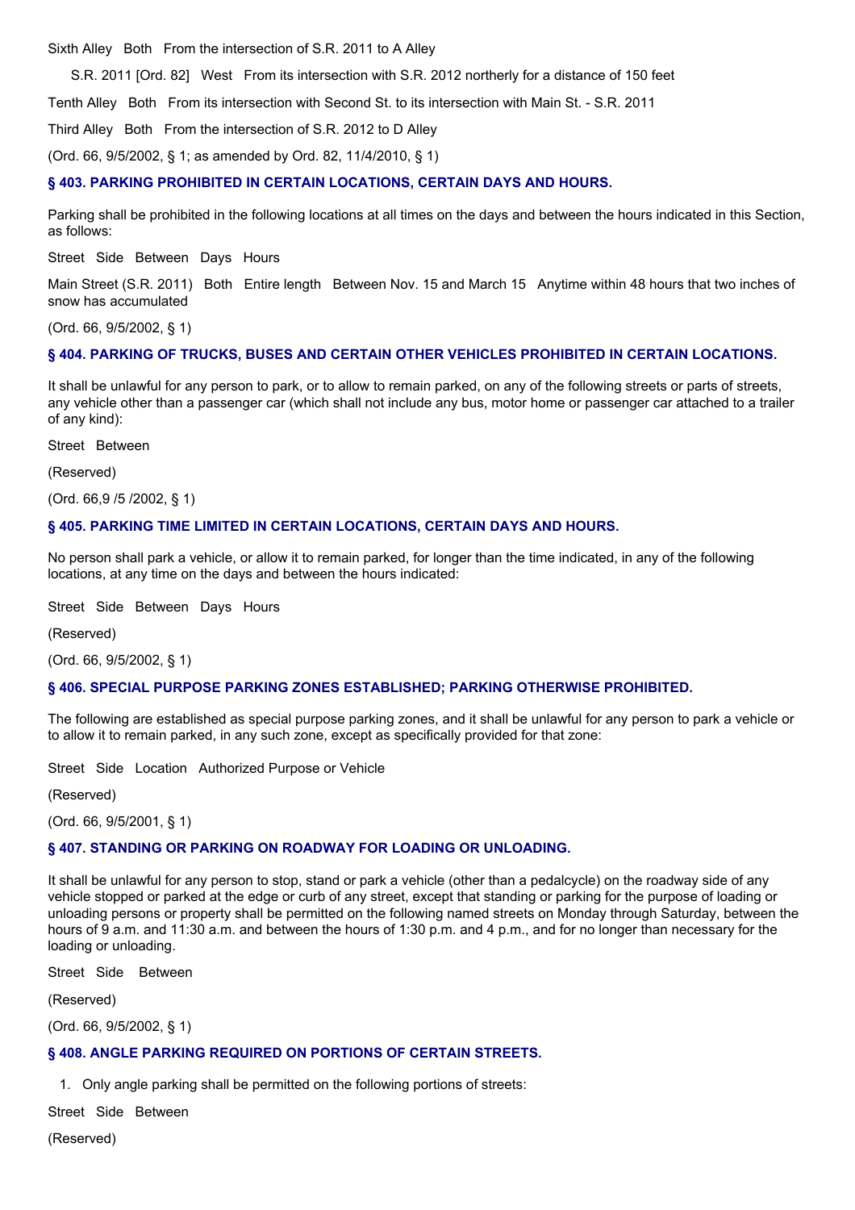Sixth Alley Both From the intersection of S.R. 2011 to A Alley

S.R. 2011 [Ord. 82] West From its intersection with S.R. 2012 northerly for a distance of 150 feet

Tenth Alley Both From its intersection with Second St. to its intersection with Main St. - S.R. 2011

Third Alley Both From the intersection of S.R. 2012 to D Alley

(Ord. 66, 9/5/2002, § 1; as amended by Ord. 82, 11/4/2010, § 1)

### § 403. PARKING PROHIBITED IN CERTAIN LOCATIONS, CERTAIN DAYS AND HOURS.

Parking shall be prohibited in the following locations at all times on the days and between the hours indicated in this Section, as follows:

| Street | Side | Between | Days | Hours |
| --- | --- | --- | --- | --- |
| Main Street (S.R. 2011) | Both | Entire length | Between Nov. 15 and March 15 | Anytime within 48 hours that two inches of snow has accumulated |

(Ord. 66, 9/5/2002, § 1)

### § 404. PARKING OF TRUCKS, BUSES AND CERTAIN OTHER VEHICLES PROHIBITED IN CERTAIN LOCATIONS.

It shall be unlawful for any person to park, or to allow to remain parked, on any of the following streets or parts of streets, any vehicle other than a passenger car (which shall not include any bus, motor home or passenger car attached to a trailer of any kind):

Street Between

(Reserved)

(Ord. 66,9 /5 /2002, § 1)

### § 405. PARKING TIME LIMITED IN CERTAIN LOCATIONS, CERTAIN DAYS AND HOURS.

No person shall park a vehicle, or allow it to remain parked, for longer than the time indicated, in any of the following locations, at any time on the days and between the hours indicated:

Street Side Between Days Hours

(Reserved)

(Ord. 66, 9/5/2002, § 1)

### § 406. SPECIAL PURPOSE PARKING ZONES ESTABLISHED; PARKING OTHERWISE PROHIBITED.

The following are established as special purpose parking zones, and it shall be unlawful for any person to park a vehicle or to allow it to remain parked, in any such zone, except as specifically provided for that zone:

Street Side Location Authorized Purpose or Vehicle

(Reserved)

(Ord. 66, 9/5/2001, § 1)

### § 407. STANDING OR PARKING ON ROADWAY FOR LOADING OR UNLOADING.

It shall be unlawful for any person to stop, stand or park a vehicle (other than a pedalcycle) on the roadway side of any vehicle stopped or parked at the edge or curb of any street, except that standing or parking for the purpose of loading or unloading persons or property shall be permitted on the following named streets on Monday through Saturday, between the hours of 9 a.m. and 11:30 a.m. and between the hours of 1:30 p.m. and 4 p.m., and for no longer than necessary for the loading or unloading.

Street Side Between

(Reserved)

(Ord. 66, 9/5/2002, § 1)

### § 408. ANGLE PARKING REQUIRED ON PORTIONS OF CERTAIN STREETS.

1. Only angle parking shall be permitted on the following portions of streets:

Street Side Between

(Reserved)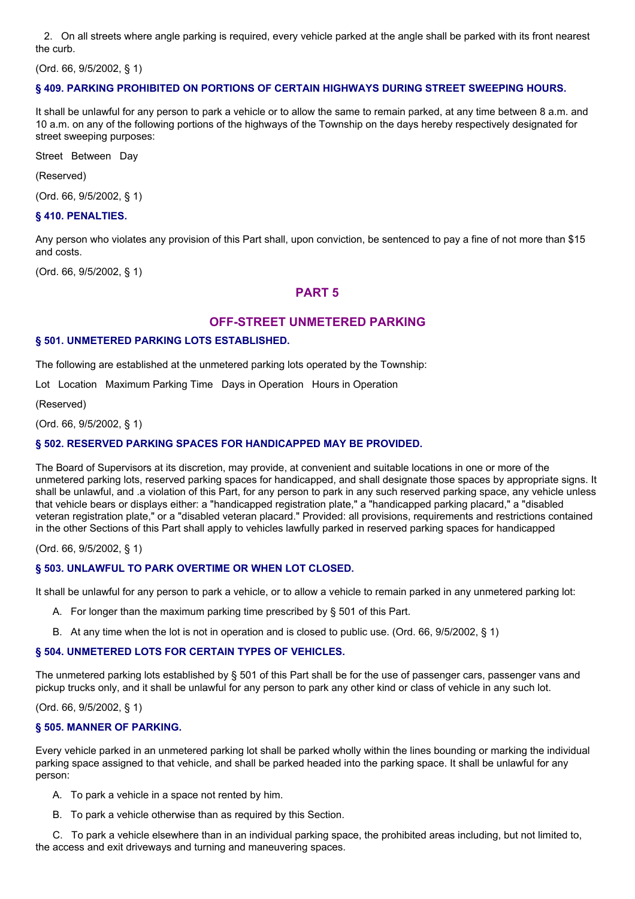2. On all streets where angle parking is required, every vehicle parked at the angle shall be parked with its front nearest the curb.

(Ord. 66, 9/5/2002, § 1)

### § 409. PARKING PROHIBITED ON PORTIONS OF CERTAIN HIGHWAYS DURING STREET SWEEPING HOURS.

It shall be unlawful for any person to park a vehicle or to allow the same to remain parked, at any time between 8 a.m. and 10 a.m. on any of the following portions of the highways of the Township on the days hereby respectively designated for street sweeping purposes:

| Street | Between | Day |
|---|---|---|

(Reserved)

(Ord. 66, 9/5/2002, § 1)

### § 410. PENALTIES.

Any person who violates any provision of this Part shall, upon conviction, be sentenced to pay a fine of not more than $15 and costs.

(Ord. 66, 9/5/2002, § 1)

## PART 5

## OFF-STREET UNMETERED PARKING

### § 501. UNMETERED PARKING LOTS ESTABLISHED.

The following are established at the unmetered parking lots operated by the Township:

| Lot | Location | Maximum Parking Time | Days in Operation | Hours in Operation |
|---|---|---|---|---|

(Reserved)

(Ord. 66, 9/5/2002, § 1)

### § 502. RESERVED PARKING SPACES FOR HANDICAPPED MAY BE PROVIDED.

The Board of Supervisors at its discretion, may provide, at convenient and suitable locations in one or more of the unmetered parking lots, reserved parking spaces for handicapped, and shall designate those spaces by appropriate signs. It shall be unlawful, and .a violation of this Part, for any person to park in any such reserved parking space, any vehicle unless that vehicle bears or displays either: a "handicapped registration plate," a "handicapped parking placard," a "disabled veteran registration plate," or a "disabled veteran placard." Provided: all provisions, requirements and restrictions contained in the other Sections of this Part shall apply to vehicles lawfully parked in reserved parking spaces for handicapped

(Ord. 66, 9/5/2002, § 1)

### § 503. UNLAWFUL TO PARK OVERTIME OR WHEN LOT CLOSED.

It shall be unlawful for any person to park a vehicle, or to allow a vehicle to remain parked in any unmetered parking lot:

A. For longer than the maximum parking time prescribed by § 501 of this Part.

B. At any time when the lot is not in operation and is closed to public use. (Ord. 66, 9/5/2002, § 1)

### § 504. UNMETERED LOTS FOR CERTAIN TYPES OF VEHICLES.

The unmetered parking lots established by § 501 of this Part shall be for the use of passenger cars, passenger vans and pickup trucks only, and it shall be unlawful for any person to park any other kind or class of vehicle in any such lot.

(Ord. 66, 9/5/2002, § 1)

### § 505. MANNER OF PARKING.

Every vehicle parked in an unmetered parking lot shall be parked wholly within the lines bounding or marking the individual parking space assigned to that vehicle, and shall be parked headed into the parking space. It shall be unlawful for any person:

A. To park a vehicle in a space not rented by him.

B. To park a vehicle otherwise than as required by this Section.

C. To park a vehicle elsewhere than in an individual parking space, the prohibited areas including, but not limited to, the access and exit driveways and turning and maneuvering spaces.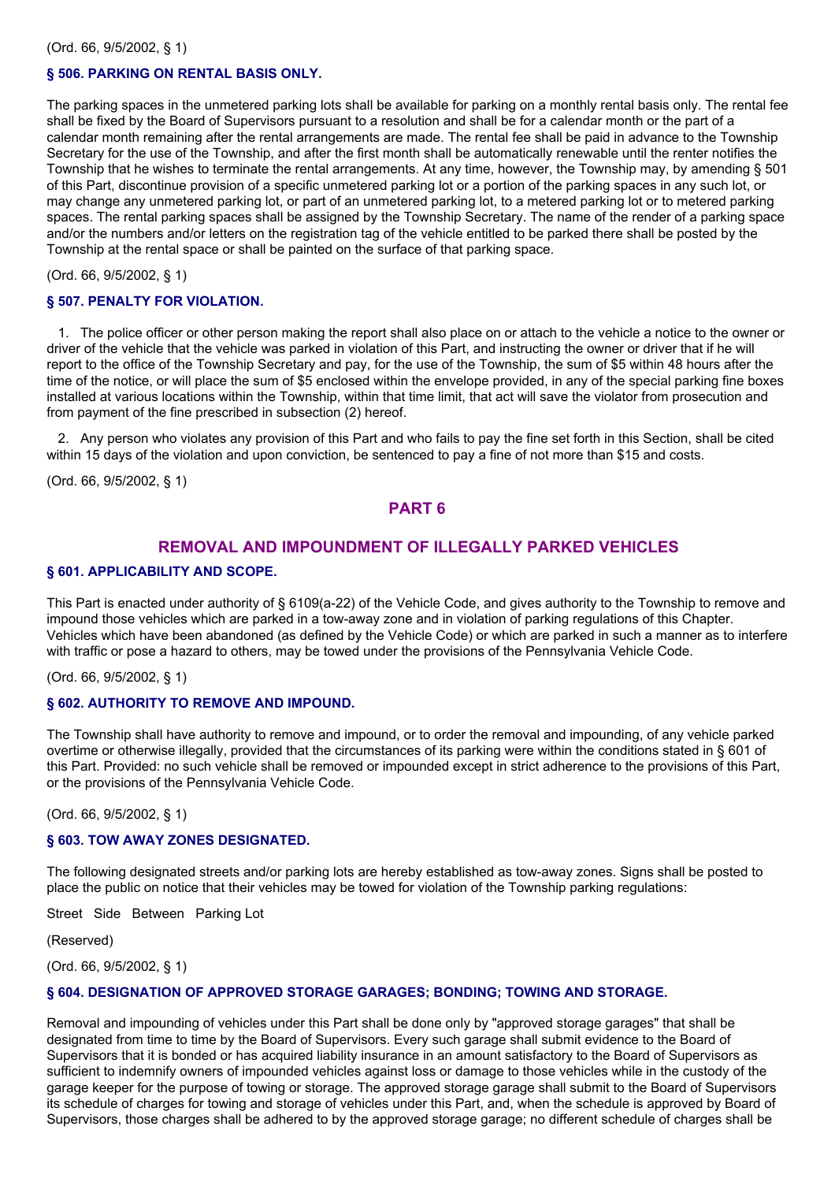(Ord. 66, 9/5/2002, § 1)

### § 506. PARKING ON RENTAL BASIS ONLY.

The parking spaces in the unmetered parking lots shall be available for parking on a monthly rental basis only. The rental fee shall be fixed by the Board of Supervisors pursuant to a resolution and shall be for a calendar month or the part of a calendar month remaining after the rental arrangements are made. The rental fee shall be paid in advance to the Township Secretary for the use of the Township, and after the first month shall be automatically renewable until the renter notifies the Township that he wishes to terminate the rental arrangements. At any time, however, the Township may, by amending § 501 of this Part, discontinue provision of a specific unmetered parking lot or a portion of the parking spaces in any such lot, or may change any unmetered parking lot, or part of an unmetered parking lot, to a metered parking lot or to metered parking spaces. The rental parking spaces shall be assigned by the Township Secretary. The name of the render of a parking space and/or the numbers and/or letters on the registration tag of the vehicle entitled to be parked there shall be posted by the Township at the rental space or shall be painted on the surface of that parking space.

(Ord. 66, 9/5/2002, § 1)

### § 507. PENALTY FOR VIOLATION.

1. The police officer or other person making the report shall also place on or attach to the vehicle a notice to the owner or driver of the vehicle that the vehicle was parked in violation of this Part, and instructing the owner or driver that if he will report to the office of the Township Secretary and pay, for the use of the Township, the sum of $5 within 48 hours after the time of the notice, or will place the sum of $5 enclosed within the envelope provided, in any of the special parking fine boxes installed at various locations within the Township, within that time limit, that act will save the violator from prosecution and from payment of the fine prescribed in subsection (2) hereof.

2. Any person who violates any provision of this Part and who fails to pay the fine set forth in this Section, shall be cited within 15 days of the violation and upon conviction, be sentenced to pay a fine of not more than $15 and costs.

(Ord. 66, 9/5/2002, § 1)

## PART 6

## REMOVAL AND IMPOUNDMENT OF ILLEGALLY PARKED VEHICLES

### § 601. APPLICABILITY AND SCOPE.

This Part is enacted under authority of § 6109(a-22) of the Vehicle Code, and gives authority to the Township to remove and impound those vehicles which are parked in a tow-away zone and in violation of parking regulations of this Chapter. Vehicles which have been abandoned (as defined by the Vehicle Code) or which are parked in such a manner as to interfere with traffic or pose a hazard to others, may be towed under the provisions of the Pennsylvania Vehicle Code.

(Ord. 66, 9/5/2002, § 1)

### § 602. AUTHORITY TO REMOVE AND IMPOUND.

The Township shall have authority to remove and impound, or to order the removal and impounding, of any vehicle parked overtime or otherwise illegally, provided that the circumstances of its parking were within the conditions stated in § 601 of this Part. Provided: no such vehicle shall be removed or impounded except in strict adherence to the provisions of this Part, or the provisions of the Pennsylvania Vehicle Code.

(Ord. 66, 9/5/2002, § 1)

### § 603. TOW AWAY ZONES DESIGNATED.

The following designated streets and/or parking lots are hereby established as tow-away zones. Signs shall be posted to place the public on notice that their vehicles may be towed for violation of the Township parking regulations:

| Street | Side | Between | Parking Lot |
|---|---|---|---|
| (Reserved) | | | |

(Ord. 66, 9/5/2002, § 1)

### § 604. DESIGNATION OF APPROVED STORAGE GARAGES; BONDING; TOWING AND STORAGE.

Removal and impounding of vehicles under this Part shall be done only by "approved storage garages" that shall be designated from time to time by the Board of Supervisors. Every such garage shall submit evidence to the Board of Supervisors that it is bonded or has acquired liability insurance in an amount satisfactory to the Board of Supervisors as sufficient to indemnify owners of impounded vehicles against loss or damage to those vehicles while in the custody of the garage keeper for the purpose of towing or storage. The approved storage garage shall submit to the Board of Supervisors its schedule of charges for towing and storage of vehicles under this Part, and, when the schedule is approved by Board of Supervisors, those charges shall be adhered to by the approved storage garage; no different schedule of charges shall be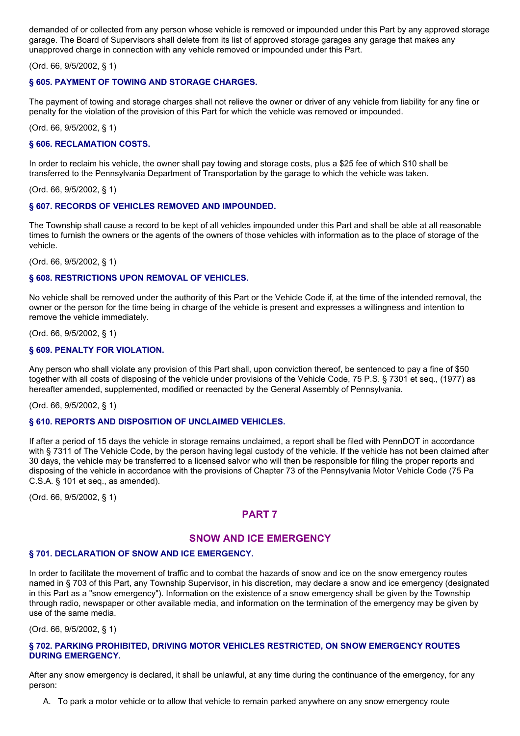demanded of or collected from any person whose vehicle is removed or impounded under this Part by any approved storage garage. The Board of Supervisors shall delete from its list of approved storage garages any garage that makes any unapproved charge in connection with any vehicle removed or impounded under this Part.

(Ord. 66, 9/5/2002, § 1)

### § 605. PAYMENT OF TOWING AND STORAGE CHARGES.

The payment of towing and storage charges shall not relieve the owner or driver of any vehicle from liability for any fine or penalty for the violation of the provision of this Part for which the vehicle was removed or impounded.

(Ord. 66, 9/5/2002, § 1)

### § 606. RECLAMATION COSTS.

In order to reclaim his vehicle, the owner shall pay towing and storage costs, plus a $25 fee of which $10 shall be transferred to the Pennsylvania Department of Transportation by the garage to which the vehicle was taken.

(Ord. 66, 9/5/2002, § 1)

### § 607. RECORDS OF VEHICLES REMOVED AND IMPOUNDED.

The Township shall cause a record to be kept of all vehicles impounded under this Part and shall be able at all reasonable times to furnish the owners or the agents of the owners of those vehicles with information as to the place of storage of the vehicle.

(Ord. 66, 9/5/2002, § 1)

### § 608. RESTRICTIONS UPON REMOVAL OF VEHICLES.

No vehicle shall be removed under the authority of this Part or the Vehicle Code if, at the time of the intended removal, the owner or the person for the time being in charge of the vehicle is present and expresses a willingness and intention to remove the vehicle immediately.

(Ord. 66, 9/5/2002, § 1)

### § 609. PENALTY FOR VIOLATION.

Any person who shall violate any provision of this Part shall, upon conviction thereof, be sentenced to pay a fine of $50 together with all costs of disposing of the vehicle under provisions of the Vehicle Code, 75 P.S. § 7301 et seq., (1977) as hereafter amended, supplemented, modified or reenacted by the General Assembly of Pennsylvania.

(Ord. 66, 9/5/2002, § 1)

### § 610. REPORTS AND DISPOSITION OF UNCLAIMED VEHICLES.

If after a period of 15 days the vehicle in storage remains unclaimed, a report shall be filed with PennDOT in accordance with § 7311 of The Vehicle Code, by the person having legal custody of the vehicle. If the vehicle has not been claimed after 30 days, the vehicle may be transferred to a licensed salvor who will then be responsible for filing the proper reports and disposing of the vehicle in accordance with the provisions of Chapter 73 of the Pennsylvania Motor Vehicle Code (75 Pa C.S.A. § 101 et seq., as amended).

(Ord. 66, 9/5/2002, § 1)

## PART 7

## SNOW AND ICE EMERGENCY

### § 701. DECLARATION OF SNOW AND ICE EMERGENCY.

In order to facilitate the movement of traffic and to combat the hazards of snow and ice on the snow emergency routes named in § 703 of this Part, any Township Supervisor, in his discretion, may declare a snow and ice emergency (designated in this Part as a "snow emergency"). Information on the existence of a snow emergency shall be given by the Township through radio, newspaper or other available media, and information on the termination of the emergency may be given by use of the same media.

(Ord. 66, 9/5/2002, § 1)

### § 702. PARKING PROHIBITED, DRIVING MOTOR VEHICLES RESTRICTED, ON SNOW EMERGENCY ROUTES DURING EMERGENCY.

After any snow emergency is declared, it shall be unlawful, at any time during the continuance of the emergency, for any person:

A. To park a motor vehicle or to allow that vehicle to remain parked anywhere on any snow emergency route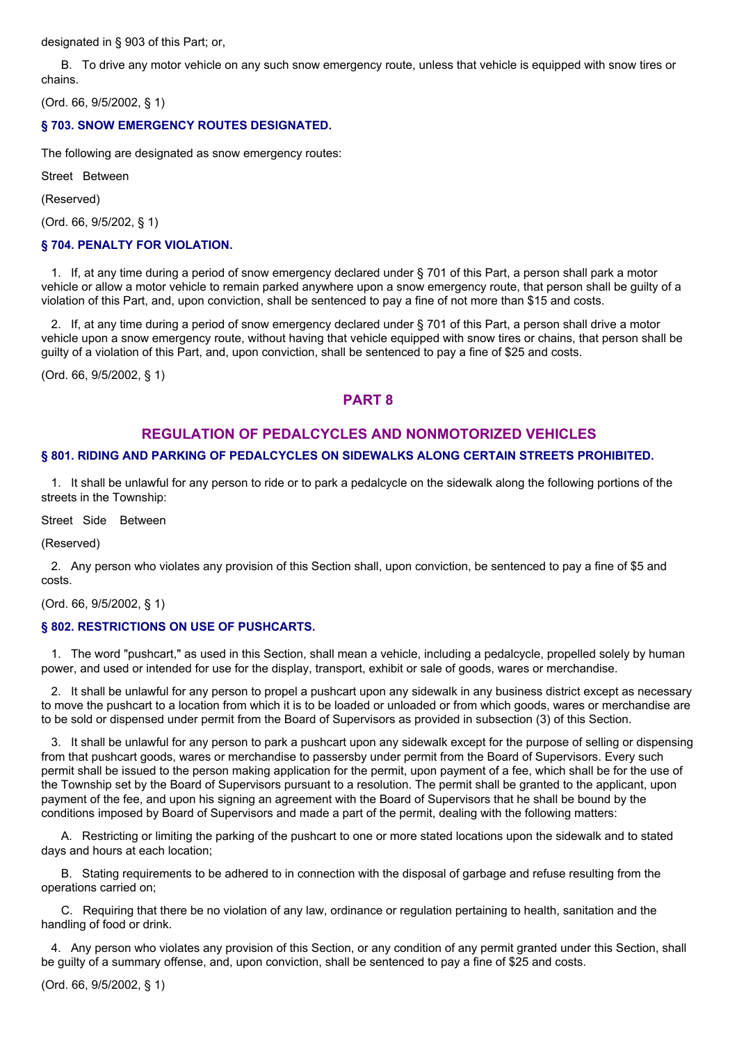designated in § 903 of this Part; or,

B. To drive any motor vehicle on any such snow emergency route, unless that vehicle is equipped with snow tires or chains.

(Ord. 66, 9/5/2002, § 1)

### § 703. SNOW EMERGENCY ROUTES DESIGNATED.

The following are designated as snow emergency routes:

Street Between

(Reserved)

(Ord. 66, 9/5/202, § 1)

### § 704. PENALTY FOR VIOLATION.

1. If, at any time during a period of snow emergency declared under § 701 of this Part, a person shall park a motor vehicle or allow a motor vehicle to remain parked anywhere upon a snow emergency route, that person shall be guilty of a violation of this Part, and, upon conviction, shall be sentenced to pay a fine of not more than $15 and costs.

2. If, at any time during a period of snow emergency declared under § 701 of this Part, a person shall drive a motor vehicle upon a snow emergency route, without having that vehicle equipped with snow tires or chains, that person shall be guilty of a violation of this Part, and, upon conviction, shall be sentenced to pay a fine of $25 and costs.

(Ord. 66, 9/5/2002, § 1)

## PART 8

## REGULATION OF PEDALCYCLES AND NONMOTORIZED VEHICLES

### § 801. RIDING AND PARKING OF PEDALCYCLES ON SIDEWALKS ALONG CERTAIN STREETS PROHIBITED.

1. It shall be unlawful for any person to ride or to park a pedalcycle on the sidewalk along the following portions of the streets in the Township:

Street Side Between

(Reserved)

2. Any person who violates any provision of this Section shall, upon conviction, be sentenced to pay a fine of $5 and costs.

(Ord. 66, 9/5/2002, § 1)

### § 802. RESTRICTIONS ON USE OF PUSHCARTS.

1. The word "pushcart," as used in this Section, shall mean a vehicle, including a pedalcycle, propelled solely by human power, and used or intended for use for the display, transport, exhibit or sale of goods, wares or merchandise.

2. It shall be unlawful for any person to propel a pushcart upon any sidewalk in any business district except as necessary to move the pushcart to a location from which it is to be loaded or unloaded or from which goods, wares or merchandise are to be sold or dispensed under permit from the Board of Supervisors as provided in subsection (3) of this Section.

3. It shall be unlawful for any person to park a pushcart upon any sidewalk except for the purpose of selling or dispensing from that pushcart goods, wares or merchandise to passersby under permit from the Board of Supervisors. Every such permit shall be issued to the person making application for the permit, upon payment of a fee, which shall be for the use of the Township set by the Board of Supervisors pursuant to a resolution. The permit shall be granted to the applicant, upon payment of the fee, and upon his signing an agreement with the Board of Supervisors that he shall be bound by the conditions imposed by Board of Supervisors and made a part of the permit, dealing with the following matters:

A. Restricting or limiting the parking of the pushcart to one or more stated locations upon the sidewalk and to stated days and hours at each location;

B. Stating requirements to be adhered to in connection with the disposal of garbage and refuse resulting from the operations carried on;

C. Requiring that there be no violation of any law, ordinance or regulation pertaining to health, sanitation and the handling of food or drink.

4. Any person who violates any provision of this Section, or any condition of any permit granted under this Section, shall be guilty of a summary offense, and, upon conviction, shall be sentenced to pay a fine of $25 and costs.

(Ord. 66, 9/5/2002, § 1)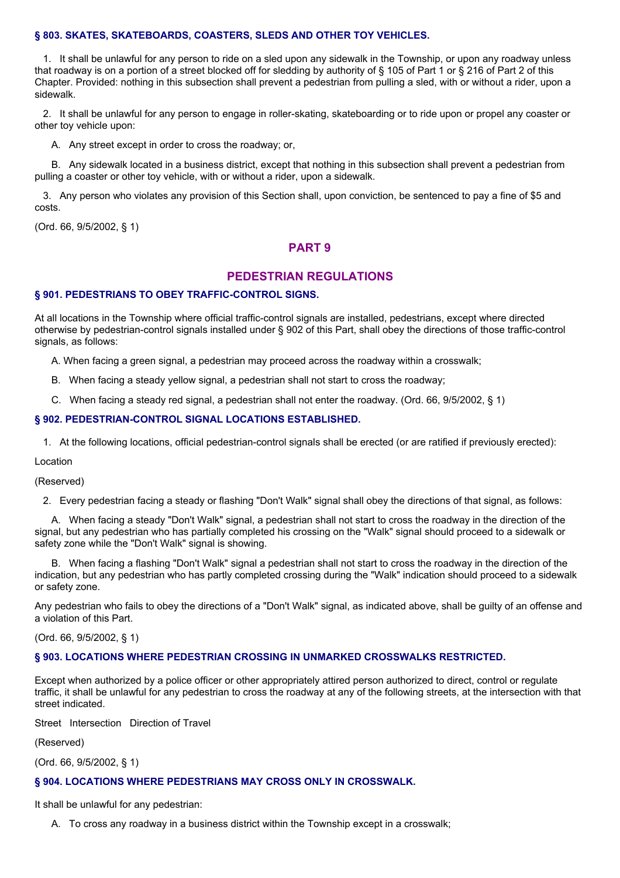### § 803. SKATES, SKATEBOARDS, COASTERS, SLEDS AND OTHER TOY VEHICLES.

1. It shall be unlawful for any person to ride on a sled upon any sidewalk in the Township, or upon any roadway unless that roadway is on a portion of a street blocked off for sledding by authority of § 105 of Part 1 or § 216 of Part 2 of this Chapter. Provided: nothing in this subsection shall prevent a pedestrian from pulling a sled, with or without a rider, upon a sidewalk.

2. It shall be unlawful for any person to engage in roller-skating, skateboarding or to ride upon or propel any coaster or other toy vehicle upon:

   A. Any street except in order to cross the roadway; or,

   B. Any sidewalk located in a business district, except that nothing in this subsection shall prevent a pedestrian from pulling a coaster or other toy vehicle, with or without a rider, upon a sidewalk.

3. Any person who violates any provision of this Section shall, upon conviction, be sentenced to pay a fine of $5 and costs.

(Ord. 66, 9/5/2002, § 1)

## PART 9

## PEDESTRIAN REGULATIONS

### § 901. PEDESTRIANS TO OBEY TRAFFIC-CONTROL SIGNS.

At all locations in the Township where official traffic-control signals are installed, pedestrians, except where directed otherwise by pedestrian-control signals installed under § 902 of this Part, shall obey the directions of those traffic-control signals, as follows:

A. When facing a green signal, a pedestrian may proceed across the roadway within a crosswalk;

B. When facing a steady yellow signal, a pedestrian shall not start to cross the roadway;

C. When facing a steady red signal, a pedestrian shall not enter the roadway. (Ord. 66, 9/5/2002, § 1)

### § 902. PEDESTRIAN-CONTROL SIGNAL LOCATIONS ESTABLISHED.

1. At the following locations, official pedestrian-control signals shall be erected (or are ratified if previously erected):

Location

(Reserved)

2. Every pedestrian facing a steady or flashing "Don't Walk" signal shall obey the directions of that signal, as follows:

   A. When facing a steady "Don't Walk" signal, a pedestrian shall not start to cross the roadway in the direction of the signal, but any pedestrian who has partially completed his crossing on the "Walk" signal should proceed to a sidewalk or safety zone while the "Don't Walk" signal is showing.

   B. When facing a flashing "Don't Walk" signal a pedestrian shall not start to cross the roadway in the direction of the indication, but any pedestrian who has partly completed crossing during the "Walk" indication should proceed to a sidewalk or safety zone.

Any pedestrian who fails to obey the directions of a "Don't Walk" signal, as indicated above, shall be guilty of an offense and a violation of this Part.

(Ord. 66, 9/5/2002, § 1)

### § 903. LOCATIONS WHERE PEDESTRIAN CROSSING IN UNMARKED CROSSWALKS RESTRICTED.

Except when authorized by a police officer or other appropriately attired person authorized to direct, control or regulate traffic, it shall be unlawful for any pedestrian to cross the roadway at any of the following streets, at the intersection with that street indicated.

Street Intersection Direction of Travel

(Reserved)

(Ord. 66, 9/5/2002, § 1)

### § 904. LOCATIONS WHERE PEDESTRIANS MAY CROSS ONLY IN CROSSWALK.

It shall be unlawful for any pedestrian:

A. To cross any roadway in a business district within the Township except in a crosswalk;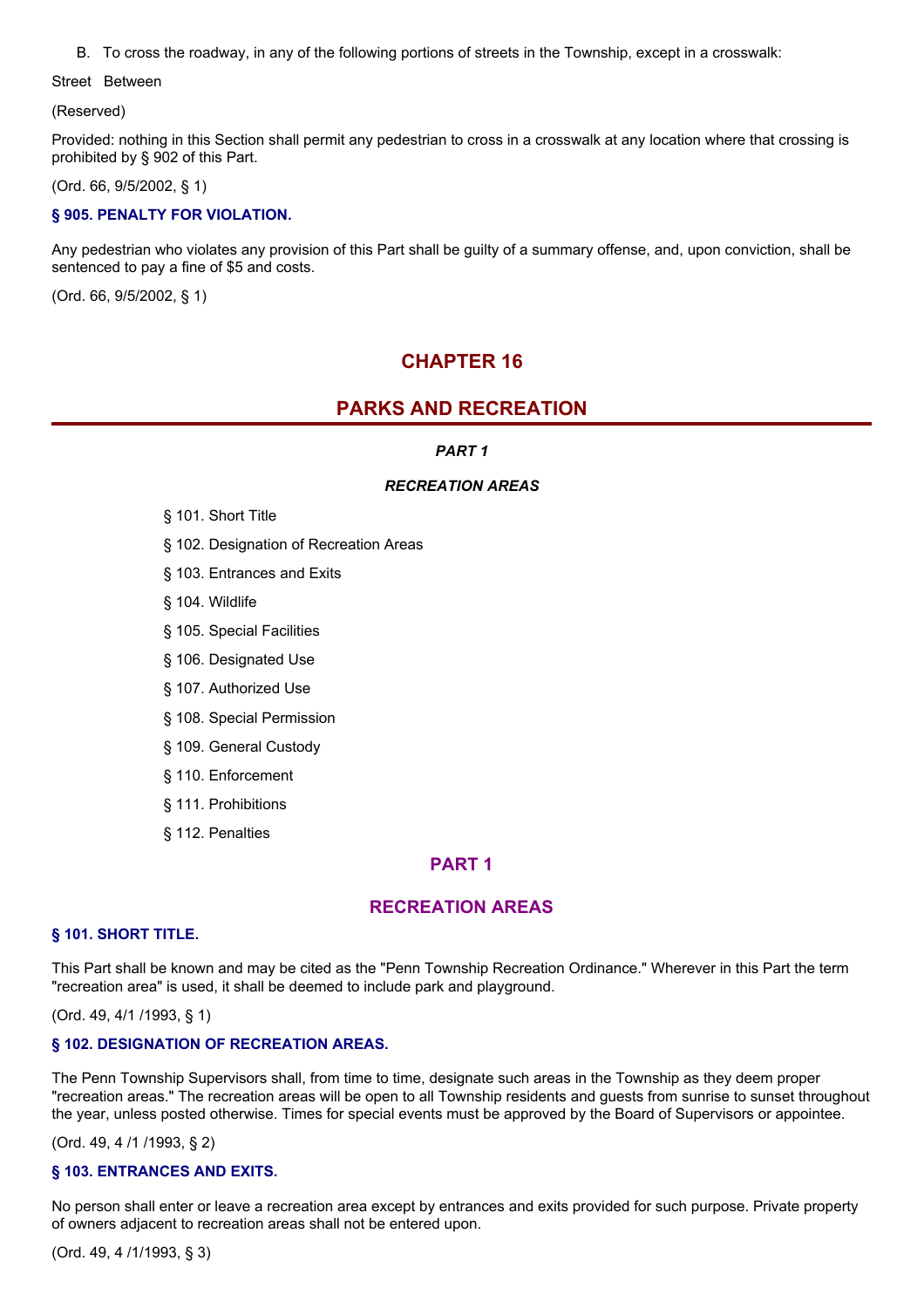B. To cross the roadway, in any of the following portions of streets in the Township, except in a crosswalk:

Street Between

(Reserved)

Provided: nothing in this Section shall permit any pedestrian to cross in a crosswalk at any location where that crossing is prohibited by § 902 of this Part.

(Ord. 66, 9/5/2002, § 1)

### § 905. PENALTY FOR VIOLATION.

Any pedestrian who violates any provision of this Part shall be guilty of a summary offense, and, upon conviction, shall be sentenced to pay a fine of $5 and costs.

(Ord. 66, 9/5/2002, § 1)

# CHAPTER 16

# PARKS AND RECREATION

***PART 1***

***RECREATION AREAS***

- § 101. Short Title
- § 102. Designation of Recreation Areas
- § 103. Entrances and Exits
- § 104. Wildlife
- § 105. Special Facilities
- § 106. Designated Use
- § 107. Authorized Use
- § 108. Special Permission
- § 109. General Custody
- § 110. Enforcement
- § 111. Prohibitions
- § 112. Penalties

## PART 1

## RECREATION AREAS

### § 101. SHORT TITLE.

This Part shall be known and may be cited as the "Penn Township Recreation Ordinance." Wherever in this Part the term "recreation area" is used, it shall be deemed to include park and playground.

(Ord. 49, 4/1 /1993, § 1)

### § 102. DESIGNATION OF RECREATION AREAS.

The Penn Township Supervisors shall, from time to time, designate such areas in the Township as they deem proper "recreation areas." The recreation areas will be open to all Township residents and guests from sunrise to sunset throughout the year, unless posted otherwise. Times for special events must be approved by the Board of Supervisors or appointee.

(Ord. 49, 4 /1 /1993, § 2)

### § 103. ENTRANCES AND EXITS.

No person shall enter or leave a recreation area except by entrances and exits provided for such purpose. Private property of owners adjacent to recreation areas shall not be entered upon.

(Ord. 49, 4 /1/1993, § 3)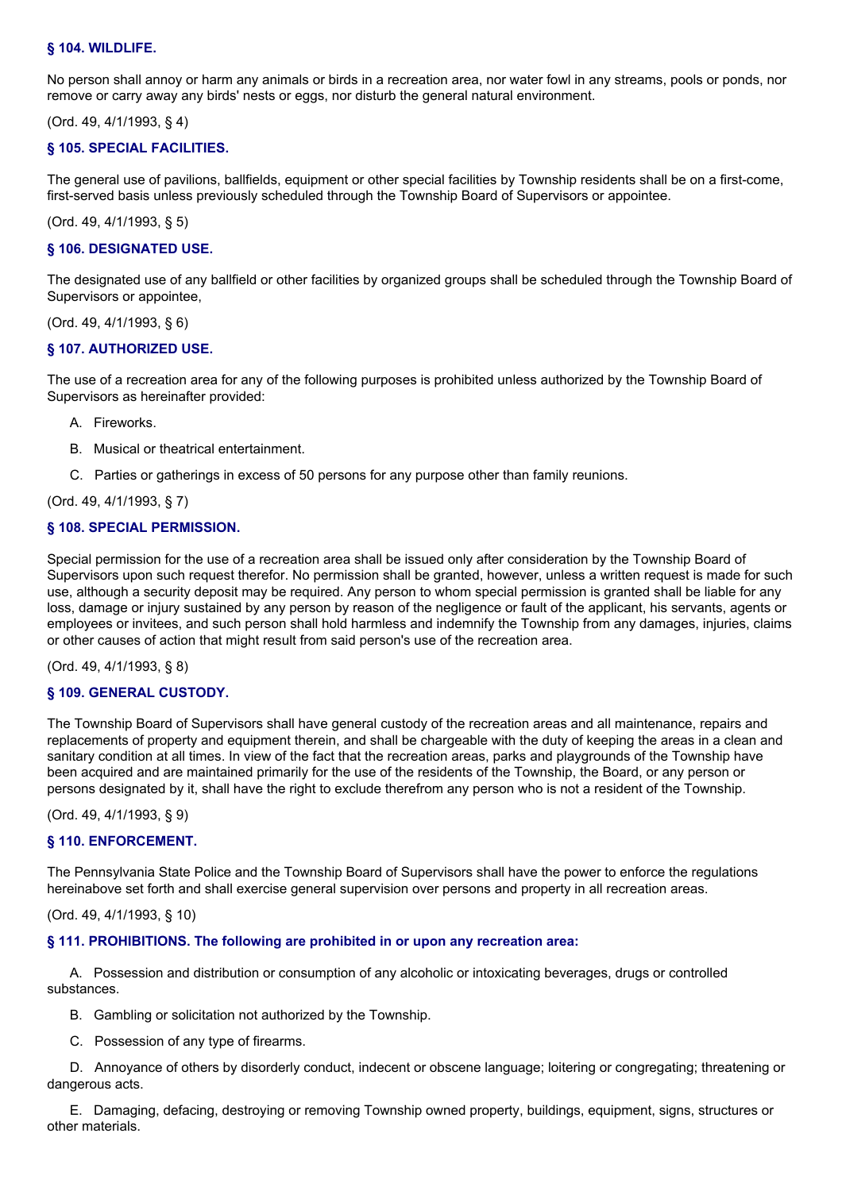### § 104. WILDLIFE.

No person shall annoy or harm any animals or birds in a recreation area, nor water fowl in any streams, pools or ponds, nor remove or carry away any birds' nests or eggs, nor disturb the general natural environment.

(Ord. 49, 4/1/1993, § 4)

### § 105. SPECIAL FACILITIES.

The general use of pavilions, ballfields, equipment or other special facilities by Township residents shall be on a first-come, first-served basis unless previously scheduled through the Township Board of Supervisors or appointee.

(Ord. 49, 4/1/1993, § 5)

### § 106. DESIGNATED USE.

The designated use of any ballfield or other facilities by organized groups shall be scheduled through the Township Board of Supervisors or appointee,

(Ord. 49, 4/1/1993, § 6)

### § 107. AUTHORIZED USE.

The use of a recreation area for any of the following purposes is prohibited unless authorized by the Township Board of Supervisors as hereinafter provided:

A. Fireworks.

B. Musical or theatrical entertainment.

C. Parties or gatherings in excess of 50 persons for any purpose other than family reunions.

(Ord. 49, 4/1/1993, § 7)

### § 108. SPECIAL PERMISSION.

Special permission for the use of a recreation area shall be issued only after consideration by the Township Board of Supervisors upon such request therefor. No permission shall be granted, however, unless a written request is made for such use, although a security deposit may be required. Any person to whom special permission is granted shall be liable for any loss, damage or injury sustained by any person by reason of the negligence or fault of the applicant, his servants, agents or employees or invitees, and such person shall hold harmless and indemnify the Township from any damages, injuries, claims or other causes of action that might result from said person's use of the recreation area.

(Ord. 49, 4/1/1993, § 8)

### § 109. GENERAL CUSTODY.

The Township Board of Supervisors shall have general custody of the recreation areas and all maintenance, repairs and replacements of property and equipment therein, and shall be chargeable with the duty of keeping the areas in a clean and sanitary condition at all times. In view of the fact that the recreation areas, parks and playgrounds of the Township have been acquired and are maintained primarily for the use of the residents of the Township, the Board, or any person or persons designated by it, shall have the right to exclude therefrom any person who is not a resident of the Township.

(Ord. 49, 4/1/1993, § 9)

### § 110. ENFORCEMENT.

The Pennsylvania State Police and the Township Board of Supervisors shall have the power to enforce the regulations hereinabove set forth and shall exercise general supervision over persons and property in all recreation areas.

(Ord. 49, 4/1/1993, § 10)

### § 111. PROHIBITIONS. The following are prohibited in or upon any recreation area:

A. Possession and distribution or consumption of any alcoholic or intoxicating beverages, drugs or controlled substances.

B. Gambling or solicitation not authorized by the Township.

C. Possession of any type of firearms.

D. Annoyance of others by disorderly conduct, indecent or obscene language; loitering or congregating; threatening or dangerous acts.

E. Damaging, defacing, destroying or removing Township owned property, buildings, equipment, signs, structures or other materials.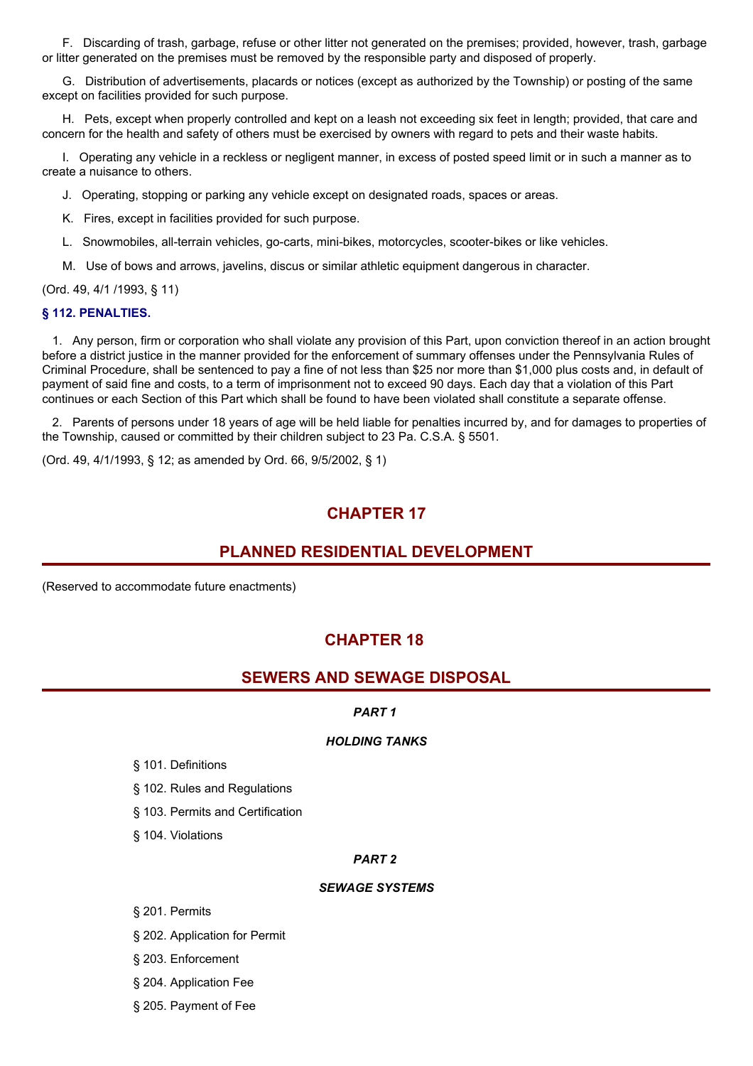F. Discarding of trash, garbage, refuse or other litter not generated on the premises; provided, however, trash, garbage or litter generated on the premises must be removed by the responsible party and disposed of properly.

G. Distribution of advertisements, placards or notices (except as authorized by the Township) or posting of the same except on facilities provided for such purpose.

H. Pets, except when properly controlled and kept on a leash not exceeding six feet in length; provided, that care and concern for the health and safety of others must be exercised by owners with regard to pets and their waste habits.

I. Operating any vehicle in a reckless or negligent manner, in excess of posted speed limit or in such a manner as to create a nuisance to others.

J. Operating, stopping or parking any vehicle except on designated roads, spaces or areas.

K. Fires, except in facilities provided for such purpose.

L. Snowmobiles, all-terrain vehicles, go-carts, mini-bikes, motorcycles, scooter-bikes or like vehicles.

M. Use of bows and arrows, javelins, discus or similar athletic equipment dangerous in character.

(Ord. 49, 4/1 /1993, § 11)

### § 112. PENALTIES.

1. Any person, firm or corporation who shall violate any provision of this Part, upon conviction thereof in an action brought before a district justice in the manner provided for the enforcement of summary offenses under the Pennsylvania Rules of Criminal Procedure, shall be sentenced to pay a fine of not less than $25 nor more than $1,000 plus costs and, in default of payment of said fine and costs, to a term of imprisonment not to exceed 90 days. Each day that a violation of this Part continues or each Section of this Part which shall be found to have been violated shall constitute a separate offense.

2. Parents of persons under 18 years of age will be held liable for penalties incurred by, and for damages to properties of the Township, caused or committed by their children subject to 23 Pa. C.S.A. § 5501.

(Ord. 49, 4/1/1993, § 12; as amended by Ord. 66, 9/5/2002, § 1)

# CHAPTER 17

# PLANNED RESIDENTIAL DEVELOPMENT

(Reserved to accommodate future enactments)

# CHAPTER 18

# SEWERS AND SEWAGE DISPOSAL

***PART 1***

***HOLDING TANKS***

§ 101. Definitions

§ 102. Rules and Regulations

§ 103. Permits and Certification

§ 104. Violations

***PART 2***

***SEWAGE SYSTEMS***

§ 201. Permits

§ 202. Application for Permit

§ 203. Enforcement

§ 204. Application Fee

§ 205. Payment of Fee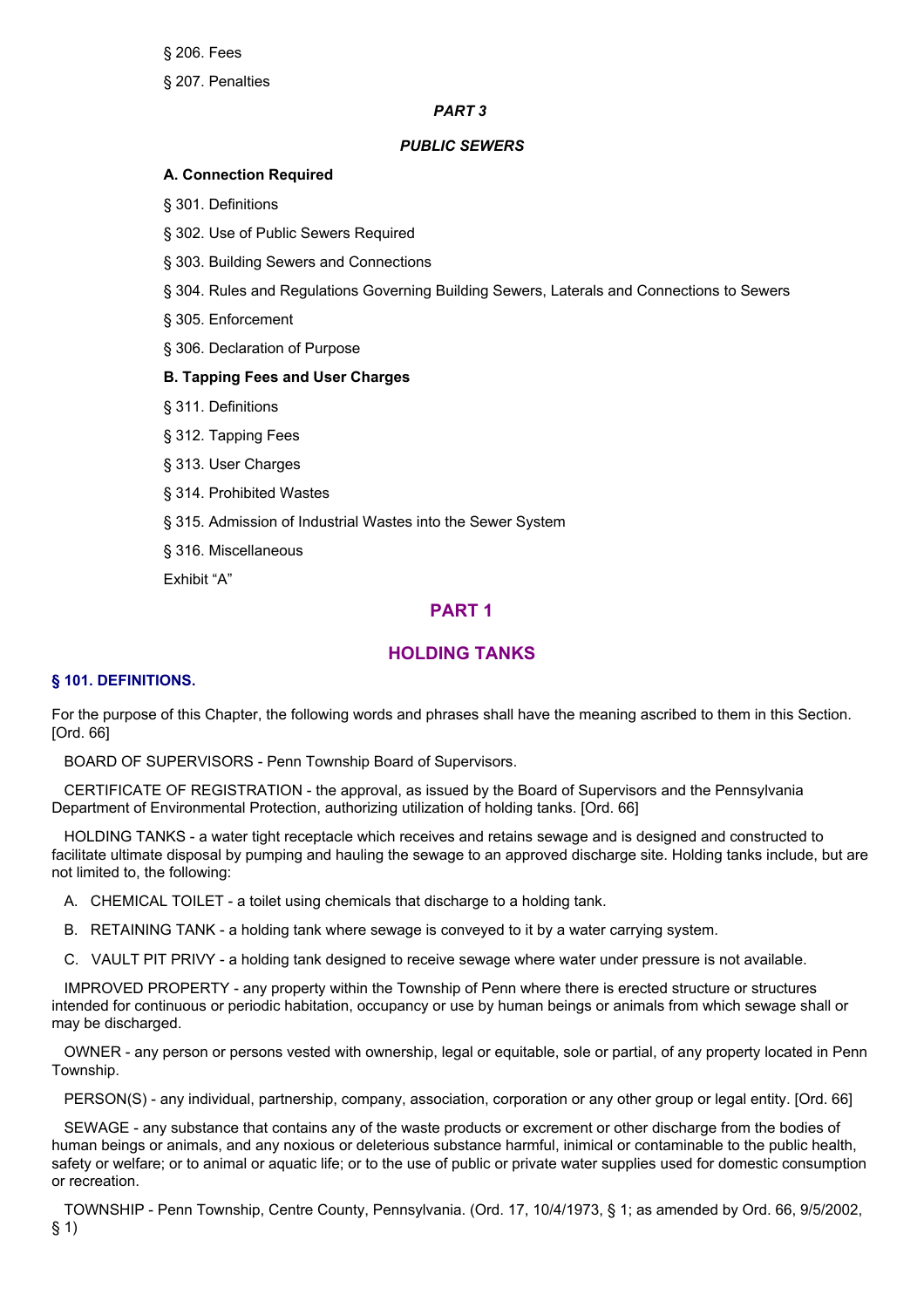§ 206. Fees

§ 207. Penalties

***PART 3***

***PUBLIC SEWERS***

**A. Connection Required**

§ 301. Definitions

§ 302. Use of Public Sewers Required

§ 303. Building Sewers and Connections

§ 304. Rules and Regulations Governing Building Sewers, Laterals and Connections to Sewers

§ 305. Enforcement

§ 306. Declaration of Purpose

**B. Tapping Fees and User Charges**

§ 311. Definitions

§ 312. Tapping Fees

§ 313. User Charges

§ 314. Prohibited Wastes

§ 315. Admission of Industrial Wastes into the Sewer System

§ 316. Miscellaneous

Exhibit "A"

# PART 1

# HOLDING TANKS

### § 101. DEFINITIONS.

For the purpose of this Chapter, the following words and phrases shall have the meaning ascribed to them in this Section. [Ord. 66]

BOARD OF SUPERVISORS - Penn Township Board of Supervisors.

CERTIFICATE OF REGISTRATION - the approval, as issued by the Board of Supervisors and the Pennsylvania Department of Environmental Protection, authorizing utilization of holding tanks. [Ord. 66]

HOLDING TANKS - a water tight receptacle which receives and retains sewage and is designed and constructed to facilitate ultimate disposal by pumping and hauling the sewage to an approved discharge site. Holding tanks include, but are not limited to, the following:

A. CHEMICAL TOILET - a toilet using chemicals that discharge to a holding tank.

B. RETAINING TANK - a holding tank where sewage is conveyed to it by a water carrying system.

C. VAULT PIT PRIVY - a holding tank designed to receive sewage where water under pressure is not available.

IMPROVED PROPERTY - any property within the Township of Penn where there is erected structure or structures intended for continuous or periodic habitation, occupancy or use by human beings or animals from which sewage shall or may be discharged.

OWNER - any person or persons vested with ownership, legal or equitable, sole or partial, of any property located in Penn Township.

PERSON(S) - any individual, partnership, company, association, corporation or any other group or legal entity. [Ord. 66]

SEWAGE - any substance that contains any of the waste products or excrement or other discharge from the bodies of human beings or animals, and any noxious or deleterious substance harmful, inimical or contaminable to the public health, safety or welfare; or to animal or aquatic life; or to the use of public or private water supplies used for domestic consumption or recreation.

TOWNSHIP - Penn Township, Centre County, Pennsylvania. (Ord. 17, 10/4/1973, § 1; as amended by Ord. 66, 9/5/2002, § 1)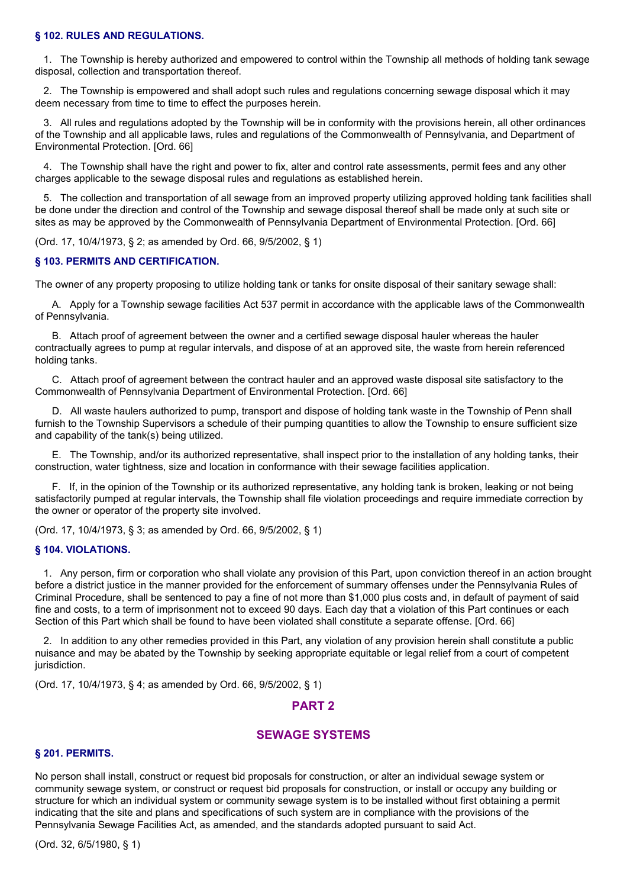### § 102. RULES AND REGULATIONS.

1. The Township is hereby authorized and empowered to control within the Township all methods of holding tank sewage disposal, collection and transportation thereof.

2. The Township is empowered and shall adopt such rules and regulations concerning sewage disposal which it may deem necessary from time to time to effect the purposes herein.

3. All rules and regulations adopted by the Township will be in conformity with the provisions herein, all other ordinances of the Township and all applicable laws, rules and regulations of the Commonwealth of Pennsylvania, and Department of Environmental Protection. [Ord. 66]

4. The Township shall have the right and power to fix, alter and control rate assessments, permit fees and any other charges applicable to the sewage disposal rules and regulations as established herein.

5. The collection and transportation of all sewage from an improved property utilizing approved holding tank facilities shall be done under the direction and control of the Township and sewage disposal thereof shall be made only at such site or sites as may be approved by the Commonwealth of Pennsylvania Department of Environmental Protection. [Ord. 66]

(Ord. 17, 10/4/1973, § 2; as amended by Ord. 66, 9/5/2002, § 1)

### § 103. PERMITS AND CERTIFICATION.

The owner of any property proposing to utilize holding tank or tanks for onsite disposal of their sanitary sewage shall:

A. Apply for a Township sewage facilities Act 537 permit in accordance with the applicable laws of the Commonwealth of Pennsylvania.

B. Attach proof of agreement between the owner and a certified sewage disposal hauler whereas the hauler contractually agrees to pump at regular intervals, and dispose of at an approved site, the waste from herein referenced holding tanks.

C. Attach proof of agreement between the contract hauler and an approved waste disposal site satisfactory to the Commonwealth of Pennsylvania Department of Environmental Protection. [Ord. 66]

D. All waste haulers authorized to pump, transport and dispose of holding tank waste in the Township of Penn shall furnish to the Township Supervisors a schedule of their pumping quantities to allow the Township to ensure sufficient size and capability of the tank(s) being utilized.

E. The Township, and/or its authorized representative, shall inspect prior to the installation of any holding tanks, their construction, water tightness, size and location in conformance with their sewage facilities application.

F. If, in the opinion of the Township or its authorized representative, any holding tank is broken, leaking or not being satisfactorily pumped at regular intervals, the Township shall file violation proceedings and require immediate correction by the owner or operator of the property site involved.

(Ord. 17, 10/4/1973, § 3; as amended by Ord. 66, 9/5/2002, § 1)

### § 104. VIOLATIONS.

1. Any person, firm or corporation who shall violate any provision of this Part, upon conviction thereof in an action brought before a district justice in the manner provided for the enforcement of summary offenses under the Pennsylvania Rules of Criminal Procedure, shall be sentenced to pay a fine of not more than $1,000 plus costs and, in default of payment of said fine and costs, to a term of imprisonment not to exceed 90 days. Each day that a violation of this Part continues or each Section of this Part which shall be found to have been violated shall constitute a separate offense. [Ord. 66]

2. In addition to any other remedies provided in this Part, any violation of any provision herein shall constitute a public nuisance and may be abated by the Township by seeking appropriate equitable or legal relief from a court of competent jurisdiction.

(Ord. 17, 10/4/1973, § 4; as amended by Ord. 66, 9/5/2002, § 1)

## PART 2

## SEWAGE SYSTEMS

### § 201. PERMITS.

No person shall install, construct or request bid proposals for construction, or alter an individual sewage system or community sewage system, or construct or request bid proposals for construction, or install or occupy any building or structure for which an individual system or community sewage system is to be installed without first obtaining a permit indicating that the site and plans and specifications of such system are in compliance with the provisions of the Pennsylvania Sewage Facilities Act, as amended, and the standards adopted pursuant to said Act.

(Ord. 32, 6/5/1980, § 1)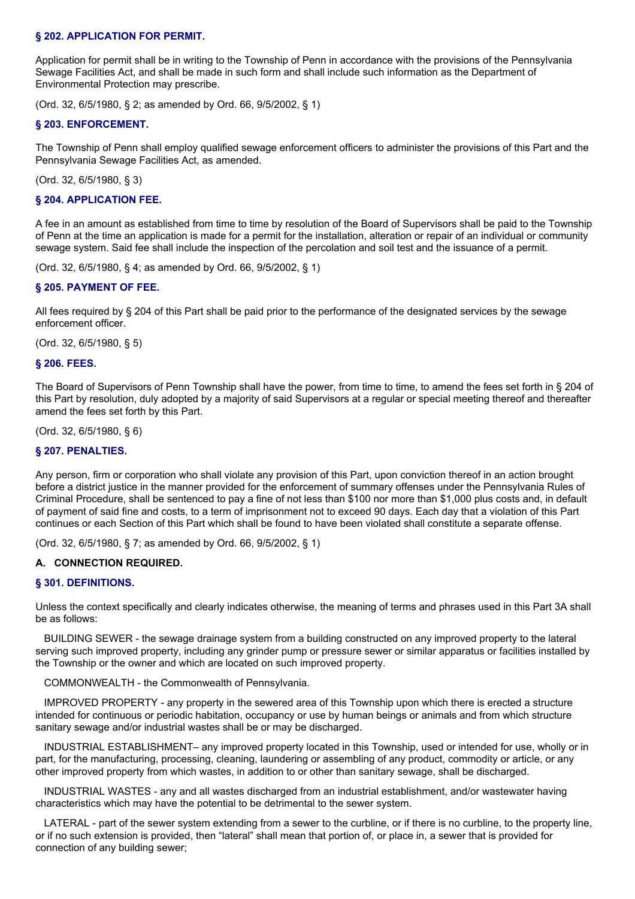### § 202. APPLICATION FOR PERMIT.

Application for permit shall be in writing to the Township of Penn in accordance with the provisions of the Pennsylvania Sewage Facilities Act, and shall be made in such form and shall include such information as the Department of Environmental Protection may prescribe.

(Ord. 32, 6/5/1980, § 2; as amended by Ord. 66, 9/5/2002, § 1)

### § 203. ENFORCEMENT.

The Township of Penn shall employ qualified sewage enforcement officers to administer the provisions of this Part and the Pennsylvania Sewage Facilities Act, as amended.

(Ord. 32, 6/5/1980, § 3)

### § 204. APPLICATION FEE.

A fee in an amount as established from time to time by resolution of the Board of Supervisors shall be paid to the Township of Penn at the time an application is made for a permit for the installation, alteration or repair of an individual or community sewage system. Said fee shall include the inspection of the percolation and soil test and the issuance of a permit.

(Ord. 32, 6/5/1980, § 4; as amended by Ord. 66, 9/5/2002, § 1)

### § 205. PAYMENT OF FEE.

All fees required by § 204 of this Part shall be paid prior to the performance of the designated services by the sewage enforcement officer.

(Ord. 32, 6/5/1980, § 5)

### § 206. FEES.

The Board of Supervisors of Penn Township shall have the power, from time to time, to amend the fees set forth in § 204 of this Part by resolution, duly adopted by a majority of said Supervisors at a regular or special meeting thereof and thereafter amend the fees set forth by this Part.

(Ord. 32, 6/5/1980, § 6)

### § 207. PENALTIES.

Any person, firm or corporation who shall violate any provision of this Part, upon conviction thereof in an action brought before a district justice in the manner provided for the enforcement of summary offenses under the Pennsylvania Rules of Criminal Procedure, shall be sentenced to pay a fine of not less than $100 nor more than $1,000 plus costs and, in default of payment of said fine and costs, to a term of imprisonment not to exceed 90 days. Each day that a violation of this Part continues or each Section of this Part which shall be found to have been violated shall constitute a separate offense.

(Ord. 32, 6/5/1980, § 7; as amended by Ord. 66, 9/5/2002, § 1)

## A. CONNECTION REQUIRED.

### § 301. DEFINITIONS.

Unless the context specifically and clearly indicates otherwise, the meaning of terms and phrases used in this Part 3A shall be as follows:

BUILDING SEWER - the sewage drainage system from a building constructed on any improved property to the lateral serving such improved property, including any grinder pump or pressure sewer or similar apparatus or facilities installed by the Township or the owner and which are located on such improved property.

COMMONWEALTH - the Commonwealth of Pennsylvania.

IMPROVED PROPERTY - any property in the sewered area of this Township upon which there is erected a structure intended for continuous or periodic habitation, occupancy or use by human beings or animals and from which structure sanitary sewage and/or industrial wastes shall be or may be discharged.

INDUSTRIAL ESTABLISHMENT– any improved property located in this Township, used or intended for use, wholly or in part, for the manufacturing, processing, cleaning, laundering or assembling of any product, commodity or article, or any other improved property from which wastes, in addition to or other than sanitary sewage, shall be discharged.

INDUSTRIAL WASTES - any and all wastes discharged from an industrial establishment, and/or wastewater having characteristics which may have the potential to be detrimental to the sewer system.

LATERAL - part of the sewer system extending from a sewer to the curbline, or if there is no curbline, to the property line, or if no such extension is provided, then "lateral" shall mean that portion of, or place in, a sewer that is provided for connection of any building sewer;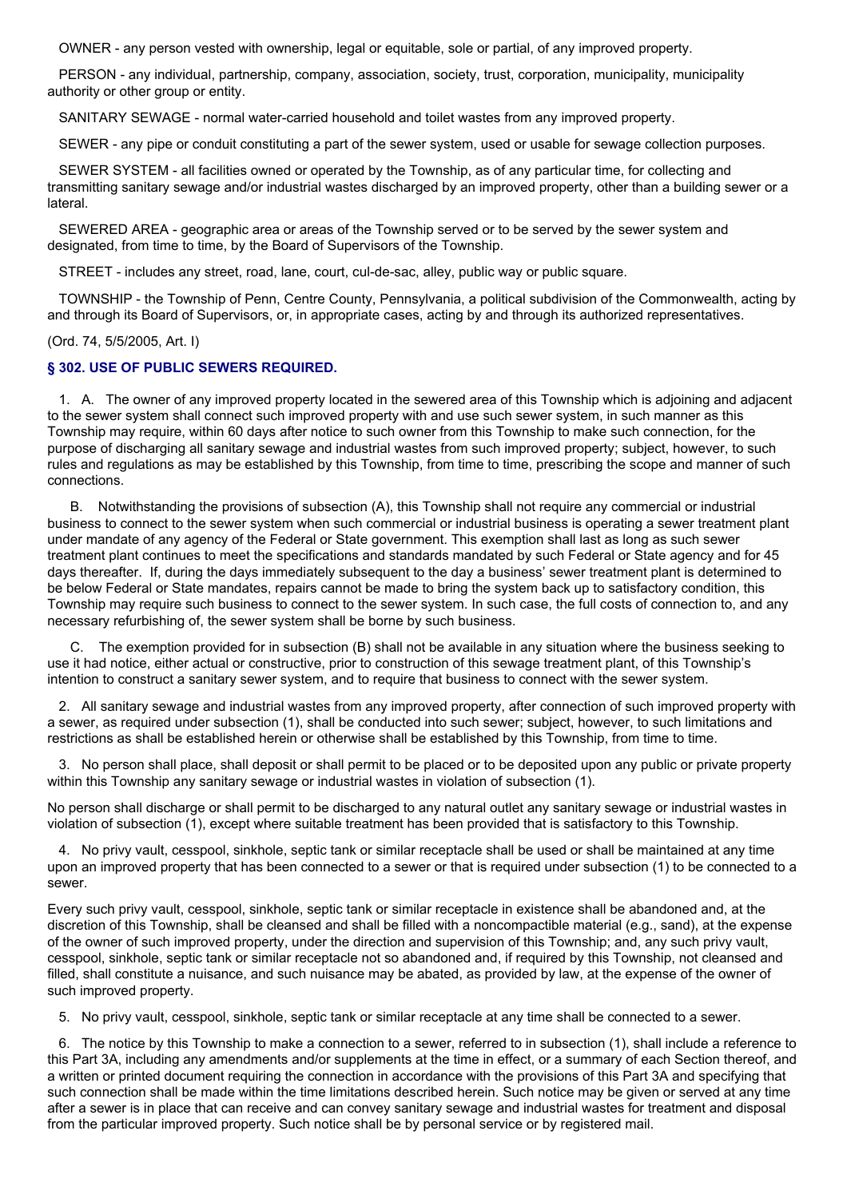OWNER - any person vested with ownership, legal or equitable, sole or partial, of any improved property.

PERSON - any individual, partnership, company, association, society, trust, corporation, municipality, municipality authority or other group or entity.

SANITARY SEWAGE - normal water-carried household and toilet wastes from any improved property.

SEWER - any pipe or conduit constituting a part of the sewer system, used or usable for sewage collection purposes.

SEWER SYSTEM - all facilities owned or operated by the Township, as of any particular time, for collecting and transmitting sanitary sewage and/or industrial wastes discharged by an improved property, other than a building sewer or a lateral.

SEWERED AREA - geographic area or areas of the Township served or to be served by the sewer system and designated, from time to time, by the Board of Supervisors of the Township.

STREET - includes any street, road, lane, court, cul-de-sac, alley, public way or public square.

TOWNSHIP - the Township of Penn, Centre County, Pennsylvania, a political subdivision of the Commonwealth, acting by and through its Board of Supervisors, or, in appropriate cases, acting by and through its authorized representatives.

(Ord. 74, 5/5/2005, Art. I)

### § 302. USE OF PUBLIC SEWERS REQUIRED.

1. A. The owner of any improved property located in the sewered area of this Township which is adjoining and adjacent to the sewer system shall connect such improved property with and use such sewer system, in such manner as this Township may require, within 60 days after notice to such owner from this Township to make such connection, for the purpose of discharging all sanitary sewage and industrial wastes from such improved property; subject, however, to such rules and regulations as may be established by this Township, from time to time, prescribing the scope and manner of such connections.

   B. Notwithstanding the provisions of subsection (A), this Township shall not require any commercial or industrial business to connect to the sewer system when such commercial or industrial business is operating a sewer treatment plant under mandate of any agency of the Federal or State government. This exemption shall last as long as such sewer treatment plant continues to meet the specifications and standards mandated by such Federal or State agency and for 45 days thereafter. If, during the days immediately subsequent to the day a business' sewer treatment plant is determined to be below Federal or State mandates, repairs cannot be made to bring the system back up to satisfactory condition, this Township may require such business to connect to the sewer system. In such case, the full costs of connection to, and any necessary refurbishing of, the sewer system shall be borne by such business.

   C. The exemption provided for in subsection (B) shall not be available in any situation where the business seeking to use it had notice, either actual or constructive, prior to construction of this sewage treatment plant, of this Township's intention to construct a sanitary sewer system, and to require that business to connect with the sewer system.

2. All sanitary sewage and industrial wastes from any improved property, after connection of such improved property with a sewer, as required under subsection (1), shall be conducted into such sewer; subject, however, to such limitations and restrictions as shall be established herein or otherwise shall be established by this Township, from time to time.

3. No person shall place, shall deposit or shall permit to be placed or to be deposited upon any public or private property within this Township any sanitary sewage or industrial wastes in violation of subsection (1).

No person shall discharge or shall permit to be discharged to any natural outlet any sanitary sewage or industrial wastes in violation of subsection (1), except where suitable treatment has been provided that is satisfactory to this Township.

4. No privy vault, cesspool, sinkhole, septic tank or similar receptacle shall be used or shall be maintained at any time upon an improved property that has been connected to a sewer or that is required under subsection (1) to be connected to a sewer.

Every such privy vault, cesspool, sinkhole, septic tank or similar receptacle in existence shall be abandoned and, at the discretion of this Township, shall be cleansed and shall be filled with a noncompactible material (e.g., sand), at the expense of the owner of such improved property, under the direction and supervision of this Township; and, any such privy vault, cesspool, sinkhole, septic tank or similar receptacle not so abandoned and, if required by this Township, not cleansed and filled, shall constitute a nuisance, and such nuisance may be abated, as provided by law, at the expense of the owner of such improved property.

5. No privy vault, cesspool, sinkhole, septic tank or similar receptacle at any time shall be connected to a sewer.

6. The notice by this Township to make a connection to a sewer, referred to in subsection (1), shall include a reference to this Part 3A, including any amendments and/or supplements at the time in effect, or a summary of each Section thereof, and a written or printed document requiring the connection in accordance with the provisions of this Part 3A and specifying that such connection shall be made within the time limitations described herein. Such notice may be given or served at any time after a sewer is in place that can receive and can convey sanitary sewage and industrial wastes for treatment and disposal from the particular improved property. Such notice shall be by personal service or by registered mail.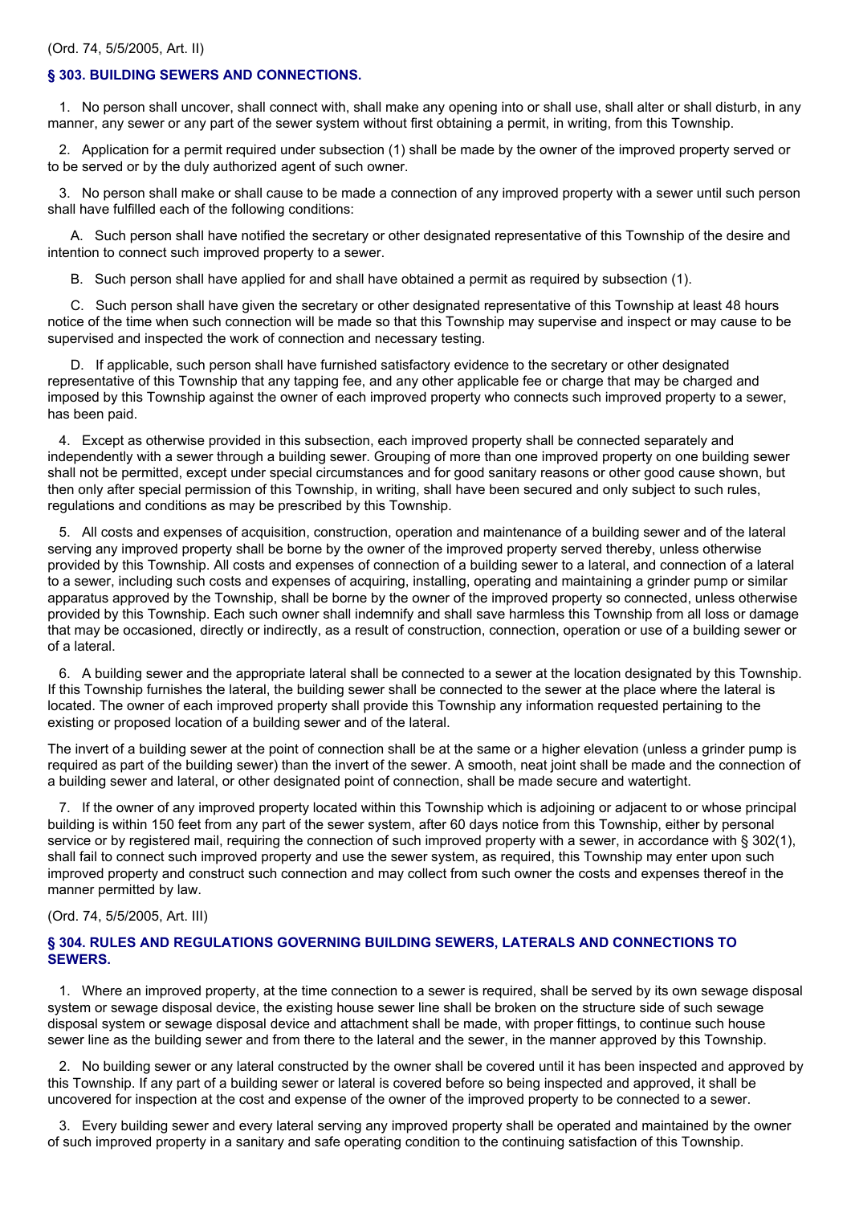(Ord. 74, 5/5/2005, Art. II)

### § 303. BUILDING SEWERS AND CONNECTIONS.

1. No person shall uncover, shall connect with, shall make any opening into or shall use, shall alter or shall disturb, in any manner, any sewer or any part of the sewer system without first obtaining a permit, in writing, from this Township.

2. Application for a permit required under subsection (1) shall be made by the owner of the improved property served or to be served or by the duly authorized agent of such owner.

3. No person shall make or shall cause to be made a connection of any improved property with a sewer until such person shall have fulfilled each of the following conditions:

A. Such person shall have notified the secretary or other designated representative of this Township of the desire and intention to connect such improved property to a sewer.

B. Such person shall have applied for and shall have obtained a permit as required by subsection (1).

C. Such person shall have given the secretary or other designated representative of this Township at least 48 hours notice of the time when such connection will be made so that this Township may supervise and inspect or may cause to be supervised and inspected the work of connection and necessary testing.

D. If applicable, such person shall have furnished satisfactory evidence to the secretary or other designated representative of this Township that any tapping fee, and any other applicable fee or charge that may be charged and imposed by this Township against the owner of each improved property who connects such improved property to a sewer, has been paid.

4. Except as otherwise provided in this subsection, each improved property shall be connected separately and independently with a sewer through a building sewer. Grouping of more than one improved property on one building sewer shall not be permitted, except under special circumstances and for good sanitary reasons or other good cause shown, but then only after special permission of this Township, in writing, shall have been secured and only subject to such rules, regulations and conditions as may be prescribed by this Township.

5. All costs and expenses of acquisition, construction, operation and maintenance of a building sewer and of the lateral serving any improved property shall be borne by the owner of the improved property served thereby, unless otherwise provided by this Township. All costs and expenses of connection of a building sewer to a lateral, and connection of a lateral to a sewer, including such costs and expenses of acquiring, installing, operating and maintaining a grinder pump or similar apparatus approved by the Township, shall be borne by the owner of the improved property so connected, unless otherwise provided by this Township. Each such owner shall indemnify and shall save harmless this Township from all loss or damage that may be occasioned, directly or indirectly, as a result of construction, connection, operation or use of a building sewer or of a lateral.

6. A building sewer and the appropriate lateral shall be connected to a sewer at the location designated by this Township. If this Township furnishes the lateral, the building sewer shall be connected to the sewer at the place where the lateral is located. The owner of each improved property shall provide this Township any information requested pertaining to the existing or proposed location of a building sewer and of the lateral.

The invert of a building sewer at the point of connection shall be at the same or a higher elevation (unless a grinder pump is required as part of the building sewer) than the invert of the sewer. A smooth, neat joint shall be made and the connection of a building sewer and lateral, or other designated point of connection, shall be made secure and watertight.

7. If the owner of any improved property located within this Township which is adjoining or adjacent to or whose principal building is within 150 feet from any part of the sewer system, after 60 days notice from this Township, either by personal service or by registered mail, requiring the connection of such improved property with a sewer, in accordance with § 302(1), shall fail to connect such improved property and use the sewer system, as required, this Township may enter upon such improved property and construct such connection and may collect from such owner the costs and expenses thereof in the manner permitted by law.

(Ord. 74, 5/5/2005, Art. III)

### § 304. RULES AND REGULATIONS GOVERNING BUILDING SEWERS, LATERALS AND CONNECTIONS TO SEWERS.

1. Where an improved property, at the time connection to a sewer is required, shall be served by its own sewage disposal system or sewage disposal device, the existing house sewer line shall be broken on the structure side of such sewage disposal system or sewage disposal device and attachment shall be made, with proper fittings, to continue such house sewer line as the building sewer and from there to the lateral and the sewer, in the manner approved by this Township.

2. No building sewer or any lateral constructed by the owner shall be covered until it has been inspected and approved by this Township. If any part of a building sewer or lateral is covered before so being inspected and approved, it shall be uncovered for inspection at the cost and expense of the owner of the improved property to be connected to a sewer.

3. Every building sewer and every lateral serving any improved property shall be operated and maintained by the owner of such improved property in a sanitary and safe operating condition to the continuing satisfaction of this Township.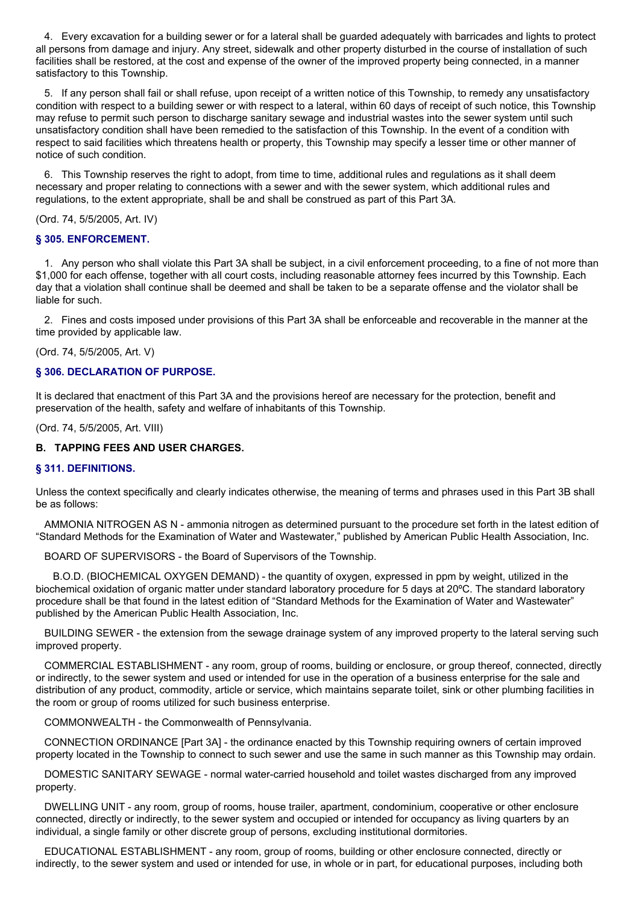4. Every excavation for a building sewer or for a lateral shall be guarded adequately with barricades and lights to protect all persons from damage and injury. Any street, sidewalk and other property disturbed in the course of installation of such facilities shall be restored, at the cost and expense of the owner of the improved property being connected, in a manner satisfactory to this Township.

5. If any person shall fail or shall refuse, upon receipt of a written notice of this Township, to remedy any unsatisfactory condition with respect to a building sewer or with respect to a lateral, within 60 days of receipt of such notice, this Township may refuse to permit such person to discharge sanitary sewage and industrial wastes into the sewer system until such unsatisfactory condition shall have been remedied to the satisfaction of this Township. In the event of a condition with respect to said facilities which threatens health or property, this Township may specify a lesser time or other manner of notice of such condition.

6. This Township reserves the right to adopt, from time to time, additional rules and regulations as it shall deem necessary and proper relating to connections with a sewer and with the sewer system, which additional rules and regulations, to the extent appropriate, shall be and shall be construed as part of this Part 3A.

(Ord. 74, 5/5/2005, Art. IV)

### § 305. ENFORCEMENT.

1. Any person who shall violate this Part 3A shall be subject, in a civil enforcement proceeding, to a fine of not more than $1,000 for each offense, together with all court costs, including reasonable attorney fees incurred by this Township. Each day that a violation shall continue shall be deemed and shall be taken to be a separate offense and the violator shall be liable for such.

2. Fines and costs imposed under provisions of this Part 3A shall be enforceable and recoverable in the manner at the time provided by applicable law.

(Ord. 74, 5/5/2005, Art. V)

### § 306. DECLARATION OF PURPOSE.

It is declared that enactment of this Part 3A and the provisions hereof are necessary for the protection, benefit and preservation of the health, safety and welfare of inhabitants of this Township.

(Ord. 74, 5/5/2005, Art. VIII)

## B. TAPPING FEES AND USER CHARGES.

### § 311. DEFINITIONS.

Unless the context specifically and clearly indicates otherwise, the meaning of terms and phrases used in this Part 3B shall be as follows:

AMMONIA NITROGEN AS N - ammonia nitrogen as determined pursuant to the procedure set forth in the latest edition of "Standard Methods for the Examination of Water and Wastewater," published by American Public Health Association, Inc.

BOARD OF SUPERVISORS - the Board of Supervisors of the Township.

B.O.D. (BIOCHEMICAL OXYGEN DEMAND) - the quantity of oxygen, expressed in ppm by weight, utilized in the biochemical oxidation of organic matter under standard laboratory procedure for 5 days at 20ºC. The standard laboratory procedure shall be that found in the latest edition of "Standard Methods for the Examination of Water and Wastewater" published by the American Public Health Association, Inc.

BUILDING SEWER - the extension from the sewage drainage system of any improved property to the lateral serving such improved property.

COMMERCIAL ESTABLISHMENT - any room, group of rooms, building or enclosure, or group thereof, connected, directly or indirectly, to the sewer system and used or intended for use in the operation of a business enterprise for the sale and distribution of any product, commodity, article or service, which maintains separate toilet, sink or other plumbing facilities in the room or group of rooms utilized for such business enterprise.

COMMONWEALTH - the Commonwealth of Pennsylvania.

CONNECTION ORDINANCE [Part 3A] - the ordinance enacted by this Township requiring owners of certain improved property located in the Township to connect to such sewer and use the same in such manner as this Township may ordain.

DOMESTIC SANITARY SEWAGE - normal water-carried household and toilet wastes discharged from any improved property.

DWELLING UNIT - any room, group of rooms, house trailer, apartment, condominium, cooperative or other enclosure connected, directly or indirectly, to the sewer system and occupied or intended for occupancy as living quarters by an individual, a single family or other discrete group of persons, excluding institutional dormitories.

EDUCATIONAL ESTABLISHMENT - any room, group of rooms, building or other enclosure connected, directly or indirectly, to the sewer system and used or intended for use, in whole or in part, for educational purposes, including both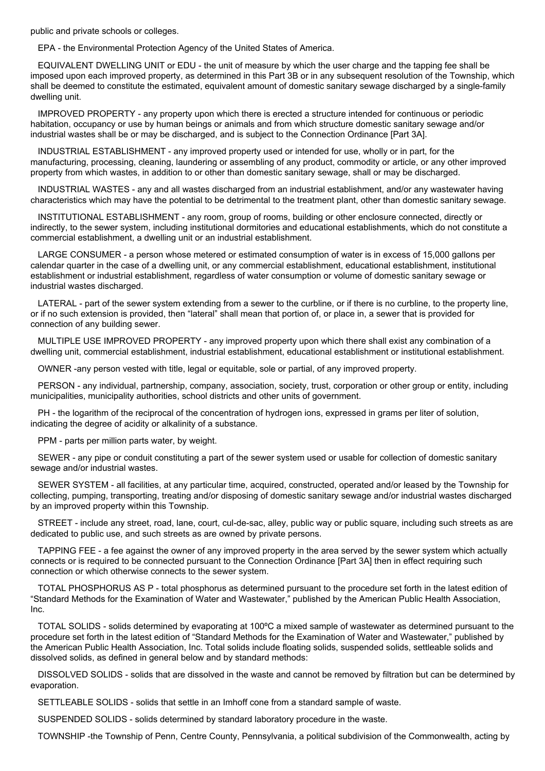public and private schools or colleges.

EPA - the Environmental Protection Agency of the United States of America.

EQUIVALENT DWELLING UNIT or EDU - the unit of measure by which the user charge and the tapping fee shall be imposed upon each improved property, as determined in this Part 3B or in any subsequent resolution of the Township, which shall be deemed to constitute the estimated, equivalent amount of domestic sanitary sewage discharged by a single-family dwelling unit.

IMPROVED PROPERTY - any property upon which there is erected a structure intended for continuous or periodic habitation, occupancy or use by human beings or animals and from which structure domestic sanitary sewage and/or industrial wastes shall be or may be discharged, and is subject to the Connection Ordinance [Part 3A].

INDUSTRIAL ESTABLISHMENT - any improved property used or intended for use, wholly or in part, for the manufacturing, processing, cleaning, laundering or assembling of any product, commodity or article, or any other improved property from which wastes, in addition to or other than domestic sanitary sewage, shall or may be discharged.

INDUSTRIAL WASTES - any and all wastes discharged from an industrial establishment, and/or any wastewater having characteristics which may have the potential to be detrimental to the treatment plant, other than domestic sanitary sewage.

INSTITUTIONAL ESTABLISHMENT - any room, group of rooms, building or other enclosure connected, directly or indirectly, to the sewer system, including institutional dormitories and educational establishments, which do not constitute a commercial establishment, a dwelling unit or an industrial establishment.

LARGE CONSUMER - a person whose metered or estimated consumption of water is in excess of 15,000 gallons per calendar quarter in the case of a dwelling unit, or any commercial establishment, educational establishment, institutional establishment or industrial establishment, regardless of water consumption or volume of domestic sanitary sewage or industrial wastes discharged.

LATERAL - part of the sewer system extending from a sewer to the curbline, or if there is no curbline, to the property line, or if no such extension is provided, then "lateral" shall mean that portion of, or place in, a sewer that is provided for connection of any building sewer.

MULTIPLE USE IMPROVED PROPERTY - any improved property upon which there shall exist any combination of a dwelling unit, commercial establishment, industrial establishment, educational establishment or institutional establishment.

OWNER -any person vested with title, legal or equitable, sole or partial, of any improved property.

PERSON - any individual, partnership, company, association, society, trust, corporation or other group or entity, including municipalities, municipality authorities, school districts and other units of government.

PH - the logarithm of the reciprocal of the concentration of hydrogen ions, expressed in grams per liter of solution, indicating the degree of acidity or alkalinity of a substance.

PPM - parts per million parts water, by weight.

SEWER - any pipe or conduit constituting a part of the sewer system used or usable for collection of domestic sanitary sewage and/or industrial wastes.

SEWER SYSTEM - all facilities, at any particular time, acquired, constructed, operated and/or leased by the Township for collecting, pumping, transporting, treating and/or disposing of domestic sanitary sewage and/or industrial wastes discharged by an improved property within this Township.

STREET - include any street, road, lane, court, cul-de-sac, alley, public way or public square, including such streets as are dedicated to public use, and such streets as are owned by private persons.

TAPPING FEE - a fee against the owner of any improved property in the area served by the sewer system which actually connects or is required to be connected pursuant to the Connection Ordinance [Part 3A] then in effect requiring such connection or which otherwise connects to the sewer system.

TOTAL PHOSPHORUS AS P - total phosphorus as determined pursuant to the procedure set forth in the latest edition of "Standard Methods for the Examination of Water and Wastewater," published by the American Public Health Association, Inc.

TOTAL SOLIDS - solids determined by evaporating at 100ºC a mixed sample of wastewater as determined pursuant to the procedure set forth in the latest edition of "Standard Methods for the Examination of Water and Wastewater," published by the American Public Health Association, Inc. Total solids include floating solids, suspended solids, settleable solids and dissolved solids, as defined in general below and by standard methods:

DISSOLVED SOLIDS - solids that are dissolved in the waste and cannot be removed by filtration but can be determined by evaporation.

SETTLEABLE SOLIDS - solids that settle in an Imhoff cone from a standard sample of waste.

SUSPENDED SOLIDS - solids determined by standard laboratory procedure in the waste.

TOWNSHIP -the Township of Penn, Centre County, Pennsylvania, a political subdivision of the Commonwealth, acting by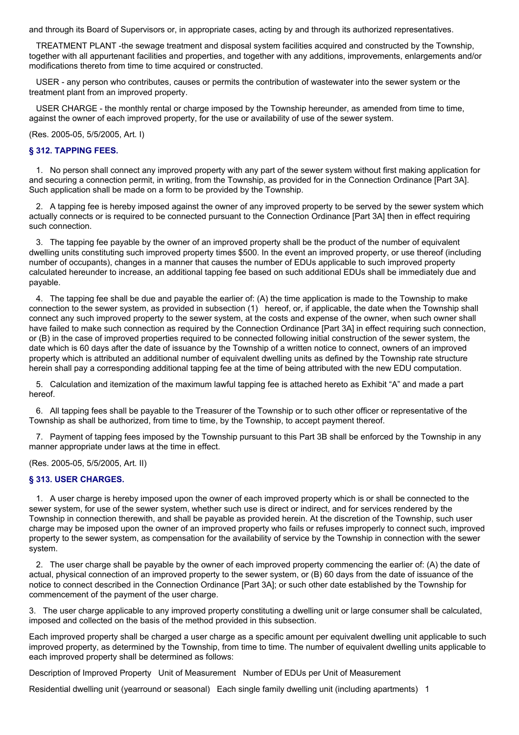and through its Board of Supervisors or, in appropriate cases, acting by and through its authorized representatives.

TREATMENT PLANT -the sewage treatment and disposal system facilities acquired and constructed by the Township, together with all appurtenant facilities and properties, and together with any additions, improvements, enlargements and/or modifications thereto from time to time acquired or constructed.

USER - any person who contributes, causes or permits the contribution of wastewater into the sewer system or the treatment plant from an improved property.

USER CHARGE - the monthly rental or charge imposed by the Township hereunder, as amended from time to time, against the owner of each improved property, for the use or availability of use of the sewer system.

(Res. 2005-05, 5/5/2005, Art. I)

### § 312. TAPPING FEES.

1. No person shall connect any improved property with any part of the sewer system without first making application for and securing a connection permit, in writing, from the Township, as provided for in the Connection Ordinance [Part 3A]. Such application shall be made on a form to be provided by the Township.

2. A tapping fee is hereby imposed against the owner of any improved property to be served by the sewer system which actually connects or is required to be connected pursuant to the Connection Ordinance [Part 3A] then in effect requiring such connection.

3. The tapping fee payable by the owner of an improved property shall be the product of the number of equivalent dwelling units constituting such improved property times $500. In the event an improved property, or use thereof (including number of occupants), changes in a manner that causes the number of EDUs applicable to such improved property calculated hereunder to increase, an additional tapping fee based on such additional EDUs shall be immediately due and payable.

4. The tapping fee shall be due and payable the earlier of: (A) the time application is made to the Township to make connection to the sewer system, as provided in subsection (1) hereof, or, if applicable, the date when the Township shall connect any such improved property to the sewer system, at the costs and expense of the owner, when such owner shall have failed to make such connection as required by the Connection Ordinance [Part 3A] in effect requiring such connection, or (B) in the case of improved properties required to be connected following initial construction of the sewer system, the date which is 60 days after the date of issuance by the Township of a written notice to connect, owners of an improved property which is attributed an additional number of equivalent dwelling units as defined by the Township rate structure herein shall pay a corresponding additional tapping fee at the time of being attributed with the new EDU computation.

5. Calculation and itemization of the maximum lawful tapping fee is attached hereto as Exhibit "A" and made a part hereof.

6. All tapping fees shall be payable to the Treasurer of the Township or to such other officer or representative of the Township as shall be authorized, from time to time, by the Township, to accept payment thereof.

7. Payment of tapping fees imposed by the Township pursuant to this Part 3B shall be enforced by the Township in any manner appropriate under laws at the time in effect.

(Res. 2005-05, 5/5/2005, Art. II)

### § 313. USER CHARGES.

1. A user charge is hereby imposed upon the owner of each improved property which is or shall be connected to the sewer system, for use of the sewer system, whether such use is direct or indirect, and for services rendered by the Township in connection therewith, and shall be payable as provided herein. At the discretion of the Township, such user charge may be imposed upon the owner of an improved property who fails or refuses improperly to connect such, improved property to the sewer system, as compensation for the availability of service by the Township in connection with the sewer system.

2. The user charge shall be payable by the owner of each improved property commencing the earlier of: (A) the date of actual, physical connection of an improved property to the sewer system, or (B) 60 days from the date of issuance of the notice to connect described in the Connection Ordinance [Part 3A]; or such other date established by the Township for commencement of the payment of the user charge.

3. The user charge applicable to any improved property constituting a dwelling unit or large consumer shall be calculated, imposed and collected on the basis of the method provided in this subsection.

Each improved property shall be charged a user charge as a specific amount per equivalent dwelling unit applicable to such improved property, as determined by the Township, from time to time. The number of equivalent dwelling units applicable to each improved property shall be determined as follows:

| Description of Improved Property | Unit of Measurement | Number of EDUs per Unit of Measurement |
|---|---|---|
| Residential dwelling unit (yearround or seasonal) | Each single family dwelling unit (including apartments) | 1 |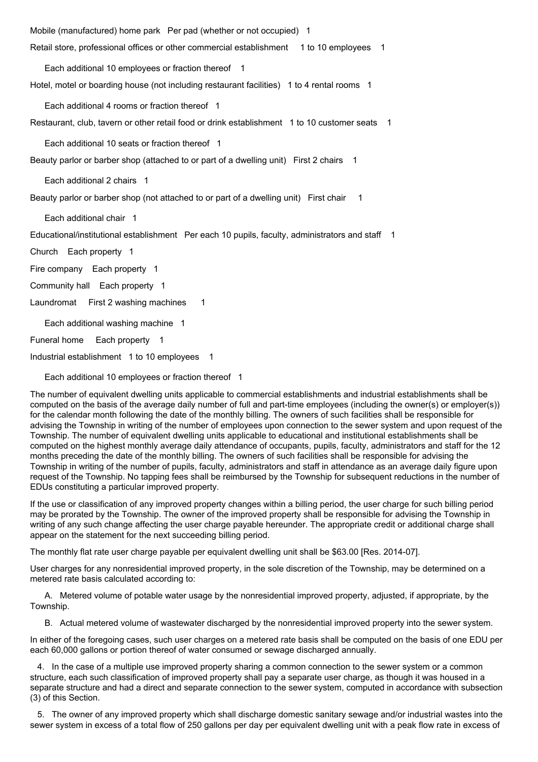Mobile (manufactured) home park   Per pad (whether or not occupied)   1

Retail store, professional offices or other commercial establishment   1 to 10 employees   1

Each additional 10 employees or fraction thereof   1

Hotel, motel or boarding house (not including restaurant facilities)   1 to 4 rental rooms   1

Each additional 4 rooms or fraction thereof   1

Restaurant, club, tavern or other retail food or drink establishment   1 to 10 customer seats   1

Each additional 10 seats or fraction thereof   1

Beauty parlor or barber shop (attached to or part of a dwelling unit)   First 2 chairs   1

Each additional 2 chairs   1

Beauty parlor or barber shop (not attached to or part of a dwelling unit)   First chair   1

Each additional chair   1

Educational/institutional establishment   Per each 10 pupils, faculty, administrators and staff   1

Church   Each property   1

Fire company   Each property   1

Community hall   Each property   1

Laundromat   First 2 washing machines   1

Each additional washing machine   1

Funeral home   Each property   1

Industrial establishment   1 to 10 employees   1

Each additional 10 employees or fraction thereof   1

The number of equivalent dwelling units applicable to commercial establishments and industrial establishments shall be computed on the basis of the average daily number of full and part-time employees (including the owner(s) or employer(s)) for the calendar month following the date of the monthly billing. The owners of such facilities shall be responsible for advising the Township in writing of the number of employees upon connection to the sewer system and upon request of the Township. The number of equivalent dwelling units applicable to educational and institutional establishments shall be computed on the highest monthly average daily attendance of occupants, pupils, faculty, administrators and staff for the 12 months preceding the date of the monthly billing. The owners of such facilities shall be responsible for advising the Township in writing of the number of pupils, faculty, administrators and staff in attendance as an average daily figure upon request of the Township. No tapping fees shall be reimbursed by the Township for subsequent reductions in the number of EDUs constituting a particular improved property.

If the use or classification of any improved property changes within a billing period, the user charge for such billing period may be prorated by the Township. The owner of the improved property shall be responsible for advising the Township in writing of any such change affecting the user charge payable hereunder. The appropriate credit or additional charge shall appear on the statement for the next succeeding billing period.

The monthly flat rate user charge payable per equivalent dwelling unit shall be $63.00 [Res. 2014-07].

User charges for any nonresidential improved property, in the sole discretion of the Township, may be determined on a metered rate basis calculated according to:

A. Metered volume of potable water usage by the nonresidential improved property, adjusted, if appropriate, by the Township.

B. Actual metered volume of wastewater discharged by the nonresidential improved property into the sewer system.

In either of the foregoing cases, such user charges on a metered rate basis shall be computed on the basis of one EDU per each 60,000 gallons or portion thereof of water consumed or sewage discharged annually.

4. In the case of a multiple use improved property sharing a common connection to the sewer system or a common structure, each such classification of improved property shall pay a separate user charge, as though it was housed in a separate structure and had a direct and separate connection to the sewer system, computed in accordance with subsection (3) of this Section.

5. The owner of any improved property which shall discharge domestic sanitary sewage and/or industrial wastes into the sewer system in excess of a total flow of 250 gallons per day per equivalent dwelling unit with a peak flow rate in excess of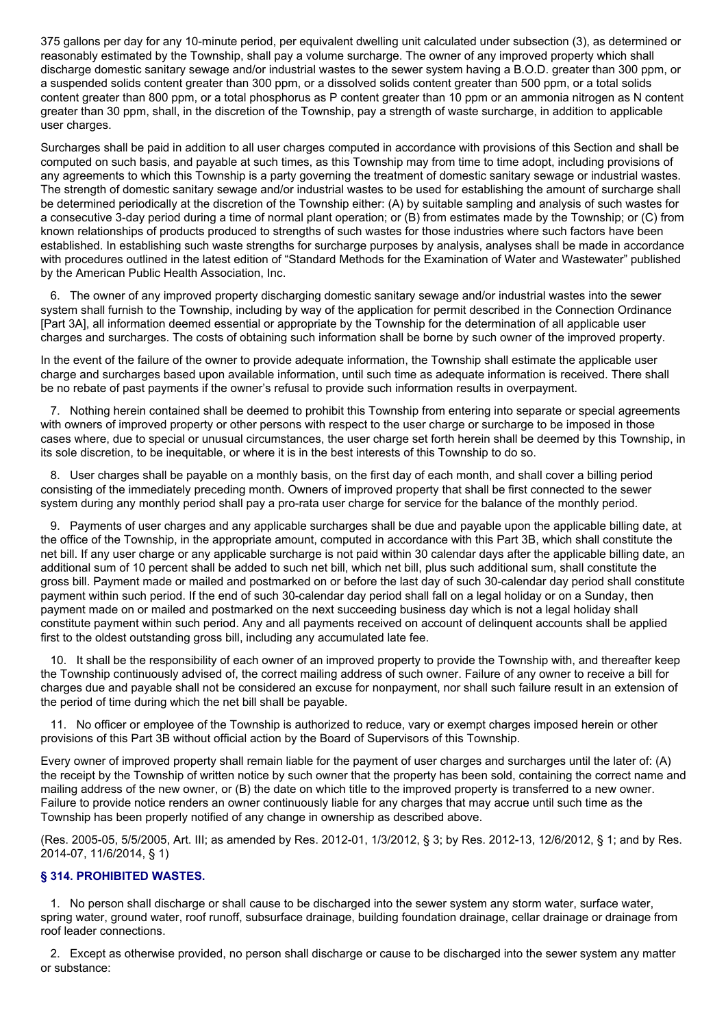375 gallons per day for any 10-minute period, per equivalent dwelling unit calculated under subsection (3), as determined or reasonably estimated by the Township, shall pay a volume surcharge. The owner of any improved property which shall discharge domestic sanitary sewage and/or industrial wastes to the sewer system having a B.O.D. greater than 300 ppm, or a suspended solids content greater than 300 ppm, or a dissolved solids content greater than 500 ppm, or a total solids content greater than 800 ppm, or a total phosphorus as P content greater than 10 ppm or an ammonia nitrogen as N content greater than 30 ppm, shall, in the discretion of the Township, pay a strength of waste surcharge, in addition to applicable user charges.

Surcharges shall be paid in addition to all user charges computed in accordance with provisions of this Section and shall be computed on such basis, and payable at such times, as this Township may from time to time adopt, including provisions of any agreements to which this Township is a party governing the treatment of domestic sanitary sewage or industrial wastes. The strength of domestic sanitary sewage and/or industrial wastes to be used for establishing the amount of surcharge shall be determined periodically at the discretion of the Township either: (A) by suitable sampling and analysis of such wastes for a consecutive 3-day period during a time of normal plant operation; or (B) from estimates made by the Township; or (C) from known relationships of products produced to strengths of such wastes for those industries where such factors have been established. In establishing such waste strengths for surcharge purposes by analysis, analyses shall be made in accordance with procedures outlined in the latest edition of "Standard Methods for the Examination of Water and Wastewater" published by the American Public Health Association, Inc.

6. The owner of any improved property discharging domestic sanitary sewage and/or industrial wastes into the sewer system shall furnish to the Township, including by way of the application for permit described in the Connection Ordinance [Part 3A], all information deemed essential or appropriate by the Township for the determination of all applicable user charges and surcharges. The costs of obtaining such information shall be borne by such owner of the improved property.

In the event of the failure of the owner to provide adequate information, the Township shall estimate the applicable user charge and surcharges based upon available information, until such time as adequate information is received. There shall be no rebate of past payments if the owner's refusal to provide such information results in overpayment.

7. Nothing herein contained shall be deemed to prohibit this Township from entering into separate or special agreements with owners of improved property or other persons with respect to the user charge or surcharge to be imposed in those cases where, due to special or unusual circumstances, the user charge set forth herein shall be deemed by this Township, in its sole discretion, to be inequitable, or where it is in the best interests of this Township to do so.

8. User charges shall be payable on a monthly basis, on the first day of each month, and shall cover a billing period consisting of the immediately preceding month. Owners of improved property that shall be first connected to the sewer system during any monthly period shall pay a pro-rata user charge for service for the balance of the monthly period.

9. Payments of user charges and any applicable surcharges shall be due and payable upon the applicable billing date, at the office of the Township, in the appropriate amount, computed in accordance with this Part 3B, which shall constitute the net bill. If any user charge or any applicable surcharge is not paid within 30 calendar days after the applicable billing date, an additional sum of 10 percent shall be added to such net bill, which net bill, plus such additional sum, shall constitute the gross bill. Payment made or mailed and postmarked on or before the last day of such 30-calendar day period shall constitute payment within such period. If the end of such 30-calendar day period shall fall on a legal holiday or on a Sunday, then payment made on or mailed and postmarked on the next succeeding business day which is not a legal holiday shall constitute payment within such period. Any and all payments received on account of delinquent accounts shall be applied first to the oldest outstanding gross bill, including any accumulated late fee.

10. It shall be the responsibility of each owner of an improved property to provide the Township with, and thereafter keep the Township continuously advised of, the correct mailing address of such owner. Failure of any owner to receive a bill for charges due and payable shall not be considered an excuse for nonpayment, nor shall such failure result in an extension of the period of time during which the net bill shall be payable.

11. No officer or employee of the Township is authorized to reduce, vary or exempt charges imposed herein or other provisions of this Part 3B without official action by the Board of Supervisors of this Township.

Every owner of improved property shall remain liable for the payment of user charges and surcharges until the later of: (A) the receipt by the Township of written notice by such owner that the property has been sold, containing the correct name and mailing address of the new owner, or (B) the date on which title to the improved property is transferred to a new owner. Failure to provide notice renders an owner continuously liable for any charges that may accrue until such time as the Township has been properly notified of any change in ownership as described above.

(Res. 2005-05, 5/5/2005, Art. III; as amended by Res. 2012-01, 1/3/2012, § 3; by Res. 2012-13, 12/6/2012, § 1; and by Res. 2014-07, 11/6/2014, § 1)

### § 314. PROHIBITED WASTES.

1. No person shall discharge or shall cause to be discharged into the sewer system any storm water, surface water, spring water, ground water, roof runoff, subsurface drainage, building foundation drainage, cellar drainage or drainage from roof leader connections.

2. Except as otherwise provided, no person shall discharge or cause to be discharged into the sewer system any matter or substance: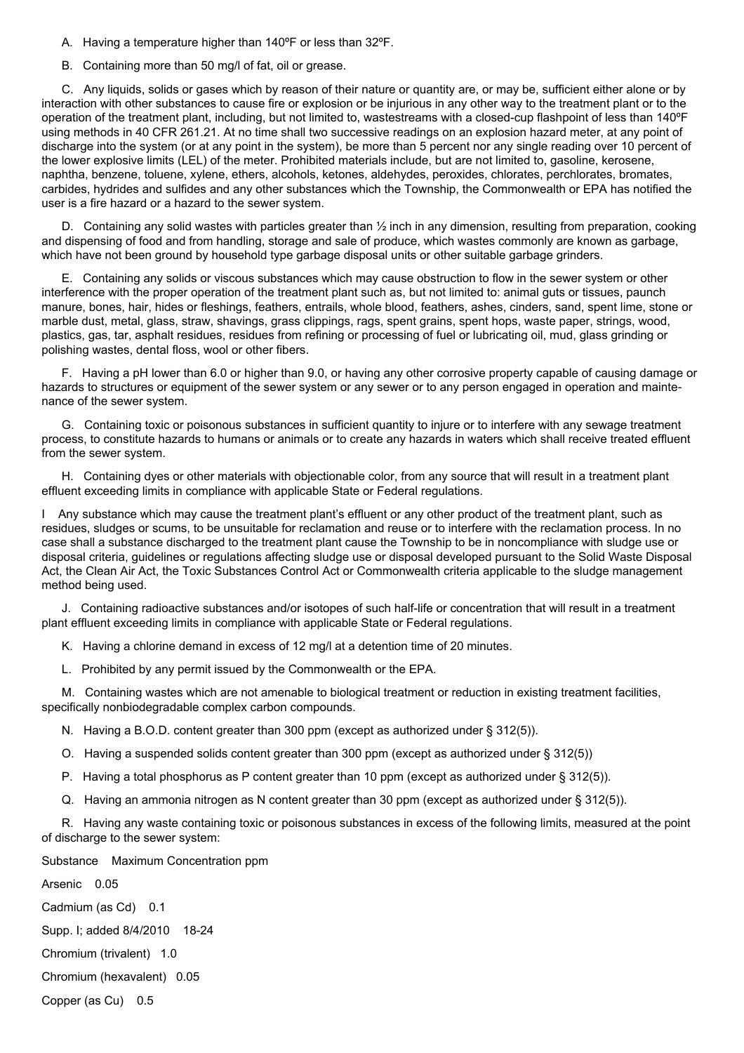A. Having a temperature higher than 140ºF or less than 32ºF.

B. Containing more than 50 mg/l of fat, oil or grease.

C. Any liquids, solids or gases which by reason of their nature or quantity are, or may be, sufficient either alone or by interaction with other substances to cause fire or explosion or be injurious in any other way to the treatment plant or to the operation of the treatment plant, including, but not limited to, wastestreams with a closed-cup flashpoint of less than 140ºF using methods in 40 CFR 261.21. At no time shall two successive readings on an explosion hazard meter, at any point of discharge into the system (or at any point in the system), be more than 5 percent nor any single reading over 10 percent of the lower explosive limits (LEL) of the meter. Prohibited materials include, but are not limited to, gasoline, kerosene, naphtha, benzene, toluene, xylene, ethers, alcohols, ketones, aldehydes, peroxides, chlorates, perchlorates, bromates, carbides, hydrides and sulfides and any other substances which the Township, the Commonwealth or EPA has notified the user is a fire hazard or a hazard to the sewer system.

D. Containing any solid wastes with particles greater than ½ inch in any dimension, resulting from preparation, cooking and dispensing of food and from handling, storage and sale of produce, which wastes commonly are known as garbage, which have not been ground by household type garbage disposal units or other suitable garbage grinders.

E. Containing any solids or viscous substances which may cause obstruction to flow in the sewer system or other interference with the proper operation of the treatment plant such as, but not limited to: animal guts or tissues, paunch manure, bones, hair, hides or fleshings, feathers, entrails, whole blood, feathers, ashes, cinders, sand, spent lime, stone or marble dust, metal, glass, straw, shavings, grass clippings, rags, spent grains, spent hops, waste paper, strings, wood, plastics, gas, tar, asphalt residues, residues from refining or processing of fuel or lubricating oil, mud, glass grinding or polishing wastes, dental floss, wool or other fibers.

F. Having a pH lower than 6.0 or higher than 9.0, or having any other corrosive property capable of causing damage or hazards to structures or equipment of the sewer system or any sewer or to any person engaged in operation and maintenance of the sewer system.

G. Containing toxic or poisonous substances in sufficient quantity to injure or to interfere with any sewage treatment process, to constitute hazards to humans or animals or to create any hazards in waters which shall receive treated effluent from the sewer system.

H. Containing dyes or other materials with objectionable color, from any source that will result in a treatment plant effluent exceeding limits in compliance with applicable State or Federal regulations.

I Any substance which may cause the treatment plant's effluent or any other product of the treatment plant, such as residues, sludges or scums, to be unsuitable for reclamation and reuse or to interfere with the reclamation process. In no case shall a substance discharged to the treatment plant cause the Township to be in noncompliance with sludge use or disposal criteria, guidelines or regulations affecting sludge use or disposal developed pursuant to the Solid Waste Disposal Act, the Clean Air Act, the Toxic Substances Control Act or Commonwealth criteria applicable to the sludge management method being used.

J. Containing radioactive substances and/or isotopes of such half-life or concentration that will result in a treatment plant effluent exceeding limits in compliance with applicable State or Federal regulations.

K. Having a chlorine demand in excess of 12 mg/l at a detention time of 20 minutes.

L. Prohibited by any permit issued by the Commonwealth or the EPA.

M. Containing wastes which are not amenable to biological treatment or reduction in existing treatment facilities, specifically nonbiodegradable complex carbon compounds.

N. Having a B.O.D. content greater than 300 ppm (except as authorized under § 312(5)).

O. Having a suspended solids content greater than 300 ppm (except as authorized under § 312(5))

P. Having a total phosphorus as P content greater than 10 ppm (except as authorized under § 312(5)).

Q. Having an ammonia nitrogen as N content greater than 30 ppm (except as authorized under § 312(5)).

R. Having any waste containing toxic or poisonous substances in excess of the following limits, measured at the point of discharge to the sewer system:

| Substance | Maximum Concentration ppm |
|---|---|
| Arsenic | 0.05 |
| Cadmium (as Cd) | 0.1 |
| Chromium (trivalent) | 1.0 |
| Chromium (hexavalent) | 0.05 |
| Copper (as Cu) | 0.5 |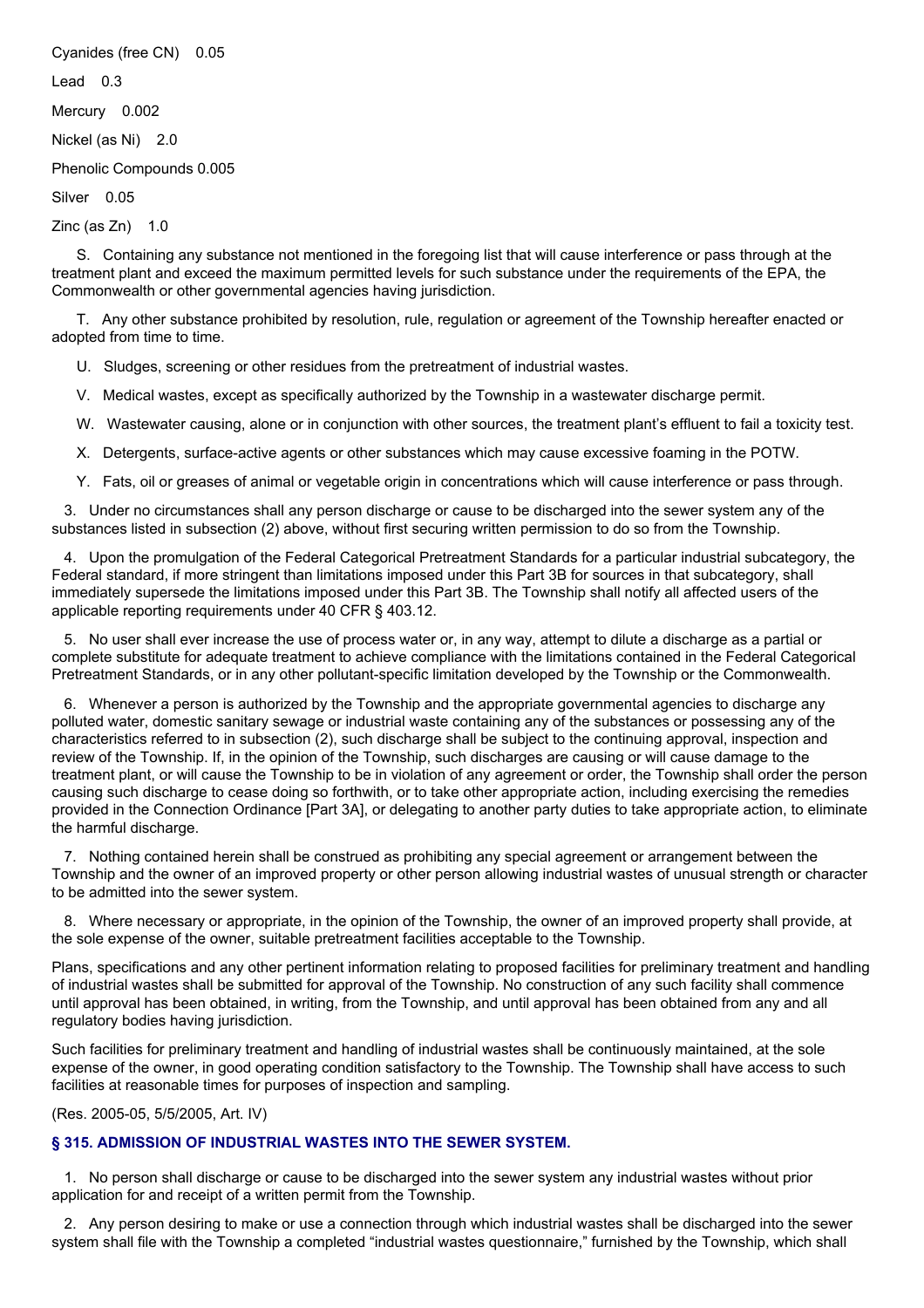Cyanides (free CN) 0.05

Lead 0.3

Mercury 0.002

Nickel (as Ni) 2.0

Phenolic Compounds 0.005

Silver 0.05

Zinc (as Zn) 1.0

S. Containing any substance not mentioned in the foregoing list that will cause interference or pass through at the treatment plant and exceed the maximum permitted levels for such substance under the requirements of the EPA, the Commonwealth or other governmental agencies having jurisdiction.

T. Any other substance prohibited by resolution, rule, regulation or agreement of the Township hereafter enacted or adopted from time to time.

U. Sludges, screening or other residues from the pretreatment of industrial wastes.

V. Medical wastes, except as specifically authorized by the Township in a wastewater discharge permit.

W. Wastewater causing, alone or in conjunction with other sources, the treatment plant's effluent to fail a toxicity test.

X. Detergents, surface-active agents or other substances which may cause excessive foaming in the POTW.

Y. Fats, oil or greases of animal or vegetable origin in concentrations which will cause interference or pass through.

3. Under no circumstances shall any person discharge or cause to be discharged into the sewer system any of the substances listed in subsection (2) above, without first securing written permission to do so from the Township.

4. Upon the promulgation of the Federal Categorical Pretreatment Standards for a particular industrial subcategory, the Federal standard, if more stringent than limitations imposed under this Part 3B for sources in that subcategory, shall immediately supersede the limitations imposed under this Part 3B. The Township shall notify all affected users of the applicable reporting requirements under 40 CFR § 403.12.

5. No user shall ever increase the use of process water or, in any way, attempt to dilute a discharge as a partial or complete substitute for adequate treatment to achieve compliance with the limitations contained in the Federal Categorical Pretreatment Standards, or in any other pollutant-specific limitation developed by the Township or the Commonwealth.

6. Whenever a person is authorized by the Township and the appropriate governmental agencies to discharge any polluted water, domestic sanitary sewage or industrial waste containing any of the substances or possessing any of the characteristics referred to in subsection (2), such discharge shall be subject to the continuing approval, inspection and review of the Township. If, in the opinion of the Township, such discharges are causing or will cause damage to the treatment plant, or will cause the Township to be in violation of any agreement or order, the Township shall order the person causing such discharge to cease doing so forthwith, or to take other appropriate action, including exercising the remedies provided in the Connection Ordinance [Part 3A], or delegating to another party duties to take appropriate action, to eliminate the harmful discharge.

7. Nothing contained herein shall be construed as prohibiting any special agreement or arrangement between the Township and the owner of an improved property or other person allowing industrial wastes of unusual strength or character to be admitted into the sewer system.

8. Where necessary or appropriate, in the opinion of the Township, the owner of an improved property shall provide, at the sole expense of the owner, suitable pretreatment facilities acceptable to the Township.

Plans, specifications and any other pertinent information relating to proposed facilities for preliminary treatment and handling of industrial wastes shall be submitted for approval of the Township. No construction of any such facility shall commence until approval has been obtained, in writing, from the Township, and until approval has been obtained from any and all regulatory bodies having jurisdiction.

Such facilities for preliminary treatment and handling of industrial wastes shall be continuously maintained, at the sole expense of the owner, in good operating condition satisfactory to the Township. The Township shall have access to such facilities at reasonable times for purposes of inspection and sampling.

(Res. 2005-05, 5/5/2005, Art. IV)

### § 315. ADMISSION OF INDUSTRIAL WASTES INTO THE SEWER SYSTEM.

1. No person shall discharge or cause to be discharged into the sewer system any industrial wastes without prior application for and receipt of a written permit from the Township.

2. Any person desiring to make or use a connection through which industrial wastes shall be discharged into the sewer system shall file with the Township a completed "industrial wastes questionnaire," furnished by the Township, which shall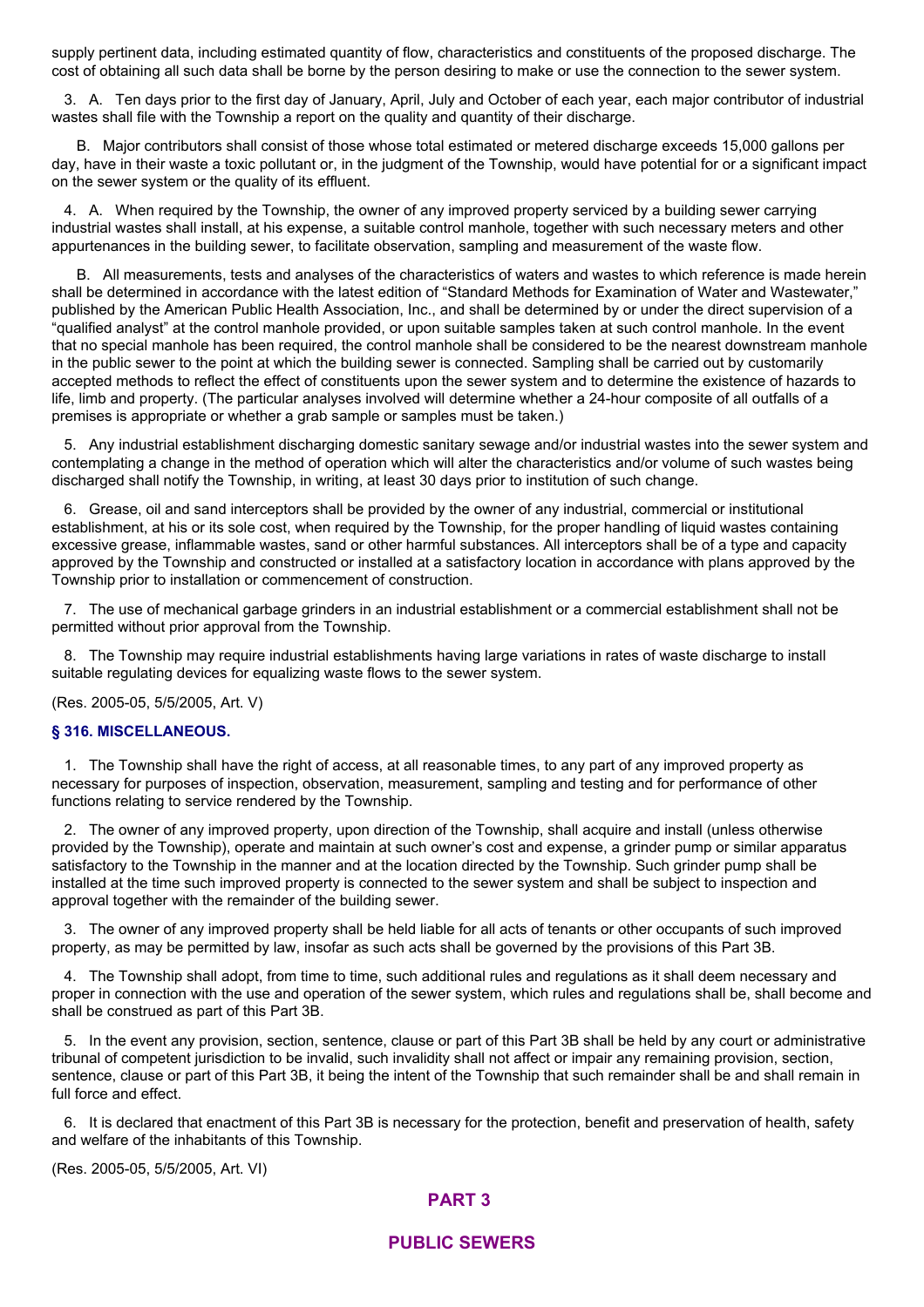supply pertinent data, including estimated quantity of flow, characteristics and constituents of the proposed discharge. The cost of obtaining all such data shall be borne by the person desiring to make or use the connection to the sewer system.

3. A. Ten days prior to the first day of January, April, July and October of each year, each major contributor of industrial wastes shall file with the Township a report on the quality and quantity of their discharge.

B. Major contributors shall consist of those whose total estimated or metered discharge exceeds 15,000 gallons per day, have in their waste a toxic pollutant or, in the judgment of the Township, would have potential for or a significant impact on the sewer system or the quality of its effluent.

4. A. When required by the Township, the owner of any improved property serviced by a building sewer carrying industrial wastes shall install, at his expense, a suitable control manhole, together with such necessary meters and other appurtenances in the building sewer, to facilitate observation, sampling and measurement of the waste flow.

B. All measurements, tests and analyses of the characteristics of waters and wastes to which reference is made herein shall be determined in accordance with the latest edition of "Standard Methods for Examination of Water and Wastewater," published by the American Public Health Association, Inc., and shall be determined by or under the direct supervision of a "qualified analyst" at the control manhole provided, or upon suitable samples taken at such control manhole. In the event that no special manhole has been required, the control manhole shall be considered to be the nearest downstream manhole in the public sewer to the point at which the building sewer is connected. Sampling shall be carried out by customarily accepted methods to reflect the effect of constituents upon the sewer system and to determine the existence of hazards to life, limb and property. (The particular analyses involved will determine whether a 24-hour composite of all outfalls of a premises is appropriate or whether a grab sample or samples must be taken.)

5. Any industrial establishment discharging domestic sanitary sewage and/or industrial wastes into the sewer system and contemplating a change in the method of operation which will alter the characteristics and/or volume of such wastes being discharged shall notify the Township, in writing, at least 30 days prior to institution of such change.

6. Grease, oil and sand interceptors shall be provided by the owner of any industrial, commercial or institutional establishment, at his or its sole cost, when required by the Township, for the proper handling of liquid wastes containing excessive grease, inflammable wastes, sand or other harmful substances. All interceptors shall be of a type and capacity approved by the Township and constructed or installed at a satisfactory location in accordance with plans approved by the Township prior to installation or commencement of construction.

7. The use of mechanical garbage grinders in an industrial establishment or a commercial establishment shall not be permitted without prior approval from the Township.

8. The Township may require industrial establishments having large variations in rates of waste discharge to install suitable regulating devices for equalizing waste flows to the sewer system.

(Res. 2005-05, 5/5/2005, Art. V)

### § 316. MISCELLANEOUS.

1. The Township shall have the right of access, at all reasonable times, to any part of any improved property as necessary for purposes of inspection, observation, measurement, sampling and testing and for performance of other functions relating to service rendered by the Township.

2. The owner of any improved property, upon direction of the Township, shall acquire and install (unless otherwise provided by the Township), operate and maintain at such owner's cost and expense, a grinder pump or similar apparatus satisfactory to the Township in the manner and at the location directed by the Township. Such grinder pump shall be installed at the time such improved property is connected to the sewer system and shall be subject to inspection and approval together with the remainder of the building sewer.

3. The owner of any improved property shall be held liable for all acts of tenants or other occupants of such improved property, as may be permitted by law, insofar as such acts shall be governed by the provisions of this Part 3B.

4. The Township shall adopt, from time to time, such additional rules and regulations as it shall deem necessary and proper in connection with the use and operation of the sewer system, which rules and regulations shall be, shall become and shall be construed as part of this Part 3B.

5. In the event any provision, section, sentence, clause or part of this Part 3B shall be held by any court or administrative tribunal of competent jurisdiction to be invalid, such invalidity shall not affect or impair any remaining provision, section, sentence, clause or part of this Part 3B, it being the intent of the Township that such remainder shall be and shall remain in full force and effect.

6. It is declared that enactment of this Part 3B is necessary for the protection, benefit and preservation of health, safety and welfare of the inhabitants of this Township.

(Res. 2005-05, 5/5/2005, Art. VI)

## PART 3

## PUBLIC SEWERS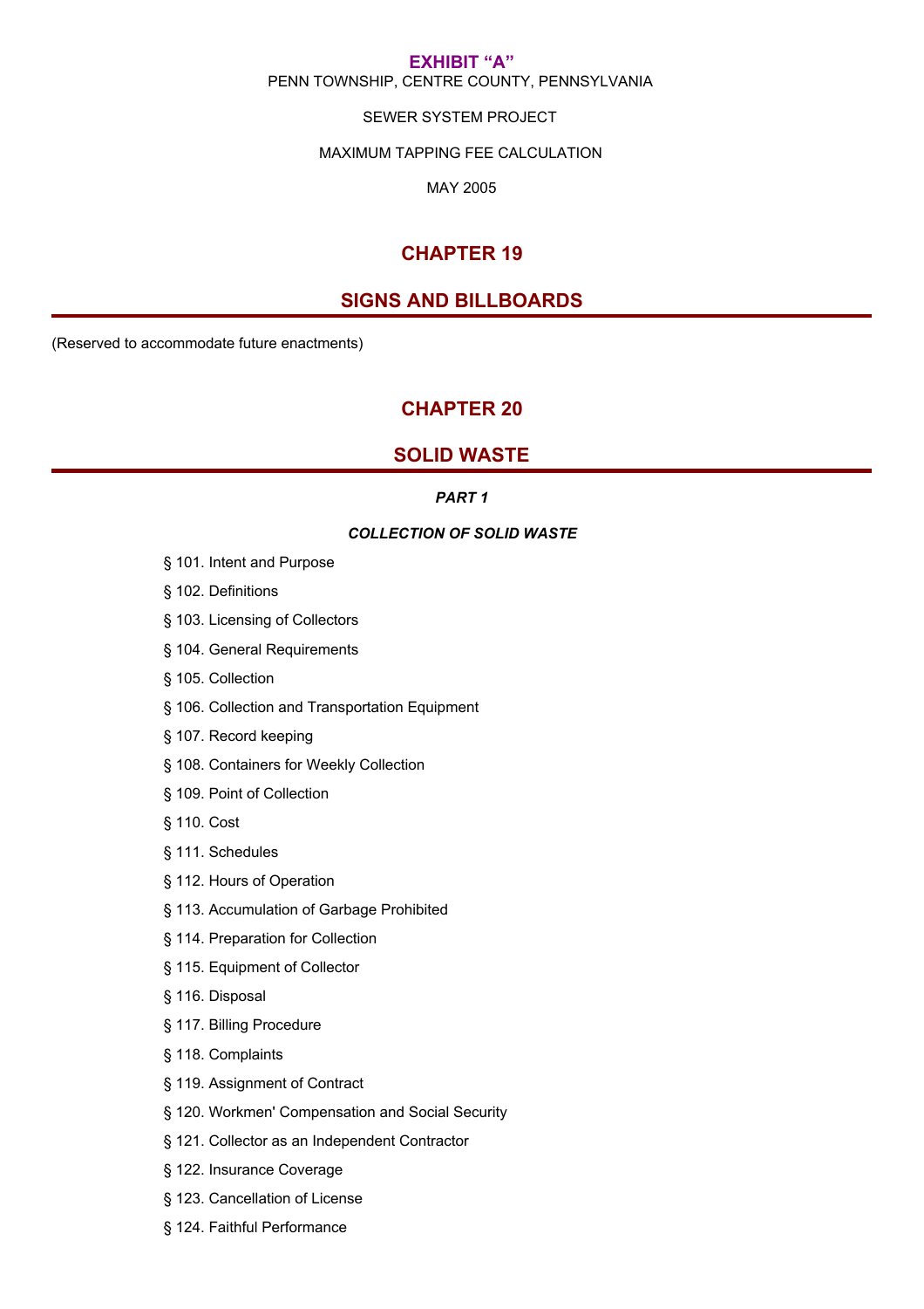**EXHIBIT “A”**

PENN TOWNSHIP, CENTRE COUNTY, PENNSYLVANIA

SEWER SYSTEM PROJECT

MAXIMUM TAPPING FEE CALCULATION

MAY 2005

# CHAPTER 19

# SIGNS AND BILLBOARDS

(Reserved to accommodate future enactments)

# CHAPTER 20

# SOLID WASTE

### *PART 1*

### *COLLECTION OF SOLID WASTE*

§ 101. Intent and Purpose

§ 102. Definitions

§ 103. Licensing of Collectors

§ 104. General Requirements

§ 105. Collection

§ 106. Collection and Transportation Equipment

§ 107. Record keeping

§ 108. Containers for Weekly Collection

§ 109. Point of Collection

§ 110. Cost

§ 111. Schedules

§ 112. Hours of Operation

§ 113. Accumulation of Garbage Prohibited

§ 114. Preparation for Collection

§ 115. Equipment of Collector

§ 116. Disposal

§ 117. Billing Procedure

§ 118. Complaints

§ 119. Assignment of Contract

§ 120. Workmen' Compensation and Social Security

§ 121. Collector as an Independent Contractor

§ 122. Insurance Coverage

§ 123. Cancellation of License

§ 124. Faithful Performance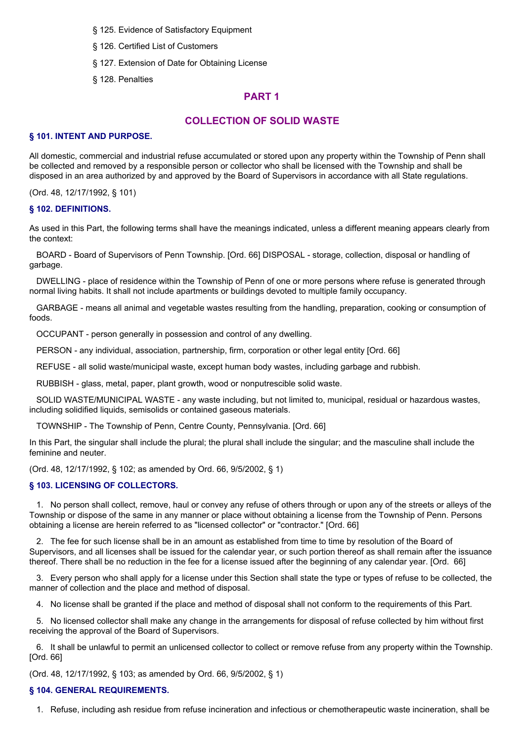§ 125. Evidence of Satisfactory Equipment

§ 126. Certified List of Customers

§ 127. Extension of Date for Obtaining License

§ 128. Penalties

## PART 1

## COLLECTION OF SOLID WASTE

### § 101. INTENT AND PURPOSE.

All domestic, commercial and industrial refuse accumulated or stored upon any property within the Township of Penn shall be collected and removed by a responsible person or collector who shall be licensed with the Township and shall be disposed in an area authorized by and approved by the Board of Supervisors in accordance with all State regulations.

(Ord. 48, 12/17/1992, § 101)

### § 102. DEFINITIONS.

As used in this Part, the following terms shall have the meanings indicated, unless a different meaning appears clearly from the context:

BOARD - Board of Supervisors of Penn Township. [Ord. 66] DISPOSAL - storage, collection, disposal or handling of garbage.

DWELLING - place of residence within the Township of Penn of one or more persons where refuse is generated through normal living habits. It shall not include apartments or buildings devoted to multiple family occupancy.

GARBAGE - means all animal and vegetable wastes resulting from the handling, preparation, cooking or consumption of foods.

OCCUPANT - person generally in possession and control of any dwelling.

PERSON - any individual, association, partnership, firm, corporation or other legal entity [Ord. 66]

REFUSE - all solid waste/municipal waste, except human body wastes, including garbage and rubbish.

RUBBISH - glass, metal, paper, plant growth, wood or nonputrescible solid waste.

SOLID WASTE/MUNICIPAL WASTE - any waste including, but not limited to, municipal, residual or hazardous wastes, including solidified liquids, semisolids or contained gaseous materials.

TOWNSHIP - The Township of Penn, Centre County, Pennsylvania. [Ord. 66]

In this Part, the singular shall include the plural; the plural shall include the singular; and the masculine shall include the feminine and neuter.

(Ord. 48, 12/17/1992, § 102; as amended by Ord. 66, 9/5/2002, § 1)

### § 103. LICENSING OF COLLECTORS.

1. No person shall collect, remove, haul or convey any refuse of others through or upon any of the streets or alleys of the Township or dispose of the same in any manner or place without obtaining a license from the Township of Penn. Persons obtaining a license are herein referred to as "licensed collector" or "contractor." [Ord. 66]

2. The fee for such license shall be in an amount as established from time to time by resolution of the Board of Supervisors, and all licenses shall be issued for the calendar year, or such portion thereof as shall remain after the issuance thereof. There shall be no reduction in the fee for a license issued after the beginning of any calendar year. [Ord. 66]

3. Every person who shall apply for a license under this Section shall state the type or types of refuse to be collected, the manner of collection and the place and method of disposal.

4. No license shall be granted if the place and method of disposal shall not conform to the requirements of this Part.

5. No licensed collector shall make any change in the arrangements for disposal of refuse collected by him without first receiving the approval of the Board of Supervisors.

6. It shall be unlawful to permit an unlicensed collector to collect or remove refuse from any property within the Township. [Ord. 66]

(Ord. 48, 12/17/1992, § 103; as amended by Ord. 66, 9/5/2002, § 1)

### § 104. GENERAL REQUIREMENTS.

1. Refuse, including ash residue from refuse incineration and infectious or chemotherapeutic waste incineration, shall be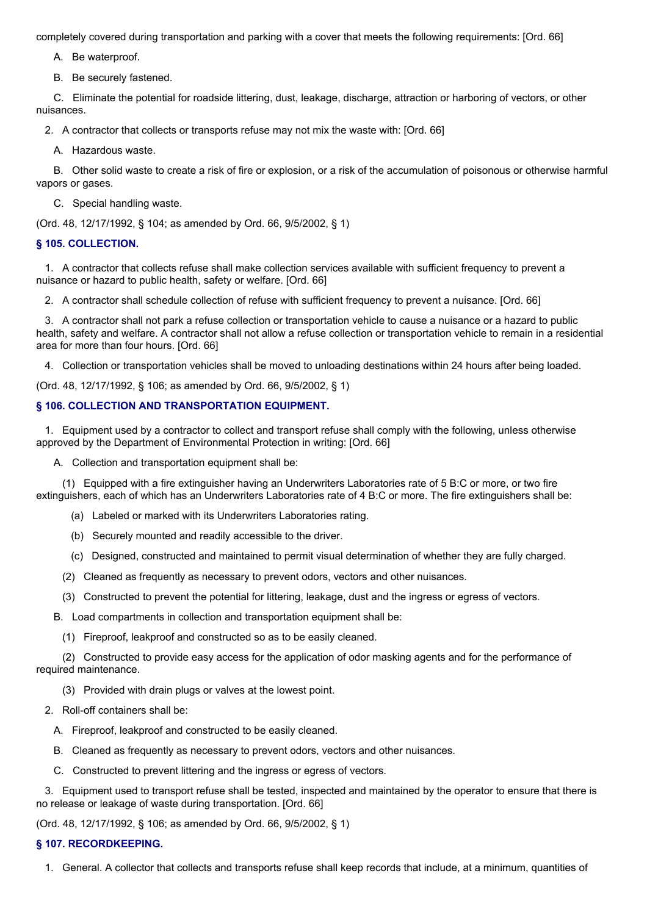completely covered during transportation and parking with a cover that meets the following requirements: [Ord. 66]

A. Be waterproof.

B. Be securely fastened.

C. Eliminate the potential for roadside littering, dust, leakage, discharge, attraction or harboring of vectors, or other nuisances.

2. A contractor that collects or transports refuse may not mix the waste with: [Ord. 66]

A. Hazardous waste.

B. Other solid waste to create a risk of fire or explosion, or a risk of the accumulation of poisonous or otherwise harmful vapors or gases.

C. Special handling waste.

(Ord. 48, 12/17/1992, § 104; as amended by Ord. 66, 9/5/2002, § 1)

### § 105. COLLECTION.

1. A contractor that collects refuse shall make collection services available with sufficient frequency to prevent a nuisance or hazard to public health, safety or welfare. [Ord. 66]

2. A contractor shall schedule collection of refuse with sufficient frequency to prevent a nuisance. [Ord. 66]

3. A contractor shall not park a refuse collection or transportation vehicle to cause a nuisance or a hazard to public health, safety and welfare. A contractor shall not allow a refuse collection or transportation vehicle to remain in a residential area for more than four hours. [Ord. 66]

4. Collection or transportation vehicles shall be moved to unloading destinations within 24 hours after being loaded.

(Ord. 48, 12/17/1992, § 106; as amended by Ord. 66, 9/5/2002, § 1)

### § 106. COLLECTION AND TRANSPORTATION EQUIPMENT.

1. Equipment used by a contractor to collect and transport refuse shall comply with the following, unless otherwise approved by the Department of Environmental Protection in writing: [Ord. 66]

A. Collection and transportation equipment shall be:

(1) Equipped with a fire extinguisher having an Underwriters Laboratories rate of 5 B:C or more, or two fire extinguishers, each of which has an Underwriters Laboratories rate of 4 B:C or more. The fire extinguishers shall be:

(a) Labeled or marked with its Underwriters Laboratories rating.

(b) Securely mounted and readily accessible to the driver.

(c) Designed, constructed and maintained to permit visual determination of whether they are fully charged.

(2) Cleaned as frequently as necessary to prevent odors, vectors and other nuisances.

(3) Constructed to prevent the potential for littering, leakage, dust and the ingress or egress of vectors.

B. Load compartments in collection and transportation equipment shall be:

(1) Fireproof, leakproof and constructed so as to be easily cleaned.

(2) Constructed to provide easy access for the application of odor masking agents and for the performance of required maintenance.

(3) Provided with drain plugs or valves at the lowest point.

2. Roll-off containers shall be:

A. Fireproof, leakproof and constructed to be easily cleaned.

B. Cleaned as frequently as necessary to prevent odors, vectors and other nuisances.

C. Constructed to prevent littering and the ingress or egress of vectors.

3. Equipment used to transport refuse shall be tested, inspected and maintained by the operator to ensure that there is no release or leakage of waste during transportation. [Ord. 66]

(Ord. 48, 12/17/1992, § 106; as amended by Ord. 66, 9/5/2002, § 1)

### § 107. RECORDKEEPING.

1. General. A collector that collects and transports refuse shall keep records that include, at a minimum, quantities of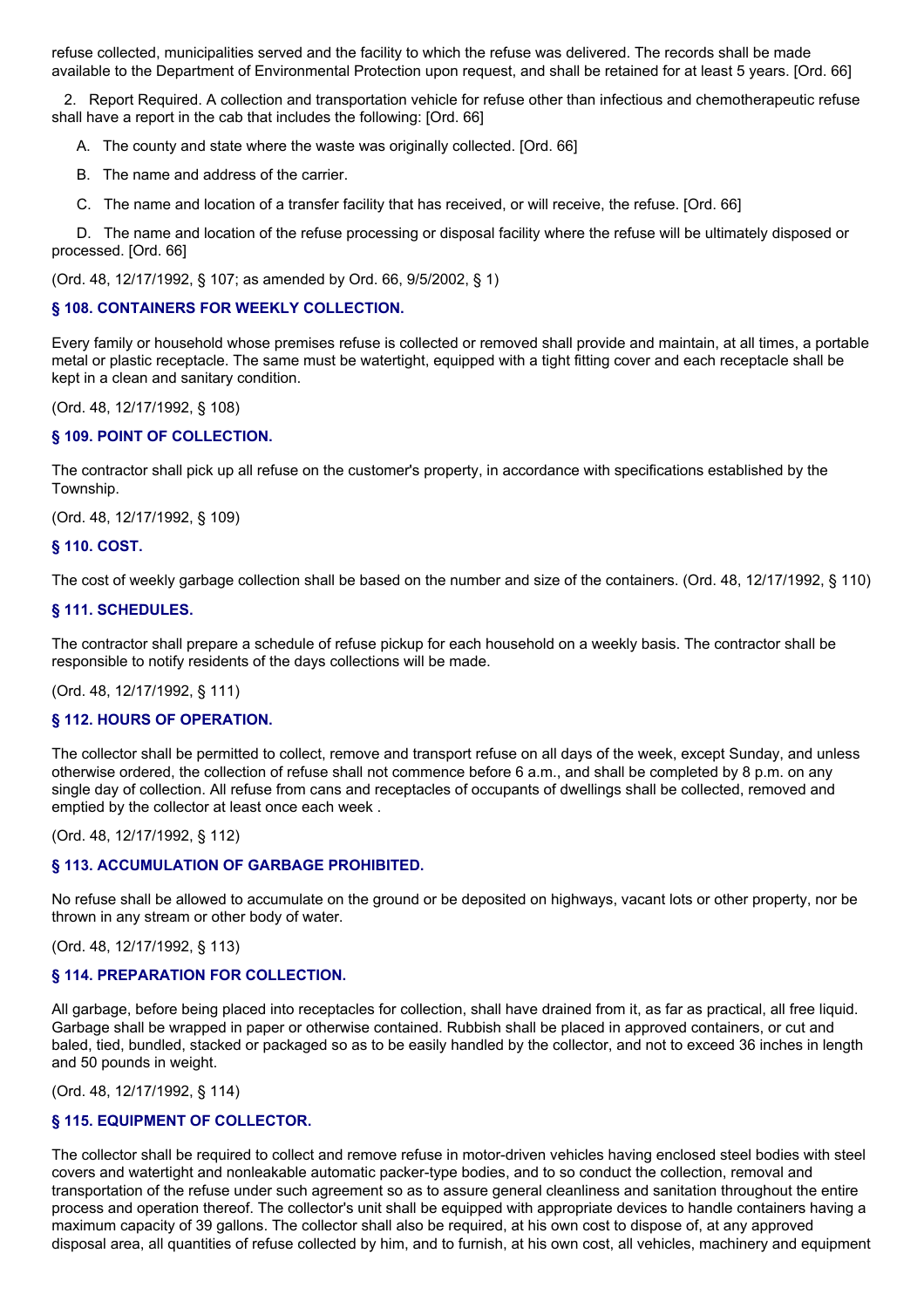refuse collected, municipalities served and the facility to which the refuse was delivered. The records shall be made available to the Department of Environmental Protection upon request, and shall be retained for at least 5 years. [Ord. 66]

2. Report Required. A collection and transportation vehicle for refuse other than infectious and chemotherapeutic refuse shall have a report in the cab that includes the following: [Ord. 66]

A. The county and state where the waste was originally collected. [Ord. 66]

B. The name and address of the carrier.

C. The name and location of a transfer facility that has received, or will receive, the refuse. [Ord. 66]

D. The name and location of the refuse processing or disposal facility where the refuse will be ultimately disposed or processed. [Ord. 66]

(Ord. 48, 12/17/1992, § 107; as amended by Ord. 66, 9/5/2002, § 1)

### § 108. CONTAINERS FOR WEEKLY COLLECTION.

Every family or household whose premises refuse is collected or removed shall provide and maintain, at all times, a portable metal or plastic receptacle. The same must be watertight, equipped with a tight fitting cover and each receptacle shall be kept in a clean and sanitary condition.

(Ord. 48, 12/17/1992, § 108)

### § 109. POINT OF COLLECTION.

The contractor shall pick up all refuse on the customer's property, in accordance with specifications established by the Township.

(Ord. 48, 12/17/1992, § 109)

### § 110. COST.

The cost of weekly garbage collection shall be based on the number and size of the containers. (Ord. 48, 12/17/1992, § 110)

### § 111. SCHEDULES.

The contractor shall prepare a schedule of refuse pickup for each household on a weekly basis. The contractor shall be responsible to notify residents of the days collections will be made.

(Ord. 48, 12/17/1992, § 111)

### § 112. HOURS OF OPERATION.

The collector shall be permitted to collect, remove and transport refuse on all days of the week, except Sunday, and unless otherwise ordered, the collection of refuse shall not commence before 6 a.m., and shall be completed by 8 p.m. on any single day of collection. All refuse from cans and receptacles of occupants of dwellings shall be collected, removed and emptied by the collector at least once each week .

(Ord. 48, 12/17/1992, § 112)

### § 113. ACCUMULATION OF GARBAGE PROHIBITED.

No refuse shall be allowed to accumulate on the ground or be deposited on highways, vacant lots or other property, nor be thrown in any stream or other body of water.

(Ord. 48, 12/17/1992, § 113)

### § 114. PREPARATION FOR COLLECTION.

All garbage, before being placed into receptacles for collection, shall have drained from it, as far as practical, all free liquid. Garbage shall be wrapped in paper or otherwise contained. Rubbish shall be placed in approved containers, or cut and baled, tied, bundled, stacked or packaged so as to be easily handled by the collector, and not to exceed 36 inches in length and 50 pounds in weight.

(Ord. 48, 12/17/1992, § 114)

### § 115. EQUIPMENT OF COLLECTOR.

The collector shall be required to collect and remove refuse in motor-driven vehicles having enclosed steel bodies with steel covers and watertight and nonleakable automatic packer-type bodies, and to so conduct the collection, removal and transportation of the refuse under such agreement so as to assure general cleanliness and sanitation throughout the entire process and operation thereof. The collector's unit shall be equipped with appropriate devices to handle containers having a maximum capacity of 39 gallons. The collector shall also be required, at his own cost to dispose of, at any approved disposal area, all quantities of refuse collected by him, and to furnish, at his own cost, all vehicles, machinery and equipment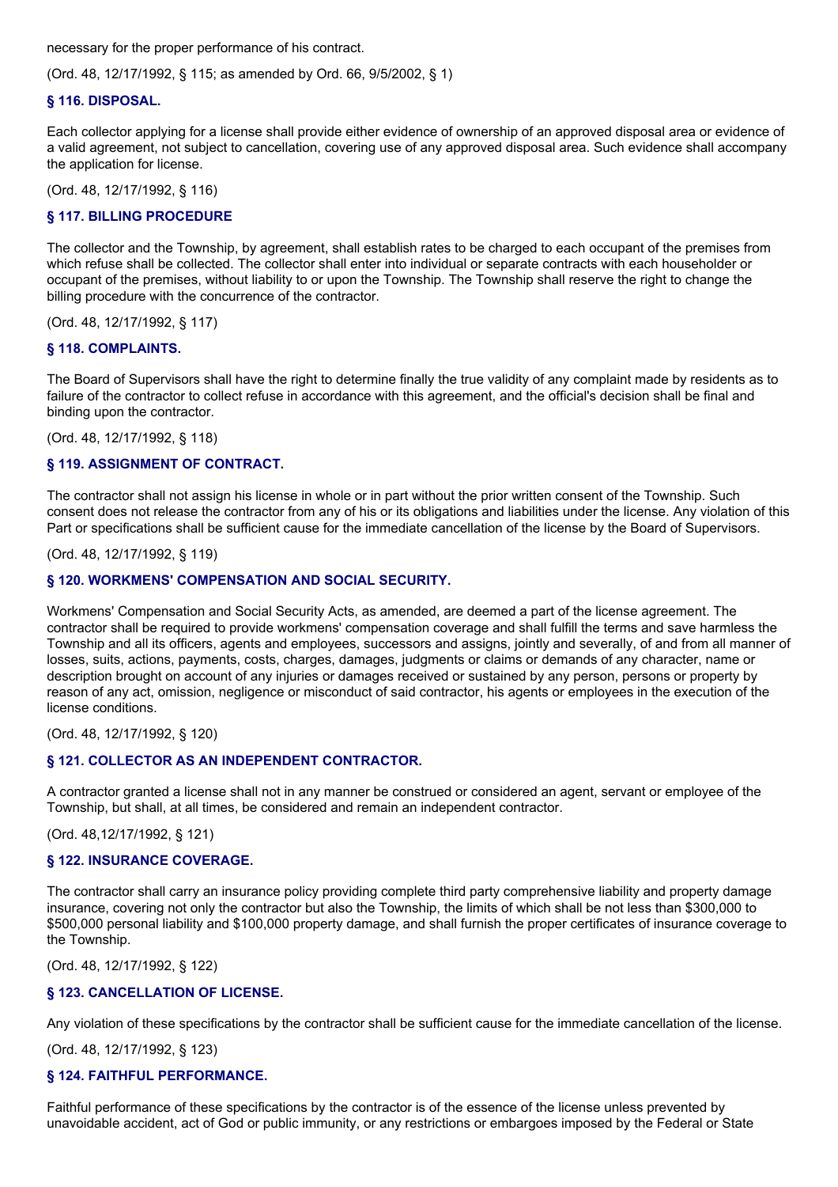necessary for the proper performance of his contract.

(Ord. 48, 12/17/1992, § 115; as amended by Ord. 66, 9/5/2002, § 1)

### § 116. DISPOSAL.

Each collector applying for a license shall provide either evidence of ownership of an approved disposal area or evidence of a valid agreement, not subject to cancellation, covering use of any approved disposal area. Such evidence shall accompany the application for license.

(Ord. 48, 12/17/1992, § 116)

### § 117. BILLING PROCEDURE

The collector and the Township, by agreement, shall establish rates to be charged to each occupant of the premises from which refuse shall be collected. The collector shall enter into individual or separate contracts with each householder or occupant of the premises, without liability to or upon the Township. The Township shall reserve the right to change the billing procedure with the concurrence of the contractor.

(Ord. 48, 12/17/1992, § 117)

### § 118. COMPLAINTS.

The Board of Supervisors shall have the right to determine finally the true validity of any complaint made by residents as to failure of the contractor to collect refuse in accordance with this agreement, and the official's decision shall be final and binding upon the contractor.

(Ord. 48, 12/17/1992, § 118)

### § 119. ASSIGNMENT OF CONTRACT.

The contractor shall not assign his license in whole or in part without the prior written consent of the Township. Such consent does not release the contractor from any of his or its obligations and liabilities under the license. Any violation of this Part or specifications shall be sufficient cause for the immediate cancellation of the license by the Board of Supervisors.

(Ord. 48, 12/17/1992, § 119)

### § 120. WORKMENS' COMPENSATION AND SOCIAL SECURITY.

Workmens' Compensation and Social Security Acts, as amended, are deemed a part of the license agreement. The contractor shall be required to provide workmens' compensation coverage and shall fulfill the terms and save harmless the Township and all its officers, agents and employees, successors and assigns, jointly and severally, of and from all manner of losses, suits, actions, payments, costs, charges, damages, judgments or claims or demands of any character, name or description brought on account of any injuries or damages received or sustained by any person, persons or property by reason of any act, omission, negligence or misconduct of said contractor, his agents or employees in the execution of the license conditions.

(Ord. 48, 12/17/1992, § 120)

### § 121. COLLECTOR AS AN INDEPENDENT CONTRACTOR.

A contractor granted a license shall not in any manner be construed or considered an agent, servant or employee of the Township, but shall, at all times, be considered and remain an independent contractor.

(Ord. 48,12/17/1992, § 121)

### § 122. INSURANCE COVERAGE.

The contractor shall carry an insurance policy providing complete third party comprehensive liability and property damage insurance, covering not only the contractor but also the Township, the limits of which shall be not less than $300,000 to $500,000 personal liability and $100,000 property damage, and shall furnish the proper certificates of insurance coverage to the Township.

(Ord. 48, 12/17/1992, § 122)

### § 123. CANCELLATION OF LICENSE.

Any violation of these specifications by the contractor shall be sufficient cause for the immediate cancellation of the license.

(Ord. 48, 12/17/1992, § 123)

### § 124. FAITHFUL PERFORMANCE.

Faithful performance of these specifications by the contractor is of the essence of the license unless prevented by unavoidable accident, act of God or public immunity, or any restrictions or embargoes imposed by the Federal or State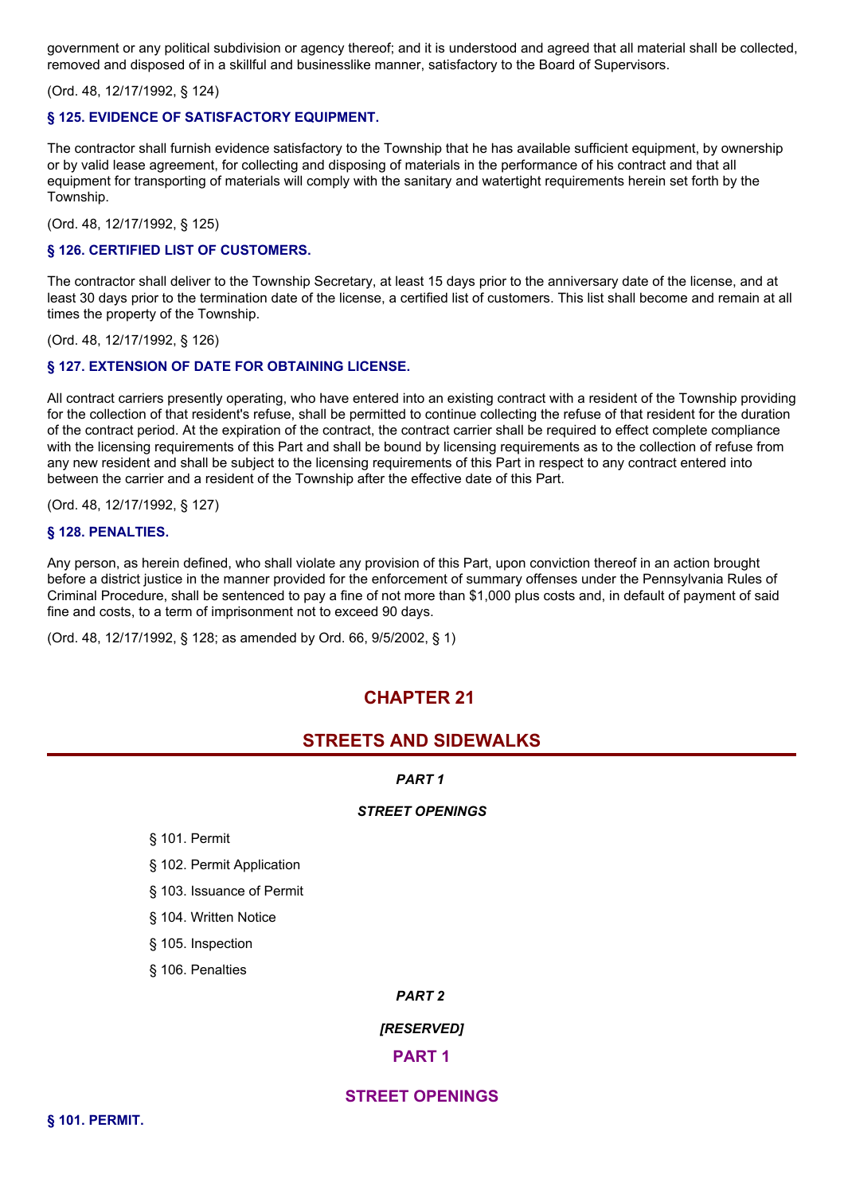government or any political subdivision or agency thereof; and it is understood and agreed that all material shall be collected, removed and disposed of in a skillful and businesslike manner, satisfactory to the Board of Supervisors.

(Ord. 48, 12/17/1992, § 124)

### § 125. EVIDENCE OF SATISFACTORY EQUIPMENT.

The contractor shall furnish evidence satisfactory to the Township that he has available sufficient equipment, by ownership or by valid lease agreement, for collecting and disposing of materials in the performance of his contract and that all equipment for transporting of materials will comply with the sanitary and watertight requirements herein set forth by the Township.

(Ord. 48, 12/17/1992, § 125)

### § 126. CERTIFIED LIST OF CUSTOMERS.

The contractor shall deliver to the Township Secretary, at least 15 days prior to the anniversary date of the license, and at least 30 days prior to the termination date of the license, a certified list of customers. This list shall become and remain at all times the property of the Township.

(Ord. 48, 12/17/1992, § 126)

### § 127. EXTENSION OF DATE FOR OBTAINING LICENSE.

All contract carriers presently operating, who have entered into an existing contract with a resident of the Township providing for the collection of that resident's refuse, shall be permitted to continue collecting the refuse of that resident for the duration of the contract period. At the expiration of the contract, the contract carrier shall be required to effect complete compliance with the licensing requirements of this Part and shall be bound by licensing requirements as to the collection of refuse from any new resident and shall be subject to the licensing requirements of this Part in respect to any contract entered into between the carrier and a resident of the Township after the effective date of this Part.

(Ord. 48, 12/17/1992, § 127)

### § 128. PENALTIES.

Any person, as herein defined, who shall violate any provision of this Part, upon conviction thereof in an action brought before a district justice in the manner provided for the enforcement of summary offenses under the Pennsylvania Rules of Criminal Procedure, shall be sentenced to pay a fine of not more than $1,000 plus costs and, in default of payment of said fine and costs, to a term of imprisonment not to exceed 90 days.

(Ord. 48, 12/17/1992, § 128; as amended by Ord. 66, 9/5/2002, § 1)

# CHAPTER 21

# STREETS AND SIDEWALKS

***PART 1***

***STREET OPENINGS***

§ 101. Permit

§ 102. Permit Application

§ 103. Issuance of Permit

§ 104. Written Notice

§ 105. Inspection

§ 106. Penalties

***PART 2***

***[RESERVED]***

## PART 1

## STREET OPENINGS

### § 101. PERMIT.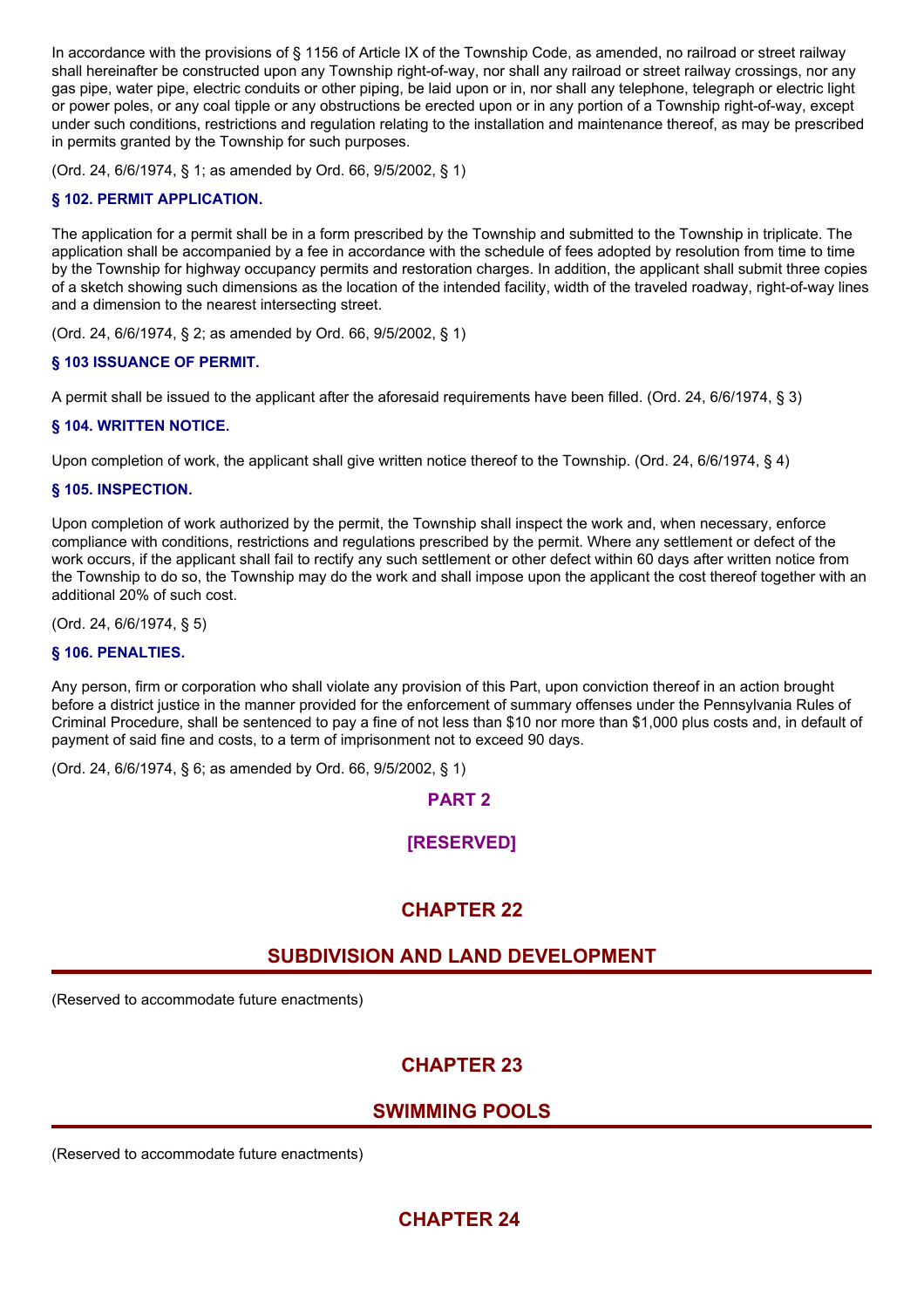In accordance with the provisions of § 1156 of Article IX of the Township Code, as amended, no railroad or street railway shall hereinafter be constructed upon any Township right-of-way, nor shall any railroad or street railway crossings, nor any gas pipe, water pipe, electric conduits or other piping, be laid upon or in, nor shall any telephone, telegraph or electric light or power poles, or any coal tipple or any obstructions be erected upon or in any portion of a Township right-of-way, except under such conditions, restrictions and regulation relating to the installation and maintenance thereof, as may be prescribed in permits granted by the Township for such purposes.

(Ord. 24, 6/6/1974, § 1; as amended by Ord. 66, 9/5/2002, § 1)

### § 102. PERMIT APPLICATION.

The application for a permit shall be in a form prescribed by the Township and submitted to the Township in triplicate. The application shall be accompanied by a fee in accordance with the schedule of fees adopted by resolution from time to time by the Township for highway occupancy permits and restoration charges. In addition, the applicant shall submit three copies of a sketch showing such dimensions as the location of the intended facility, width of the traveled roadway, right-of-way lines and a dimension to the nearest intersecting street.

(Ord. 24, 6/6/1974, § 2; as amended by Ord. 66, 9/5/2002, § 1)

### § 103 ISSUANCE OF PERMIT.

A permit shall be issued to the applicant after the aforesaid requirements have been filled. (Ord. 24, 6/6/1974, § 3)

### § 104. WRITTEN NOTICE.

Upon completion of work, the applicant shall give written notice thereof to the Township. (Ord. 24, 6/6/1974, § 4)

### § 105. INSPECTION.

Upon completion of work authorized by the permit, the Township shall inspect the work and, when necessary, enforce compliance with conditions, restrictions and regulations prescribed by the permit. Where any settlement or defect of the work occurs, if the applicant shall fail to rectify any such settlement or other defect within 60 days after written notice from the Township to do so, the Township may do the work and shall impose upon the applicant the cost thereof together with an additional 20% of such cost.

(Ord. 24, 6/6/1974, § 5)

### § 106. PENALTIES.

Any person, firm or corporation who shall violate any provision of this Part, upon conviction thereof in an action brought before a district justice in the manner provided for the enforcement of summary offenses under the Pennsylvania Rules of Criminal Procedure, shall be sentenced to pay a fine of not less than $10 nor more than $1,000 plus costs and, in default of payment of said fine and costs, to a term of imprisonment not to exceed 90 days.

(Ord. 24, 6/6/1974, § 6; as amended by Ord. 66, 9/5/2002, § 1)

## PART 2

## [RESERVED]

# CHAPTER 22

# SUBDIVISION AND LAND DEVELOPMENT

(Reserved to accommodate future enactments)

# CHAPTER 23

# SWIMMING POOLS

(Reserved to accommodate future enactments)

# CHAPTER 24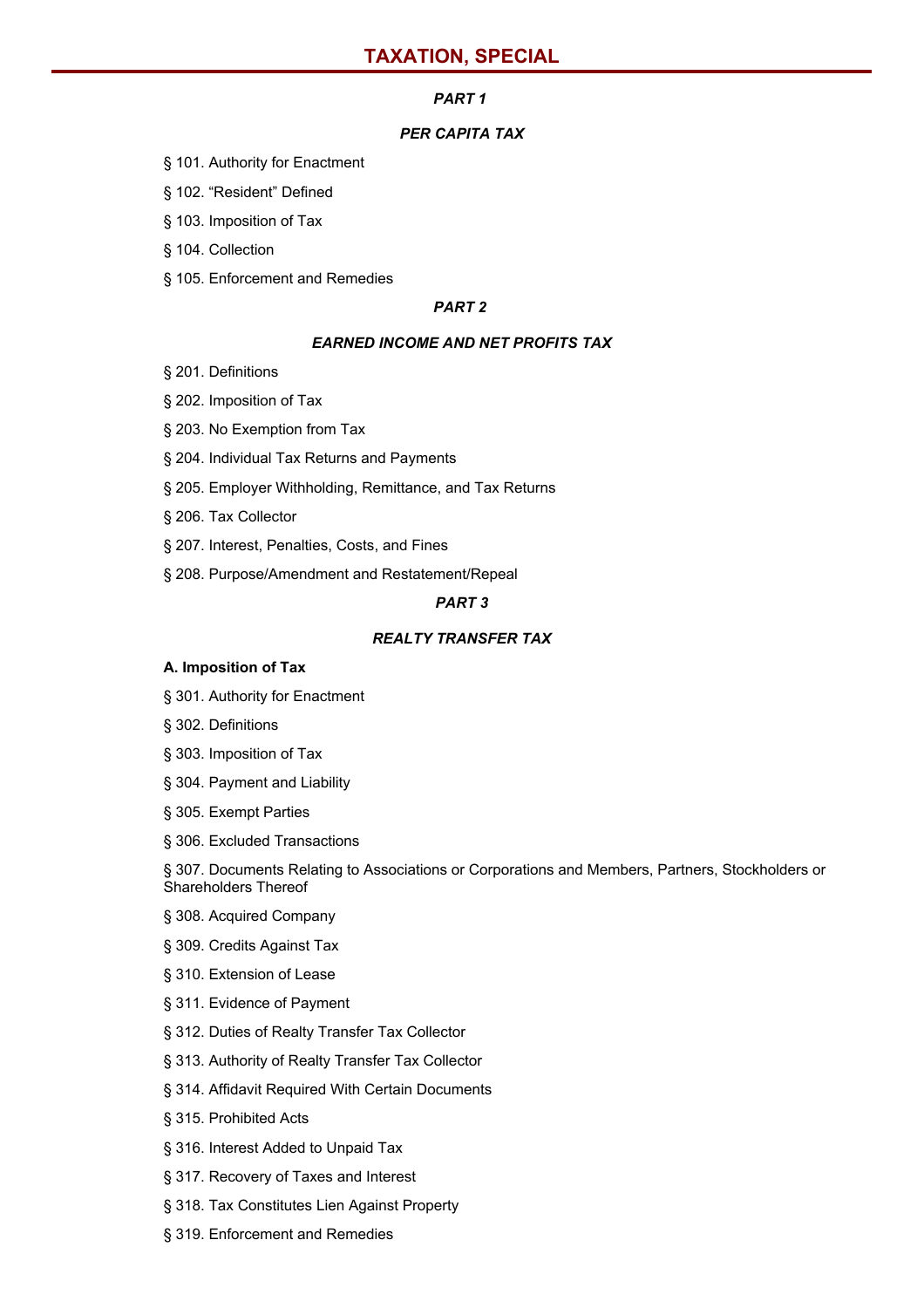# TAXATION, SPECIAL

### *PART 1*

### *PER CAPITA TAX*

§ 101. Authority for Enactment

§ 102. "Resident" Defined

§ 103. Imposition of Tax

§ 104. Collection

§ 105. Enforcement and Remedies

### *PART 2*

### *EARNED INCOME AND NET PROFITS TAX*

§ 201. Definitions

§ 202. Imposition of Tax

§ 203. No Exemption from Tax

§ 204. Individual Tax Returns and Payments

§ 205. Employer Withholding, Remittance, and Tax Returns

§ 206. Tax Collector

§ 207. Interest, Penalties, Costs, and Fines

§ 208. Purpose/Amendment and Restatement/Repeal

### *PART 3*

### *REALTY TRANSFER TAX*

**A. Imposition of Tax**

§ 301. Authority for Enactment

§ 302. Definitions

§ 303. Imposition of Tax

§ 304. Payment and Liability

§ 305. Exempt Parties

§ 306. Excluded Transactions

§ 307. Documents Relating to Associations or Corporations and Members, Partners, Stockholders or Shareholders Thereof

§ 308. Acquired Company

§ 309. Credits Against Tax

§ 310. Extension of Lease

§ 311. Evidence of Payment

§ 312. Duties of Realty Transfer Tax Collector

§ 313. Authority of Realty Transfer Tax Collector

§ 314. Affidavit Required With Certain Documents

§ 315. Prohibited Acts

§ 316. Interest Added to Unpaid Tax

§ 317. Recovery of Taxes and Interest

§ 318. Tax Constitutes Lien Against Property

§ 319. Enforcement and Remedies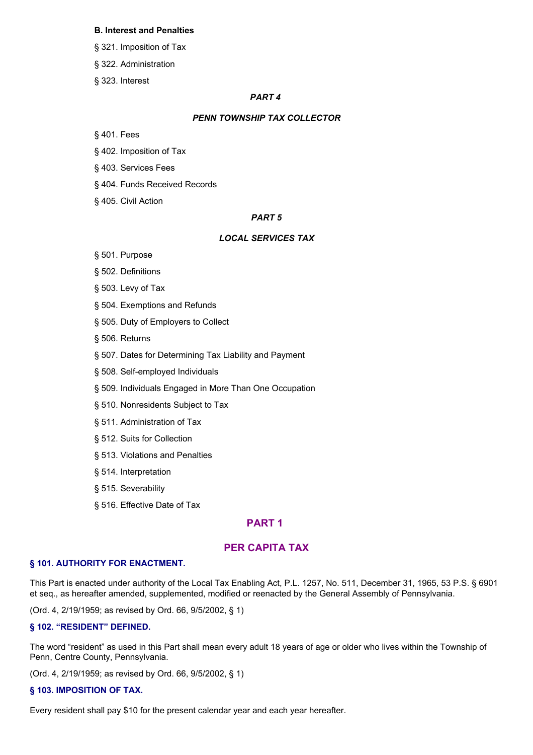**B. Interest and Penalties**

§ 321. Imposition of Tax

§ 322. Administration

§ 323. Interest

***PART 4***

***PENN TOWNSHIP TAX COLLECTOR***

§ 401. Fees

§ 402. Imposition of Tax

§ 403. Services Fees

§ 404. Funds Received Records

§ 405. Civil Action

***PART 5***

***LOCAL SERVICES TAX***

§ 501. Purpose

§ 502. Definitions

§ 503. Levy of Tax

§ 504. Exemptions and Refunds

§ 505. Duty of Employers to Collect

§ 506. Returns

§ 507. Dates for Determining Tax Liability and Payment

§ 508. Self-employed Individuals

§ 509. Individuals Engaged in More Than One Occupation

§ 510. Nonresidents Subject to Tax

§ 511. Administration of Tax

§ 512. Suits for Collection

§ 513. Violations and Penalties

§ 514. Interpretation

§ 515. Severability

§ 516. Effective Date of Tax

## PART 1

## PER CAPITA TAX

### § 101. AUTHORITY FOR ENACTMENT.

This Part is enacted under authority of the Local Tax Enabling Act, P.L. 1257, No. 511, December 31, 1965, 53 P.S. § 6901 et seq., as hereafter amended, supplemented, modified or reenacted by the General Assembly of Pennsylvania.

(Ord. 4, 2/19/1959; as revised by Ord. 66, 9/5/2002, § 1)

### § 102. "RESIDENT" DEFINED.

The word "resident" as used in this Part shall mean every adult 18 years of age or older who lives within the Township of Penn, Centre County, Pennsylvania.

(Ord. 4, 2/19/1959; as revised by Ord. 66, 9/5/2002, § 1)

### § 103. IMPOSITION OF TAX.

Every resident shall pay $10 for the present calendar year and each year hereafter.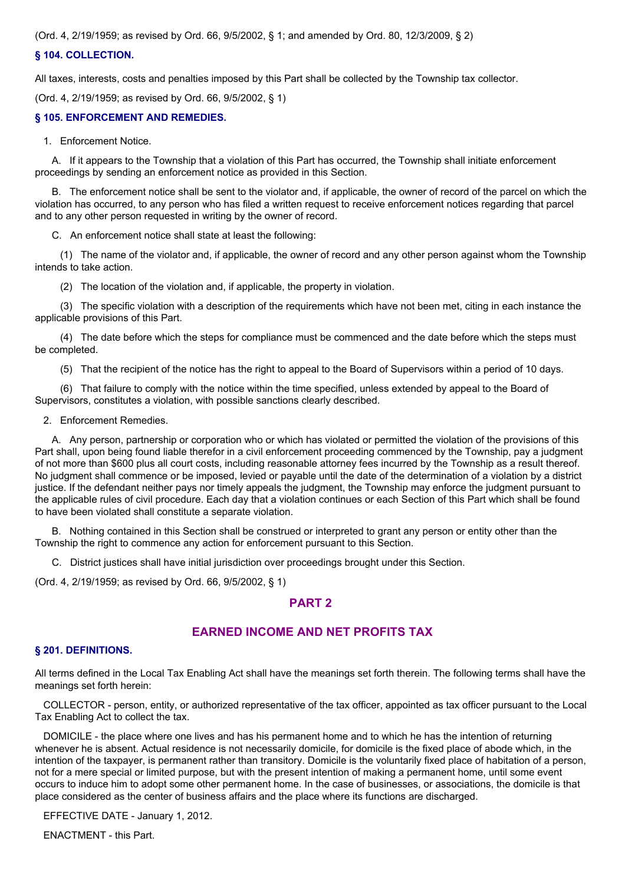(Ord. 4, 2/19/1959; as revised by Ord. 66, 9/5/2002, § 1; and amended by Ord. 80, 12/3/2009, § 2)

### § 104. COLLECTION.

All taxes, interests, costs and penalties imposed by this Part shall be collected by the Township tax collector.

(Ord. 4, 2/19/1959; as revised by Ord. 66, 9/5/2002, § 1)

### § 105. ENFORCEMENT AND REMEDIES.

1. Enforcement Notice.

A. If it appears to the Township that a violation of this Part has occurred, the Township shall initiate enforcement proceedings by sending an enforcement notice as provided in this Section.

B. The enforcement notice shall be sent to the violator and, if applicable, the owner of record of the parcel on which the violation has occurred, to any person who has filed a written request to receive enforcement notices regarding that parcel and to any other person requested in writing by the owner of record.

C. An enforcement notice shall state at least the following:

(1) The name of the violator and, if applicable, the owner of record and any other person against whom the Township intends to take action.

(2) The location of the violation and, if applicable, the property in violation.

(3) The specific violation with a description of the requirements which have not been met, citing in each instance the applicable provisions of this Part.

(4) The date before which the steps for compliance must be commenced and the date before which the steps must be completed.

(5) That the recipient of the notice has the right to appeal to the Board of Supervisors within a period of 10 days.

(6) That failure to comply with the notice within the time specified, unless extended by appeal to the Board of Supervisors, constitutes a violation, with possible sanctions clearly described.

2. Enforcement Remedies.

A. Any person, partnership or corporation who or which has violated or permitted the violation of the provisions of this Part shall, upon being found liable therefor in a civil enforcement proceeding commenced by the Township, pay a judgment of not more than $600 plus all court costs, including reasonable attorney fees incurred by the Township as a result thereof. No judgment shall commence or be imposed, levied or payable until the date of the determination of a violation by a district justice. If the defendant neither pays nor timely appeals the judgment, the Township may enforce the judgment pursuant to the applicable rules of civil procedure. Each day that a violation continues or each Section of this Part which shall be found to have been violated shall constitute a separate violation.

B. Nothing contained in this Section shall be construed or interpreted to grant any person or entity other than the Township the right to commence any action for enforcement pursuant to this Section.

C. District justices shall have initial jurisdiction over proceedings brought under this Section.

(Ord. 4, 2/19/1959; as revised by Ord. 66, 9/5/2002, § 1)

## PART 2

## EARNED INCOME AND NET PROFITS TAX

### § 201. DEFINITIONS.

All terms defined in the Local Tax Enabling Act shall have the meanings set forth therein. The following terms shall have the meanings set forth herein:

COLLECTOR - person, entity, or authorized representative of the tax officer, appointed as tax officer pursuant to the Local Tax Enabling Act to collect the tax.

DOMICILE - the place where one lives and has his permanent home and to which he has the intention of returning whenever he is absent. Actual residence is not necessarily domicile, for domicile is the fixed place of abode which, in the intention of the taxpayer, is permanent rather than transitory. Domicile is the voluntarily fixed place of habitation of a person, not for a mere special or limited purpose, but with the present intention of making a permanent home, until some event occurs to induce him to adopt some other permanent home. In the case of businesses, or associations, the domicile is that place considered as the center of business affairs and the place where its functions are discharged.

EFFECTIVE DATE - January 1, 2012.

ENACTMENT - this Part.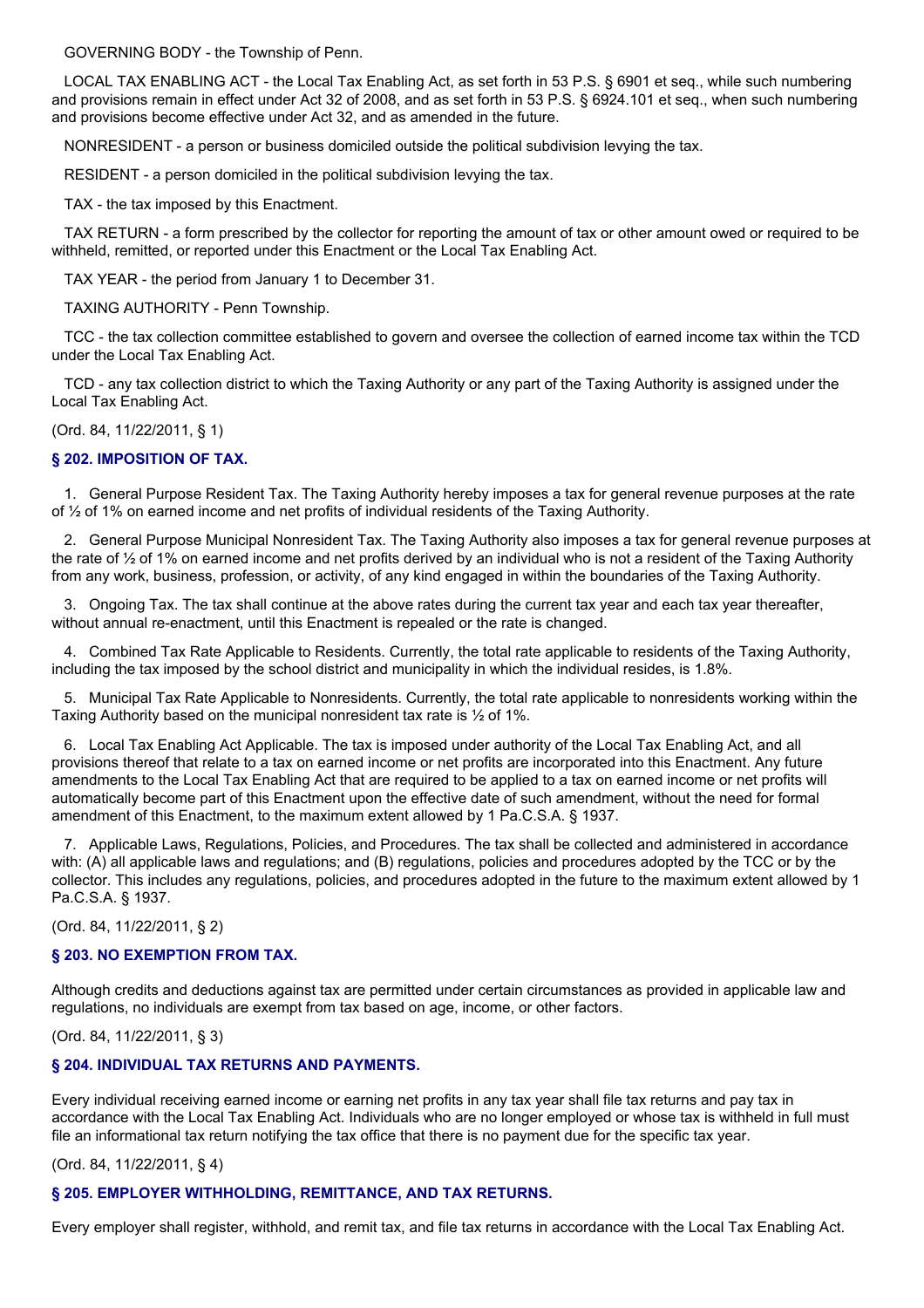GOVERNING BODY - the Township of Penn.

LOCAL TAX ENABLING ACT - the Local Tax Enabling Act, as set forth in 53 P.S. § 6901 et seq., while such numbering and provisions remain in effect under Act 32 of 2008, and as set forth in 53 P.S. § 6924.101 et seq., when such numbering and provisions become effective under Act 32, and as amended in the future.

NONRESIDENT - a person or business domiciled outside the political subdivision levying the tax.

RESIDENT - a person domiciled in the political subdivision levying the tax.

TAX - the tax imposed by this Enactment.

TAX RETURN - a form prescribed by the collector for reporting the amount of tax or other amount owed or required to be withheld, remitted, or reported under this Enactment or the Local Tax Enabling Act.

TAX YEAR - the period from January 1 to December 31.

TAXING AUTHORITY - Penn Township.

TCC - the tax collection committee established to govern and oversee the collection of earned income tax within the TCD under the Local Tax Enabling Act.

TCD - any tax collection district to which the Taxing Authority or any part of the Taxing Authority is assigned under the Local Tax Enabling Act.

(Ord. 84, 11/22/2011, § 1)

### § 202. IMPOSITION OF TAX.

1. General Purpose Resident Tax. The Taxing Authority hereby imposes a tax for general revenue purposes at the rate of ½ of 1% on earned income and net profits of individual residents of the Taxing Authority.

2. General Purpose Municipal Nonresident Tax. The Taxing Authority also imposes a tax for general revenue purposes at the rate of ½ of 1% on earned income and net profits derived by an individual who is not a resident of the Taxing Authority from any work, business, profession, or activity, of any kind engaged in within the boundaries of the Taxing Authority.

3. Ongoing Tax. The tax shall continue at the above rates during the current tax year and each tax year thereafter, without annual re-enactment, until this Enactment is repealed or the rate is changed.

4. Combined Tax Rate Applicable to Residents. Currently, the total rate applicable to residents of the Taxing Authority, including the tax imposed by the school district and municipality in which the individual resides, is 1.8%.

5. Municipal Tax Rate Applicable to Nonresidents. Currently, the total rate applicable to nonresidents working within the Taxing Authority based on the municipal nonresident tax rate is ½ of 1%.

6. Local Tax Enabling Act Applicable. The tax is imposed under authority of the Local Tax Enabling Act, and all provisions thereof that relate to a tax on earned income or net profits are incorporated into this Enactment. Any future amendments to the Local Tax Enabling Act that are required to be applied to a tax on earned income or net profits will automatically become part of this Enactment upon the effective date of such amendment, without the need for formal amendment of this Enactment, to the maximum extent allowed by 1 Pa.C.S.A. § 1937.

7. Applicable Laws, Regulations, Policies, and Procedures. The tax shall be collected and administered in accordance with: (A) all applicable laws and regulations; and (B) regulations, policies and procedures adopted by the TCC or by the collector. This includes any regulations, policies, and procedures adopted in the future to the maximum extent allowed by 1 Pa.C.S.A. § 1937.

(Ord. 84, 11/22/2011, § 2)

### § 203. NO EXEMPTION FROM TAX.

Although credits and deductions against tax are permitted under certain circumstances as provided in applicable law and regulations, no individuals are exempt from tax based on age, income, or other factors.

(Ord. 84, 11/22/2011, § 3)

### § 204. INDIVIDUAL TAX RETURNS AND PAYMENTS.

Every individual receiving earned income or earning net profits in any tax year shall file tax returns and pay tax in accordance with the Local Tax Enabling Act. Individuals who are no longer employed or whose tax is withheld in full must file an informational tax return notifying the tax office that there is no payment due for the specific tax year.

(Ord. 84, 11/22/2011, § 4)

### § 205. EMPLOYER WITHHOLDING, REMITTANCE, AND TAX RETURNS.

Every employer shall register, withhold, and remit tax, and file tax returns in accordance with the Local Tax Enabling Act.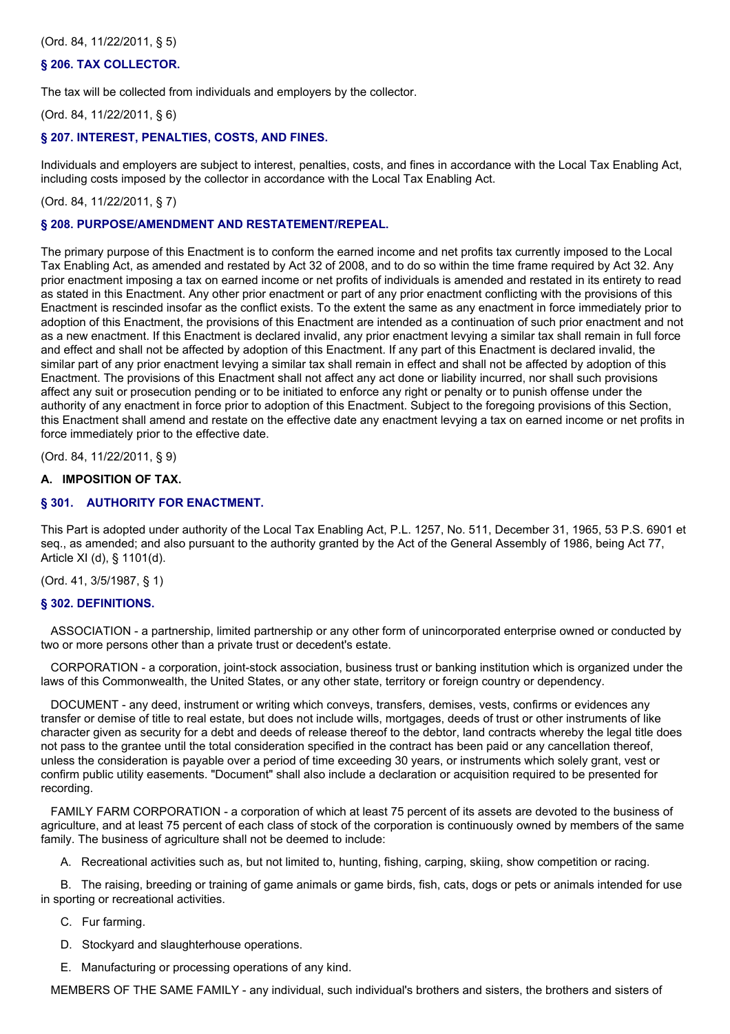(Ord. 84, 11/22/2011, § 5)

### § 206. TAX COLLECTOR.

The tax will be collected from individuals and employers by the collector.

(Ord. 84, 11/22/2011, § 6)

### § 207. INTEREST, PENALTIES, COSTS, AND FINES.

Individuals and employers are subject to interest, penalties, costs, and fines in accordance with the Local Tax Enabling Act, including costs imposed by the collector in accordance with the Local Tax Enabling Act.

(Ord. 84, 11/22/2011, § 7)

### § 208. PURPOSE/AMENDMENT AND RESTATEMENT/REPEAL.

The primary purpose of this Enactment is to conform the earned income and net profits tax currently imposed to the Local Tax Enabling Act, as amended and restated by Act 32 of 2008, and to do so within the time frame required by Act 32. Any prior enactment imposing a tax on earned income or net profits of individuals is amended and restated in its entirety to read as stated in this Enactment. Any other prior enactment or part of any prior enactment conflicting with the provisions of this Enactment is rescinded insofar as the conflict exists. To the extent the same as any enactment in force immediately prior to adoption of this Enactment, the provisions of this Enactment are intended as a continuation of such prior enactment and not as a new enactment. If this Enactment is declared invalid, any prior enactment levying a similar tax shall remain in full force and effect and shall not be affected by adoption of this Enactment. If any part of this Enactment is declared invalid, the similar part of any prior enactment levying a similar tax shall remain in effect and shall not be affected by adoption of this Enactment. The provisions of this Enactment shall not affect any act done or liability incurred, nor shall such provisions affect any suit or prosecution pending or to be initiated to enforce any right or penalty or to punish offense under the authority of any enactment in force prior to adoption of this Enactment. Subject to the foregoing provisions of this Section, this Enactment shall amend and restate on the effective date any enactment levying a tax on earned income or net profits in force immediately prior to the effective date.

(Ord. 84, 11/22/2011, § 9)

**A. IMPOSITION OF TAX.**

### § 301. AUTHORITY FOR ENACTMENT.

This Part is adopted under authority of the Local Tax Enabling Act, P.L. 1257, No. 511, December 31, 1965, 53 P.S. 6901 et seq., as amended; and also pursuant to the authority granted by the Act of the General Assembly of 1986, being Act 77, Article XI (d), § 1101(d).

(Ord. 41, 3/5/1987, § 1)

### § 302. DEFINITIONS.

ASSOCIATION - a partnership, limited partnership or any other form of unincorporated enterprise owned or conducted by two or more persons other than a private trust or decedent's estate.

CORPORATION - a corporation, joint-stock association, business trust or banking institution which is organized under the laws of this Commonwealth, the United States, or any other state, territory or foreign country or dependency.

DOCUMENT - any deed, instrument or writing which conveys, transfers, demises, vests, confirms or evidences any transfer or demise of title to real estate, but does not include wills, mortgages, deeds of trust or other instruments of like character given as security for a debt and deeds of release thereof to the debtor, land contracts whereby the legal title does not pass to the grantee until the total consideration specified in the contract has been paid or any cancellation thereof, unless the consideration is payable over a period of time exceeding 30 years, or instruments which solely grant, vest or confirm public utility easements. "Document" shall also include a declaration or acquisition required to be presented for recording.

FAMILY FARM CORPORATION - a corporation of which at least 75 percent of its assets are devoted to the business of agriculture, and at least 75 percent of each class of stock of the corporation is continuously owned by members of the same family. The business of agriculture shall not be deemed to include:

A. Recreational activities such as, but not limited to, hunting, fishing, carping, skiing, show competition or racing.

B. The raising, breeding or training of game animals or game birds, fish, cats, dogs or pets or animals intended for use in sporting or recreational activities.

C. Fur farming.

D. Stockyard and slaughterhouse operations.

E. Manufacturing or processing operations of any kind.

MEMBERS OF THE SAME FAMILY - any individual, such individual's brothers and sisters, the brothers and sisters of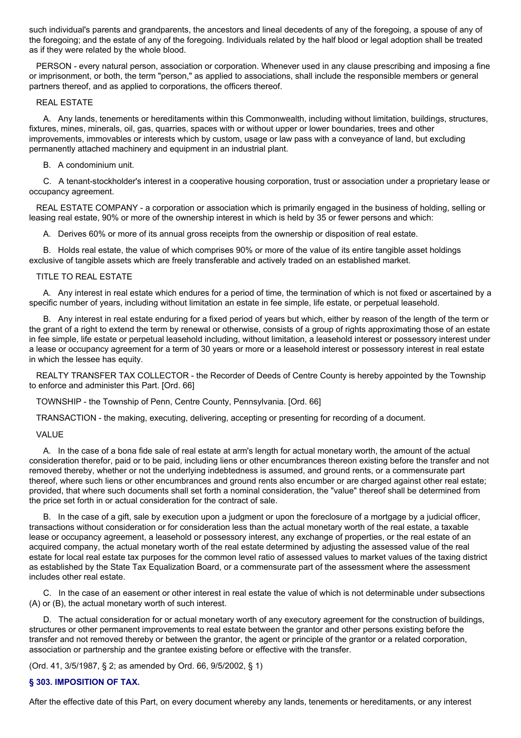such individual's parents and grandparents, the ancestors and lineal decedents of any of the foregoing, a spouse of any of the foregoing; and the estate of any of the foregoing. Individuals related by the half blood or legal adoption shall be treated as if they were related by the whole blood.

PERSON - every natural person, association or corporation. Whenever used in any clause prescribing and imposing a fine or imprisonment, or both, the term "person," as applied to associations, shall include the responsible members or general partners thereof, and as applied to corporations, the officers thereof.

REAL ESTATE

A. Any lands, tenements or hereditaments within this Commonwealth, including without limitation, buildings, structures, fixtures, mines, minerals, oil, gas, quarries, spaces with or without upper or lower boundaries, trees and other improvements, immovables or interests which by custom, usage or law pass with a conveyance of land, but excluding permanently attached machinery and equipment in an industrial plant.

B. A condominium unit.

C. A tenant-stockholder's interest in a cooperative housing corporation, trust or association under a proprietary lease or occupancy agreement.

REAL ESTATE COMPANY - a corporation or association which is primarily engaged in the business of holding, selling or leasing real estate, 90% or more of the ownership interest in which is held by 35 or fewer persons and which:

A. Derives 60% or more of its annual gross receipts from the ownership or disposition of real estate.

B. Holds real estate, the value of which comprises 90% or more of the value of its entire tangible asset holdings exclusive of tangible assets which are freely transferable and actively traded on an established market.

TITLE TO REAL ESTATE

A. Any interest in real estate which endures for a period of time, the termination of which is not fixed or ascertained by a specific number of years, including without limitation an estate in fee simple, life estate, or perpetual leasehold.

B. Any interest in real estate enduring for a fixed period of years but which, either by reason of the length of the term or the grant of a right to extend the term by renewal or otherwise, consists of a group of rights approximating those of an estate in fee simple, life estate or perpetual leasehold including, without limitation, a leasehold interest or possessory interest under a lease or occupancy agreement for a term of 30 years or more or a leasehold interest or possessory interest in real estate in which the lessee has equity.

REALTY TRANSFER TAX COLLECTOR - the Recorder of Deeds of Centre County is hereby appointed by the Township to enforce and administer this Part. [Ord. 66]

TOWNSHIP - the Township of Penn, Centre County, Pennsylvania. [Ord. 66]

TRANSACTION - the making, executing, delivering, accepting or presenting for recording of a document.

VALUE

A. In the case of a bona fide sale of real estate at arm's length for actual monetary worth, the amount of the actual consideration therefor, paid or to be paid, including liens or other encumbrances thereon existing before the transfer and not removed thereby, whether or not the underlying indebtedness is assumed, and ground rents, or a commensurate part thereof, where such liens or other encumbrances and ground rents also encumber or are charged against other real estate; provided, that where such documents shall set forth a nominal consideration, the "value" thereof shall be determined from the price set forth in or actual consideration for the contract of sale.

B. In the case of a gift, sale by execution upon a judgment or upon the foreclosure of a mortgage by a judicial officer, transactions without consideration or for consideration less than the actual monetary worth of the real estate, a taxable lease or occupancy agreement, a leasehold or possessory interest, any exchange of properties, or the real estate of an acquired company, the actual monetary worth of the real estate determined by adjusting the assessed value of the real estate for local real estate tax purposes for the common level ratio of assessed values to market values of the taxing district as established by the State Tax Equalization Board, or a commensurate part of the assessment where the assessment includes other real estate.

C. In the case of an easement or other interest in real estate the value of which is not determinable under subsections (A) or (B), the actual monetary worth of such interest.

D. The actual consideration for or actual monetary worth of any executory agreement for the construction of buildings, structures or other permanent improvements to real estate between the grantor and other persons existing before the transfer and not removed thereby or between the grantor, the agent or principle of the grantor or a related corporation, association or partnership and the grantee existing before or effective with the transfer.

(Ord. 41, 3/5/1987, § 2; as amended by Ord. 66, 9/5/2002, § 1)

### § 303. IMPOSITION OF TAX.

After the effective date of this Part, on every document whereby any lands, tenements or hereditaments, or any interest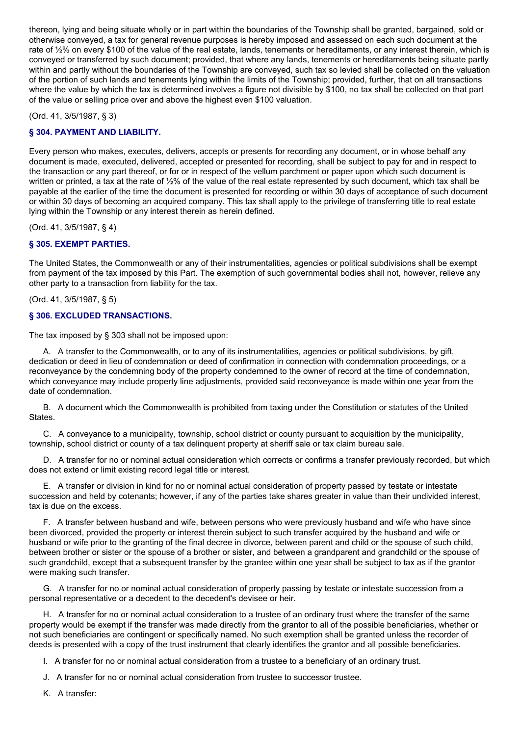thereon, lying and being situate wholly or in part within the boundaries of the Township shall be granted, bargained, sold or otherwise conveyed, a tax for general revenue purposes is hereby imposed and assessed on each such document at the rate of ½% on every $100 of the value of the real estate, lands, tenements or hereditaments, or any interest therein, which is conveyed or transferred by such document; provided, that where any lands, tenements or hereditaments being situate partly within and partly without the boundaries of the Township are conveyed, such tax so levied shall be collected on the valuation of the portion of such lands and tenements lying within the limits of the Township; provided, further, that on all transactions where the value by which the tax is determined involves a figure not divisible by $100, no tax shall be collected on that part of the value or selling price over and above the highest even $100 valuation.

(Ord. 41, 3/5/1987, § 3)

### § 304. PAYMENT AND LIABILITY.

Every person who makes, executes, delivers, accepts or presents for recording any document, or in whose behalf any document is made, executed, delivered, accepted or presented for recording, shall be subject to pay for and in respect to the transaction or any part thereof, or for or in respect of the vellum parchment or paper upon which such document is written or printed, a tax at the rate of ½% of the value of the real estate represented by such document, which tax shall be payable at the earlier of the time the document is presented for recording or within 30 days of acceptance of such document or within 30 days of becoming an acquired company. This tax shall apply to the privilege of transferring title to real estate lying within the Township or any interest therein as herein defined.

(Ord. 41, 3/5/1987, § 4)

### § 305. EXEMPT PARTIES.

The United States, the Commonwealth or any of their instrumentalities, agencies or political subdivisions shall be exempt from payment of the tax imposed by this Part. The exemption of such governmental bodies shall not, however, relieve any other party to a transaction from liability for the tax.

(Ord. 41, 3/5/1987, § 5)

### § 306. EXCLUDED TRANSACTIONS.

The tax imposed by § 303 shall not be imposed upon:

A. A transfer to the Commonwealth, or to any of its instrumentalities, agencies or political subdivisions, by gift, dedication or deed in lieu of condemnation or deed of confirmation in connection with condemnation proceedings, or a reconveyance by the condemning body of the property condemned to the owner of record at the time of condemnation, which conveyance may include property line adjustments, provided said reconveyance is made within one year from the date of condemnation.

B. A document which the Commonwealth is prohibited from taxing under the Constitution or statutes of the United States.

C. A conveyance to a municipality, township, school district or county pursuant to acquisition by the municipality, township, school district or county of a tax delinquent property at sheriff sale or tax claim bureau sale.

D. A transfer for no or nominal actual consideration which corrects or confirms a transfer previously recorded, but which does not extend or limit existing record legal title or interest.

E. A transfer or division in kind for no or nominal actual consideration of property passed by testate or intestate succession and held by cotenants; however, if any of the parties take shares greater in value than their undivided interest, tax is due on the excess.

F. A transfer between husband and wife, between persons who were previously husband and wife who have since been divorced, provided the property or interest therein subject to such transfer acquired by the husband and wife or husband or wife prior to the granting of the final decree in divorce, between parent and child or the spouse of such child, between brother or sister or the spouse of a brother or sister, and between a grandparent and grandchild or the spouse of such grandchild, except that a subsequent transfer by the grantee within one year shall be subject to tax as if the grantor were making such transfer.

G. A transfer for no or nominal actual consideration of property passing by testate or intestate succession from a personal representative or a decedent to the decedent's devisee or heir.

H. A transfer for no or nominal actual consideration to a trustee of an ordinary trust where the transfer of the same property would be exempt if the transfer was made directly from the grantor to all of the possible beneficiaries, whether or not such beneficiaries are contingent or specifically named. No such exemption shall be granted unless the recorder of deeds is presented with a copy of the trust instrument that clearly identifies the grantor and all possible beneficiaries.

I. A transfer for no or nominal actual consideration from a trustee to a beneficiary of an ordinary trust.

J. A transfer for no or nominal actual consideration from trustee to successor trustee.

K. A transfer: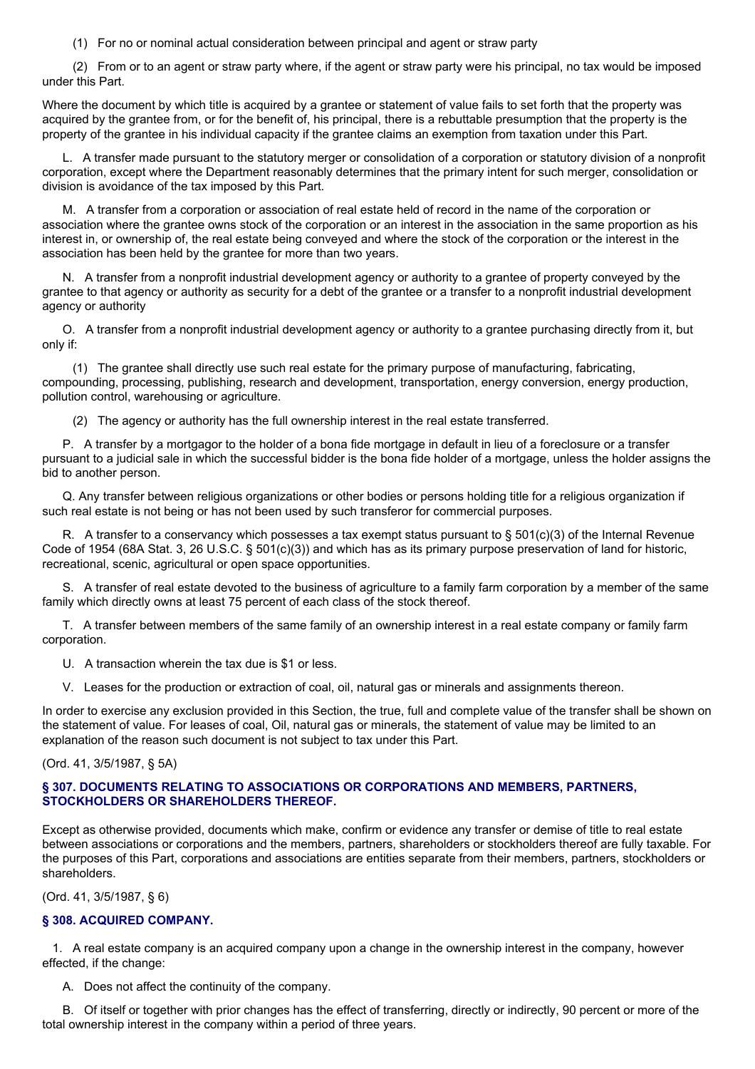(1) For no or nominal actual consideration between principal and agent or straw party

(2) From or to an agent or straw party where, if the agent or straw party were his principal, no tax would be imposed under this Part.

Where the document by which title is acquired by a grantee or statement of value fails to set forth that the property was acquired by the grantee from, or for the benefit of, his principal, there is a rebuttable presumption that the property is the property of the grantee in his individual capacity if the grantee claims an exemption from taxation under this Part.

L. A transfer made pursuant to the statutory merger or consolidation of a corporation or statutory division of a nonprofit corporation, except where the Department reasonably determines that the primary intent for such merger, consolidation or division is avoidance of the tax imposed by this Part.

M. A transfer from a corporation or association of real estate held of record in the name of the corporation or association where the grantee owns stock of the corporation or an interest in the association in the same proportion as his interest in, or ownership of, the real estate being conveyed and where the stock of the corporation or the interest in the association has been held by the grantee for more than two years.

N. A transfer from a nonprofit industrial development agency or authority to a grantee of property conveyed by the grantee to that agency or authority as security for a debt of the grantee or a transfer to a nonprofit industrial development agency or authority

O. A transfer from a nonprofit industrial development agency or authority to a grantee purchasing directly from it, but only if:

(1) The grantee shall directly use such real estate for the primary purpose of manufacturing, fabricating, compounding, processing, publishing, research and development, transportation, energy conversion, energy production, pollution control, warehousing or agriculture.

(2) The agency or authority has the full ownership interest in the real estate transferred.

P. A transfer by a mortgagor to the holder of a bona fide mortgage in default in lieu of a foreclosure or a transfer pursuant to a judicial sale in which the successful bidder is the bona fide holder of a mortgage, unless the holder assigns the bid to another person.

Q. Any transfer between religious organizations or other bodies or persons holding title for a religious organization if such real estate is not being or has not been used by such transferor for commercial purposes.

R. A transfer to a conservancy which possesses a tax exempt status pursuant to § 501(c)(3) of the Internal Revenue Code of 1954 (68A Stat. 3, 26 U.S.C. § 501(c)(3)) and which has as its primary purpose preservation of land for historic, recreational, scenic, agricultural or open space opportunities.

S. A transfer of real estate devoted to the business of agriculture to a family farm corporation by a member of the same family which directly owns at least 75 percent of each class of the stock thereof.

T. A transfer between members of the same family of an ownership interest in a real estate company or family farm corporation.

U. A transaction wherein the tax due is $1 or less.

V. Leases for the production or extraction of coal, oil, natural gas or minerals and assignments thereon.

In order to exercise any exclusion provided in this Section, the true, full and complete value of the transfer shall be shown on the statement of value. For leases of coal, Oil, natural gas or minerals, the statement of value may be limited to an explanation of the reason such document is not subject to tax under this Part.

(Ord. 41, 3/5/1987, § 5A)

### § 307. DOCUMENTS RELATING TO ASSOCIATIONS OR CORPORATIONS AND MEMBERS, PARTNERS, STOCKHOLDERS OR SHAREHOLDERS THEREOF.

Except as otherwise provided, documents which make, confirm or evidence any transfer or demise of title to real estate between associations or corporations and the members, partners, shareholders or stockholders thereof are fully taxable. For the purposes of this Part, corporations and associations are entities separate from their members, partners, stockholders or shareholders.

(Ord. 41, 3/5/1987, § 6)

### § 308. ACQUIRED COMPANY.

1. A real estate company is an acquired company upon a change in the ownership interest in the company, however effected, if the change:

A. Does not affect the continuity of the company.

B. Of itself or together with prior changes has the effect of transferring, directly or indirectly, 90 percent or more of the total ownership interest in the company within a period of three years.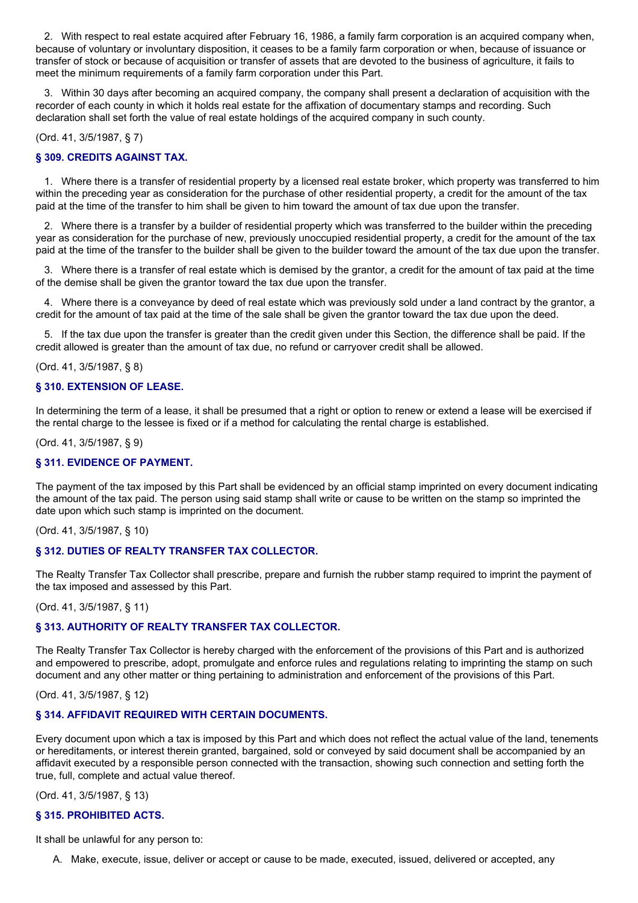2. With respect to real estate acquired after February 16, 1986, a family farm corporation is an acquired company when, because of voluntary or involuntary disposition, it ceases to be a family farm corporation or when, because of issuance or transfer of stock or because of acquisition or transfer of assets that are devoted to the business of agriculture, it fails to meet the minimum requirements of a family farm corporation under this Part.

3. Within 30 days after becoming an acquired company, the company shall present a declaration of acquisition with the recorder of each county in which it holds real estate for the affixation of documentary stamps and recording. Such declaration shall set forth the value of real estate holdings of the acquired company in such county.

(Ord. 41, 3/5/1987, § 7)

### § 309. CREDITS AGAINST TAX.

1. Where there is a transfer of residential property by a licensed real estate broker, which property was transferred to him within the preceding year as consideration for the purchase of other residential property, a credit for the amount of the tax paid at the time of the transfer to him shall be given to him toward the amount of tax due upon the transfer.

2. Where there is a transfer by a builder of residential property which was transferred to the builder within the preceding year as consideration for the purchase of new, previously unoccupied residential property, a credit for the amount of the tax paid at the time of the transfer to the builder shall be given to the builder toward the amount of the tax due upon the transfer.

3. Where there is a transfer of real estate which is demised by the grantor, a credit for the amount of tax paid at the time of the demise shall be given the grantor toward the tax due upon the transfer.

4. Where there is a conveyance by deed of real estate which was previously sold under a land contract by the grantor, a credit for the amount of tax paid at the time of the sale shall be given the grantor toward the tax due upon the deed.

5. If the tax due upon the transfer is greater than the credit given under this Section, the difference shall be paid. If the credit allowed is greater than the amount of tax due, no refund or carryover credit shall be allowed.

(Ord. 41, 3/5/1987, § 8)

### § 310. EXTENSION OF LEASE.

In determining the term of a lease, it shall be presumed that a right or option to renew or extend a lease will be exercised if the rental charge to the lessee is fixed or if a method for calculating the rental charge is established.

(Ord. 41, 3/5/1987, § 9)

### § 311. EVIDENCE OF PAYMENT.

The payment of the tax imposed by this Part shall be evidenced by an official stamp imprinted on every document indicating the amount of the tax paid. The person using said stamp shall write or cause to be written on the stamp so imprinted the date upon which such stamp is imprinted on the document.

(Ord. 41, 3/5/1987, § 10)

### § 312. DUTIES OF REALTY TRANSFER TAX COLLECTOR.

The Realty Transfer Tax Collector shall prescribe, prepare and furnish the rubber stamp required to imprint the payment of the tax imposed and assessed by this Part.

(Ord. 41, 3/5/1987, § 11)

### § 313. AUTHORITY OF REALTY TRANSFER TAX COLLECTOR.

The Realty Transfer Tax Collector is hereby charged with the enforcement of the provisions of this Part and is authorized and empowered to prescribe, adopt, promulgate and enforce rules and regulations relating to imprinting the stamp on such document and any other matter or thing pertaining to administration and enforcement of the provisions of this Part.

(Ord. 41, 3/5/1987, § 12)

### § 314. AFFIDAVIT REQUIRED WITH CERTAIN DOCUMENTS.

Every document upon which a tax is imposed by this Part and which does not reflect the actual value of the land, tenements or hereditaments, or interest therein granted, bargained, sold or conveyed by said document shall be accompanied by an affidavit executed by a responsible person connected with the transaction, showing such connection and setting forth the true, full, complete and actual value thereof.

(Ord. 41, 3/5/1987, § 13)

### § 315. PROHIBITED ACTS.

It shall be unlawful for any person to:

A. Make, execute, issue, deliver or accept or cause to be made, executed, issued, delivered or accepted, any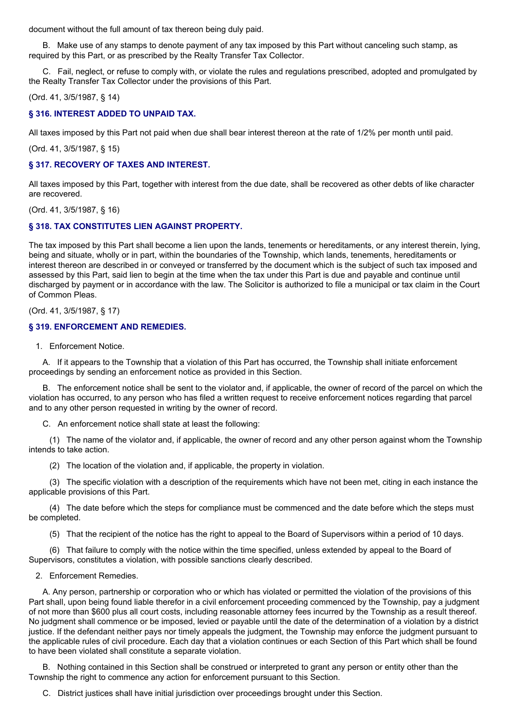document without the full amount of tax thereon being duly paid.

B. Make use of any stamps to denote payment of any tax imposed by this Part without canceling such stamp, as required by this Part, or as prescribed by the Realty Transfer Tax Collector.

C. Fail, neglect, or refuse to comply with, or violate the rules and regulations prescribed, adopted and promulgated by the Realty Transfer Tax Collector under the provisions of this Part.

(Ord. 41, 3/5/1987, § 14)

### § 316. INTEREST ADDED TO UNPAID TAX.

All taxes imposed by this Part not paid when due shall bear interest thereon at the rate of 1/2% per month until paid.

(Ord. 41, 3/5/1987, § 15)

### § 317. RECOVERY OF TAXES AND INTEREST.

All taxes imposed by this Part, together with interest from the due date, shall be recovered as other debts of like character are recovered.

(Ord. 41, 3/5/1987, § 16)

### § 318. TAX CONSTITUTES LIEN AGAINST PROPERTY.

The tax imposed by this Part shall become a lien upon the lands, tenements or hereditaments, or any interest therein, lying, being and situate, wholly or in part, within the boundaries of the Township, which lands, tenements, hereditaments or interest thereon are described in or conveyed or transferred by the document which is the subject of such tax imposed and assessed by this Part, said lien to begin at the time when the tax under this Part is due and payable and continue until discharged by payment or in accordance with the law. The Solicitor is authorized to file a municipal or tax claim in the Court of Common Pleas.

(Ord. 41, 3/5/1987, § 17)

### § 319. ENFORCEMENT AND REMEDIES.

1. Enforcement Notice.

A. If it appears to the Township that a violation of this Part has occurred, the Township shall initiate enforcement proceedings by sending an enforcement notice as provided in this Section.

B. The enforcement notice shall be sent to the violator and, if applicable, the owner of record of the parcel on which the violation has occurred, to any person who has filed a written request to receive enforcement notices regarding that parcel and to any other person requested in writing by the owner of record.

C. An enforcement notice shall state at least the following:

(1) The name of the violator and, if applicable, the owner of record and any other person against whom the Township intends to take action.

(2) The location of the violation and, if applicable, the property in violation.

(3) The specific violation with a description of the requirements which have not been met, citing in each instance the applicable provisions of this Part.

(4) The date before which the steps for compliance must be commenced and the date before which the steps must be completed.

(5) That the recipient of the notice has the right to appeal to the Board of Supervisors within a period of 10 days.

(6) That failure to comply with the notice within the time specified, unless extended by appeal to the Board of Supervisors, constitutes a violation, with possible sanctions clearly described.

2. Enforcement Remedies.

A. Any person, partnership or corporation who or which has violated or permitted the violation of the provisions of this Part shall, upon being found liable therefor in a civil enforcement proceeding commenced by the Township, pay a judgment of not more than $600 plus all court costs, including reasonable attorney fees incurred by the Township as a result thereof. No judgment shall commence or be imposed, levied or payable until the date of the determination of a violation by a district justice. If the defendant neither pays nor timely appeals the judgment, the Township may enforce the judgment pursuant to the applicable rules of civil procedure. Each day that a violation continues or each Section of this Part which shall be found to have been violated shall constitute a separate violation.

B. Nothing contained in this Section shall be construed or interpreted to grant any person or entity other than the Township the right to commence any action for enforcement pursuant to this Section.

C. District justices shall have initial jurisdiction over proceedings brought under this Section.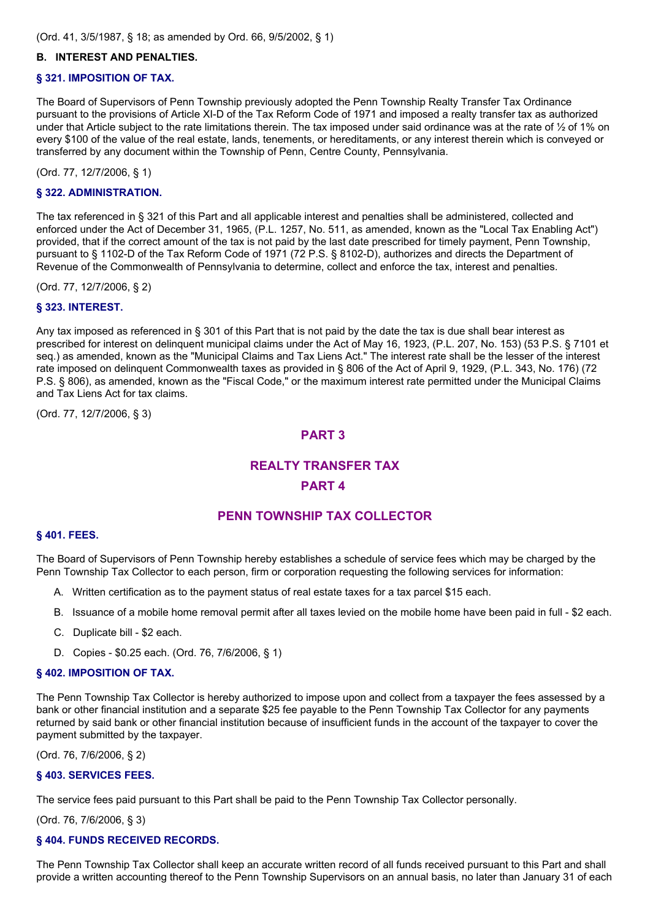(Ord. 41, 3/5/1987, § 18; as amended by Ord. 66, 9/5/2002, § 1)

**B. INTEREST AND PENALTIES.**

### § 321. IMPOSITION OF TAX.

The Board of Supervisors of Penn Township previously adopted the Penn Township Realty Transfer Tax Ordinance pursuant to the provisions of Article XI-D of the Tax Reform Code of 1971 and imposed a realty transfer tax as authorized under that Article subject to the rate limitations therein. The tax imposed under said ordinance was at the rate of ½ of 1% on every $100 of the value of the real estate, lands, tenements, or hereditaments, or any interest therein which is conveyed or transferred by any document within the Township of Penn, Centre County, Pennsylvania.

(Ord. 77, 12/7/2006, § 1)

### § 322. ADMINISTRATION.

The tax referenced in § 321 of this Part and all applicable interest and penalties shall be administered, collected and enforced under the Act of December 31, 1965, (P.L. 1257, No. 511, as amended, known as the "Local Tax Enabling Act") provided, that if the correct amount of the tax is not paid by the last date prescribed for timely payment, Penn Township, pursuant to § 1102-D of the Tax Reform Code of 1971 (72 P.S. § 8102-D), authorizes and directs the Department of Revenue of the Commonwealth of Pennsylvania to determine, collect and enforce the tax, interest and penalties.

(Ord. 77, 12/7/2006, § 2)

### § 323. INTEREST.

Any tax imposed as referenced in § 301 of this Part that is not paid by the date the tax is due shall bear interest as prescribed for interest on delinquent municipal claims under the Act of May 16, 1923, (P.L. 207, No. 153) (53 P.S. § 7101 et seq.) as amended, known as the "Municipal Claims and Tax Liens Act." The interest rate shall be the lesser of the interest rate imposed on delinquent Commonwealth taxes as provided in § 806 of the Act of April 9, 1929, (P.L. 343, No. 176) (72 P.S. § 806), as amended, known as the "Fiscal Code," or the maximum interest rate permitted under the Municipal Claims and Tax Liens Act for tax claims.

(Ord. 77, 12/7/2006, § 3)

## PART 3

## REALTY TRANSFER TAX

## PART 4

## PENN TOWNSHIP TAX COLLECTOR

### § 401. FEES.

The Board of Supervisors of Penn Township hereby establishes a schedule of service fees which may be charged by the Penn Township Tax Collector to each person, firm or corporation requesting the following services for information:

A. Written certification as to the payment status of real estate taxes for a tax parcel $15 each.

B. Issuance of a mobile home removal permit after all taxes levied on the mobile home have been paid in full - $2 each.

C. Duplicate bill - $2 each.

D. Copies - $0.25 each. (Ord. 76, 7/6/2006, § 1)

### § 402. IMPOSITION OF TAX.

The Penn Township Tax Collector is hereby authorized to impose upon and collect from a taxpayer the fees assessed by a bank or other financial institution and a separate $25 fee payable to the Penn Township Tax Collector for any payments returned by said bank or other financial institution because of insufficient funds in the account of the taxpayer to cover the payment submitted by the taxpayer.

(Ord. 76, 7/6/2006, § 2)

### § 403. SERVICES FEES.

The service fees paid pursuant to this Part shall be paid to the Penn Township Tax Collector personally.

(Ord. 76, 7/6/2006, § 3)

### § 404. FUNDS RECEIVED RECORDS.

The Penn Township Tax Collector shall keep an accurate written record of all funds received pursuant to this Part and shall provide a written accounting thereof to the Penn Township Supervisors on an annual basis, no later than January 31 of each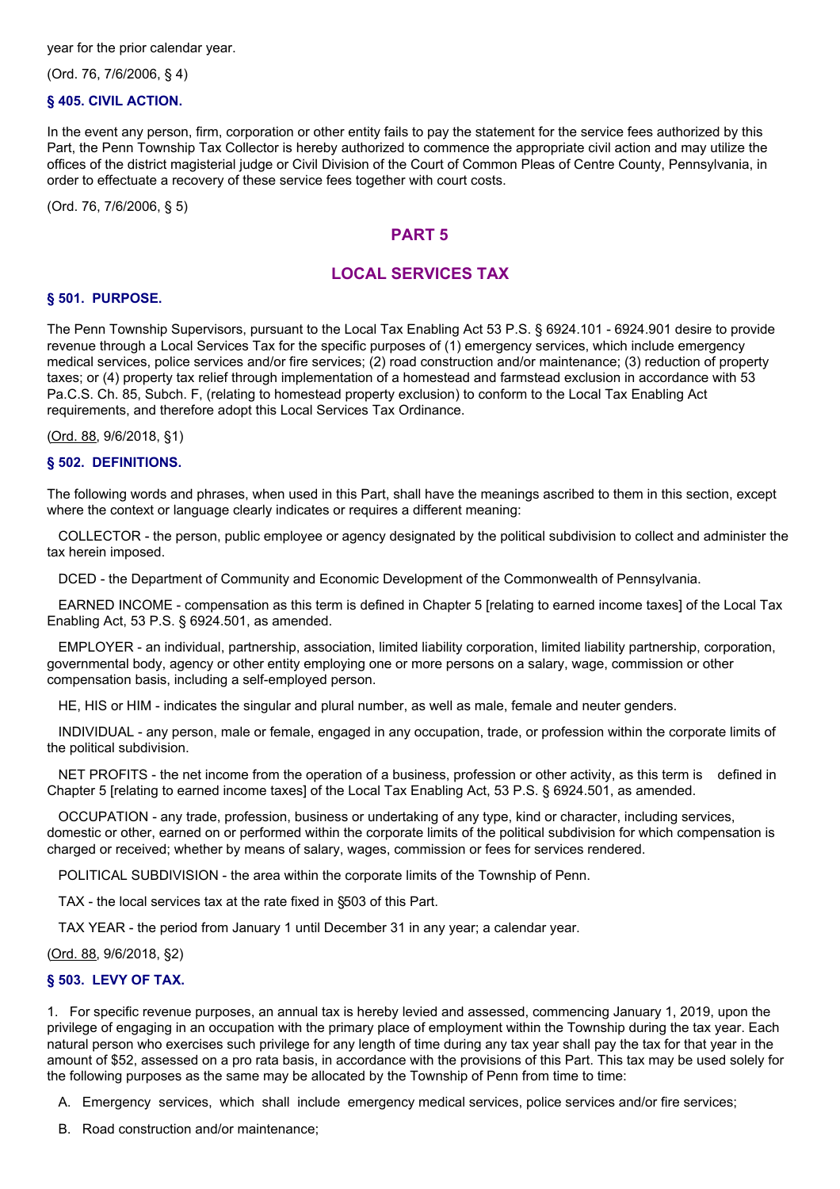year for the prior calendar year.

(Ord. 76, 7/6/2006, § 4)

### § 405. CIVIL ACTION.

In the event any person, firm, corporation or other entity fails to pay the statement for the service fees authorized by this Part, the Penn Township Tax Collector is hereby authorized to commence the appropriate civil action and may utilize the offices of the district magisterial judge or Civil Division of the Court of Common Pleas of Centre County, Pennsylvania, in order to effectuate a recovery of these service fees together with court costs.

(Ord. 76, 7/6/2006, § 5)

## PART 5

## LOCAL SERVICES TAX

### § 501. PURPOSE.

The Penn Township Supervisors, pursuant to the Local Tax Enabling Act 53 P.S. § 6924.101 - 6924.901 desire to provide revenue through a Local Services Tax for the specific purposes of (1) emergency services, which include emergency medical services, police services and/or fire services; (2) road construction and/or maintenance; (3) reduction of property taxes; or (4) property tax relief through implementation of a homestead and farmstead exclusion in accordance with 53 Pa.C.S. Ch. 85, Subch. F, (relating to homestead property exclusion) to conform to the Local Tax Enabling Act requirements, and therefore adopt this Local Services Tax Ordinance.

(Ord. 88, 9/6/2018, §1)

### § 502. DEFINITIONS.

The following words and phrases, when used in this Part, shall have the meanings ascribed to them in this section, except where the context or language clearly indicates or requires a different meaning:

COLLECTOR - the person, public employee or agency designated by the political subdivision to collect and administer the tax herein imposed.

DCED - the Department of Community and Economic Development of the Commonwealth of Pennsylvania.

EARNED INCOME - compensation as this term is defined in Chapter 5 [relating to earned income taxes] of the Local Tax Enabling Act, 53 P.S. § 6924.501, as amended.

EMPLOYER - an individual, partnership, association, limited liability corporation, limited liability partnership, corporation, governmental body, agency or other entity employing one or more persons on a salary, wage, commission or other compensation basis, including a self-employed person.

HE, HIS or HIM - indicates the singular and plural number, as well as male, female and neuter genders.

INDIVIDUAL - any person, male or female, engaged in any occupation, trade, or profession within the corporate limits of the political subdivision.

NET PROFITS - the net income from the operation of a business, profession or other activity, as this term is defined in Chapter 5 [relating to earned income taxes] of the Local Tax Enabling Act, 53 P.S. § 6924.501, as amended.

OCCUPATION - any trade, profession, business or undertaking of any type, kind or character, including services, domestic or other, earned on or performed within the corporate limits of the political subdivision for which compensation is charged or received; whether by means of salary, wages, commission or fees for services rendered.

POLITICAL SUBDIVISION - the area within the corporate limits of the Township of Penn.

TAX - the local services tax at the rate fixed in §503 of this Part.

TAX YEAR - the period from January 1 until December 31 in any year; a calendar year.

(Ord. 88, 9/6/2018, §2)

### § 503. LEVY OF TAX.

1. For specific revenue purposes, an annual tax is hereby levied and assessed, commencing January 1, 2019, upon the privilege of engaging in an occupation with the primary place of employment within the Township during the tax year. Each natural person who exercises such privilege for any length of time during any tax year shall pay the tax for that year in the amount of $52, assessed on a pro rata basis, in accordance with the provisions of this Part. This tax may be used solely for the following purposes as the same may be allocated by the Township of Penn from time to time:

   A. Emergency services, which shall include emergency medical services, police services and/or fire services;

   B. Road construction and/or maintenance;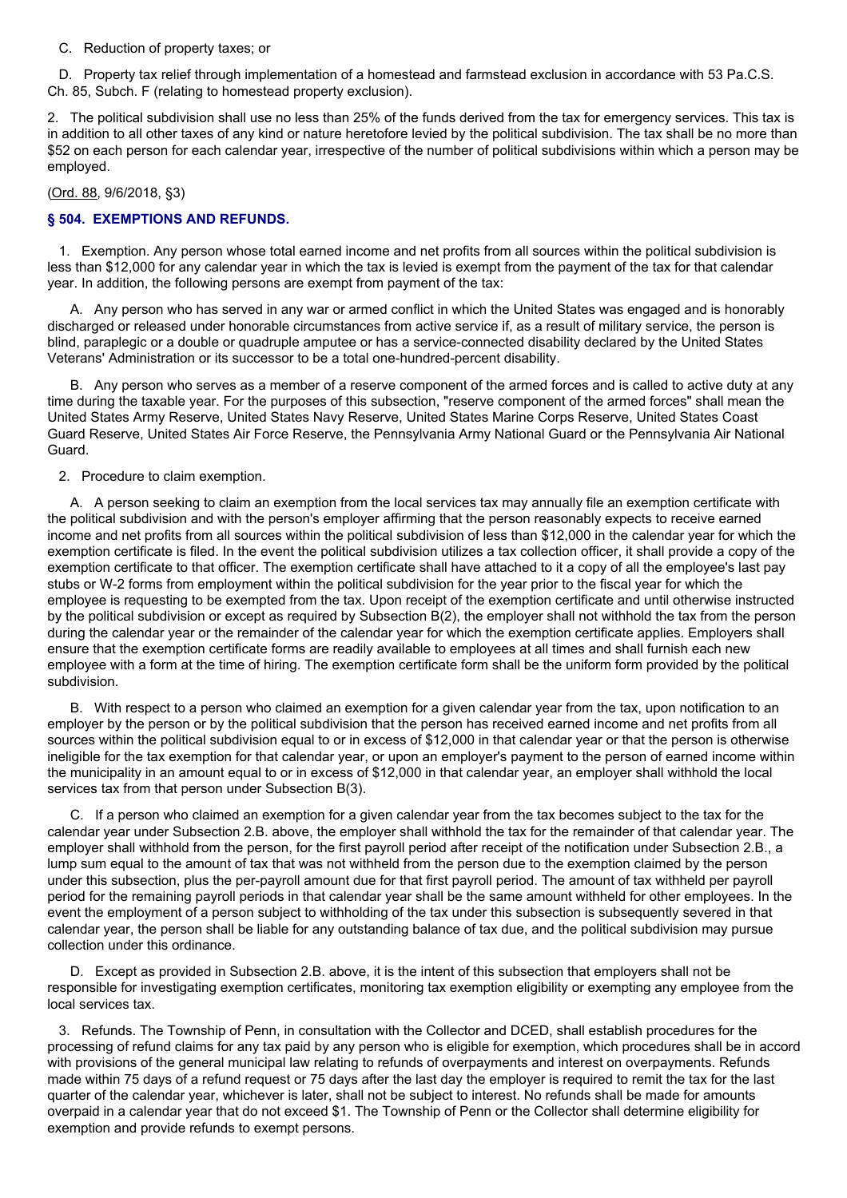C. Reduction of property taxes; or

D. Property tax relief through implementation of a homestead and farmstead exclusion in accordance with 53 Pa.C.S. Ch. 85, Subch. F (relating to homestead property exclusion).

2. The political subdivision shall use no less than 25% of the funds derived from the tax for emergency services. This tax is in addition to all other taxes of any kind or nature heretofore levied by the political subdivision. The tax shall be no more than $52 on each person for each calendar year, irrespective of the number of political subdivisions within which a person may be employed.

(Ord. 88, 9/6/2018, §3)

### § 504. EXEMPTIONS AND REFUNDS.

1. Exemption. Any person whose total earned income and net profits from all sources within the political subdivision is less than $12,000 for any calendar year in which the tax is levied is exempt from the payment of the tax for that calendar year. In addition, the following persons are exempt from payment of the tax:

A. Any person who has served in any war or armed conflict in which the United States was engaged and is honorably discharged or released under honorable circumstances from active service if, as a result of military service, the person is blind, paraplegic or a double or quadruple amputee or has a service-connected disability declared by the United States Veterans' Administration or its successor to be a total one-hundred-percent disability.

B. Any person who serves as a member of a reserve component of the armed forces and is called to active duty at any time during the taxable year. For the purposes of this subsection, "reserve component of the armed forces" shall mean the United States Army Reserve, United States Navy Reserve, United States Marine Corps Reserve, United States Coast Guard Reserve, United States Air Force Reserve, the Pennsylvania Army National Guard or the Pennsylvania Air National Guard.

2. Procedure to claim exemption.

A. A person seeking to claim an exemption from the local services tax may annually file an exemption certificate with the political subdivision and with the person's employer affirming that the person reasonably expects to receive earned income and net profits from all sources within the political subdivision of less than $12,000 in the calendar year for which the exemption certificate is filed. In the event the political subdivision utilizes a tax collection officer, it shall provide a copy of the exemption certificate to that officer. The exemption certificate shall have attached to it a copy of all the employee's last pay stubs or W-2 forms from employment within the political subdivision for the year prior to the fiscal year for which the employee is requesting to be exempted from the tax. Upon receipt of the exemption certificate and until otherwise instructed by the political subdivision or except as required by Subsection B(2), the employer shall not withhold the tax from the person during the calendar year or the remainder of the calendar year for which the exemption certificate applies. Employers shall ensure that the exemption certificate forms are readily available to employees at all times and shall furnish each new employee with a form at the time of hiring. The exemption certificate form shall be the uniform form provided by the political subdivision.

B. With respect to a person who claimed an exemption for a given calendar year from the tax, upon notification to an employer by the person or by the political subdivision that the person has received earned income and net profits from all sources within the political subdivision equal to or in excess of $12,000 in that calendar year or that the person is otherwise ineligible for the tax exemption for that calendar year, or upon an employer's payment to the person of earned income within the municipality in an amount equal to or in excess of $12,000 in that calendar year, an employer shall withhold the local services tax from that person under Subsection B(3).

C. If a person who claimed an exemption for a given calendar year from the tax becomes subject to the tax for the calendar year under Subsection 2.B. above, the employer shall withhold the tax for the remainder of that calendar year. The employer shall withhold from the person, for the first payroll period after receipt of the notification under Subsection 2.B., a lump sum equal to the amount of tax that was not withheld from the person due to the exemption claimed by the person under this subsection, plus the per-payroll amount due for that first payroll period. The amount of tax withheld per payroll period for the remaining payroll periods in that calendar year shall be the same amount withheld for other employees. In the event the employment of a person subject to withholding of the tax under this subsection is subsequently severed in that calendar year, the person shall be liable for any outstanding balance of tax due, and the political subdivision may pursue collection under this ordinance.

D. Except as provided in Subsection 2.B. above, it is the intent of this subsection that employers shall not be responsible for investigating exemption certificates, monitoring tax exemption eligibility or exempting any employee from the local services tax.

3. Refunds. The Township of Penn, in consultation with the Collector and DCED, shall establish procedures for the processing of refund claims for any tax paid by any person who is eligible for exemption, which procedures shall be in accord with provisions of the general municipal law relating to refunds of overpayments and interest on overpayments. Refunds made within 75 days of a refund request or 75 days after the last day the employer is required to remit the tax for the last quarter of the calendar year, whichever is later, shall not be subject to interest. No refunds shall be made for amounts overpaid in a calendar year that do not exceed $1. The Township of Penn or the Collector shall determine eligibility for exemption and provide refunds to exempt persons.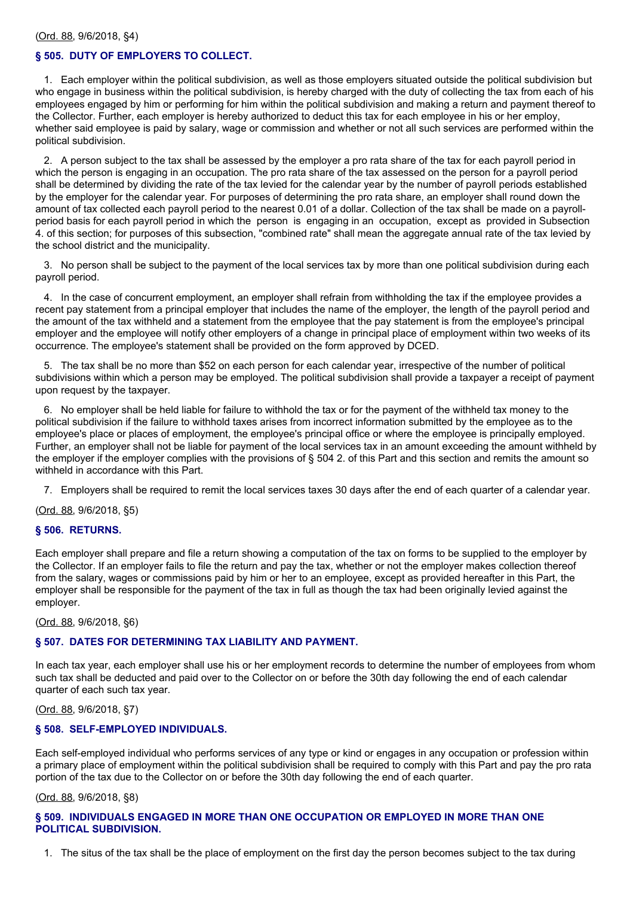(Ord. 88, 9/6/2018, §4)

### § 505. DUTY OF EMPLOYERS TO COLLECT.

1. Each employer within the political subdivision, as well as those employers situated outside the political subdivision but who engage in business within the political subdivision, is hereby charged with the duty of collecting the tax from each of his employees engaged by him or performing for him within the political subdivision and making a return and payment thereof to the Collector. Further, each employer is hereby authorized to deduct this tax for each employee in his or her employ, whether said employee is paid by salary, wage or commission and whether or not all such services are performed within the political subdivision.

2. A person subject to the tax shall be assessed by the employer a pro rata share of the tax for each payroll period in which the person is engaging in an occupation. The pro rata share of the tax assessed on the person for a payroll period shall be determined by dividing the rate of the tax levied for the calendar year by the number of payroll periods established by the employer for the calendar year. For purposes of determining the pro rata share, an employer shall round down the amount of tax collected each payroll period to the nearest 0.01 of a dollar. Collection of the tax shall be made on a payroll-period basis for each payroll period in which the person is engaging in an occupation, except as provided in Subsection 4. of this section; for purposes of this subsection, "combined rate" shall mean the aggregate annual rate of the tax levied by the school district and the municipality.

3. No person shall be subject to the payment of the local services tax by more than one political subdivision during each payroll period.

4. In the case of concurrent employment, an employer shall refrain from withholding the tax if the employee provides a recent pay statement from a principal employer that includes the name of the employer, the length of the payroll period and the amount of the tax withheld and a statement from the employee that the pay statement is from the employee's principal employer and the employee will notify other employers of a change in principal place of employment within two weeks of its occurrence. The employee's statement shall be provided on the form approved by DCED.

5. The tax shall be no more than $52 on each person for each calendar year, irrespective of the number of political subdivisions within which a person may be employed. The political subdivision shall provide a taxpayer a receipt of payment upon request by the taxpayer.

6. No employer shall be held liable for failure to withhold the tax or for the payment of the withheld tax money to the political subdivision if the failure to withhold taxes arises from incorrect information submitted by the employee as to the employee's place or places of employment, the employee's principal office or where the employee is principally employed. Further, an employer shall not be liable for payment of the local services tax in an amount exceeding the amount withheld by the employer if the employer complies with the provisions of § 504 2. of this Part and this section and remits the amount so withheld in accordance with this Part.

7. Employers shall be required to remit the local services taxes 30 days after the end of each quarter of a calendar year.

(Ord. 88, 9/6/2018, §5)

### § 506. RETURNS.

Each employer shall prepare and file a return showing a computation of the tax on forms to be supplied to the employer by the Collector. If an employer fails to file the return and pay the tax, whether or not the employer makes collection thereof from the salary, wages or commissions paid by him or her to an employee, except as provided hereafter in this Part, the employer shall be responsible for the payment of the tax in full as though the tax had been originally levied against the employer.

(Ord. 88, 9/6/2018, §6)

### § 507. DATES FOR DETERMINING TAX LIABILITY AND PAYMENT.

In each tax year, each employer shall use his or her employment records to determine the number of employees from whom such tax shall be deducted and paid over to the Collector on or before the 30th day following the end of each calendar quarter of each such tax year.

(Ord. 88, 9/6/2018, §7)

### § 508. SELF-EMPLOYED INDIVIDUALS.

Each self-employed individual who performs services of any type or kind or engages in any occupation or profession within a primary place of employment within the political subdivision shall be required to comply with this Part and pay the pro rata portion of the tax due to the Collector on or before the 30th day following the end of each quarter.

(Ord. 88, 9/6/2018, §8)

### § 509. INDIVIDUALS ENGAGED IN MORE THAN ONE OCCUPATION OR EMPLOYED IN MORE THAN ONE POLITICAL SUBDIVISION.

1. The situs of the tax shall be the place of employment on the first day the person becomes subject to the tax during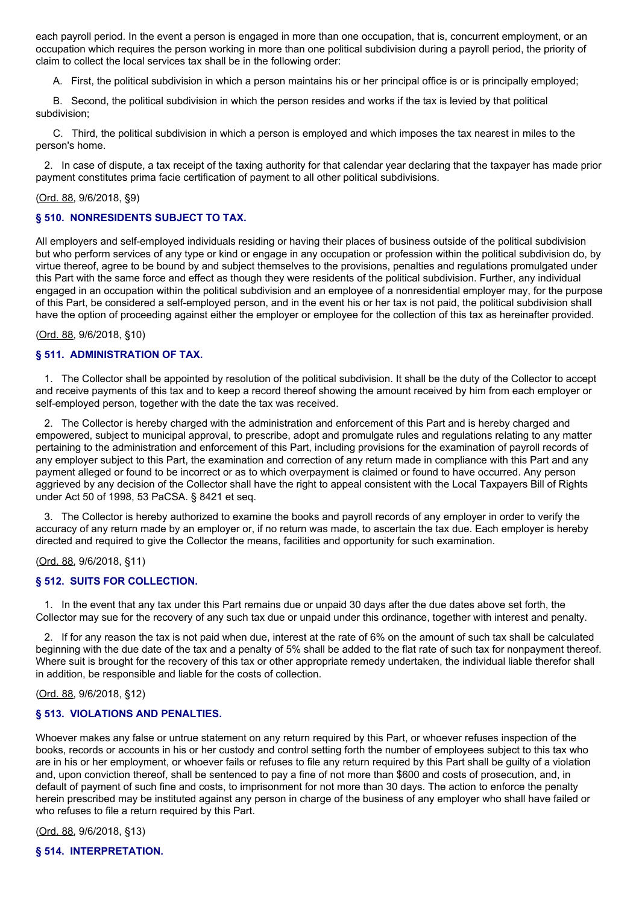each payroll period. In the event a person is engaged in more than one occupation, that is, concurrent employment, or an occupation which requires the person working in more than one political subdivision during a payroll period, the priority of claim to collect the local services tax shall be in the following order:

A. First, the political subdivision in which a person maintains his or her principal office is or is principally employed;

B. Second, the political subdivision in which the person resides and works if the tax is levied by that political subdivision;

C. Third, the political subdivision in which a person is employed and which imposes the tax nearest in miles to the person's home.

2. In case of dispute, a tax receipt of the taxing authority for that calendar year declaring that the taxpayer has made prior payment constitutes prima facie certification of payment to all other political subdivisions.

(Ord. 88, 9/6/2018, §9)

### § 510. NONRESIDENTS SUBJECT TO TAX.

All employers and self-employed individuals residing or having their places of business outside of the political subdivision but who perform services of any type or kind or engage in any occupation or profession within the political subdivision do, by virtue thereof, agree to be bound by and subject themselves to the provisions, penalties and regulations promulgated under this Part with the same force and effect as though they were residents of the political subdivision. Further, any individual engaged in an occupation within the political subdivision and an employee of a nonresidential employer may, for the purpose of this Part, be considered a self-employed person, and in the event his or her tax is not paid, the political subdivision shall have the option of proceeding against either the employer or employee for the collection of this tax as hereinafter provided.

(Ord. 88, 9/6/2018, §10)

### § 511. ADMINISTRATION OF TAX.

1. The Collector shall be appointed by resolution of the political subdivision. It shall be the duty of the Collector to accept and receive payments of this tax and to keep a record thereof showing the amount received by him from each employer or self-employed person, together with the date the tax was received.

2. The Collector is hereby charged with the administration and enforcement of this Part and is hereby charged and empowered, subject to municipal approval, to prescribe, adopt and promulgate rules and regulations relating to any matter pertaining to the administration and enforcement of this Part, including provisions for the examination of payroll records of any employer subject to this Part, the examination and correction of any return made in compliance with this Part and any payment alleged or found to be incorrect or as to which overpayment is claimed or found to have occurred. Any person aggrieved by any decision of the Collector shall have the right to appeal consistent with the Local Taxpayers Bill of Rights under Act 50 of 1998, 53 PaCSA. § 8421 et seq.

3. The Collector is hereby authorized to examine the books and payroll records of any employer in order to verify the accuracy of any return made by an employer or, if no return was made, to ascertain the tax due. Each employer is hereby directed and required to give the Collector the means, facilities and opportunity for such examination.

(Ord. 88, 9/6/2018, §11)

### § 512. SUITS FOR COLLECTION.

1. In the event that any tax under this Part remains due or unpaid 30 days after the due dates above set forth, the Collector may sue for the recovery of any such tax due or unpaid under this ordinance, together with interest and penalty.

2. If for any reason the tax is not paid when due, interest at the rate of 6% on the amount of such tax shall be calculated beginning with the due date of the tax and a penalty of 5% shall be added to the flat rate of such tax for nonpayment thereof. Where suit is brought for the recovery of this tax or other appropriate remedy undertaken, the individual liable therefor shall in addition, be responsible and liable for the costs of collection.

(Ord. 88, 9/6/2018, §12)

### § 513. VIOLATIONS AND PENALTIES.

Whoever makes any false or untrue statement on any return required by this Part, or whoever refuses inspection of the books, records or accounts in his or her custody and control setting forth the number of employees subject to this tax who are in his or her employment, or whoever fails or refuses to file any return required by this Part shall be guilty of a violation and, upon conviction thereof, shall be sentenced to pay a fine of not more than $600 and costs of prosecution, and, in default of payment of such fine and costs, to imprisonment for not more than 30 days. The action to enforce the penalty herein prescribed may be instituted against any person in charge of the business of any employer who shall have failed or who refuses to file a return required by this Part.

(Ord. 88, 9/6/2018, §13)

### § 514. INTERPRETATION.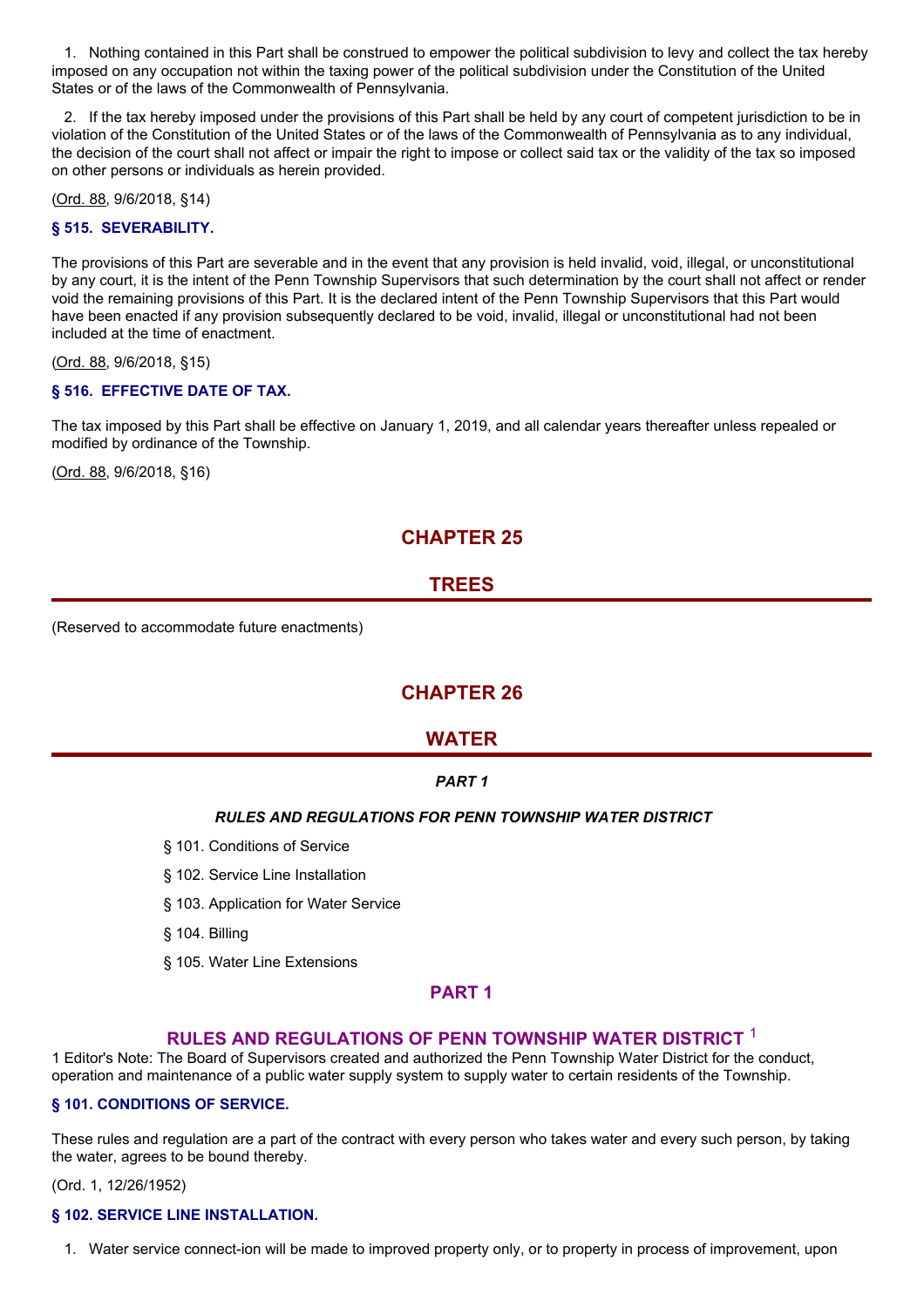1. Nothing contained in this Part shall be construed to empower the political subdivision to levy and collect the tax hereby imposed on any occupation not within the taxing power of the political subdivision under the Constitution of the United States or of the laws of the Commonwealth of Pennsylvania.

2. If the tax hereby imposed under the provisions of this Part shall be held by any court of competent jurisdiction to be in violation of the Constitution of the United States or of the laws of the Commonwealth of Pennsylvania as to any individual, the decision of the court shall not affect or impair the right to impose or collect said tax or the validity of the tax so imposed on other persons or individuals as herein provided.

(Ord. 88, 9/6/2018, §14)

### § 515. SEVERABILITY.

The provisions of this Part are severable and in the event that any provision is held invalid, void, illegal, or unconstitutional by any court, it is the intent of the Penn Township Supervisors that such determination by the court shall not affect or render void the remaining provisions of this Part. It is the declared intent of the Penn Township Supervisors that this Part would have been enacted if any provision subsequently declared to be void, invalid, illegal or unconstitutional had not been included at the time of enactment.

(Ord. 88, 9/6/2018, §15)

### § 516. EFFECTIVE DATE OF TAX.

The tax imposed by this Part shall be effective on January 1, 2019, and all calendar years thereafter unless repealed or modified by ordinance of the Township.

(Ord. 88, 9/6/2018, §16)

# CHAPTER 25

# TREES

(Reserved to accommodate future enactments)

# CHAPTER 26

# WATER

***PART 1***

***RULES AND REGULATIONS FOR PENN TOWNSHIP WATER DISTRICT***

§ 101. Conditions of Service

§ 102. Service Line Installation

§ 103. Application for Water Service

§ 104. Billing

§ 105. Water Line Extensions

## PART 1

## RULES AND REGULATIONS OF PENN TOWNSHIP WATER DISTRICT [1]

1 Editor's Note: The Board of Supervisors created and authorized the Penn Township Water District for the conduct, operation and maintenance of a public water supply system to supply water to certain residents of the Township.

### § 101. CONDITIONS OF SERVICE.

These rules and regulation are a part of the contract with every person who takes water and every such person, by taking the water, agrees to be bound thereby.

(Ord. 1, 12/26/1952)

### § 102. SERVICE LINE INSTALLATION.

1. Water service connect-ion will be made to improved property only, or to property in process of improvement, upon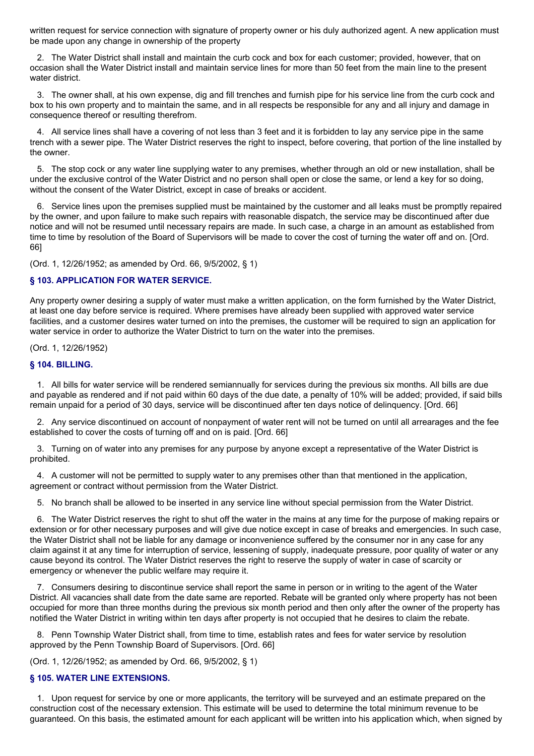written request for service connection with signature of property owner or his duly authorized agent. A new application must be made upon any change in ownership of the property

2. The Water District shall install and maintain the curb cock and box for each customer; provided, however, that on occasion shall the Water District install and maintain service lines for more than 50 feet from the main line to the present water district.

3. The owner shall, at his own expense, dig and fill trenches and furnish pipe for his service line from the curb cock and box to his own property and to maintain the same, and in all respects be responsible for any and all injury and damage in consequence thereof or resulting therefrom.

4. All service lines shall have a covering of not less than 3 feet and it is forbidden to lay any service pipe in the same trench with a sewer pipe. The Water District reserves the right to inspect, before covering, that portion of the line installed by the owner.

5. The stop cock or any water line supplying water to any premises, whether through an old or new installation, shall be under the exclusive control of the Water District and no person shall open or close the same, or lend a key for so doing, without the consent of the Water District, except in case of breaks or accident.

6. Service lines upon the premises supplied must be maintained by the customer and all leaks must be promptly repaired by the owner, and upon failure to make such repairs with reasonable dispatch, the service may be discontinued after due notice and will not be resumed until necessary repairs are made. In such case, a charge in an amount as established from time to time by resolution of the Board of Supervisors will be made to cover the cost of turning the water off and on. [Ord. 66]

(Ord. 1, 12/26/1952; as amended by Ord. 66, 9/5/2002, § 1)

### § 103. APPLICATION FOR WATER SERVICE.

Any property owner desiring a supply of water must make a written application, on the form furnished by the Water District, at least one day before service is required. Where premises have already been supplied with approved water service facilities, and a customer desires water turned on into the premises, the customer will be required to sign an application for water service in order to authorize the Water District to turn on the water into the premises.

(Ord. 1, 12/26/1952)

### § 104. BILLING.

1. All bills for water service will be rendered semiannually for services during the previous six months. All bills are due and payable as rendered and if not paid within 60 days of the due date, a penalty of 10% will be added; provided, if said bills remain unpaid for a period of 30 days, service will be discontinued after ten days notice of delinquency. [Ord. 66]

2. Any service discontinued on account of nonpayment of water rent will not be turned on until all arrearages and the fee established to cover the costs of turning off and on is paid. [Ord. 66]

3. Turning on of water into any premises for any purpose by anyone except a representative of the Water District is prohibited.

4. A customer will not be permitted to supply water to any premises other than that mentioned in the application, agreement or contract without permission from the Water District.

5. No branch shall be allowed to be inserted in any service line without special permission from the Water District.

6. The Water District reserves the right to shut off the water in the mains at any time for the purpose of making repairs or extension or for other necessary purposes and will give due notice except in case of breaks and emergencies. In such case, the Water District shall not be liable for any damage or inconvenience suffered by the consumer nor in any case for any claim against it at any time for interruption of service, lessening of supply, inadequate pressure, poor quality of water or any cause beyond its control. The Water District reserves the right to reserve the supply of water in case of scarcity or emergency or whenever the public welfare may require it.

7. Consumers desiring to discontinue service shall report the same in person or in writing to the agent of the Water District. All vacancies shall date from the date same are reported. Rebate will be granted only where property has not been occupied for more than three months during the previous six month period and then only after the owner of the property has notified the Water District in writing within ten days after property is not occupied that he desires to claim the rebate.

8. Penn Township Water District shall, from time to time, establish rates and fees for water service by resolution approved by the Penn Township Board of Supervisors. [Ord. 66]

(Ord. 1, 12/26/1952; as amended by Ord. 66, 9/5/2002, § 1)

### § 105. WATER LINE EXTENSIONS.

1. Upon request for service by one or more applicants, the territory will be surveyed and an estimate prepared on the construction cost of the necessary extension. This estimate will be used to determine the total minimum revenue to be guaranteed. On this basis, the estimated amount for each applicant will be written into his application which, when signed by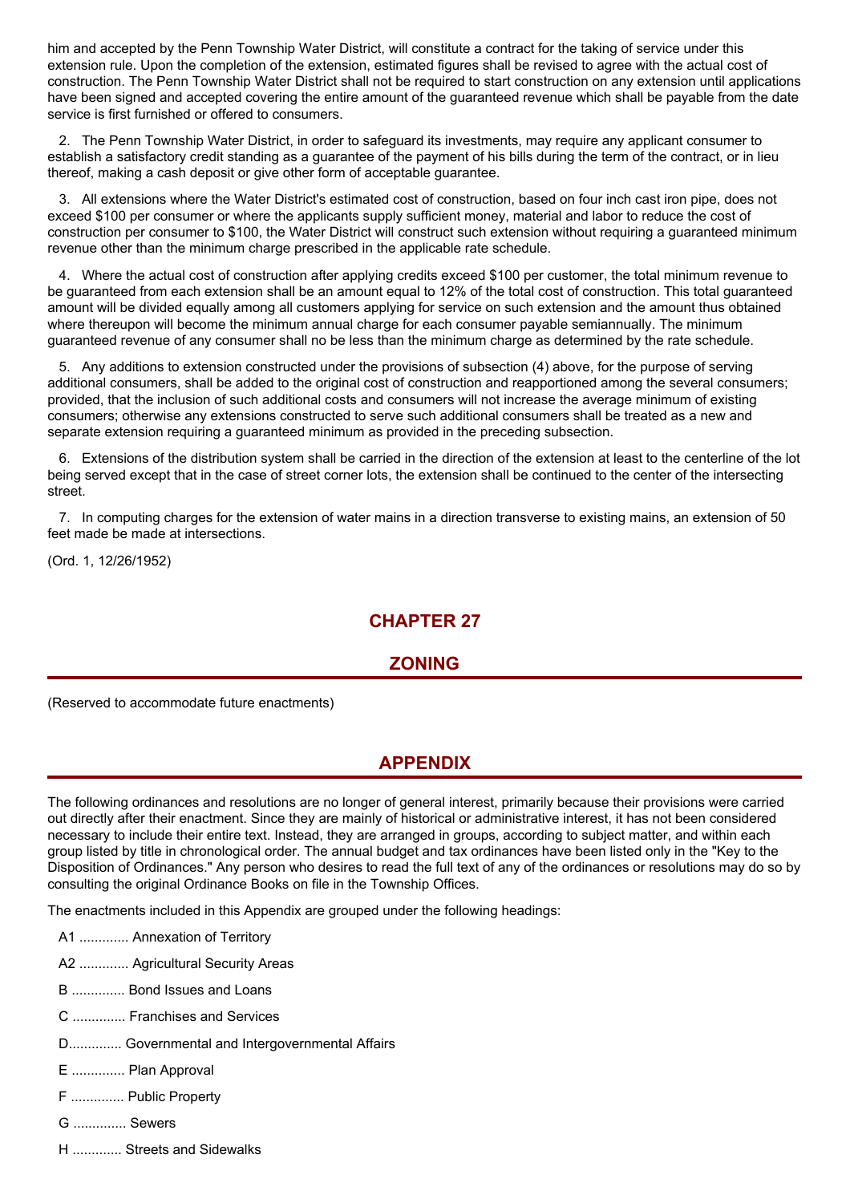him and accepted by the Penn Township Water District, will constitute a contract for the taking of service under this extension rule. Upon the completion of the extension, estimated figures shall be revised to agree with the actual cost of construction. The Penn Township Water District shall not be required to start construction on any extension until applications have been signed and accepted covering the entire amount of the guaranteed revenue which shall be payable from the date service is first furnished or offered to consumers.

2. The Penn Township Water District, in order to safeguard its investments, may require any applicant consumer to establish a satisfactory credit standing as a guarantee of the payment of his bills during the term of the contract, or in lieu thereof, making a cash deposit or give other form of acceptable guarantee.

3. All extensions where the Water District's estimated cost of construction, based on four inch cast iron pipe, does not exceed $100 per consumer or where the applicants supply sufficient money, material and labor to reduce the cost of construction per consumer to $100, the Water District will construct such extension without requiring a guaranteed minimum revenue other than the minimum charge prescribed in the applicable rate schedule.

4. Where the actual cost of construction after applying credits exceed $100 per customer, the total minimum revenue to be guaranteed from each extension shall be an amount equal to 12% of the total cost of construction. This total guaranteed amount will be divided equally among all customers applying for service on such extension and the amount thus obtained where thereupon will become the minimum annual charge for each consumer payable semiannually. The minimum guaranteed revenue of any consumer shall no be less than the minimum charge as determined by the rate schedule.

5. Any additions to extension constructed under the provisions of subsection (4) above, for the purpose of serving additional consumers, shall be added to the original cost of construction and reapportioned among the several consumers; provided, that the inclusion of such additional costs and consumers will not increase the average minimum of existing consumers; otherwise any extensions constructed to serve such additional consumers shall be treated as a new and separate extension requiring a guaranteed minimum as provided in the preceding subsection.

6. Extensions of the distribution system shall be carried in the direction of the extension at least to the centerline of the lot being served except that in the case of street corner lots, the extension shall be continued to the center of the intersecting street.

7. In computing charges for the extension of water mains in a direction transverse to existing mains, an extension of 50 feet made be made at intersections.

(Ord. 1, 12/26/1952)

# CHAPTER 27

# ZONING

(Reserved to accommodate future enactments)

# APPENDIX

The following ordinances and resolutions are no longer of general interest, primarily because their provisions were carried out directly after their enactment. Since they are mainly of historical or administrative interest, it has not been considered necessary to include their entire text. Instead, they are arranged in groups, according to subject matter, and within each group listed by title in chronological order. The annual budget and tax ordinances have been listed only in the "Key to the Disposition of Ordinances." Any person who desires to read the full text of any of the ordinances or resolutions may do so by consulting the original Ordinance Books on file in the Township Offices.

The enactments included in this Appendix are grouped under the following headings:

A1 ............. Annexation of Territory

A2 ............. Agricultural Security Areas

B .............. Bond Issues and Loans

C .............. Franchises and Services

D.............. Governmental and Intergovernmental Affairs

E .............. Plan Approval

F .............. Public Property

G .............. Sewers

H ............. Streets and Sidewalks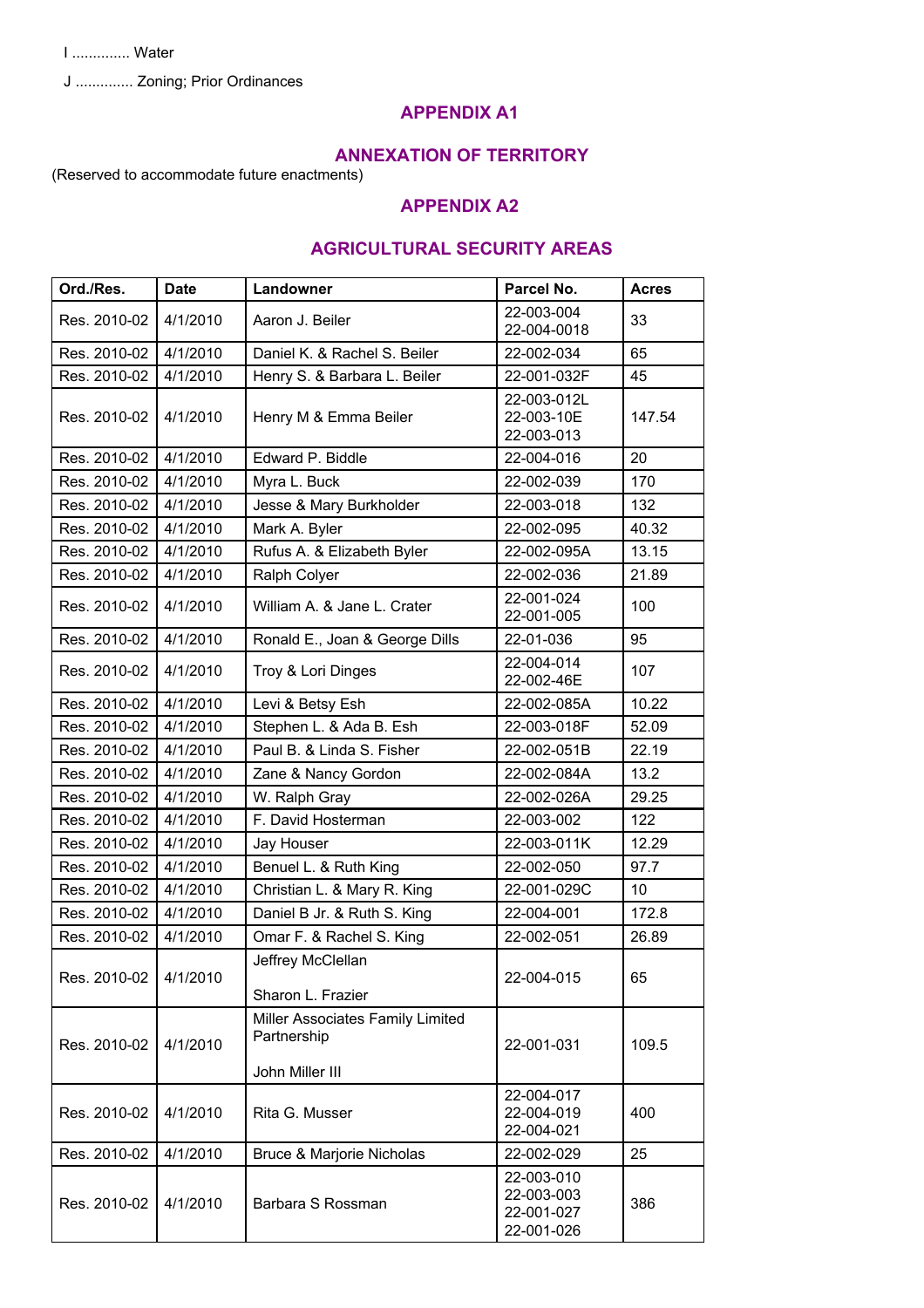I .............. Water

J .............. Zoning; Prior Ordinances

## APPENDIX A1

## ANNEXATION OF TERRITORY

(Reserved to accommodate future enactments)

## APPENDIX A2

## AGRICULTURAL SECURITY AREAS

| Ord./Res. | Date | Landowner | Parcel No. | Acres |
|---|---|---|---|---|
| Res. 2010-02 | 4/1/2010 | Aaron J. Beiler | 22-003-004<br>22-004-0018 | 33 |
| Res. 2010-02 | 4/1/2010 | Daniel K. & Rachel S. Beiler | 22-002-034 | 65 |
| Res. 2010-02 | 4/1/2010 | Henry S. & Barbara L. Beiler | 22-001-032F | 45 |
| Res. 2010-02 | 4/1/2010 | Henry M & Emma Beiler | 22-003-012L<br>22-003-10E<br>22-003-013 | 147.54 |
| Res. 2010-02 | 4/1/2010 | Edward P. Biddle | 22-004-016 | 20 |
| Res. 2010-02 | 4/1/2010 | Myra L. Buck | 22-002-039 | 170 |
| Res. 2010-02 | 4/1/2010 | Jesse & Mary Burkholder | 22-003-018 | 132 |
| Res. 2010-02 | 4/1/2010 | Mark A. Byler | 22-002-095 | 40.32 |
| Res. 2010-02 | 4/1/2010 | Rufus A. & Elizabeth Byler | 22-002-095A | 13.15 |
| Res. 2010-02 | 4/1/2010 | Ralph Colyer | 22-002-036 | 21.89 |
| Res. 2010-02 | 4/1/2010 | William A. & Jane L. Crater | 22-001-024<br>22-001-005 | 100 |
| Res. 2010-02 | 4/1/2010 | Ronald E., Joan & George Dills | 22-01-036 | 95 |
| Res. 2010-02 | 4/1/2010 | Troy & Lori Dinges | 22-004-014<br>22-002-46E | 107 |
| Res. 2010-02 | 4/1/2010 | Levi & Betsy Esh | 22-002-085A | 10.22 |
| Res. 2010-02 | 4/1/2010 | Stephen L. & Ada B. Esh | 22-003-018F | 52.09 |
| Res. 2010-02 | 4/1/2010 | Paul B. & Linda S. Fisher | 22-002-051B | 22.19 |
| Res. 2010-02 | 4/1/2010 | Zane & Nancy Gordon | 22-002-084A | 13.2 |
| Res. 2010-02 | 4/1/2010 | W. Ralph Gray | 22-002-026A | 29.25 |
| Res. 2010-02 | 4/1/2010 | F. David Hosterman | 22-003-002 | 122 |
| Res. 2010-02 | 4/1/2010 | Jay Houser | 22-003-011K | 12.29 |
| Res. 2010-02 | 4/1/2010 | Benuel L. & Ruth King | 22-002-050 | 97.7 |
| Res. 2010-02 | 4/1/2010 | Christian L. & Mary R. King | 22-001-029C | 10 |
| Res. 2010-02 | 4/1/2010 | Daniel B Jr. & Ruth S. King | 22-004-001 | 172.8 |
| Res. 2010-02 | 4/1/2010 | Omar F. & Rachel S. King | 22-002-051 | 26.89 |
| Res. 2010-02 | 4/1/2010 | Jeffrey McClellan<br><br>Sharon L. Frazier | 22-004-015 | 65 |
| Res. 2010-02 | 4/1/2010 | Miller Associates Family Limited Partnership<br><br>John Miller III | 22-001-031 | 109.5 |
| Res. 2010-02 | 4/1/2010 | Rita G. Musser | 22-004-017<br>22-004-019<br>22-004-021 | 400 |
| Res. 2010-02 | 4/1/2010 | Bruce & Marjorie Nicholas | 22-002-029 | 25 |
| Res. 2010-02 | 4/1/2010 | Barbara S Rossman | 22-003-010<br>22-003-003<br>22-001-027<br>22-001-026 | 386 |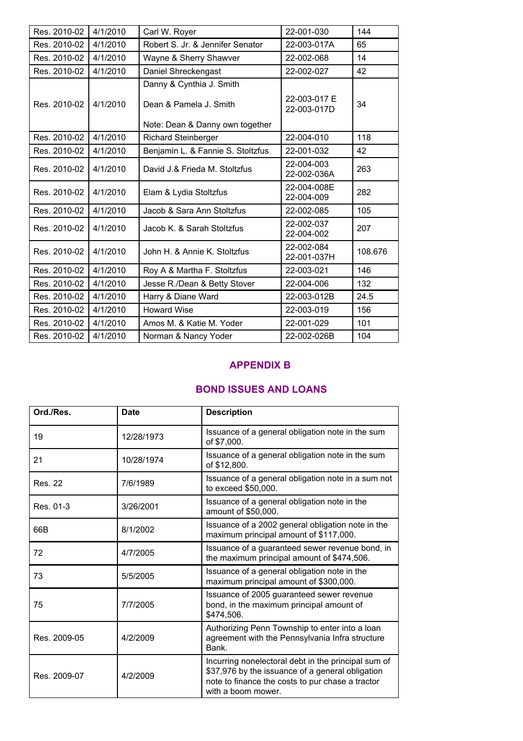| Res. 2010-02 | 4/1/2010 | Carl W. Royer | 22-001-030 | 144 |
|---|---|---|---|---|
| Res. 2010-02 | 4/1/2010 | Robert S. Jr. & Jennifer Senator | 22-003-017A | 65 |
| Res. 2010-02 | 4/1/2010 | Wayne & Sherry Shawver | 22-002-068 | 14 |
| Res. 2010-02 | 4/1/2010 | Daniel Shreckengast | 22-002-027 | 42 |
| Res. 2010-02 | 4/1/2010 | Danny & Cynthia J. Smith<br>Dean & Pamela J. Smith<br>Note: Dean & Danny own together | 22-003-017 E<br>22-003-017D | 34 |
| Res. 2010-02 | 4/1/2010 | Richard Steinberger | 22-004-010 | 118 |
| Res. 2010-02 | 4/1/2010 | Benjamin L. & Fannie S. Stoltzfus | 22-001-032 | 42 |
| Res. 2010-02 | 4/1/2010 | David J.& Frieda M. Stoltzfus | 22-004-003<br>22-002-036A | 263 |
| Res. 2010-02 | 4/1/2010 | Elam & Lydia Stoltzfus | 22-004-008E<br>22-004-009 | 282 |
| Res. 2010-02 | 4/1/2010 | Jacob & Sara Ann Stoltzfus | 22-002-085 | 105 |
| Res. 2010-02 | 4/1/2010 | Jacob K. & Sarah Stoltzfus | 22-002-037<br>22-004-002 | 207 |
| Res. 2010-02 | 4/1/2010 | John H. & Annie K. Stoltzfus | 22-002-084<br>22-001-037H | 108.676 |
| Res. 2010-02 | 4/1/2010 | Roy A & Martha F. Stoltzfus | 22-003-021 | 146 |
| Res. 2010-02 | 4/1/2010 | Jesse R./Dean & Betty Stover | 22-004-006 | 132 |
| Res. 2010-02 | 4/1/2010 | Harry & Diane Ward | 22-003-012B | 24.5 |
| Res. 2010-02 | 4/1/2010 | Howard Wise | 22-003-019 | 156 |
| Res. 2010-02 | 4/1/2010 | Amos M. & Katie M. Yoder | 22-001-029 | 101 |
| Res. 2010-02 | 4/1/2010 | Norman & Nancy Yoder | 22-002-026B | 104 |

## APPENDIX B

## BOND ISSUES AND LOANS

| Ord./Res. | Date | Description |
|---|---|---|
| 19 | 12/28/1973 | Issuance of a general obligation note in the sum of $7,000. |
| 21 | 10/28/1974 | Issuance of a general obligation note in the sum of $12,800. |
| Res. 22 | 7/6/1989 | Issuance of a general obligation note in a sum not to exceed $50,000. |
| Res. 01-3 | 3/26/2001 | Issuance of a general obligation note in the amount of $50,000. |
| 66B | 8/1/2002 | Issuance of a 2002 general obligation note in the maximum principal amount of $117,000. |
| 72 | 4/7/2005 | Issuance of a guaranteed sewer revenue bond, in the maximum principal amount of $474,506. |
| 73 | 5/5/2005 | Issuance of a general obligation note in the maximum principal amount of $300,000. |
| 75 | 7/7/2005 | Issuance of 2005 guaranteed sewer revenue bond, in the maximum principal amount of $474,506. |
| Res. 2009-05 | 4/2/2009 | Authorizing Penn Township to enter into a loan agreement with the Pennsylvania Infra structure Bank. |
| Res. 2009-07 | 4/2/2009 | Incurring nonelectoral debt in the principal sum of $37,976 by the issuance of a general obligation note to finance the costs to pur chase a tractor with a boom mower. |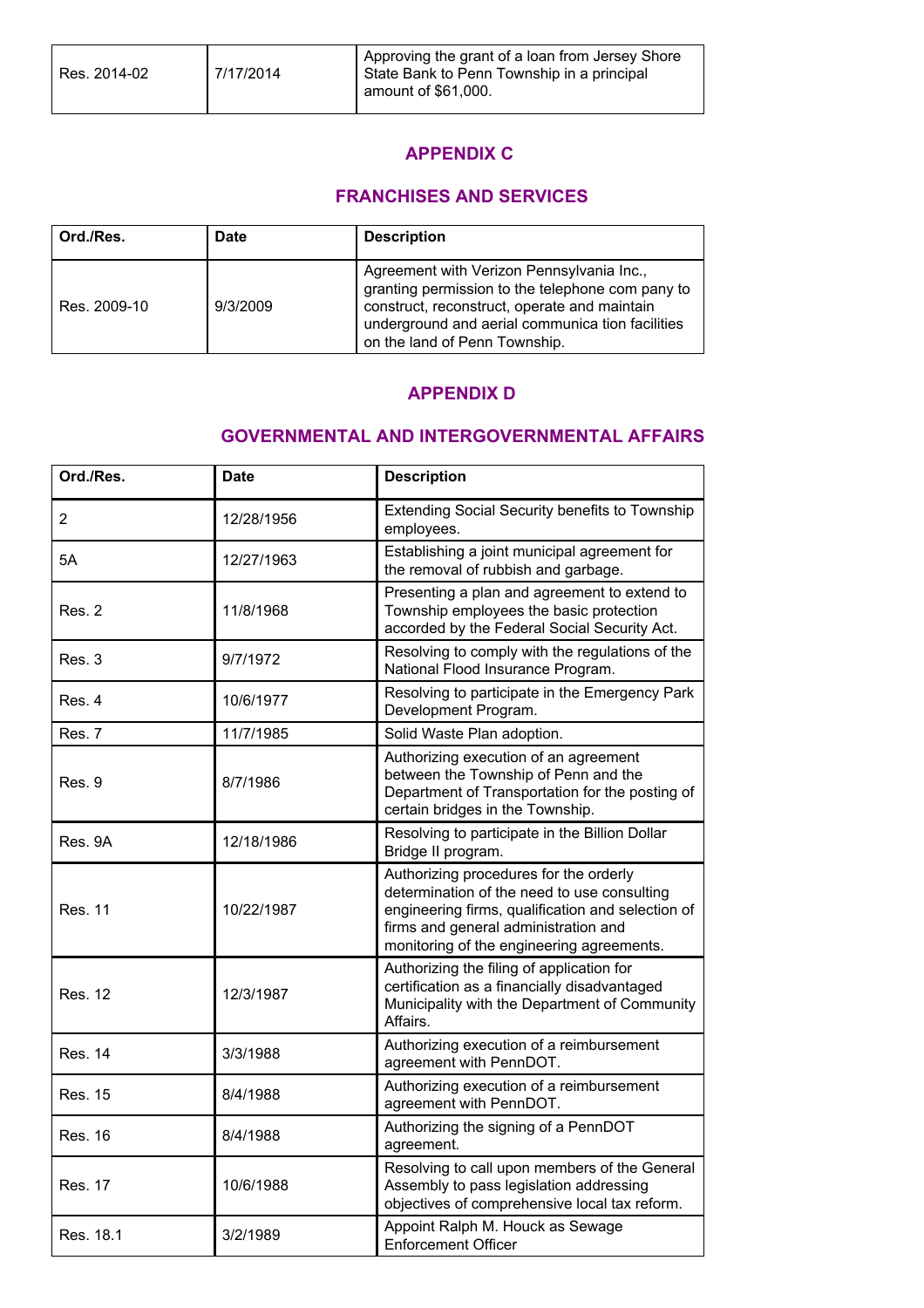| | | |
|---|---|---|
| Res. 2014-02 | 7/17/2014 | Approving the grant of a loan from Jersey Shore State Bank to Penn Township in a principal amount of $61,000. |

## APPENDIX C

## FRANCHISES AND SERVICES

| Ord./Res. | Date | Description |
|---|---|---|
| Res. 2009-10 | 9/3/2009 | Agreement with Verizon Pennsylvania Inc., granting permission to the telephone com pany to construct, reconstruct, operate and maintain underground and aerial communica tion facilities on the land of Penn Township. |

## APPENDIX D

## GOVERNMENTAL AND INTERGOVERNMENTAL AFFAIRS

| Ord./Res. | Date | Description |
|---|---|---|
| 2 | 12/28/1956 | Extending Social Security benefits to Township employees. |
| 5A | 12/27/1963 | Establishing a joint municipal agreement for the removal of rubbish and garbage. |
| Res. 2 | 11/8/1968 | Presenting a plan and agreement to extend to Township employees the basic protection accorded by the Federal Social Security Act. |
| Res. 3 | 9/7/1972 | Resolving to comply with the regulations of the National Flood Insurance Program. |
| Res. 4 | 10/6/1977 | Resolving to participate in the Emergency Park Development Program. |
| Res. 7 | 11/7/1985 | Solid Waste Plan adoption. |
| Res. 9 | 8/7/1986 | Authorizing execution of an agreement between the Township of Penn and the Department of Transportation for the posting of certain bridges in the Township. |
| Res. 9A | 12/18/1986 | Resolving to participate in the Billion Dollar Bridge II program. |
| Res. 11 | 10/22/1987 | Authorizing procedures for the orderly determination of the need to use consulting engineering firms, qualification and selection of firms and general administration and monitoring of the engineering agreements. |
| Res. 12 | 12/3/1987 | Authorizing the filing of application for certification as a financially disadvantaged Municipality with the Department of Community Affairs. |
| Res. 14 | 3/3/1988 | Authorizing execution of a reimbursement agreement with PennDOT. |
| Res. 15 | 8/4/1988 | Authorizing execution of a reimbursement agreement with PennDOT. |
| Res. 16 | 8/4/1988 | Authorizing the signing of a PennDOT agreement. |
| Res. 17 | 10/6/1988 | Resolving to call upon members of the General Assembly to pass legislation addressing objectives of comprehensive local tax reform. |
| Res. 18.1 | 3/2/1989 | Appoint Ralph M. Houck as Sewage Enforcement Officer |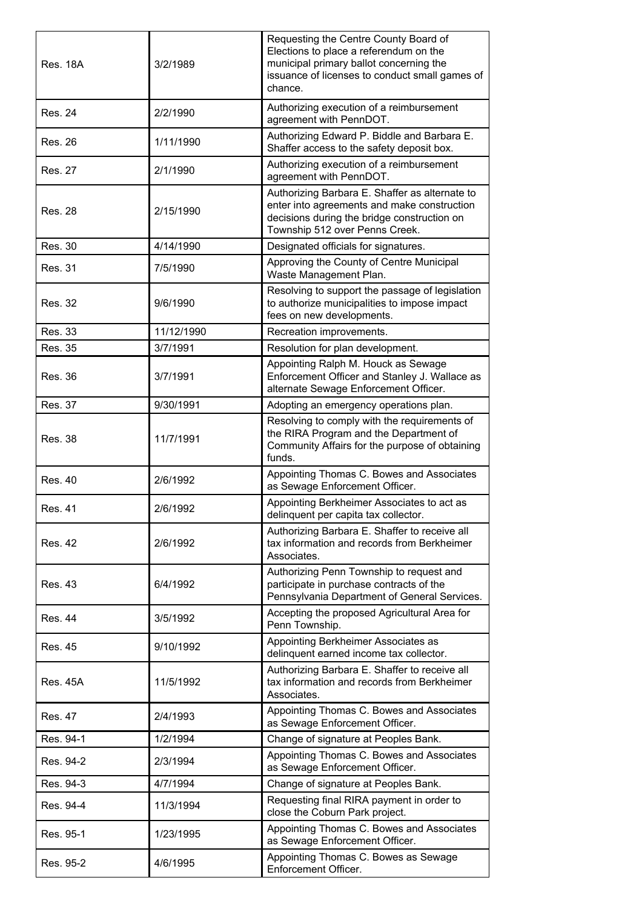| | | |
|---|---|---|
| Res. 18A | 3/2/1989 | Requesting the Centre County Board of Elections to place a referendum on the municipal primary ballot concerning the issuance of licenses to conduct small games of chance. |
| Res. 24 | 2/2/1990 | Authorizing execution of a reimbursement agreement with PennDOT. |
| Res. 26 | 1/11/1990 | Authorizing Edward P. Biddle and Barbara E. Shaffer access to the safety deposit box. |
| Res. 27 | 2/1/1990 | Authorizing execution of a reimbursement agreement with PennDOT. |
| Res. 28 | 2/15/1990 | Authorizing Barbara E. Shaffer as alternate to enter into agreements and make construction decisions during the bridge construction on Township 512 over Penns Creek. |
| Res. 30 | 4/14/1990 | Designated officials for signatures. |
| Res. 31 | 7/5/1990 | Approving the County of Centre Municipal Waste Management Plan. |
| Res. 32 | 9/6/1990 | Resolving to support the passage of legislation to authorize municipalities to impose impact fees on new developments. |
| Res. 33 | 11/12/1990 | Recreation improvements. |
| Res. 35 | 3/7/1991 | Resolution for plan development. |
| Res. 36 | 3/7/1991 | Appointing Ralph M. Houck as Sewage Enforcement Officer and Stanley J. Wallace as alternate Sewage Enforcement Officer. |
| Res. 37 | 9/30/1991 | Adopting an emergency operations plan. |
| Res. 38 | 11/7/1991 | Resolving to comply with the requirements of the RIRA Program and the Department of Community Affairs for the purpose of obtaining funds. |
| Res. 40 | 2/6/1992 | Appointing Thomas C. Bowes and Associates as Sewage Enforcement Officer. |
| Res. 41 | 2/6/1992 | Appointing Berkheimer Associates to act as delinquent per capita tax collector. |
| Res. 42 | 2/6/1992 | Authorizing Barbara E. Shaffer to receive all tax information and records from Berkheimer Associates. |
| Res. 43 | 6/4/1992 | Authorizing Penn Township to request and participate in purchase contracts of the Pennsylvania Department of General Services. |
| Res. 44 | 3/5/1992 | Accepting the proposed Agricultural Area for Penn Township. |
| Res. 45 | 9/10/1992 | Appointing Berkheimer Associates as delinquent earned income tax collector. |
| Res. 45A | 11/5/1992 | Authorizing Barbara E. Shaffer to receive all tax information and records from Berkheimer Associates. |
| Res. 47 | 2/4/1993 | Appointing Thomas C. Bowes and Associates as Sewage Enforcement Officer. |
| Res. 94-1 | 1/2/1994 | Change of signature at Peoples Bank. |
| Res. 94-2 | 2/3/1994 | Appointing Thomas C. Bowes and Associates as Sewage Enforcement Officer. |
| Res. 94-3 | 4/7/1994 | Change of signature at Peoples Bank. |
| Res. 94-4 | 11/3/1994 | Requesting final RIRA payment in order to close the Coburn Park project. |
| Res. 95-1 | 1/23/1995 | Appointing Thomas C. Bowes and Associates as Sewage Enforcement Officer. |
| Res. 95-2 | 4/6/1995 | Appointing Thomas C. Bowes as Sewage Enforcement Officer. |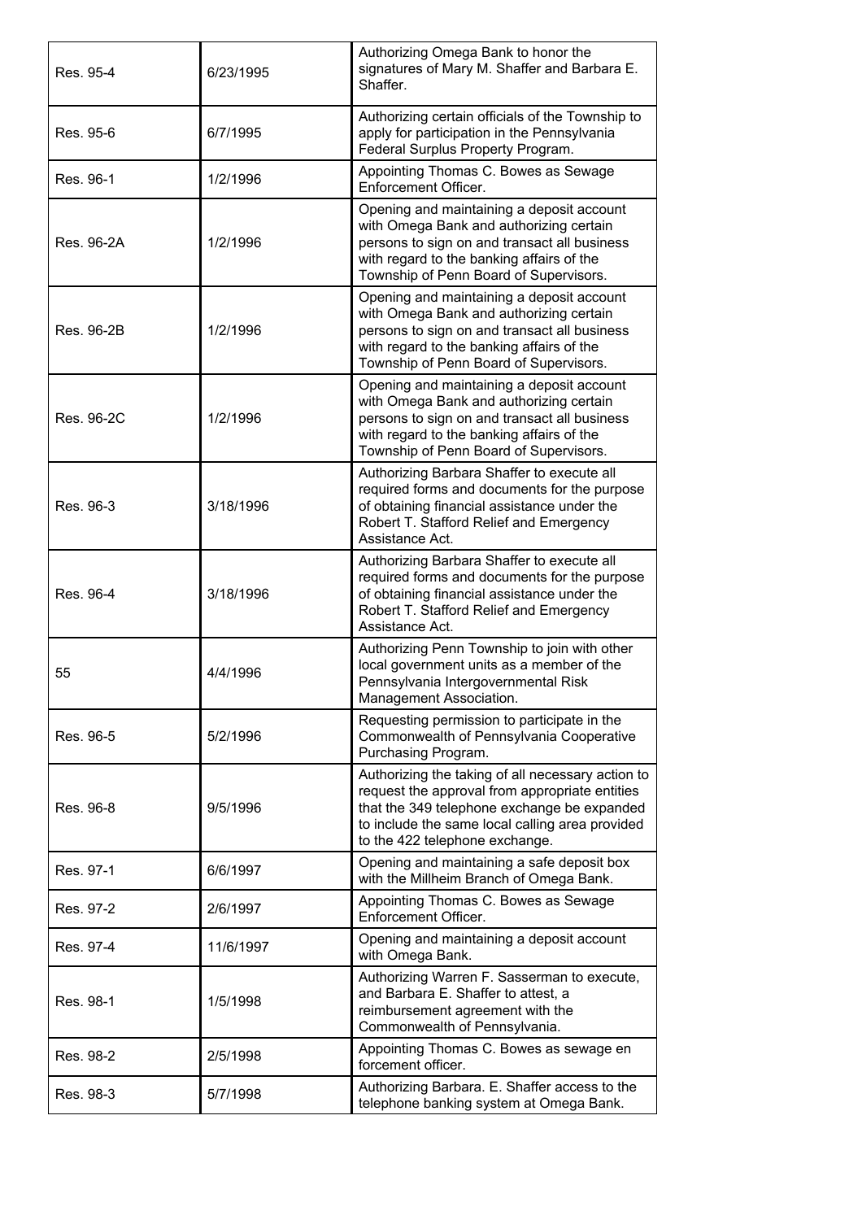| | | |
|---|---|---|
| Res. 95-4 | 6/23/1995 | Authorizing Omega Bank to honor the signatures of Mary M. Shaffer and Barbara E. Shaffer. |
| Res. 95-6 | 6/7/1995 | Authorizing certain officials of the Township to apply for participation in the Pennsylvania Federal Surplus Property Program. |
| Res. 96-1 | 1/2/1996 | Appointing Thomas C. Bowes as Sewage Enforcement Officer. |
| Res. 96-2A | 1/2/1996 | Opening and maintaining a deposit account with Omega Bank and authorizing certain persons to sign on and transact all business with regard to the banking affairs of the Township of Penn Board of Supervisors. |
| Res. 96-2B | 1/2/1996 | Opening and maintaining a deposit account with Omega Bank and authorizing certain persons to sign on and transact all business with regard to the banking affairs of the Township of Penn Board of Supervisors. |
| Res. 96-2C | 1/2/1996 | Opening and maintaining a deposit account with Omega Bank and authorizing certain persons to sign on and transact all business with regard to the banking affairs of the Township of Penn Board of Supervisors. |
| Res. 96-3 | 3/18/1996 | Authorizing Barbara Shaffer to execute all required forms and documents for the purpose of obtaining financial assistance under the Robert T. Stafford Relief and Emergency Assistance Act. |
| Res. 96-4 | 3/18/1996 | Authorizing Barbara Shaffer to execute all required forms and documents for the purpose of obtaining financial assistance under the Robert T. Stafford Relief and Emergency Assistance Act. |
| 55 | 4/4/1996 | Authorizing Penn Township to join with other local government units as a member of the Pennsylvania Intergovernmental Risk Management Association. |
| Res. 96-5 | 5/2/1996 | Requesting permission to participate in the Commonwealth of Pennsylvania Cooperative Purchasing Program. |
| Res. 96-8 | 9/5/1996 | Authorizing the taking of all necessary action to request the approval from appropriate entities that the 349 telephone exchange be expanded to include the same local calling area provided to the 422 telephone exchange. |
| Res. 97-1 | 6/6/1997 | Opening and maintaining a safe deposit box with the Millheim Branch of Omega Bank. |
| Res. 97-2 | 2/6/1997 | Appointing Thomas C. Bowes as Sewage Enforcement Officer. |
| Res. 97-4 | 11/6/1997 | Opening and maintaining a deposit account with Omega Bank. |
| Res. 98-1 | 1/5/1998 | Authorizing Warren F. Sasserman to execute, and Barbara E. Shaffer to attest, a reimbursement agreement with the Commonwealth of Pennsylvania. |
| Res. 98-2 | 2/5/1998 | Appointing Thomas C. Bowes as sewage en forcement officer. |
| Res. 98-3 | 5/7/1998 | Authorizing Barbara. E. Shaffer access to the telephone banking system at Omega Bank. |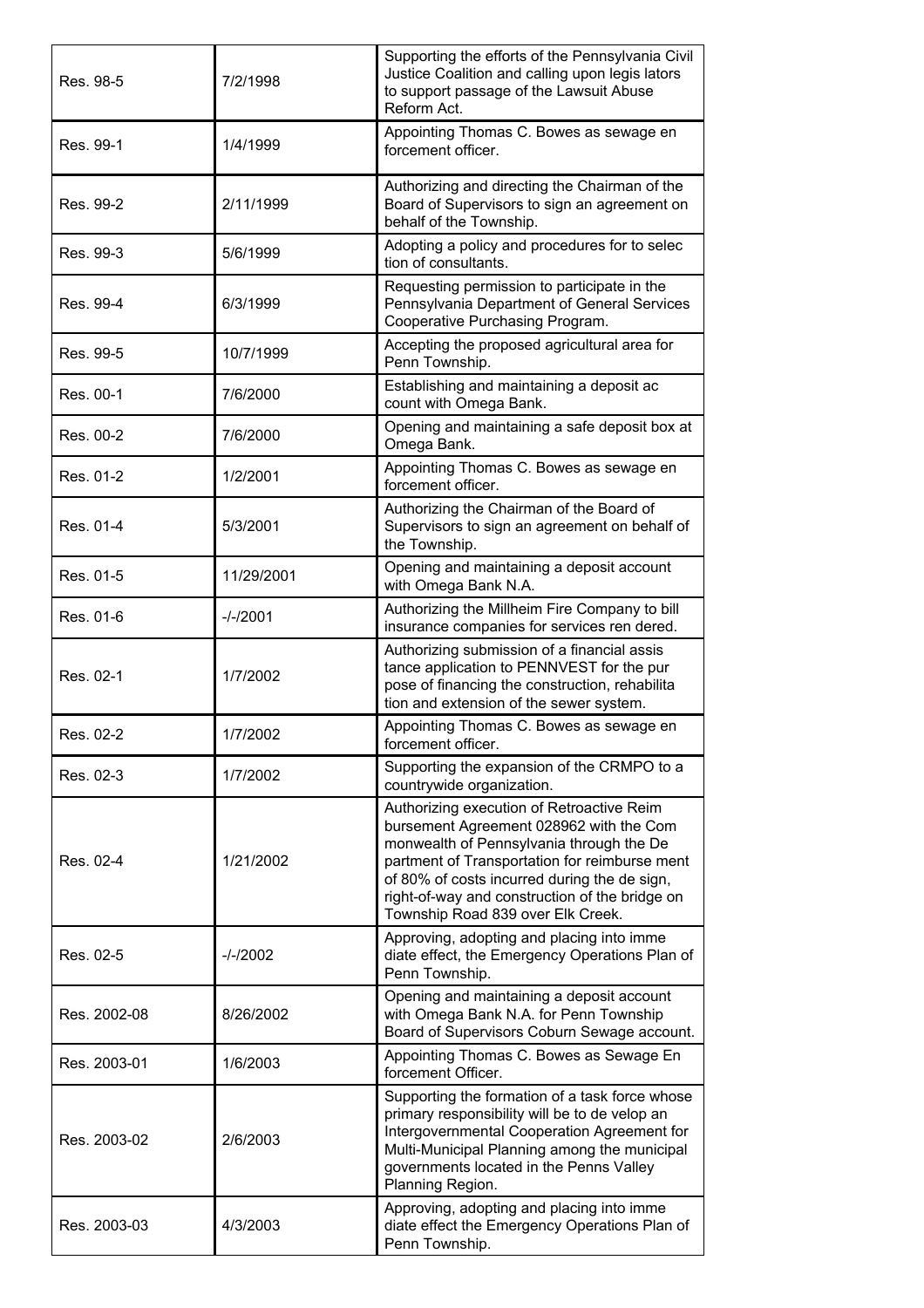| | | |
|---|---|---|
| Res. 98-5 | 7/2/1998 | Supporting the efforts of the Pennsylvania Civil Justice Coalition and calling upon legis lators to support passage of the Lawsuit Abuse Reform Act. |
| Res. 99-1 | 1/4/1999 | Appointing Thomas C. Bowes as sewage en forcement officer. |
| Res. 99-2 | 2/11/1999 | Authorizing and directing the Chairman of the Board of Supervisors to sign an agreement on behalf of the Township. |
| Res. 99-3 | 5/6/1999 | Adopting a policy and procedures for to selec tion of consultants. |
| Res. 99-4 | 6/3/1999 | Requesting permission to participate in the Pennsylvania Department of General Services Cooperative Purchasing Program. |
| Res. 99-5 | 10/7/1999 | Accepting the proposed agricultural area for Penn Township. |
| Res. 00-1 | 7/6/2000 | Establishing and maintaining a deposit ac count with Omega Bank. |
| Res. 00-2 | 7/6/2000 | Opening and maintaining a safe deposit box at Omega Bank. |
| Res. 01-2 | 1/2/2001 | Appointing Thomas C. Bowes as sewage en forcement officer. |
| Res. 01-4 | 5/3/2001 | Authorizing the Chairman of the Board of Supervisors to sign an agreement on behalf of the Township. |
| Res. 01-5 | 11/29/2001 | Opening and maintaining a deposit account with Omega Bank N.A. |
| Res. 01-6 | -/-/2001 | Authorizing the Millheim Fire Company to bill insurance companies for services ren dered. |
| Res. 02-1 | 1/7/2002 | Authorizing submission of a financial assis tance application to PENNVEST for the pur pose of financing the construction, rehabilita tion and extension of the sewer system. |
| Res. 02-2 | 1/7/2002 | Appointing Thomas C. Bowes as sewage en forcement officer. |
| Res. 02-3 | 1/7/2002 | Supporting the expansion of the CRMPO to a countrywide organization. |
| Res. 02-4 | 1/21/2002 | Authorizing execution of Retroactive Reim bursement Agreement 028962 with the Com monwealth of Pennsylvania through the De partment of Transportation for reimburse ment of 80% of costs incurred during the de sign, right-of-way and construction of the bridge on Township Road 839 over Elk Creek. |
| Res. 02-5 | -/-/2002 | Approving, adopting and placing into imme diate effect, the Emergency Operations Plan of Penn Township. |
| Res. 2002-08 | 8/26/2002 | Opening and maintaining a deposit account with Omega Bank N.A. for Penn Township Board of Supervisors Coburn Sewage account. |
| Res. 2003-01 | 1/6/2003 | Appointing Thomas C. Bowes as Sewage En forcement Officer. |
| Res. 2003-02 | 2/6/2003 | Supporting the formation of a task force whose primary responsibility will be to de velop an Intergovernmental Cooperation Agreement for Multi-Municipal Planning among the municipal governments located in the Penns Valley Planning Region. |
| Res. 2003-03 | 4/3/2003 | Approving, adopting and placing into imme diate effect the Emergency Operations Plan of Penn Township. |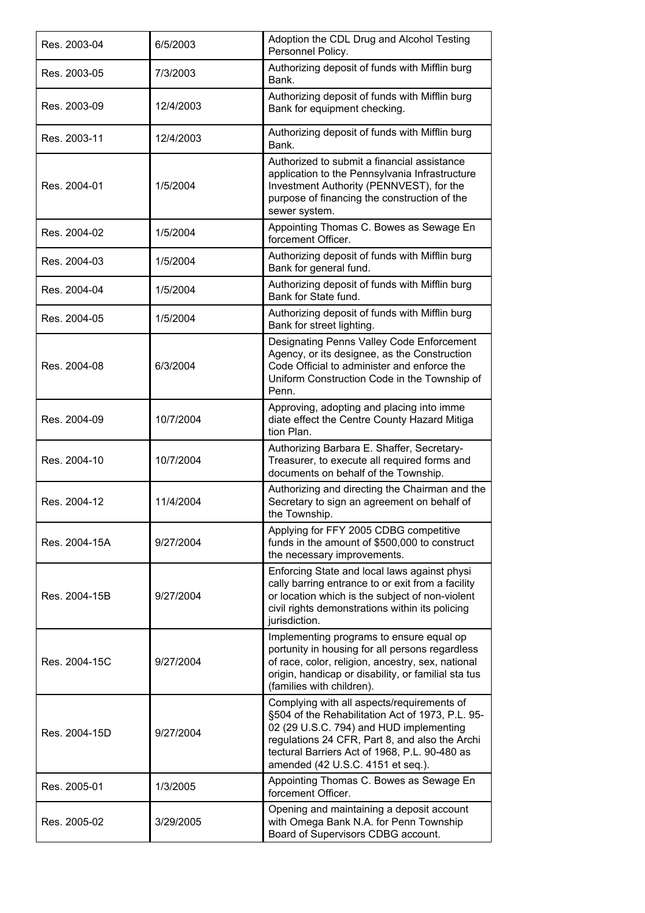| | | |
|---|---|---|
| Res. 2003-04 | 6/5/2003 | Adoption the CDL Drug and Alcohol Testing Personnel Policy. |
| Res. 2003-05 | 7/3/2003 | Authorizing deposit of funds with Mifflin burg Bank. |
| Res. 2003-09 | 12/4/2003 | Authorizing deposit of funds with Mifflin burg Bank for equipment checking. |
| Res. 2003-11 | 12/4/2003 | Authorizing deposit of funds with Mifflin burg Bank. |
| Res. 2004-01 | 1/5/2004 | Authorized to submit a financial assistance application to the Pennsylvania Infrastructure Investment Authority (PENNVEST), for the purpose of financing the construction of the sewer system. |
| Res. 2004-02 | 1/5/2004 | Appointing Thomas C. Bowes as Sewage En forcement Officer. |
| Res. 2004-03 | 1/5/2004 | Authorizing deposit of funds with Mifflin burg Bank for general fund. |
| Res. 2004-04 | 1/5/2004 | Authorizing deposit of funds with Mifflin burg Bank for State fund. |
| Res. 2004-05 | 1/5/2004 | Authorizing deposit of funds with Mifflin burg Bank for street lighting. |
| Res. 2004-08 | 6/3/2004 | Designating Penns Valley Code Enforcement Agency, or its designee, as the Construction Code Official to administer and enforce the Uniform Construction Code in the Township of Penn. |
| Res. 2004-09 | 10/7/2004 | Approving, adopting and placing into imme diate effect the Centre County Hazard Mitiga tion Plan. |
| Res. 2004-10 | 10/7/2004 | Authorizing Barbara E. Shaffer, Secretary-Treasurer, to execute all required forms and documents on behalf of the Township. |
| Res. 2004-12 | 11/4/2004 | Authorizing and directing the Chairman and the Secretary to sign an agreement on behalf of the Township. |
| Res. 2004-15A | 9/27/2004 | Applying for FFY 2005 CDBG competitive funds in the amount of $500,000 to construct the necessary improvements. |
| Res. 2004-15B | 9/27/2004 | Enforcing State and local laws against physi cally barring entrance to or exit from a facility or location which is the subject of non-violent civil rights demonstrations within its policing jurisdiction. |
| Res. 2004-15C | 9/27/2004 | Implementing programs to ensure equal op portunity in housing for all persons regardless of race, color, religion, ancestry, sex, national origin, handicap or disability, or familial sta tus (families with children). |
| Res. 2004-15D | 9/27/2004 | Complying with all aspects/requirements of §504 of the Rehabilitation Act of 1973, P.L. 95-02 (29 U.S.C. 794) and HUD implementing regulations 24 CFR, Part 8, and also the Archi tectural Barriers Act of 1968, P.L. 90-480 as amended (42 U.S.C. 4151 et seq.). |
| Res. 2005-01 | 1/3/2005 | Appointing Thomas C. Bowes as Sewage En forcement Officer. |
| Res. 2005-02 | 3/29/2005 | Opening and maintaining a deposit account with Omega Bank N.A. for Penn Township Board of Supervisors CDBG account. |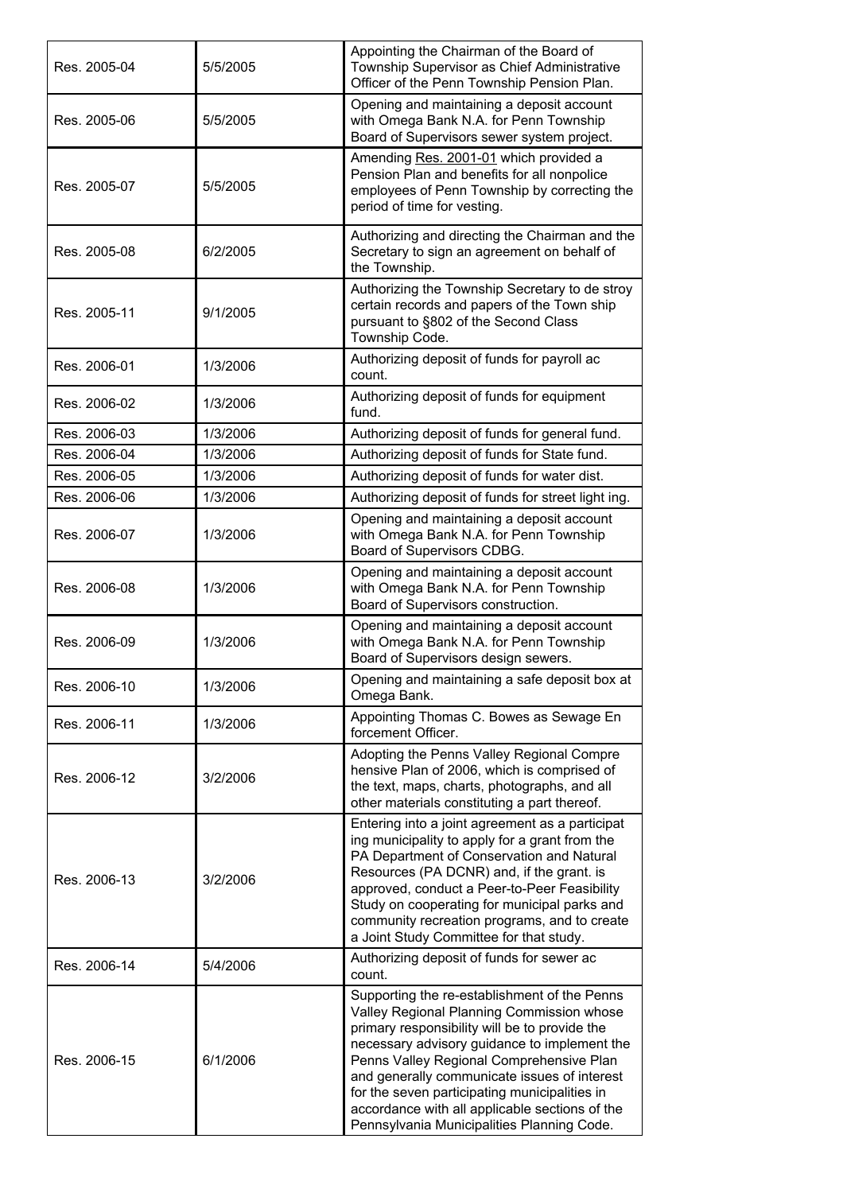| | | |
|---|---|---|
| Res. 2005-04 | 5/5/2005 | Appointing the Chairman of the Board of Township Supervisor as Chief Administrative Officer of the Penn Township Pension Plan. |
| Res. 2005-06 | 5/5/2005 | Opening and maintaining a deposit account with Omega Bank N.A. for Penn Township Board of Supervisors sewer system project. |
| Res. 2005-07 | 5/5/2005 | Amending Res. 2001-01 which provided a Pension Plan and benefits for all nonpolice employees of Penn Township by correcting the period of time for vesting. |
| Res. 2005-08 | 6/2/2005 | Authorizing and directing the Chairman and the Secretary to sign an agreement on behalf of the Township. |
| Res. 2005-11 | 9/1/2005 | Authorizing the Township Secretary to de stroy certain records and papers of the Town ship pursuant to §802 of the Second Class Township Code. |
| Res. 2006-01 | 1/3/2006 | Authorizing deposit of funds for payroll ac count. |
| Res. 2006-02 | 1/3/2006 | Authorizing deposit of funds for equipment fund. |
| Res. 2006-03 | 1/3/2006 | Authorizing deposit of funds for general fund. |
| Res. 2006-04 | 1/3/2006 | Authorizing deposit of funds for State fund. |
| Res. 2006-05 | 1/3/2006 | Authorizing deposit of funds for water dist. |
| Res. 2006-06 | 1/3/2006 | Authorizing deposit of funds for street light ing. |
| Res. 2006-07 | 1/3/2006 | Opening and maintaining a deposit account with Omega Bank N.A. for Penn Township Board of Supervisors CDBG. |
| Res. 2006-08 | 1/3/2006 | Opening and maintaining a deposit account with Omega Bank N.A. for Penn Township Board of Supervisors construction. |
| Res. 2006-09 | 1/3/2006 | Opening and maintaining a deposit account with Omega Bank N.A. for Penn Township Board of Supervisors design sewers. |
| Res. 2006-10 | 1/3/2006 | Opening and maintaining a safe deposit box at Omega Bank. |
| Res. 2006-11 | 1/3/2006 | Appointing Thomas C. Bowes as Sewage En forcement Officer. |
| Res. 2006-12 | 3/2/2006 | Adopting the Penns Valley Regional Compre hensive Plan of 2006, which is comprised of the text, maps, charts, photographs, and all other materials constituting a part thereof. |
| Res. 2006-13 | 3/2/2006 | Entering into a joint agreement as a participat ing municipality to apply for a grant from the PA Department of Conservation and Natural Resources (PA DCNR) and, if the grant. is approved, conduct a Peer-to-Peer Feasibility Study on cooperating for municipal parks and community recreation programs, and to create a Joint Study Committee for that study. |
| Res. 2006-14 | 5/4/2006 | Authorizing deposit of funds for sewer ac count. |
| Res. 2006-15 | 6/1/2006 | Supporting the re-establishment of the Penns Valley Regional Planning Commission whose primary responsibility will be to provide the necessary advisory guidance to implement the Penns Valley Regional Comprehensive Plan and generally communicate issues of interest for the seven participating municipalities in accordance with all applicable sections of the Pennsylvania Municipalities Planning Code. |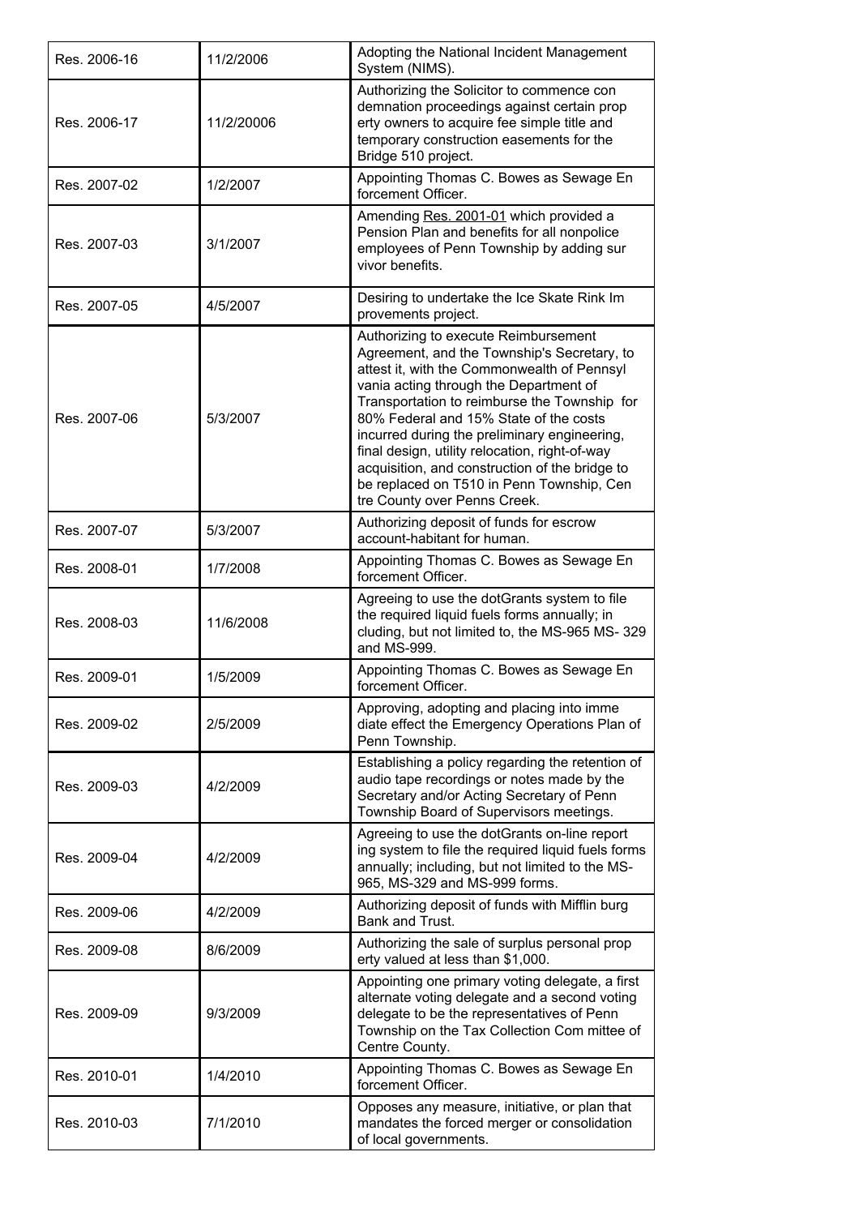| Res. 2006-16 | 11/2/2006 | Adopting the National Incident Management System (NIMS). |
|---|---|---|
| Res. 2006-17 | 11/2/20006 | Authorizing the Solicitor to commence con demnation proceedings against certain prop erty owners to acquire fee simple title and temporary construction easements for the Bridge 510 project. |
| Res. 2007-02 | 1/2/2007 | Appointing Thomas C. Bowes as Sewage En forcement Officer. |
| Res. 2007-03 | 3/1/2007 | Amending Res. 2001-01 which provided a Pension Plan and benefits for all nonpolice employees of Penn Township by adding sur vivor benefits. |
| Res. 2007-05 | 4/5/2007 | Desiring to undertake the Ice Skate Rink Im provements project. |
| Res. 2007-06 | 5/3/2007 | Authorizing to execute Reimbursement Agreement, and the Township's Secretary, to attest it, with the Commonwealth of Pennsyl vania acting through the Department of Transportation to reimburse the Township for 80% Federal and 15% State of the costs incurred during the preliminary engineering, final design, utility relocation, right-of-way acquisition, and construction of the bridge to be replaced on T510 in Penn Township, Cen tre County over Penns Creek. |
| Res. 2007-07 | 5/3/2007 | Authorizing deposit of funds for escrow account-habitant for human. |
| Res. 2008-01 | 1/7/2008 | Appointing Thomas C. Bowes as Sewage En forcement Officer. |
| Res. 2008-03 | 11/6/2008 | Agreeing to use the dotGrants system to file the required liquid fuels forms annually; in cluding, but not limited to, the MS-965 MS- 329 and MS-999. |
| Res. 2009-01 | 1/5/2009 | Appointing Thomas C. Bowes as Sewage En forcement Officer. |
| Res. 2009-02 | 2/5/2009 | Approving, adopting and placing into imme diate effect the Emergency Operations Plan of Penn Township. |
| Res. 2009-03 | 4/2/2009 | Establishing a policy regarding the retention of audio tape recordings or notes made by the Secretary and/or Acting Secretary of Penn Township Board of Supervisors meetings. |
| Res. 2009-04 | 4/2/2009 | Agreeing to use the dotGrants on-line report ing system to file the required liquid fuels forms annually; including, but not limited to the MS-965, MS-329 and MS-999 forms. |
| Res. 2009-06 | 4/2/2009 | Authorizing deposit of funds with Mifflin burg Bank and Trust. |
| Res. 2009-08 | 8/6/2009 | Authorizing the sale of surplus personal prop erty valued at less than $1,000. |
| Res. 2009-09 | 9/3/2009 | Appointing one primary voting delegate, a first alternate voting delegate and a second voting delegate to be the representatives of Penn Township on the Tax Collection Com mittee of Centre County. |
| Res. 2010-01 | 1/4/2010 | Appointing Thomas C. Bowes as Sewage En forcement Officer. |
| Res. 2010-03 | 7/1/2010 | Opposes any measure, initiative, or plan that mandates the forced merger or consolidation of local governments. |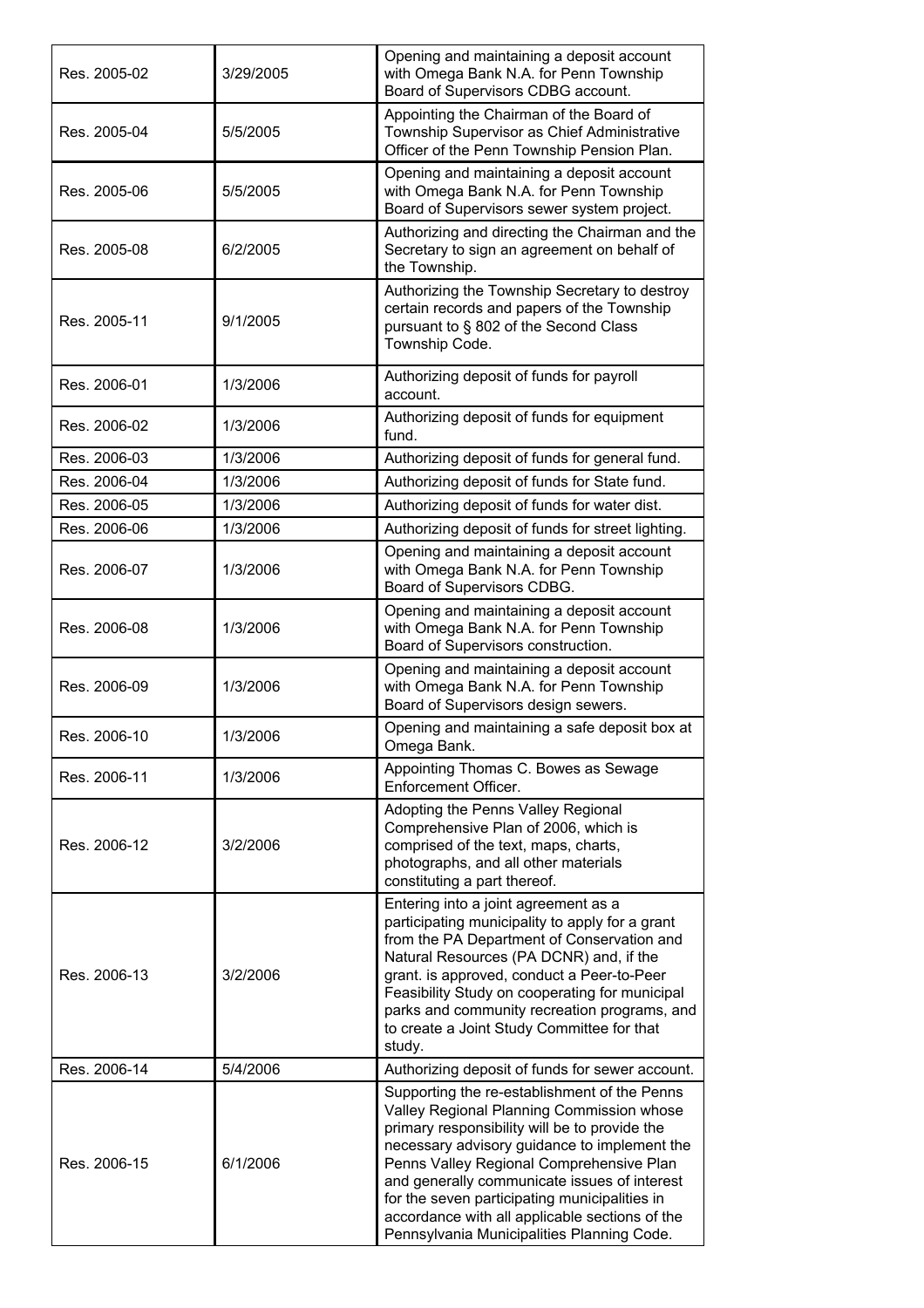| | | |
|---|---|---|
| Res. 2005-02 | 3/29/2005 | Opening and maintaining a deposit account with Omega Bank N.A. for Penn Township Board of Supervisors CDBG account. |
| Res. 2005-04 | 5/5/2005 | Appointing the Chairman of the Board of Township Supervisor as Chief Administrative Officer of the Penn Township Pension Plan. |
| Res. 2005-06 | 5/5/2005 | Opening and maintaining a deposit account with Omega Bank N.A. for Penn Township Board of Supervisors sewer system project. |
| Res. 2005-08 | 6/2/2005 | Authorizing and directing the Chairman and the Secretary to sign an agreement on behalf of the Township. |
| Res. 2005-11 | 9/1/2005 | Authorizing the Township Secretary to destroy certain records and papers of the Township pursuant to § 802 of the Second Class Township Code. |
| Res. 2006-01 | 1/3/2006 | Authorizing deposit of funds for payroll account. |
| Res. 2006-02 | 1/3/2006 | Authorizing deposit of funds for equipment fund. |
| Res. 2006-03 | 1/3/2006 | Authorizing deposit of funds for general fund. |
| Res. 2006-04 | 1/3/2006 | Authorizing deposit of funds for State fund. |
| Res. 2006-05 | 1/3/2006 | Authorizing deposit of funds for water dist. |
| Res. 2006-06 | 1/3/2006 | Authorizing deposit of funds for street lighting. |
| Res. 2006-07 | 1/3/2006 | Opening and maintaining a deposit account with Omega Bank N.A. for Penn Township Board of Supervisors CDBG. |
| Res. 2006-08 | 1/3/2006 | Opening and maintaining a deposit account with Omega Bank N.A. for Penn Township Board of Supervisors construction. |
| Res. 2006-09 | 1/3/2006 | Opening and maintaining a deposit account with Omega Bank N.A. for Penn Township Board of Supervisors design sewers. |
| Res. 2006-10 | 1/3/2006 | Opening and maintaining a safe deposit box at Omega Bank. |
| Res. 2006-11 | 1/3/2006 | Appointing Thomas C. Bowes as Sewage Enforcement Officer. |
| Res. 2006-12 | 3/2/2006 | Adopting the Penns Valley Regional Comprehensive Plan of 2006, which is comprised of the text, maps, charts, photographs, and all other materials constituting a part thereof. |
| Res. 2006-13 | 3/2/2006 | Entering into a joint agreement as a participating municipality to apply for a grant from the PA Department of Conservation and Natural Resources (PA DCNR) and, if the grant. is approved, conduct a Peer-to-Peer Feasibility Study on cooperating for municipal parks and community recreation programs, and to create a Joint Study Committee for that study. |
| Res. 2006-14 | 5/4/2006 | Authorizing deposit of funds for sewer account. |
| Res. 2006-15 | 6/1/2006 | Supporting the re-establishment of the Penns Valley Regional Planning Commission whose primary responsibility will be to provide the necessary advisory guidance to implement the Penns Valley Regional Comprehensive Plan and generally communicate issues of interest for the seven participating municipalities in accordance with all applicable sections of the Pennsylvania Municipalities Planning Code. |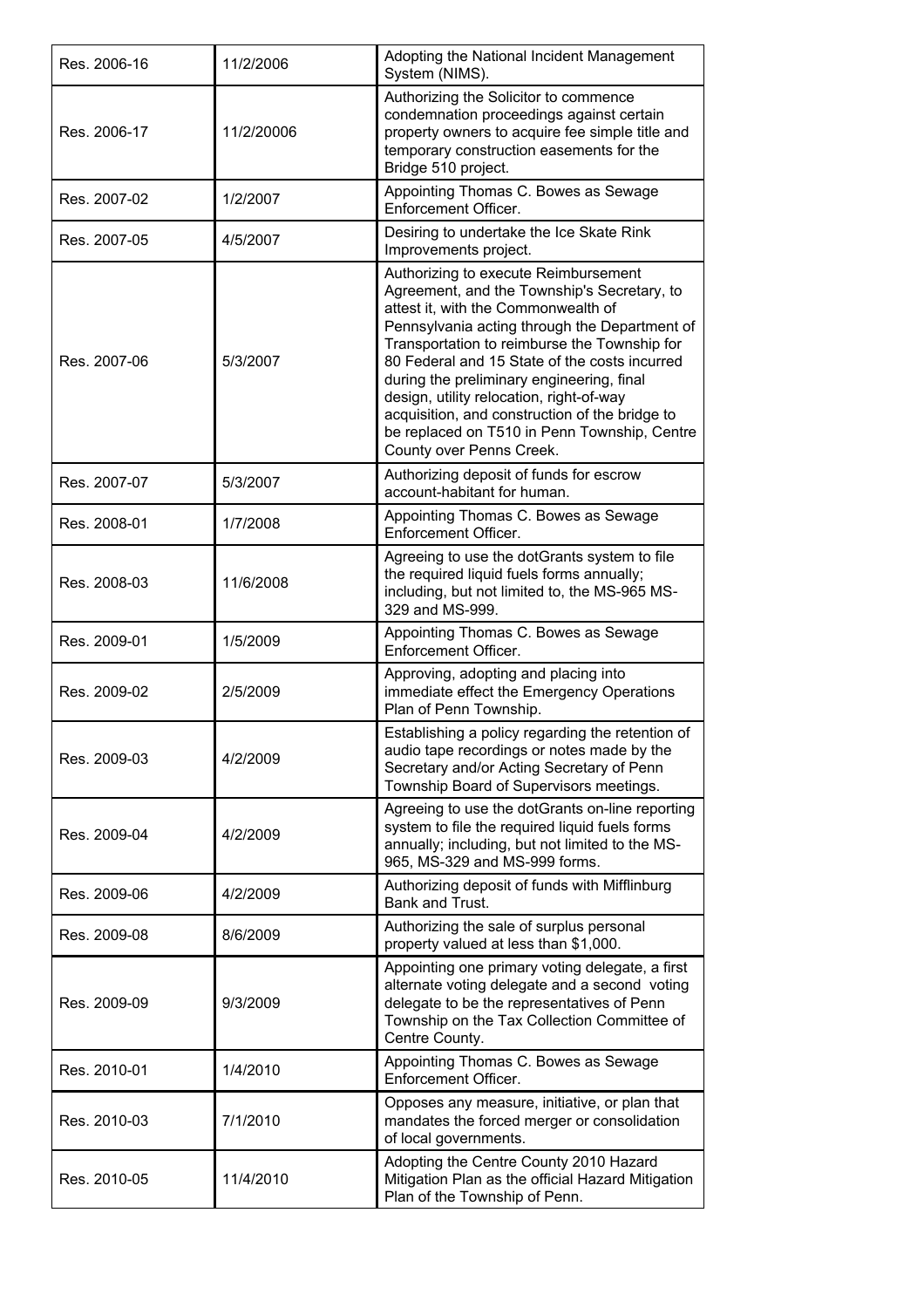| | | |
|---|---|---|
| Res. 2006-16 | 11/2/2006 | Adopting the National Incident Management System (NIMS). |
| Res. 2006-17 | 11/2/20006 | Authorizing the Solicitor to commence condemnation proceedings against certain property owners to acquire fee simple title and temporary construction easements for the Bridge 510 project. |
| Res. 2007-02 | 1/2/2007 | Appointing Thomas C. Bowes as Sewage Enforcement Officer. |
| Res. 2007-05 | 4/5/2007 | Desiring to undertake the Ice Skate Rink Improvements project. |
| Res. 2007-06 | 5/3/2007 | Authorizing to execute Reimbursement Agreement, and the Township's Secretary, to attest it, with the Commonwealth of Pennsylvania acting through the Department of Transportation to reimburse the Township for 80 Federal and 15 State of the costs incurred during the preliminary engineering, final design, utility relocation, right-of-way acquisition, and construction of the bridge to be replaced on T510 in Penn Township, Centre County over Penns Creek. |
| Res. 2007-07 | 5/3/2007 | Authorizing deposit of funds for escrow account-habitant for human. |
| Res. 2008-01 | 1/7/2008 | Appointing Thomas C. Bowes as Sewage Enforcement Officer. |
| Res. 2008-03 | 11/6/2008 | Agreeing to use the dotGrants system to file the required liquid fuels forms annually; including, but not limited to, the MS-965 MS-329 and MS-999. |
| Res. 2009-01 | 1/5/2009 | Appointing Thomas C. Bowes as Sewage Enforcement Officer. |
| Res. 2009-02 | 2/5/2009 | Approving, adopting and placing into immediate effect the Emergency Operations Plan of Penn Township. |
| Res. 2009-03 | 4/2/2009 | Establishing a policy regarding the retention of audio tape recordings or notes made by the Secretary and/or Acting Secretary of Penn Township Board of Supervisors meetings. |
| Res. 2009-04 | 4/2/2009 | Agreeing to use the dotGrants on-line reporting system to file the required liquid fuels forms annually; including, but not limited to the MS-965, MS-329 and MS-999 forms. |
| Res. 2009-06 | 4/2/2009 | Authorizing deposit of funds with Mifflinburg Bank and Trust. |
| Res. 2009-08 | 8/6/2009 | Authorizing the sale of surplus personal property valued at less than $1,000. |
| Res. 2009-09 | 9/3/2009 | Appointing one primary voting delegate, a first alternate voting delegate and a second voting delegate to be the representatives of Penn Township on the Tax Collection Committee of Centre County. |
| Res. 2010-01 | 1/4/2010 | Appointing Thomas C. Bowes as Sewage Enforcement Officer. |
| Res. 2010-03 | 7/1/2010 | Opposes any measure, initiative, or plan that mandates the forced merger or consolidation of local governments. |
| Res. 2010-05 | 11/4/2010 | Adopting the Centre County 2010 Hazard Mitigation Plan as the official Hazard Mitigation Plan of the Township of Penn. |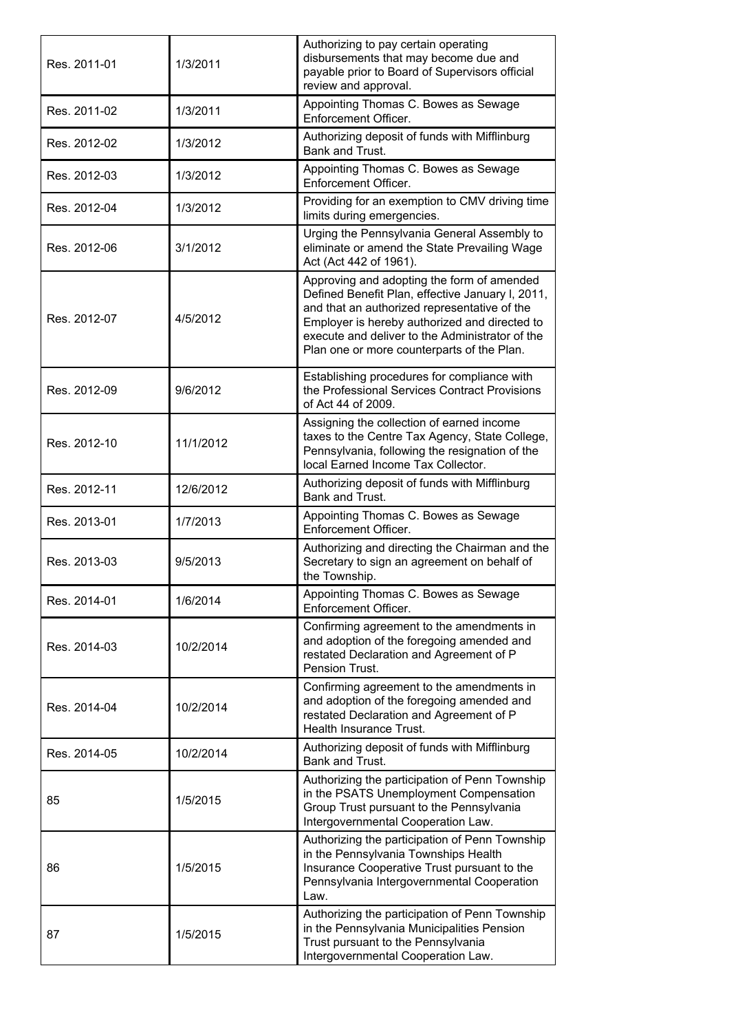| | | |
|---|---|---|
| Res. 2011-01 | 1/3/2011 | Authorizing to pay certain operating disbursements that may become due and payable prior to Board of Supervisors official review and approval. |
| Res. 2011-02 | 1/3/2011 | Appointing Thomas C. Bowes as Sewage Enforcement Officer. |
| Res. 2012-02 | 1/3/2012 | Authorizing deposit of funds with Mifflinburg Bank and Trust. |
| Res. 2012-03 | 1/3/2012 | Appointing Thomas C. Bowes as Sewage Enforcement Officer. |
| Res. 2012-04 | 1/3/2012 | Providing for an exemption to CMV driving time limits during emergencies. |
| Res. 2012-06 | 3/1/2012 | Urging the Pennsylvania General Assembly to eliminate or amend the State Prevailing Wage Act (Act 442 of 1961). |
| Res. 2012-07 | 4/5/2012 | Approving and adopting the form of amended Defined Benefit Plan, effective January l, 2011, and that an authorized representative of the Employer is hereby authorized and directed to execute and deliver to the Administrator of the Plan one or more counterparts of the Plan. |
| Res. 2012-09 | 9/6/2012 | Establishing procedures for compliance with the Professional Services Contract Provisions of Act 44 of 2009. |
| Res. 2012-10 | 11/1/2012 | Assigning the collection of earned income taxes to the Centre Tax Agency, State College, Pennsylvania, following the resignation of the local Earned Income Tax Collector. |
| Res. 2012-11 | 12/6/2012 | Authorizing deposit of funds with Mifflinburg Bank and Trust. |
| Res. 2013-01 | 1/7/2013 | Appointing Thomas C. Bowes as Sewage Enforcement Officer. |
| Res. 2013-03 | 9/5/2013 | Authorizing and directing the Chairman and the Secretary to sign an agreement on behalf of the Township. |
| Res. 2014-01 | 1/6/2014 | Appointing Thomas C. Bowes as Sewage Enforcement Officer. |
| Res. 2014-03 | 10/2/2014 | Confirming agreement to the amendments in and adoption of the foregoing amended and restated Declaration and Agreement of P Pension Trust. |
| Res. 2014-04 | 10/2/2014 | Confirming agreement to the amendments in and adoption of the foregoing amended and restated Declaration and Agreement of P Health Insurance Trust. |
| Res. 2014-05 | 10/2/2014 | Authorizing deposit of funds with Mifflinburg Bank and Trust. |
| 85 | 1/5/2015 | Authorizing the participation of Penn Township in the PSATS Unemployment Compensation Group Trust pursuant to the Pennsylvania Intergovernmental Cooperation Law. |
| 86 | 1/5/2015 | Authorizing the participation of Penn Township in the Pennsylvania Townships Health Insurance Cooperative Trust pursuant to the Pennsylvania Intergovernmental Cooperation Law. |
| 87 | 1/5/2015 | Authorizing the participation of Penn Township in the Pennsylvania Municipalities Pension Trust pursuant to the Pennsylvania Intergovernmental Cooperation Law. |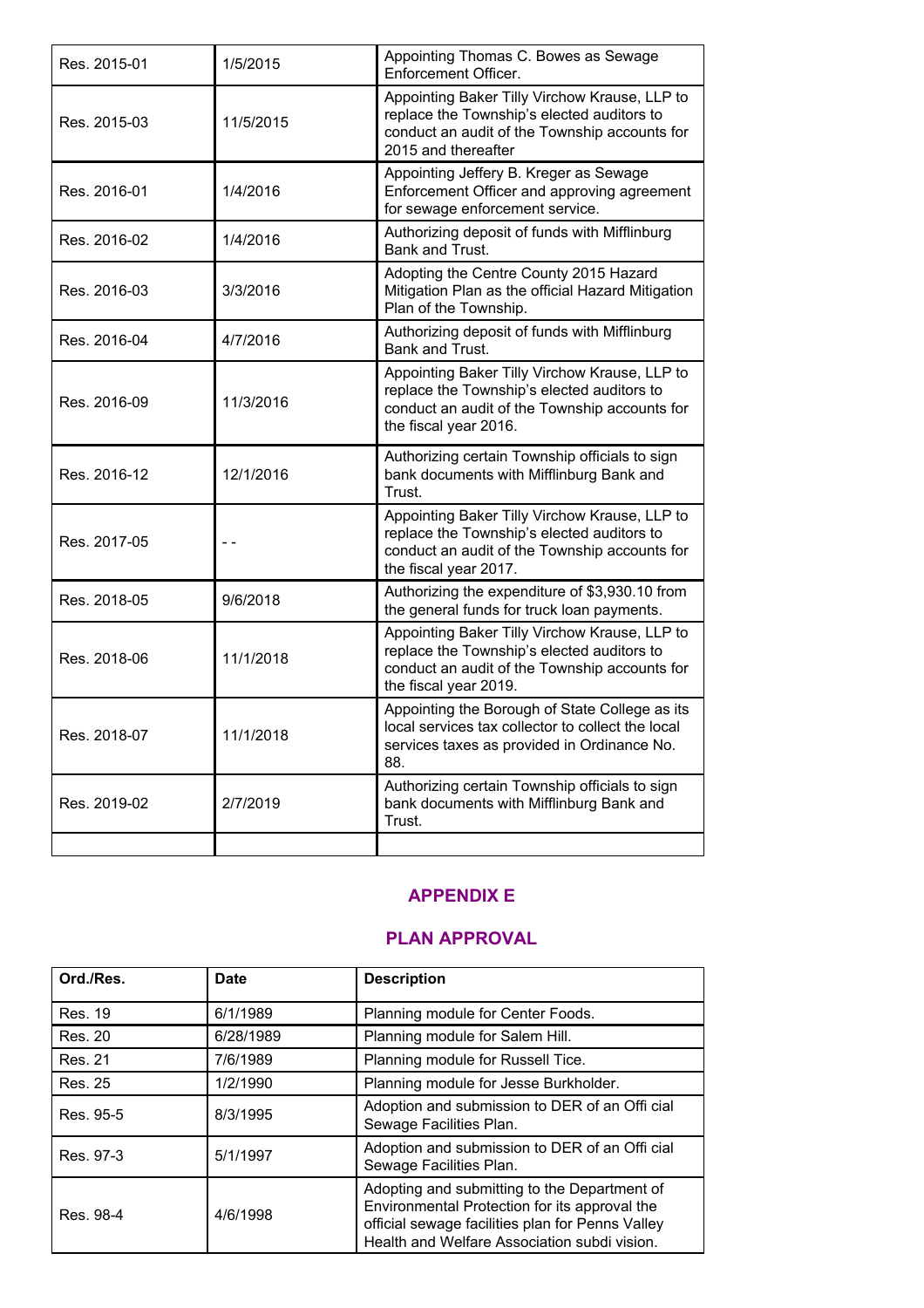| | | |
|---|---|---|
| Res. 2015-01 | 1/5/2015 | Appointing Thomas C. Bowes as Sewage Enforcement Officer. |
| Res. 2015-03 | 11/5/2015 | Appointing Baker Tilly Virchow Krause, LLP to replace the Township's elected auditors to conduct an audit of the Township accounts for 2015 and thereafter |
| Res. 2016-01 | 1/4/2016 | Appointing Jeffery B. Kreger as Sewage Enforcement Officer and approving agreement for sewage enforcement service. |
| Res. 2016-02 | 1/4/2016 | Authorizing deposit of funds with Mifflinburg Bank and Trust. |
| Res. 2016-03 | 3/3/2016 | Adopting the Centre County 2015 Hazard Mitigation Plan as the official Hazard Mitigation Plan of the Township. |
| Res. 2016-04 | 4/7/2016 | Authorizing deposit of funds with Mifflinburg Bank and Trust. |
| Res. 2016-09 | 11/3/2016 | Appointing Baker Tilly Virchow Krause, LLP to replace the Township's elected auditors to conduct an audit of the Township accounts for the fiscal year 2016. |
| Res. 2016-12 | 12/1/2016 | Authorizing certain Township officials to sign bank documents with Mifflinburg Bank and Trust. |
| Res. 2017-05 | - - | Appointing Baker Tilly Virchow Krause, LLP to replace the Township's elected auditors to conduct an audit of the Township accounts for the fiscal year 2017. |
| Res. 2018-05 | 9/6/2018 | Authorizing the expenditure of $3,930.10 from the general funds for truck loan payments. |
| Res. 2018-06 | 11/1/2018 | Appointing Baker Tilly Virchow Krause, LLP to replace the Township's elected auditors to conduct an audit of the Township accounts for the fiscal year 2019. |
| Res. 2018-07 | 11/1/2018 | Appointing the Borough of State College as its local services tax collector to collect the local services taxes as provided in Ordinance No. 88. |
| Res. 2019-02 | 2/7/2019 | Authorizing certain Township officials to sign bank documents with Mifflinburg Bank and Trust. |
| | | |

## APPENDIX E

## PLAN APPROVAL

| Ord./Res. | Date | Description |
|---|---|---|
| Res. 19 | 6/1/1989 | Planning module for Center Foods. |
| Res. 20 | 6/28/1989 | Planning module for Salem Hill. |
| Res. 21 | 7/6/1989 | Planning module for Russell Tice. |
| Res. 25 | 1/2/1990 | Planning module for Jesse Burkholder. |
| Res. 95-5 | 8/3/1995 | Adoption and submission to DER of an Offi cial Sewage Facilities Plan. |
| Res. 97-3 | 5/1/1997 | Adoption and submission to DER of an Offi cial Sewage Facilities Plan. |
| Res. 98-4 | 4/6/1998 | Adopting and submitting to the Department of Environmental Protection for its approval the official sewage facilities plan for Penns Valley Health and Welfare Association subdi vision. |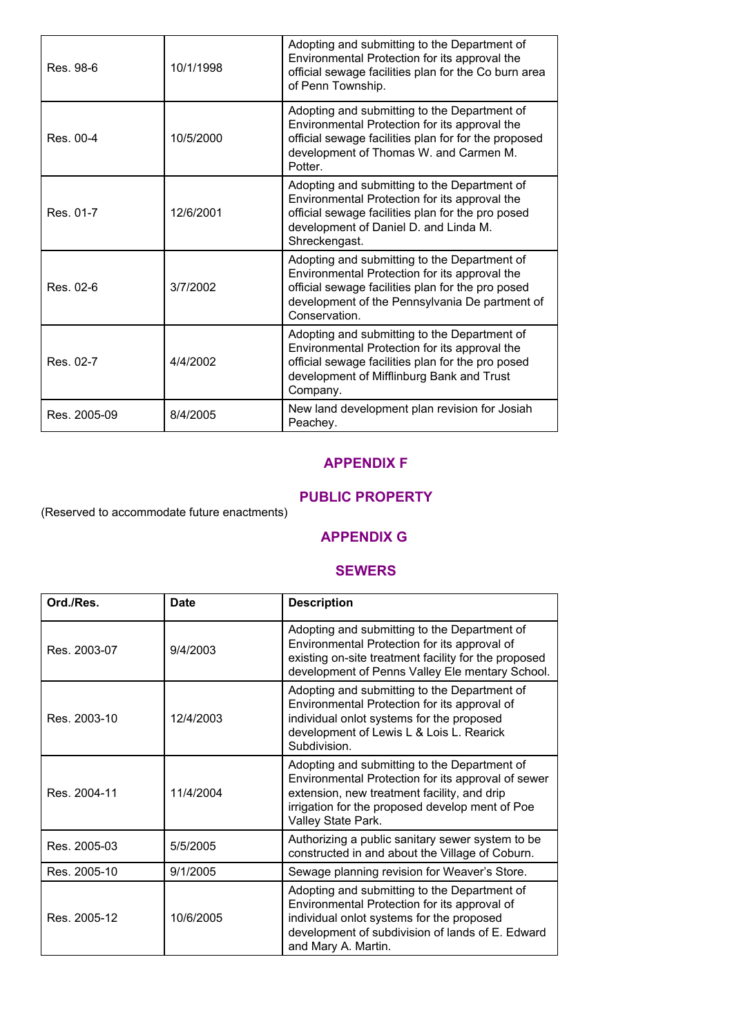| | | |
|---|---|---|
| Res. 98-6 | 10/1/1998 | Adopting and submitting to the Department of Environmental Protection for its approval the official sewage facilities plan for the Co burn area of Penn Township. |
| Res. 00-4 | 10/5/2000 | Adopting and submitting to the Department of Environmental Protection for its approval the official sewage facilities plan for for the proposed development of Thomas W. and Carmen M. Potter. |
| Res. 01-7 | 12/6/2001 | Adopting and submitting to the Department of Environmental Protection for its approval the official sewage facilities plan for the pro posed development of Daniel D. and Linda M. Shreckengast. |
| Res. 02-6 | 3/7/2002 | Adopting and submitting to the Department of Environmental Protection for its approval the official sewage facilities plan for the pro posed development of the Pennsylvania De partment of Conservation. |
| Res. 02-7 | 4/4/2002 | Adopting and submitting to the Department of Environmental Protection for its approval the official sewage facilities plan for the pro posed development of Mifflinburg Bank and Trust Company. |
| Res. 2005-09 | 8/4/2005 | New land development plan revision for Josiah Peachey. |

## APPENDIX F

## PUBLIC PROPERTY

(Reserved to accommodate future enactments)

## APPENDIX G

## SEWERS

| Ord./Res. | Date | Description |
|---|---|---|
| Res. 2003-07 | 9/4/2003 | Adopting and submitting to the Department of Environmental Protection for its approval of existing on-site treatment facility for the proposed development of Penns Valley Ele mentary School. |
| Res. 2003-10 | 12/4/2003 | Adopting and submitting to the Department of Environmental Protection for its approval of individual onlot systems for the proposed development of Lewis L & Lois L. Rearick Subdivision. |
| Res. 2004-11 | 11/4/2004 | Adopting and submitting to the Department of Environmental Protection for its approval of sewer extension, new treatment facility, and drip irrigation for the proposed develop ment of Poe Valley State Park. |
| Res. 2005-03 | 5/5/2005 | Authorizing a public sanitary sewer system to be constructed in and about the Village of Coburn. |
| Res. 2005-10 | 9/1/2005 | Sewage planning revision for Weaver's Store. |
| Res. 2005-12 | 10/6/2005 | Adopting and submitting to the Department of Environmental Protection for its approval of individual onlot systems for the proposed development of subdivision of lands of E. Edward and Mary A. Martin. |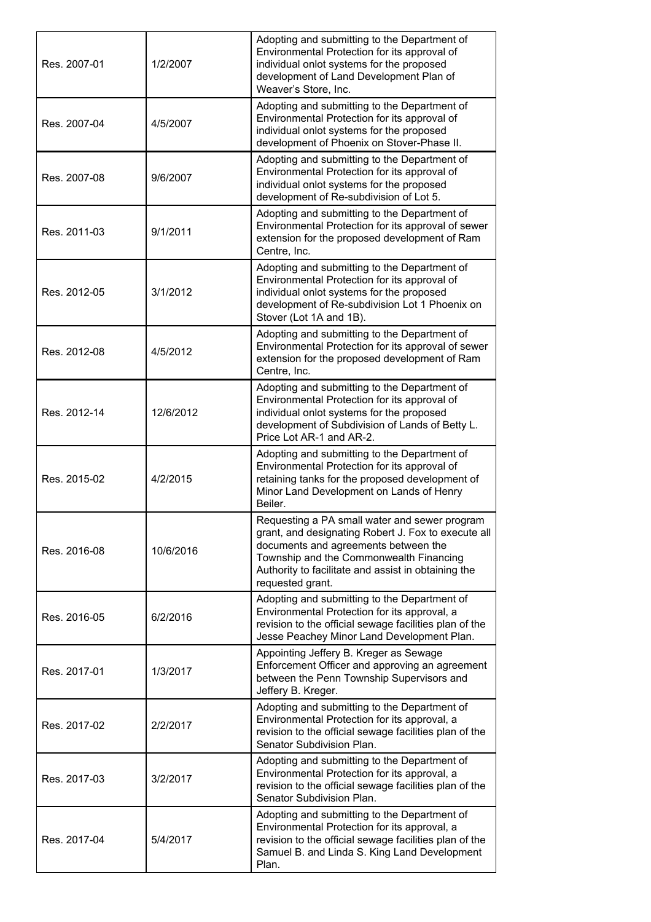| | | |
|---|---|---|
| Res. 2007-01 | 1/2/2007 | Adopting and submitting to the Department of Environmental Protection for its approval of individual onlot systems for the proposed development of Land Development Plan of Weaver's Store, Inc. |
| Res. 2007-04 | 4/5/2007 | Adopting and submitting to the Department of Environmental Protection for its approval of individual onlot systems for the proposed development of Phoenix on Stover-Phase II. |
| Res. 2007-08 | 9/6/2007 | Adopting and submitting to the Department of Environmental Protection for its approval of individual onlot systems for the proposed development of Re-subdivision of Lot 5. |
| Res. 2011-03 | 9/1/2011 | Adopting and submitting to the Department of Environmental Protection for its approval of sewer extension for the proposed development of Ram Centre, Inc. |
| Res. 2012-05 | 3/1/2012 | Adopting and submitting to the Department of Environmental Protection for its approval of individual onlot systems for the proposed development of Re-subdivision Lot 1 Phoenix on Stover (Lot 1A and 1B). |
| Res. 2012-08 | 4/5/2012 | Adopting and submitting to the Department of Environmental Protection for its approval of sewer extension for the proposed development of Ram Centre, Inc. |
| Res. 2012-14 | 12/6/2012 | Adopting and submitting to the Department of Environmental Protection for its approval of individual onlot systems for the proposed development of Subdivision of Lands of Betty L. Price Lot AR-1 and AR-2. |
| Res. 2015-02 | 4/2/2015 | Adopting and submitting to the Department of Environmental Protection for its approval of retaining tanks for the proposed development of Minor Land Development on Lands of Henry Beiler. |
| Res. 2016-08 | 10/6/2016 | Requesting a PA small water and sewer program grant, and designating Robert J. Fox to execute all documents and agreements between the Township and the Commonwealth Financing Authority to facilitate and assist in obtaining the requested grant. |
| Res. 2016-05 | 6/2/2016 | Adopting and submitting to the Department of Environmental Protection for its approval, a revision to the official sewage facilities plan of the Jesse Peachey Minor Land Development Plan. |
| Res. 2017-01 | 1/3/2017 | Appointing Jeffery B. Kreger as Sewage Enforcement Officer and approving an agreement between the Penn Township Supervisors and Jeffery B. Kreger. |
| Res. 2017-02 | 2/2/2017 | Adopting and submitting to the Department of Environmental Protection for its approval, a revision to the official sewage facilities plan of the Senator Subdivision Plan. |
| Res. 2017-03 | 3/2/2017 | Adopting and submitting to the Department of Environmental Protection for its approval, a revision to the official sewage facilities plan of the Senator Subdivision Plan. |
| Res. 2017-04 | 5/4/2017 | Adopting and submitting to the Department of Environmental Protection for its approval, a revision to the official sewage facilities plan of the Samuel B. and Linda S. King Land Development Plan. |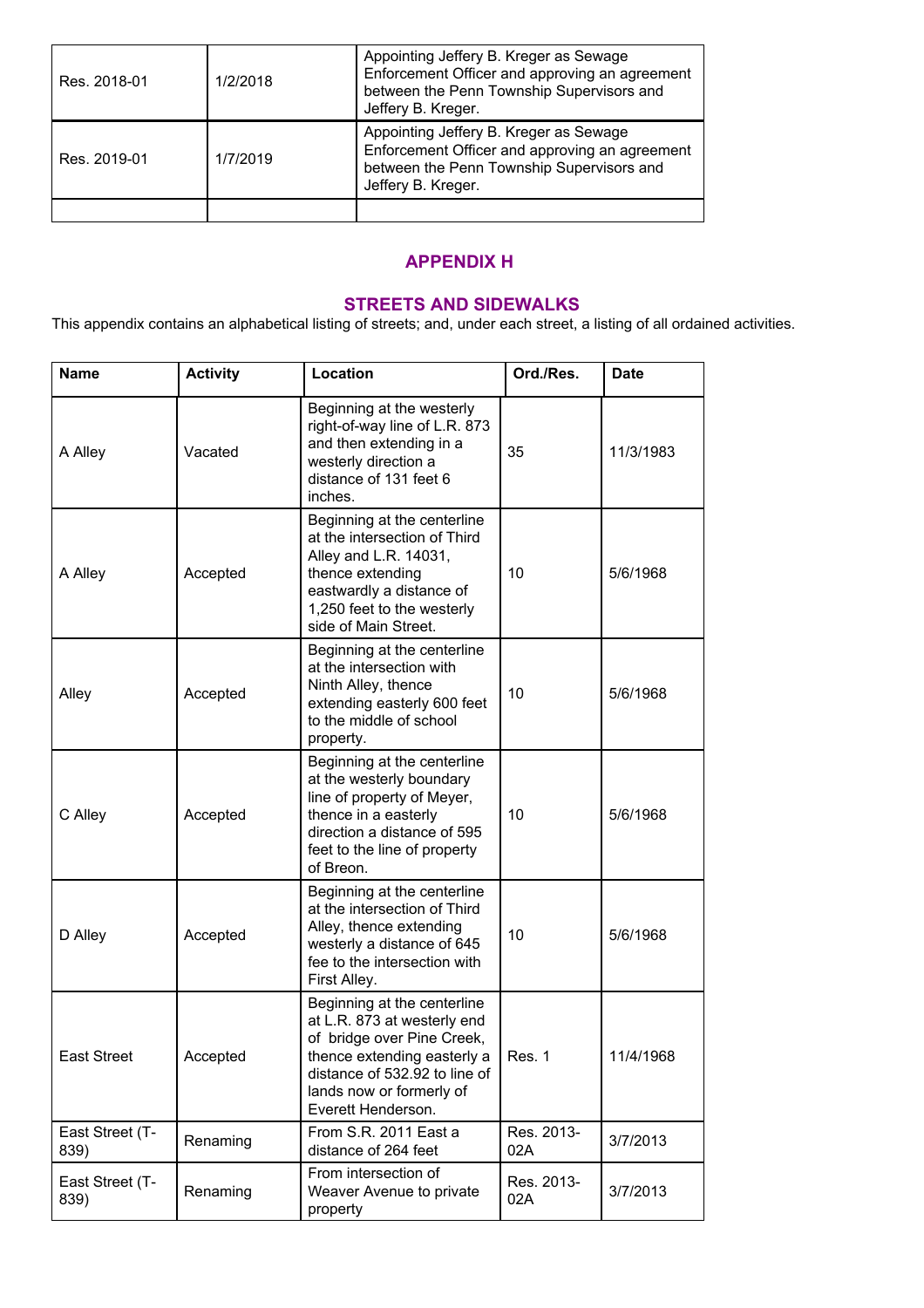| | | |
|---|---|---|
| Res. 2018-01 | 1/2/2018 | Appointing Jeffery B. Kreger as Sewage Enforcement Officer and approving an agreement between the Penn Township Supervisors and Jeffery B. Kreger. |
| Res. 2019-01 | 1/7/2019 | Appointing Jeffery B. Kreger as Sewage Enforcement Officer and approving an agreement between the Penn Township Supervisors and Jeffery B. Kreger. |
| | | |

## APPENDIX H

## STREETS AND SIDEWALKS

This appendix contains an alphabetical listing of streets; and, under each street, a listing of all ordained activities.

| Name | Activity | Location | Ord./Res. | Date |
|---|---|---|---|---|
| A Alley | Vacated | Beginning at the westerly right-of-way line of L.R. 873 and then extending in a westerly direction a distance of 131 feet 6 inches. | 35 | 11/3/1983 |
| A Alley | Accepted | Beginning at the centerline at the intersection of Third Alley and L.R. 14031, thence extending eastwardly a distance of 1,250 feet to the westerly side of Main Street. | 10 | 5/6/1968 |
| Alley | Accepted | Beginning at the centerline at the intersection with Ninth Alley, thence extending easterly 600 feet to the middle of school property. | 10 | 5/6/1968 |
| C Alley | Accepted | Beginning at the centerline at the westerly boundary line of property of Meyer, thence in a easterly direction a distance of 595 feet to the line of property of Breon. | 10 | 5/6/1968 |
| D Alley | Accepted | Beginning at the centerline at the intersection of Third Alley, thence extending westerly a distance of 645 fee to the intersection with First Alley. | 10 | 5/6/1968 |
| East Street | Accepted | Beginning at the centerline at L.R. 873 at westerly end of bridge over Pine Creek, thence extending easterly a distance of 532.92 to line of lands now or formerly of Everett Henderson. | Res. 1 | 11/4/1968 |
| East Street (T-839) | Renaming | From S.R. 2011 East a distance of 264 feet | Res. 2013-02A | 3/7/2013 |
| East Street (T-839) | Renaming | From intersection of Weaver Avenue to private property | Res. 2013-02A | 3/7/2013 |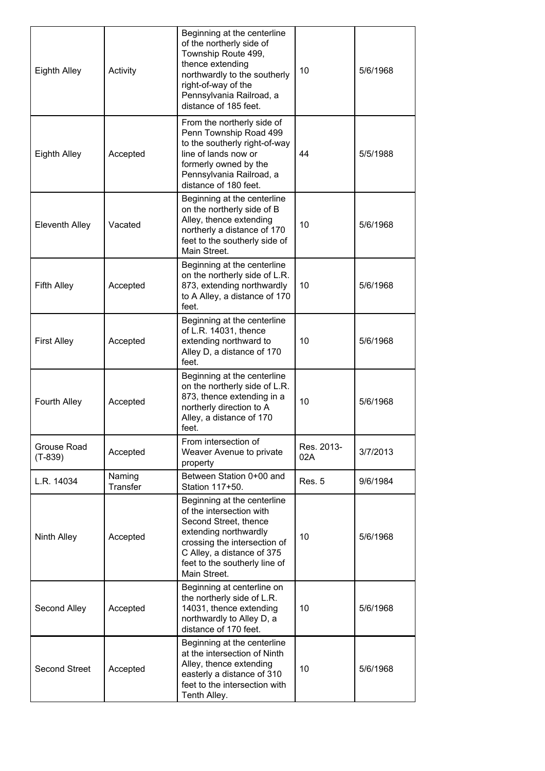| Eighth Alley | Activity | Beginning at the centerline of the northerly side of Township Route 499, thence extending northwardly to the southerly right-of-way of the Pennsylvania Railroad, a distance of 185 feet. | 10 | 5/6/1968 |
|---|---|---|---|---|
| Eighth Alley | Accepted | From the northerly side of Penn Township Road 499 to the southerly right-of-way line of lands now or formerly owned by the Pennsylvania Railroad, a distance of 180 feet. | 44 | 5/5/1988 |
| Eleventh Alley | Vacated | Beginning at the centerline on the northerly side of B Alley, thence extending northerly a distance of 170 feet to the southerly side of Main Street. | 10 | 5/6/1968 |
| Fifth Alley | Accepted | Beginning at the centerline on the northerly side of L.R. 873, extending northwardly to A Alley, a distance of 170 feet. | 10 | 5/6/1968 |
| First Alley | Accepted | Beginning at the centerline of L.R. 14031, thence extending northward to Alley D, a distance of 170 feet. | 10 | 5/6/1968 |
| Fourth Alley | Accepted | Beginning at the centerline on the northerly side of L.R. 873, thence extending in a northerly direction to A Alley, a distance of 170 feet. | 10 | 5/6/1968 |
| Grouse Road (T-839) | Accepted | From intersection of Weaver Avenue to private property | Res. 2013-02A | 3/7/2013 |
| L.R. 14034 | Naming Transfer | Between Station 0+00 and Station 117+50. | Res. 5 | 9/6/1984 |
| Ninth Alley | Accepted | Beginning at the centerline of the intersection with Second Street, thence extending northwardly crossing the intersection of C Alley, a distance of 375 feet to the southerly line of Main Street. | 10 | 5/6/1968 |
| Second Alley | Accepted | Beginning at centerline on the northerly side of L.R. 14031, thence extending northwardly to Alley D, a distance of 170 feet. | 10 | 5/6/1968 |
| Second Street | Accepted | Beginning at the centerline at the intersection of Ninth Alley, thence extending easterly a distance of 310 feet to the intersection with Tenth Alley. | 10 | 5/6/1968 |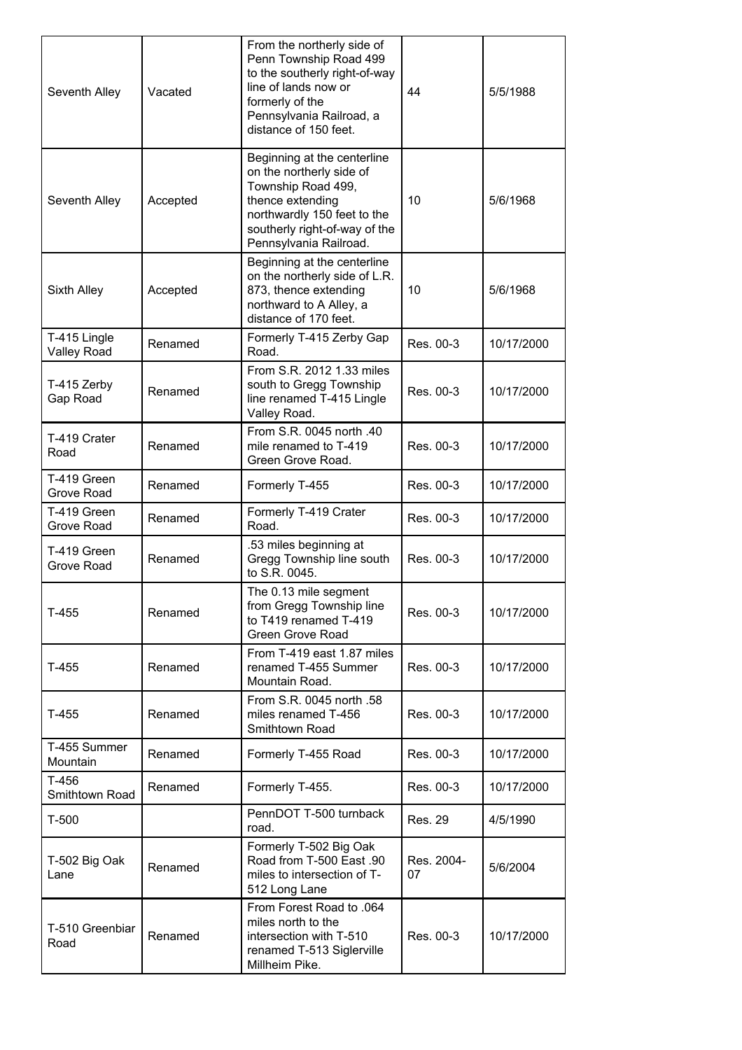| | | | | |
|---|---|---|---|---|
| Seventh Alley | Vacated | From the northerly side of Penn Township Road 499 to the southerly right-of-way line of lands now or formerly of the Pennsylvania Railroad, a distance of 150 feet. | 44 | 5/5/1988 |
| Seventh Alley | Accepted | Beginning at the centerline on the northerly side of Township Road 499, thence extending northwardly 150 feet to the southerly right-of-way of the Pennsylvania Railroad. | 10 | 5/6/1968 |
| Sixth Alley | Accepted | Beginning at the centerline on the northerly side of L.R. 873, thence extending northward to A Alley, a distance of 170 feet. | 10 | 5/6/1968 |
| T-415 Lingle Valley Road | Renamed | Formerly T-415 Zerby Gap Road. | Res. 00-3 | 10/17/2000 |
| T-415 Zerby Gap Road | Renamed | From S.R. 2012 1.33 miles south to Gregg Township line renamed T-415 Lingle Valley Road. | Res. 00-3 | 10/17/2000 |
| T-419 Crater Road | Renamed | From S.R. 0045 north .40 mile renamed to T-419 Green Grove Road. | Res. 00-3 | 10/17/2000 |
| T-419 Green Grove Road | Renamed | Formerly T-455 | Res. 00-3 | 10/17/2000 |
| T-419 Green Grove Road | Renamed | Formerly T-419 Crater Road. | Res. 00-3 | 10/17/2000 |
| T-419 Green Grove Road | Renamed | .53 miles beginning at Gregg Township line south to S.R. 0045. | Res. 00-3 | 10/17/2000 |
| T-455 | Renamed | The 0.13 mile segment from Gregg Township line to T419 renamed T-419 Green Grove Road | Res. 00-3 | 10/17/2000 |
| T-455 | Renamed | From T-419 east 1.87 miles renamed T-455 Summer Mountain Road. | Res. 00-3 | 10/17/2000 |
| T-455 | Renamed | From S.R. 0045 north .58 miles renamed T-456 Smithtown Road | Res. 00-3 | 10/17/2000 |
| T-455 Summer Mountain | Renamed | Formerly T-455 Road | Res. 00-3 | 10/17/2000 |
| T-456 Smithtown Road | Renamed | Formerly T-455. | Res. 00-3 | 10/17/2000 |
| T-500 | | PennDOT T-500 turnback road. | Res. 29 | 4/5/1990 |
| T-502 Big Oak Lane | Renamed | Formerly T-502 Big Oak Road from T-500 East .90 miles to intersection of T-512 Long Lane | Res. 2004-07 | 5/6/2004 |
| T-510 Greenbiar Road | Renamed | From Forest Road to .064 miles north to the intersection with T-510 renamed T-513 Siglerville Millheim Pike. | Res. 00-3 | 10/17/2000 |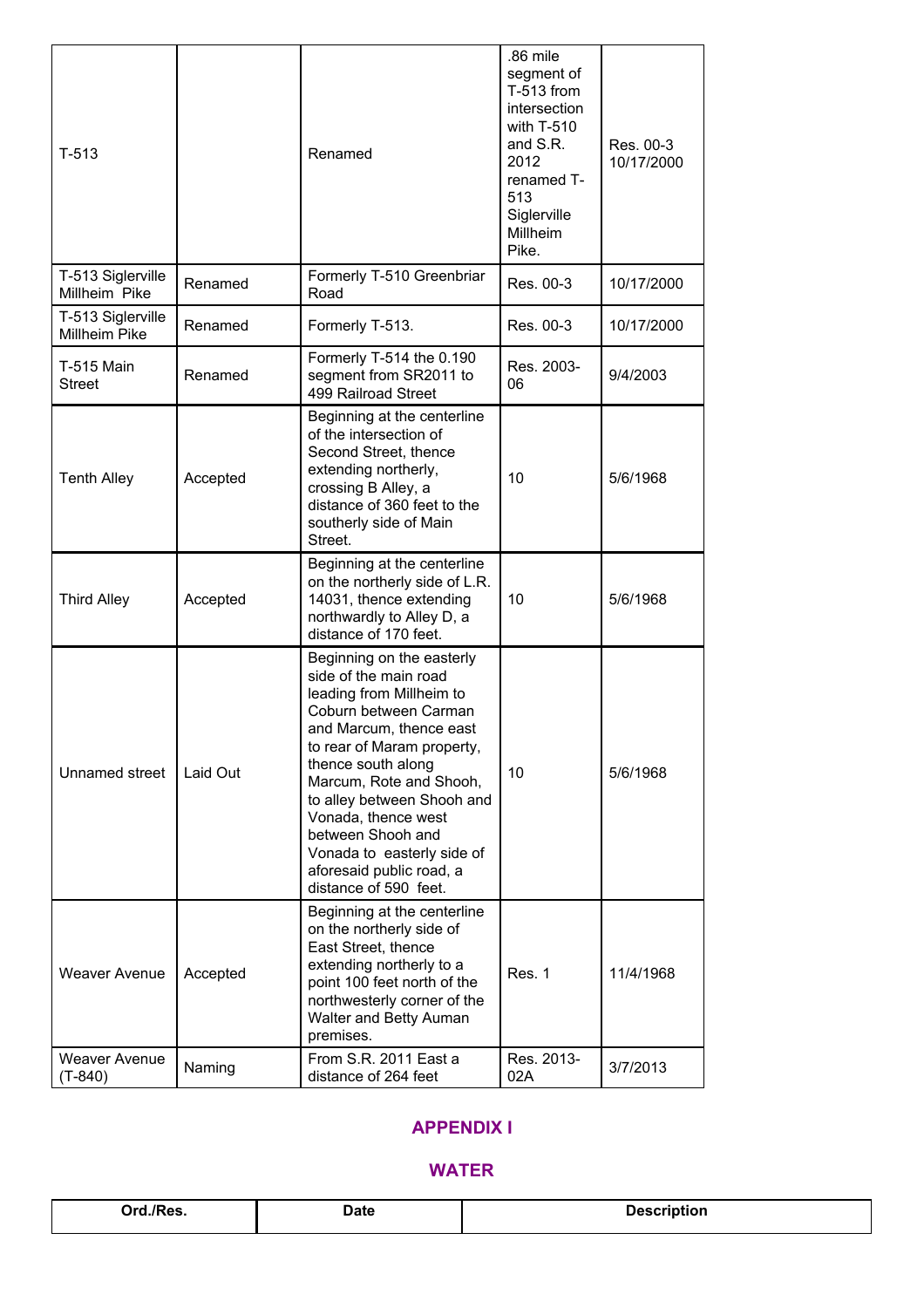| | | | | |
|---|---|---|---|---|
| T-513 | | Renamed | .86 mile segment of T-513 from intersection with T-510 and S.R. 2012 renamed T-513 Siglerville Millheim Pike. | Res. 00-3 10/17/2000 |
| T-513 Siglerville Millheim Pike | Renamed | Formerly T-510 Greenbriar Road | Res. 00-3 | 10/17/2000 |
| T-513 Siglerville Millheim Pike | Renamed | Formerly T-513. | Res. 00-3 | 10/17/2000 |
| T-515 Main Street | Renamed | Formerly T-514 the 0.190 segment from SR2011 to 499 Railroad Street | Res. 2003-06 | 9/4/2003 |
| Tenth Alley | Accepted | Beginning at the centerline of the intersection of Second Street, thence extending northerly, crossing B Alley, a distance of 360 feet to the southerly side of Main Street. | 10 | 5/6/1968 |
| Third Alley | Accepted | Beginning at the centerline on the northerly side of L.R. 14031, thence extending northwardly to Alley D, a distance of 170 feet. | 10 | 5/6/1968 |
| Unnamed street | Laid Out | Beginning on the easterly side of the main road leading from Millheim to Coburn between Carman and Marcum, thence east to rear of Maram property, thence south along Marcum, Rote and Shooh, to alley between Shooh and Vonada, thence west between Shooh and Vonada to easterly side of aforesaid public road, a distance of 590 feet. | 10 | 5/6/1968 |
| Weaver Avenue | Accepted | Beginning at the centerline on the northerly side of East Street, thence extending northerly to a point 100 feet north of the northwesterly corner of the Walter and Betty Auman premises. | Res. 1 | 11/4/1968 |
| Weaver Avenue (T-840) | Naming | From S.R. 2011 East a distance of 264 feet | Res. 2013-02A | 3/7/2013 |

## APPENDIX I

## WATER

| Ord./Res. | Date | Description |
|---|---|---|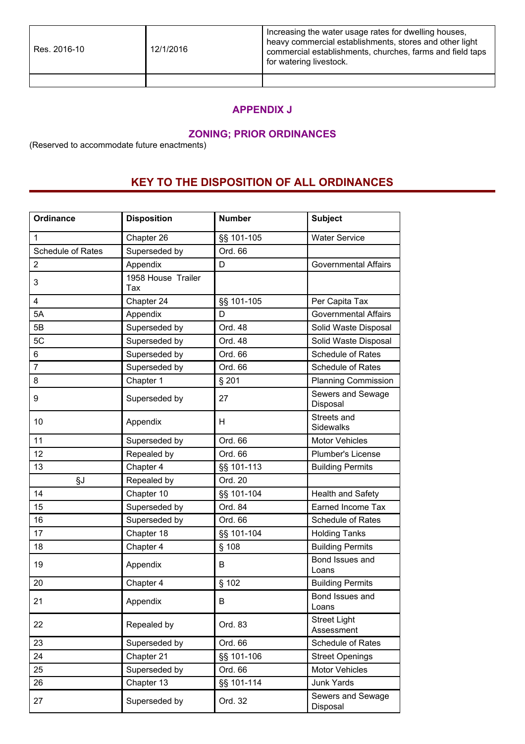| Res. 2016-10 | 12/1/2016 | Increasing the water usage rates for dwelling houses, heavy commercial establishments, stores and other light commercial establishments, churches, farms and field taps for watering livestock. |
|---|---|---|
| | | |

## APPENDIX J

## ZONING; PRIOR ORDINANCES

(Reserved to accommodate future enactments)

# KEY TO THE DISPOSITION OF ALL ORDINANCES

| Ordinance | Disposition | Number | Subject |
|---|---|---|---|
| 1 | Chapter 26 | §§ 101-105 | Water Service |
| Schedule of Rates | Superseded by | Ord. 66 | |
| 2 | Appendix | D | Governmental Affairs |
| 3 | 1958 House Trailer Tax | | |
| 4 | Chapter 24 | §§ 101-105 | Per Capita Tax |
| 5A | Appendix | D | Governmental Affairs |
| 5B | Superseded by | Ord. 48 | Solid Waste Disposal |
| 5C | Superseded by | Ord. 48 | Solid Waste Disposal |
| 6 | Superseded by | Ord. 66 | Schedule of Rates |
| 7 | Superseded by | Ord. 66 | Schedule of Rates |
| 8 | Chapter 1 | § 201 | Planning Commission |
| 9 | Superseded by | 27 | Sewers and Sewage Disposal |
| 10 | Appendix | H | Streets and Sidewalks |
| 11 | Superseded by | Ord. 66 | Motor Vehicles |
| 12 | Repealed by | Ord. 66 | Plumber's License |
| 13 | Chapter 4 | §§ 101-113 | Building Permits |
| §J | Repealed by | Ord. 20 | |
| 14 | Chapter 10 | §§ 101-104 | Health and Safety |
| 15 | Superseded by | Ord. 84 | Earned Income Tax |
| 16 | Superseded by | Ord. 66 | Schedule of Rates |
| 17 | Chapter 18 | §§ 101-104 | Holding Tanks |
| 18 | Chapter 4 | § 108 | Building Permits |
| 19 | Appendix | B | Bond Issues and Loans |
| 20 | Chapter 4 | § 102 | Building Permits |
| 21 | Appendix | B | Bond Issues and Loans |
| 22 | Repealed by | Ord. 83 | Street Light Assessment |
| 23 | Superseded by | Ord. 66 | Schedule of Rates |
| 24 | Chapter 21 | §§ 101-106 | Street Openings |
| 25 | Superseded by | Ord. 66 | Motor Vehicles |
| 26 | Chapter 13 | §§ 101-114 | Junk Yards |
| 27 | Superseded by | Ord. 32 | Sewers and Sewage Disposal |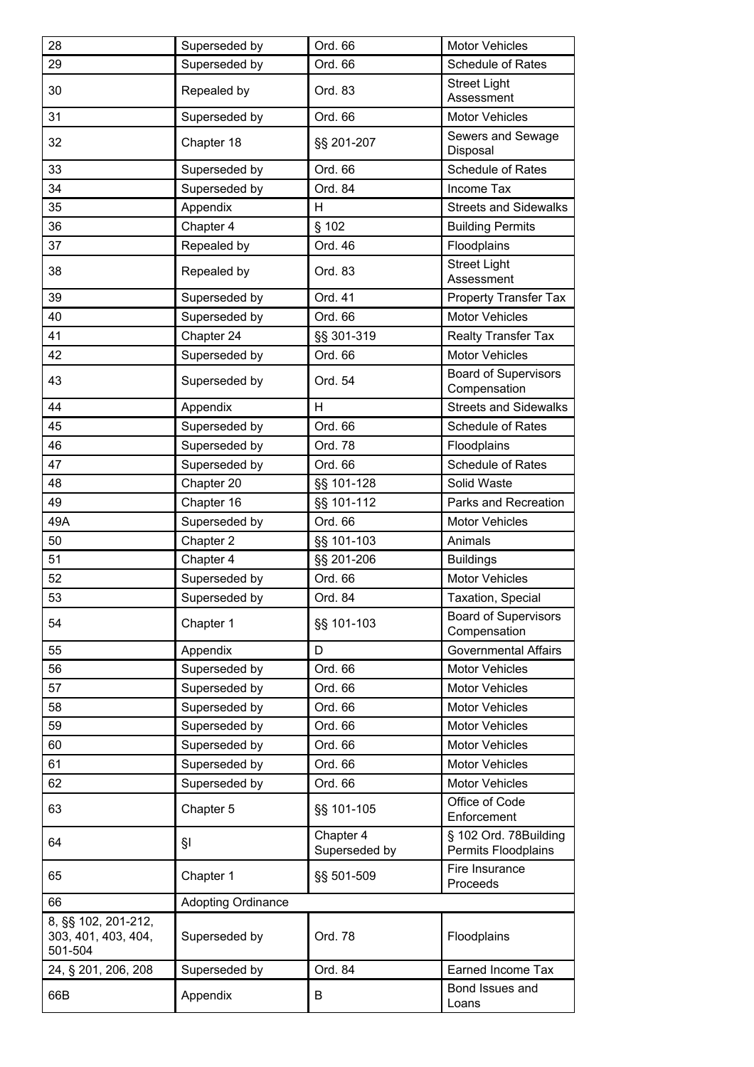| 28 | Superseded by | Ord. 66 | Motor Vehicles |
|---|---|---|---|
| 29 | Superseded by | Ord. 66 | Schedule of Rates |
| 30 | Repealed by | Ord. 83 | Street Light Assessment |
| 31 | Superseded by | Ord. 66 | Motor Vehicles |
| 32 | Chapter 18 | §§ 201-207 | Sewers and Sewage Disposal |
| 33 | Superseded by | Ord. 66 | Schedule of Rates |
| 34 | Superseded by | Ord. 84 | Income Tax |
| 35 | Appendix | H | Streets and Sidewalks |
| 36 | Chapter 4 | § 102 | Building Permits |
| 37 | Repealed by | Ord. 46 | Floodplains |
| 38 | Repealed by | Ord. 83 | Street Light Assessment |
| 39 | Superseded by | Ord. 41 | Property Transfer Tax |
| 40 | Superseded by | Ord. 66 | Motor Vehicles |
| 41 | Chapter 24 | §§ 301-319 | Realty Transfer Tax |
| 42 | Superseded by | Ord. 66 | Motor Vehicles |
| 43 | Superseded by | Ord. 54 | Board of Supervisors Compensation |
| 44 | Appendix | H | Streets and Sidewalks |
| 45 | Superseded by | Ord. 66 | Schedule of Rates |
| 46 | Superseded by | Ord. 78 | Floodplains |
| 47 | Superseded by | Ord. 66 | Schedule of Rates |
| 48 | Chapter 20 | §§ 101-128 | Solid Waste |
| 49 | Chapter 16 | §§ 101-112 | Parks and Recreation |
| 49A | Superseded by | Ord. 66 | Motor Vehicles |
| 50 | Chapter 2 | §§ 101-103 | Animals |
| 51 | Chapter 4 | §§ 201-206 | Buildings |
| 52 | Superseded by | Ord. 66 | Motor Vehicles |
| 53 | Superseded by | Ord. 84 | Taxation, Special |
| 54 | Chapter 1 | §§ 101-103 | Board of Supervisors Compensation |
| 55 | Appendix | D | Governmental Affairs |
| 56 | Superseded by | Ord. 66 | Motor Vehicles |
| 57 | Superseded by | Ord. 66 | Motor Vehicles |
| 58 | Superseded by | Ord. 66 | Motor Vehicles |
| 59 | Superseded by | Ord. 66 | Motor Vehicles |
| 60 | Superseded by | Ord. 66 | Motor Vehicles |
| 61 | Superseded by | Ord. 66 | Motor Vehicles |
| 62 | Superseded by | Ord. 66 | Motor Vehicles |
| 63 | Chapter 5 | §§ 101-105 | Office of Code Enforcement |
| 64 | §I | Chapter 4 Superseded by | § 102 Ord. 78Building Permits Floodplains |
| 65 | Chapter 1 | §§ 501-509 | Fire Insurance Proceeds |
| 66 | Adopting Ordinance | | |
| 8, §§ 102, 201-212, 303, 401, 403, 404, 501-504 | Superseded by | Ord. 78 | Floodplains |
| 24, § 201, 206, 208 | Superseded by | Ord. 84 | Earned Income Tax |
| 66B | Appendix | B | Bond Issues and Loans |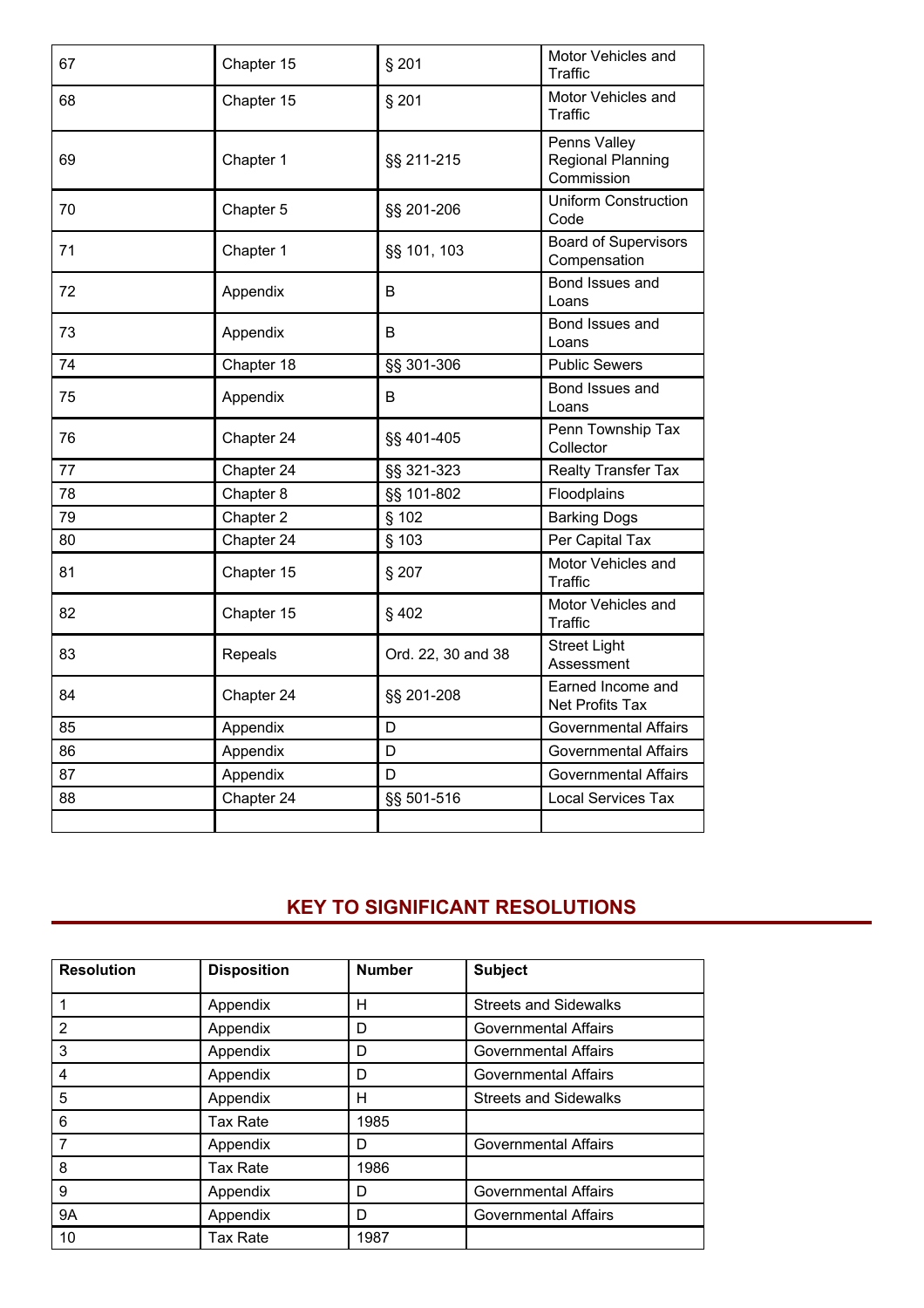| | | | |
|---|---|---|---|
| 67 | Chapter 15 | § 201 | Motor Vehicles and Traffic |
| 68 | Chapter 15 | § 201 | Motor Vehicles and Traffic |
| 69 | Chapter 1 | §§ 211-215 | Penns Valley Regional Planning Commission |
| 70 | Chapter 5 | §§ 201-206 | Uniform Construction Code |
| 71 | Chapter 1 | §§ 101, 103 | Board of Supervisors Compensation |
| 72 | Appendix | B | Bond Issues and Loans |
| 73 | Appendix | B | Bond Issues and Loans |
| 74 | Chapter 18 | §§ 301-306 | Public Sewers |
| 75 | Appendix | B | Bond Issues and Loans |
| 76 | Chapter 24 | §§ 401-405 | Penn Township Tax Collector |
| 77 | Chapter 24 | §§ 321-323 | Realty Transfer Tax |
| 78 | Chapter 8 | §§ 101-802 | Floodplains |
| 79 | Chapter 2 | § 102 | Barking Dogs |
| 80 | Chapter 24 | § 103 | Per Capital Tax |
| 81 | Chapter 15 | § 207 | Motor Vehicles and Traffic |
| 82 | Chapter 15 | § 402 | Motor Vehicles and Traffic |
| 83 | Repeals | Ord. 22, 30 and 38 | Street Light Assessment |
| 84 | Chapter 24 | §§ 201-208 | Earned Income and Net Profits Tax |
| 85 | Appendix | D | Governmental Affairs |
| 86 | Appendix | D | Governmental Affairs |
| 87 | Appendix | D | Governmental Affairs |
| 88 | Chapter 24 | §§ 501-516 | Local Services Tax |
| | | | |

## KEY TO SIGNIFICANT RESOLUTIONS

| Resolution | Disposition | Number | Subject |
|---|---|---|---|
| 1 | Appendix | H | Streets and Sidewalks |
| 2 | Appendix | D | Governmental Affairs |
| 3 | Appendix | D | Governmental Affairs |
| 4 | Appendix | D | Governmental Affairs |
| 5 | Appendix | H | Streets and Sidewalks |
| 6 | Tax Rate | 1985 | |
| 7 | Appendix | D | Governmental Affairs |
| 8 | Tax Rate | 1986 | |
| 9 | Appendix | D | Governmental Affairs |
| 9A | Appendix | D | Governmental Affairs |
| 10 | Tax Rate | 1987 | |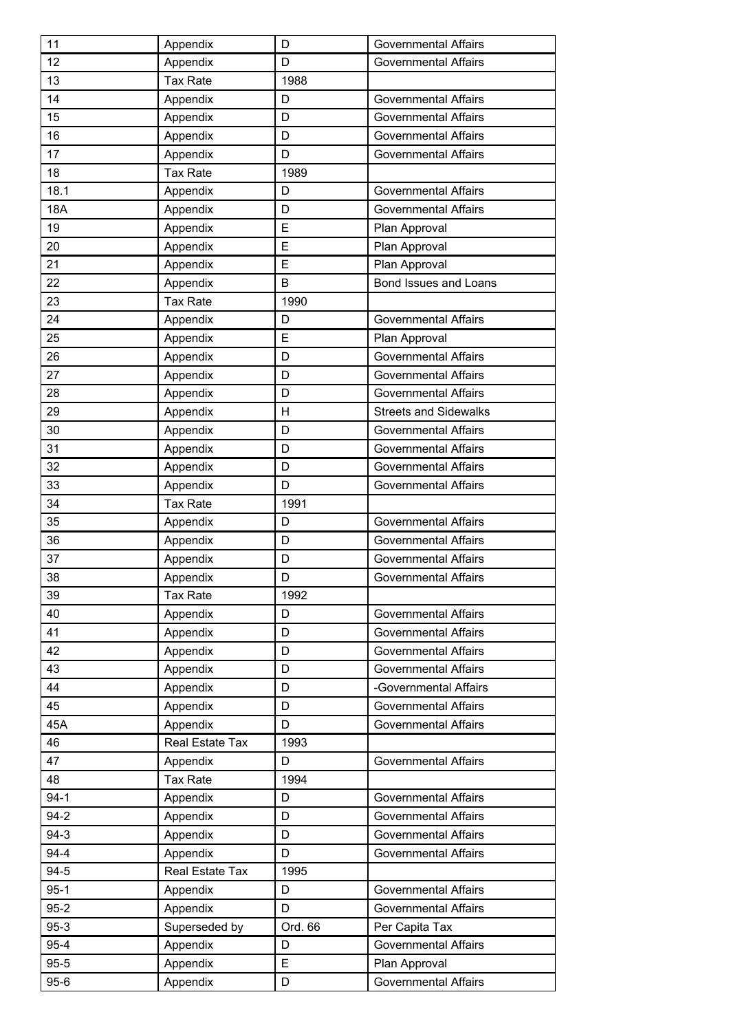| 11 | Appendix | D | Governmental Affairs |
|---|---|---|---|
| 12 | Appendix | D | Governmental Affairs |
| 13 | Tax Rate | 1988 | |
| 14 | Appendix | D | Governmental Affairs |
| 15 | Appendix | D | Governmental Affairs |
| 16 | Appendix | D | Governmental Affairs |
| 17 | Appendix | D | Governmental Affairs |
| 18 | Tax Rate | 1989 | |
| 18.1 | Appendix | D | Governmental Affairs |
| 18A | Appendix | D | Governmental Affairs |
| 19 | Appendix | E | Plan Approval |
| 20 | Appendix | E | Plan Approval |
| 21 | Appendix | E | Plan Approval |
| 22 | Appendix | B | Bond Issues and Loans |
| 23 | Tax Rate | 1990 | |
| 24 | Appendix | D | Governmental Affairs |
| 25 | Appendix | E | Plan Approval |
| 26 | Appendix | D | Governmental Affairs |
| 27 | Appendix | D | Governmental Affairs |
| 28 | Appendix | D | Governmental Affairs |
| 29 | Appendix | H | Streets and Sidewalks |
| 30 | Appendix | D | Governmental Affairs |
| 31 | Appendix | D | Governmental Affairs |
| 32 | Appendix | D | Governmental Affairs |
| 33 | Appendix | D | Governmental Affairs |
| 34 | Tax Rate | 1991 | |
| 35 | Appendix | D | Governmental Affairs |
| 36 | Appendix | D | Governmental Affairs |
| 37 | Appendix | D | Governmental Affairs |
| 38 | Appendix | D | Governmental Affairs |
| 39 | Tax Rate | 1992 | |
| 40 | Appendix | D | Governmental Affairs |
| 41 | Appendix | D | Governmental Affairs |
| 42 | Appendix | D | Governmental Affairs |
| 43 | Appendix | D | Governmental Affairs |
| 44 | Appendix | D | -Governmental Affairs |
| 45 | Appendix | D | Governmental Affairs |
| 45A | Appendix | D | Governmental Affairs |
| 46 | Real Estate Tax | 1993 | |
| 47 | Appendix | D | Governmental Affairs |
| 48 | Tax Rate | 1994 | |
| 94-1 | Appendix | D | Governmental Affairs |
| 94-2 | Appendix | D | Governmental Affairs |
| 94-3 | Appendix | D | Governmental Affairs |
| 94-4 | Appendix | D | Governmental Affairs |
| 94-5 | Real Estate Tax | 1995 | |
| 95-1 | Appendix | D | Governmental Affairs |
| 95-2 | Appendix | D | Governmental Affairs |
| 95-3 | Superseded by | Ord. 66 | Per Capita Tax |
| 95-4 | Appendix | D | Governmental Affairs |
| 95-5 | Appendix | E | Plan Approval |
| 95-6 | Appendix | D | Governmental Affairs |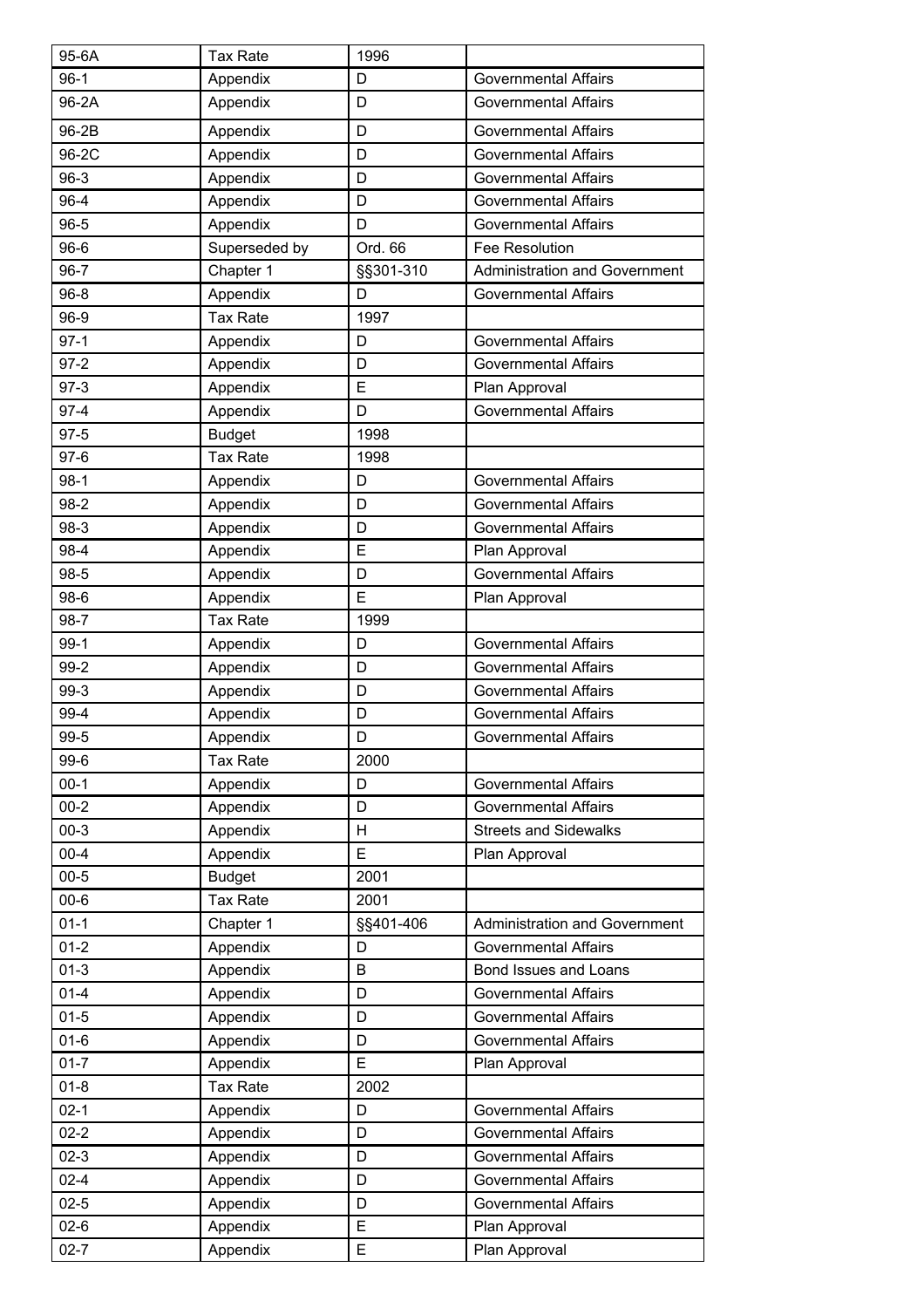| 95-6A | Tax Rate | 1996 | |
|---|---|---|---|
| 96-1 | Appendix | D | Governmental Affairs |
| 96-2A | Appendix | D | Governmental Affairs |
| 96-2B | Appendix | D | Governmental Affairs |
| 96-2C | Appendix | D | Governmental Affairs |
| 96-3 | Appendix | D | Governmental Affairs |
| 96-4 | Appendix | D | Governmental Affairs |
| 96-5 | Appendix | D | Governmental Affairs |
| 96-6 | Superseded by | Ord. 66 | Fee Resolution |
| 96-7 | Chapter 1 | §§301-310 | Administration and Government |
| 96-8 | Appendix | D | Governmental Affairs |
| 96-9 | Tax Rate | 1997 | |
| 97-1 | Appendix | D | Governmental Affairs |
| 97-2 | Appendix | D | Governmental Affairs |
| 97-3 | Appendix | E | Plan Approval |
| 97-4 | Appendix | D | Governmental Affairs |
| 97-5 | Budget | 1998 | |
| 97-6 | Tax Rate | 1998 | |
| 98-1 | Appendix | D | Governmental Affairs |
| 98-2 | Appendix | D | Governmental Affairs |
| 98-3 | Appendix | D | Governmental Affairs |
| 98-4 | Appendix | E | Plan Approval |
| 98-5 | Appendix | D | Governmental Affairs |
| 98-6 | Appendix | E | Plan Approval |
| 98-7 | Tax Rate | 1999 | |
| 99-1 | Appendix | D | Governmental Affairs |
| 99-2 | Appendix | D | Governmental Affairs |
| 99-3 | Appendix | D | Governmental Affairs |
| 99-4 | Appendix | D | Governmental Affairs |
| 99-5 | Appendix | D | Governmental Affairs |
| 99-6 | Tax Rate | 2000 | |
| 00-1 | Appendix | D | Governmental Affairs |
| 00-2 | Appendix | D | Governmental Affairs |
| 00-3 | Appendix | H | Streets and Sidewalks |
| 00-4 | Appendix | E | Plan Approval |
| 00-5 | Budget | 2001 | |
| 00-6 | Tax Rate | 2001 | |
| 01-1 | Chapter 1 | §§401-406 | Administration and Government |
| 01-2 | Appendix | D | Governmental Affairs |
| 01-3 | Appendix | B | Bond Issues and Loans |
| 01-4 | Appendix | D | Governmental Affairs |
| 01-5 | Appendix | D | Governmental Affairs |
| 01-6 | Appendix | D | Governmental Affairs |
| 01-7 | Appendix | E | Plan Approval |
| 01-8 | Tax Rate | 2002 | |
| 02-1 | Appendix | D | Governmental Affairs |
| 02-2 | Appendix | D | Governmental Affairs |
| 02-3 | Appendix | D | Governmental Affairs |
| 02-4 | Appendix | D | Governmental Affairs |
| 02-5 | Appendix | D | Governmental Affairs |
| 02-6 | Appendix | E | Plan Approval |
| 02-7 | Appendix | E | Plan Approval |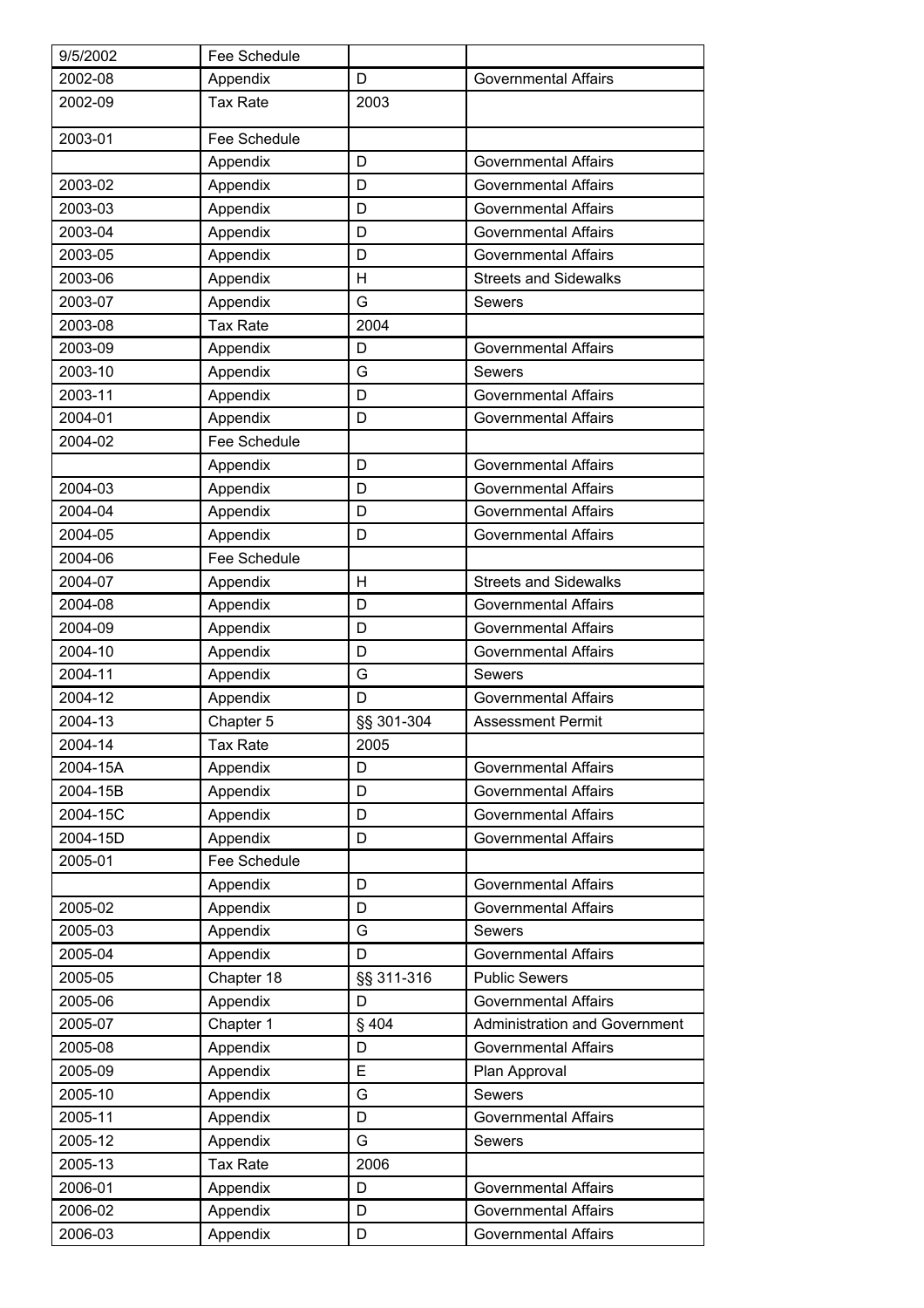| 9/5/2002 | Fee Schedule | | |
|---|---|---|---|
| 2002-08 | Appendix | D | Governmental Affairs |
| 2002-09 | Tax Rate | 2003 | |
| 2003-01 | Fee Schedule | | |
| | Appendix | D | Governmental Affairs |
| 2003-02 | Appendix | D | Governmental Affairs |
| 2003-03 | Appendix | D | Governmental Affairs |
| 2003-04 | Appendix | D | Governmental Affairs |
| 2003-05 | Appendix | D | Governmental Affairs |
| 2003-06 | Appendix | H | Streets and Sidewalks |
| 2003-07 | Appendix | G | Sewers |
| 2003-08 | Tax Rate | 2004 | |
| 2003-09 | Appendix | D | Governmental Affairs |
| 2003-10 | Appendix | G | Sewers |
| 2003-11 | Appendix | D | Governmental Affairs |
| 2004-01 | Appendix | D | Governmental Affairs |
| 2004-02 | Fee Schedule | | |
| | Appendix | D | Governmental Affairs |
| 2004-03 | Appendix | D | Governmental Affairs |
| 2004-04 | Appendix | D | Governmental Affairs |
| 2004-05 | Appendix | D | Governmental Affairs |
| 2004-06 | Fee Schedule | | |
| 2004-07 | Appendix | H | Streets and Sidewalks |
| 2004-08 | Appendix | D | Governmental Affairs |
| 2004-09 | Appendix | D | Governmental Affairs |
| 2004-10 | Appendix | D | Governmental Affairs |
| 2004-11 | Appendix | G | Sewers |
| 2004-12 | Appendix | D | Governmental Affairs |
| 2004-13 | Chapter 5 | §§ 301-304 | Assessment Permit |
| 2004-14 | Tax Rate | 2005 | |
| 2004-15A | Appendix | D | Governmental Affairs |
| 2004-15B | Appendix | D | Governmental Affairs |
| 2004-15C | Appendix | D | Governmental Affairs |
| 2004-15D | Appendix | D | Governmental Affairs |
| 2005-01 | Fee Schedule | | |
| | Appendix | D | Governmental Affairs |
| 2005-02 | Appendix | D | Governmental Affairs |
| 2005-03 | Appendix | G | Sewers |
| 2005-04 | Appendix | D | Governmental Affairs |
| 2005-05 | Chapter 18 | §§ 311-316 | Public Sewers |
| 2005-06 | Appendix | D | Governmental Affairs |
| 2005-07 | Chapter 1 | § 404 | Administration and Government |
| 2005-08 | Appendix | D | Governmental Affairs |
| 2005-09 | Appendix | E | Plan Approval |
| 2005-10 | Appendix | G | Sewers |
| 2005-11 | Appendix | D | Governmental Affairs |
| 2005-12 | Appendix | G | Sewers |
| 2005-13 | Tax Rate | 2006 | |
| 2006-01 | Appendix | D | Governmental Affairs |
| 2006-02 | Appendix | D | Governmental Affairs |
| 2006-03 | Appendix | D | Governmental Affairs |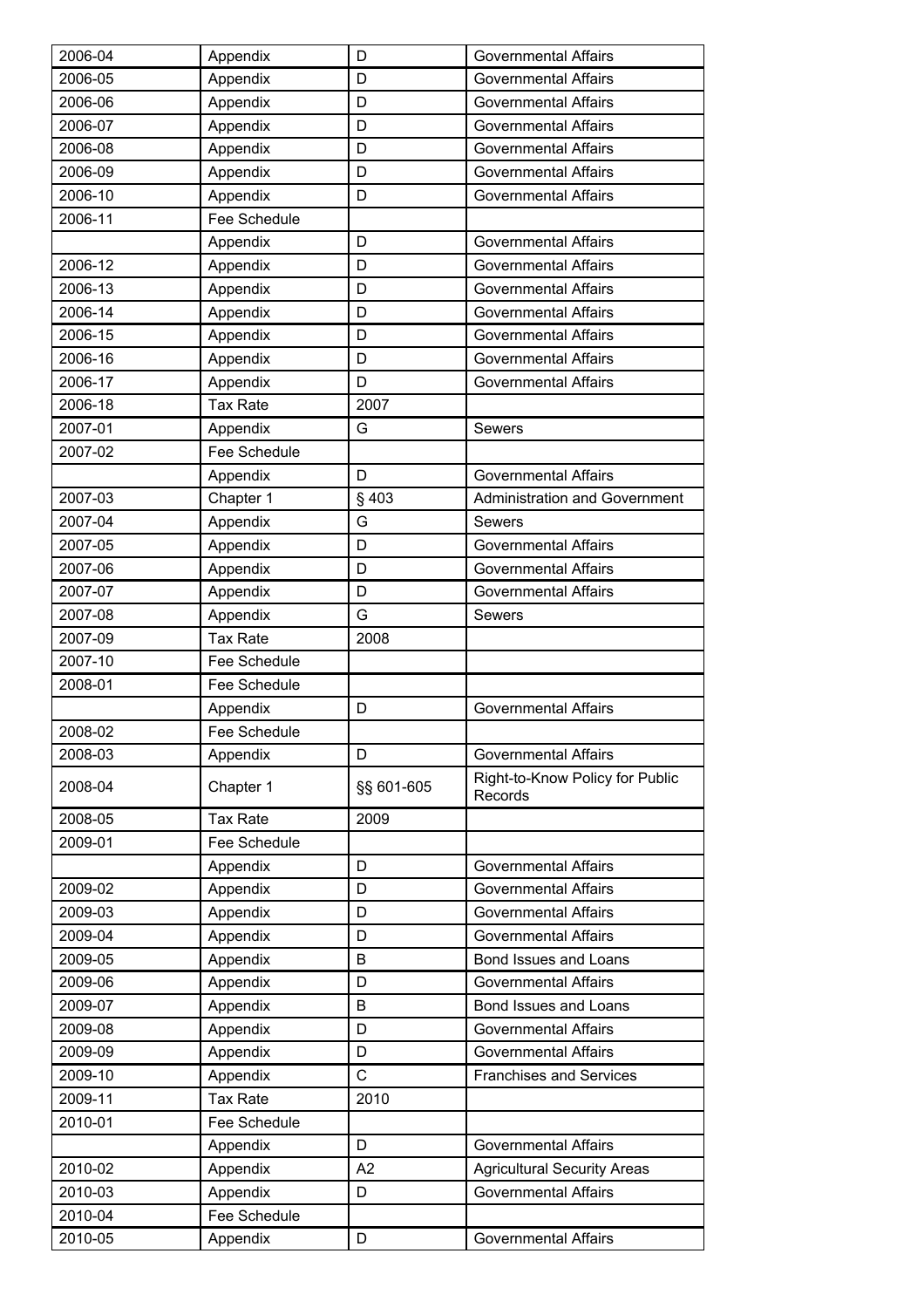| | | | |
|---|---|---|---|
| 2006-04 | Appendix | D | Governmental Affairs |
| 2006-05 | Appendix | D | Governmental Affairs |
| 2006-06 | Appendix | D | Governmental Affairs |
| 2006-07 | Appendix | D | Governmental Affairs |
| 2006-08 | Appendix | D | Governmental Affairs |
| 2006-09 | Appendix | D | Governmental Affairs |
| 2006-10 | Appendix | D | Governmental Affairs |
| 2006-11 | Fee Schedule | | |
| | Appendix | D | Governmental Affairs |
| 2006-12 | Appendix | D | Governmental Affairs |
| 2006-13 | Appendix | D | Governmental Affairs |
| 2006-14 | Appendix | D | Governmental Affairs |
| 2006-15 | Appendix | D | Governmental Affairs |
| 2006-16 | Appendix | D | Governmental Affairs |
| 2006-17 | Appendix | D | Governmental Affairs |
| 2006-18 | Tax Rate | 2007 | |
| 2007-01 | Appendix | G | Sewers |
| 2007-02 | Fee Schedule | | |
| | Appendix | D | Governmental Affairs |
| 2007-03 | Chapter 1 | § 403 | Administration and Government |
| 2007-04 | Appendix | G | Sewers |
| 2007-05 | Appendix | D | Governmental Affairs |
| 2007-06 | Appendix | D | Governmental Affairs |
| 2007-07 | Appendix | D | Governmental Affairs |
| 2007-08 | Appendix | G | Sewers |
| 2007-09 | Tax Rate | 2008 | |
| 2007-10 | Fee Schedule | | |
| 2008-01 | Fee Schedule | | |
| | Appendix | D | Governmental Affairs |
| 2008-02 | Fee Schedule | | |
| 2008-03 | Appendix | D | Governmental Affairs |
| 2008-04 | Chapter 1 | §§ 601-605 | Right-to-Know Policy for Public Records |
| 2008-05 | Tax Rate | 2009 | |
| 2009-01 | Fee Schedule | | |
| | Appendix | D | Governmental Affairs |
| 2009-02 | Appendix | D | Governmental Affairs |
| 2009-03 | Appendix | D | Governmental Affairs |
| 2009-04 | Appendix | D | Governmental Affairs |
| 2009-05 | Appendix | B | Bond Issues and Loans |
| 2009-06 | Appendix | D | Governmental Affairs |
| 2009-07 | Appendix | B | Bond Issues and Loans |
| 2009-08 | Appendix | D | Governmental Affairs |
| 2009-09 | Appendix | D | Governmental Affairs |
| 2009-10 | Appendix | C | Franchises and Services |
| 2009-11 | Tax Rate | 2010 | |
| 2010-01 | Fee Schedule | | |
| | Appendix | D | Governmental Affairs |
| 2010-02 | Appendix | A2 | Agricultural Security Areas |
| 2010-03 | Appendix | D | Governmental Affairs |
| 2010-04 | Fee Schedule | | |
| 2010-05 | Appendix | D | Governmental Affairs |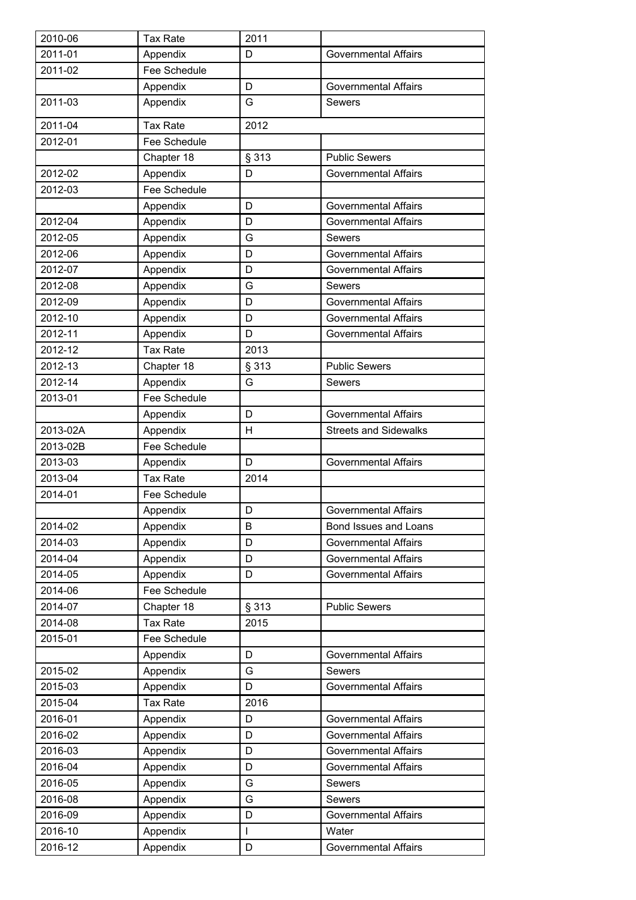| 2010-06 | Tax Rate | 2011 | |
|---|---|---|---|
| 2011-01 | Appendix | D | Governmental Affairs |
| 2011-02 | Fee Schedule | | |
| | Appendix | D | Governmental Affairs |
| 2011-03 | Appendix | G | Sewers |
| 2011-04 | Tax Rate | 2012 | |
| 2012-01 | Fee Schedule | | |
| | Chapter 18 | § 313 | Public Sewers |
| 2012-02 | Appendix | D | Governmental Affairs |
| 2012-03 | Fee Schedule | | |
| | Appendix | D | Governmental Affairs |
| 2012-04 | Appendix | D | Governmental Affairs |
| 2012-05 | Appendix | G | Sewers |
| 2012-06 | Appendix | D | Governmental Affairs |
| 2012-07 | Appendix | D | Governmental Affairs |
| 2012-08 | Appendix | G | Sewers |
| 2012-09 | Appendix | D | Governmental Affairs |
| 2012-10 | Appendix | D | Governmental Affairs |
| 2012-11 | Appendix | D | Governmental Affairs |
| 2012-12 | Tax Rate | 2013 | |
| 2012-13 | Chapter 18 | § 313 | Public Sewers |
| 2012-14 | Appendix | G | Sewers |
| 2013-01 | Fee Schedule | | |
| | Appendix | D | Governmental Affairs |
| 2013-02A | Appendix | H | Streets and Sidewalks |
| 2013-02B | Fee Schedule | | |
| 2013-03 | Appendix | D | Governmental Affairs |
| 2013-04 | Tax Rate | 2014 | |
| 2014-01 | Fee Schedule | | |
| | Appendix | D | Governmental Affairs |
| 2014-02 | Appendix | B | Bond Issues and Loans |
| 2014-03 | Appendix | D | Governmental Affairs |
| 2014-04 | Appendix | D | Governmental Affairs |
| 2014-05 | Appendix | D | Governmental Affairs |
| 2014-06 | Fee Schedule | | |
| 2014-07 | Chapter 18 | § 313 | Public Sewers |
| 2014-08 | Tax Rate | 2015 | |
| 2015-01 | Fee Schedule | | |
| | Appendix | D | Governmental Affairs |
| 2015-02 | Appendix | G | Sewers |
| 2015-03 | Appendix | D | Governmental Affairs |
| 2015-04 | Tax Rate | 2016 | |
| 2016-01 | Appendix | D | Governmental Affairs |
| 2016-02 | Appendix | D | Governmental Affairs |
| 2016-03 | Appendix | D | Governmental Affairs |
| 2016-04 | Appendix | D | Governmental Affairs |
| 2016-05 | Appendix | G | Sewers |
| 2016-08 | Appendix | G | Sewers |
| 2016-09 | Appendix | D | Governmental Affairs |
| 2016-10 | Appendix | I | Water |
| 2016-12 | Appendix | D | Governmental Affairs |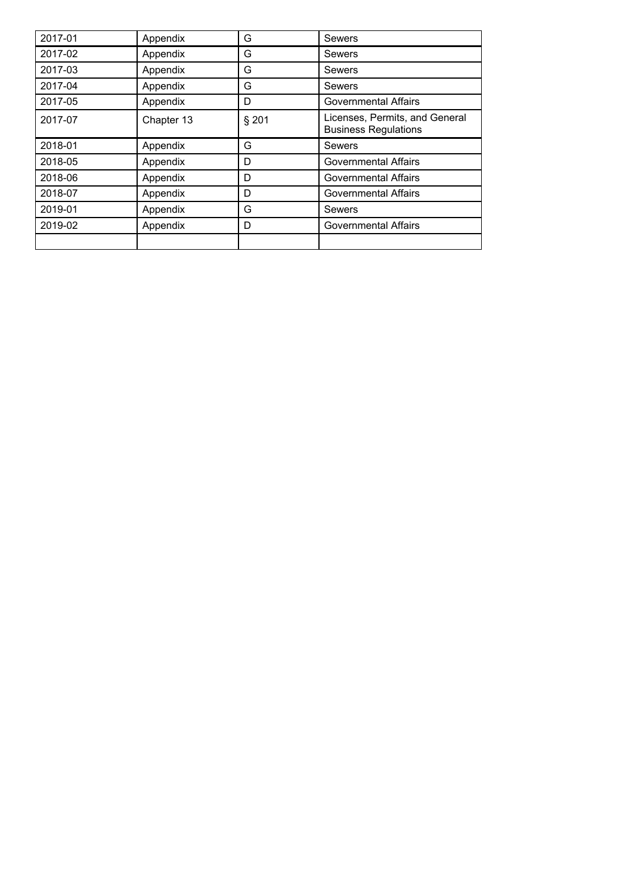| | | | |
|---|---|---|---|
| 2017-01 | Appendix | G | Sewers |
| 2017-02 | Appendix | G | Sewers |
| 2017-03 | Appendix | G | Sewers |
| 2017-04 | Appendix | G | Sewers |
| 2017-05 | Appendix | D | Governmental Affairs |
| 2017-07 | Chapter 13 | § 201 | Licenses, Permits, and General Business Regulations |
| 2018-01 | Appendix | G | Sewers |
| 2018-05 | Appendix | D | Governmental Affairs |
| 2018-06 | Appendix | D | Governmental Affairs |
| 2018-07 | Appendix | D | Governmental Affairs |
| 2019-01 | Appendix | G | Sewers |
| 2019-02 | Appendix | D | Governmental Affairs |
| | | | |